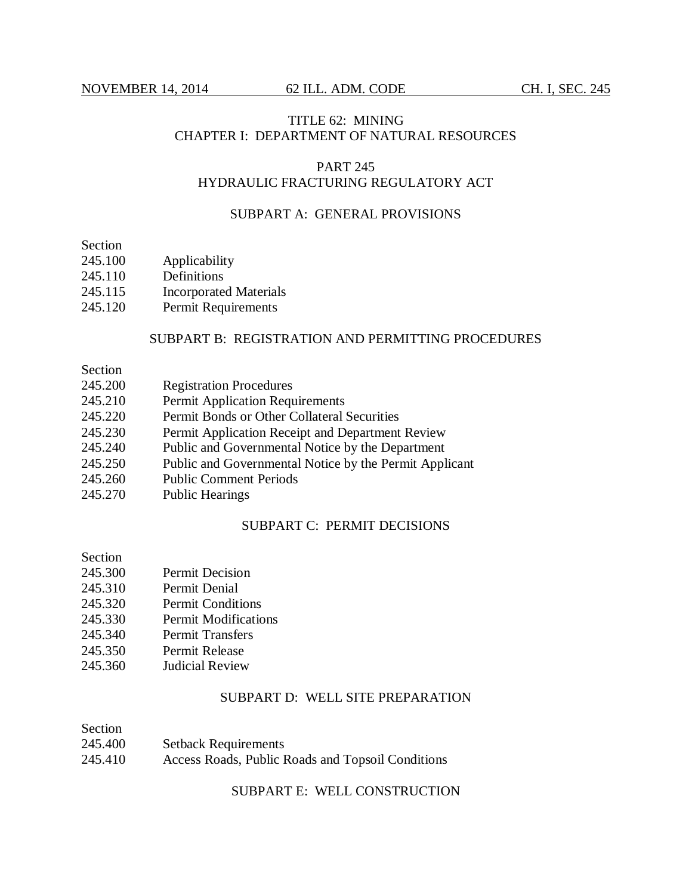# TITLE 62: MINING
## CHAPTER I: DEPARTMENT OF NATURAL RESOURCES

## PART 245
## HYDRAULIC FRACTURING REGULATORY ACT

### SUBPART A: GENERAL PROVISIONS

| Section | |
|---|---|
| 245.100 | Applicability |
| 245.110 | Definitions |
| 245.115 | Incorporated Materials |
| 245.120 | Permit Requirements |

### SUBPART B: REGISTRATION AND PERMITTING PROCEDURES

| Section | |
|---|---|
| 245.200 | Registration Procedures |
| 245.210 | Permit Application Requirements |
| 245.220 | Permit Bonds or Other Collateral Securities |
| 245.230 | Permit Application Receipt and Department Review |
| 245.240 | Public and Governmental Notice by the Department |
| 245.250 | Public and Governmental Notice by the Permit Applicant |
| 245.260 | Public Comment Periods |
| 245.270 | Public Hearings |

### SUBPART C: PERMIT DECISIONS

| Section | |
|---|---|
| 245.300 | Permit Decision |
| 245.310 | Permit Denial |
| 245.320 | Permit Conditions |
| 245.330 | Permit Modifications |
| 245.340 | Permit Transfers |
| 245.350 | Permit Release |
| 245.360 | Judicial Review |

### SUBPART D: WELL SITE PREPARATION

| Section | |
|---|---|
| 245.400 | Setback Requirements |
| 245.410 | Access Roads, Public Roads and Topsoil Conditions |

### SUBPART E: WELL CONSTRUCTION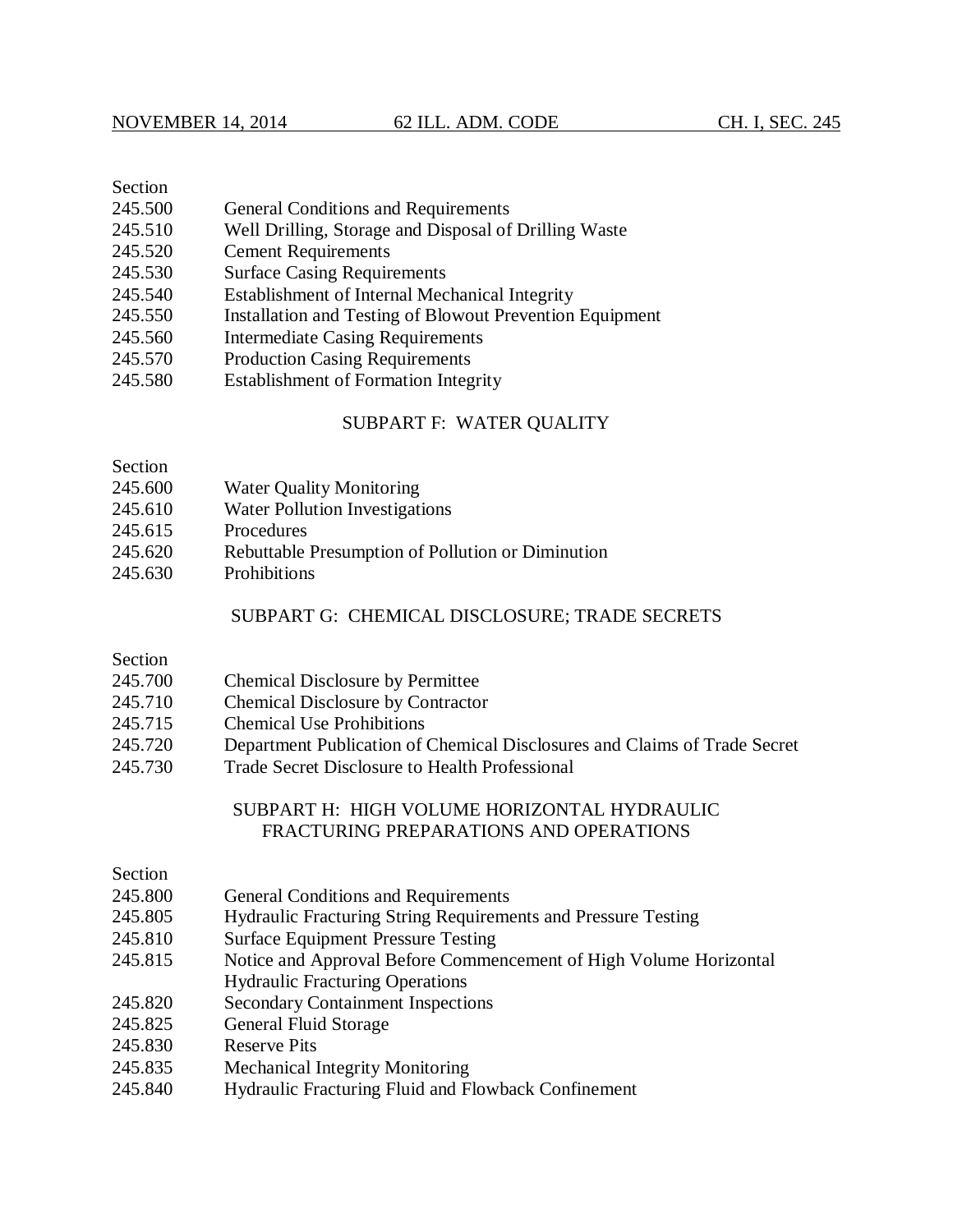Section

245.500 General Conditions and Requirements
245.510 Well Drilling, Storage and Disposal of Drilling Waste
245.520 Cement Requirements
245.530 Surface Casing Requirements
245.540 Establishment of Internal Mechanical Integrity
245.550 Installation and Testing of Blowout Prevention Equipment
245.560 Intermediate Casing Requirements
245.570 Production Casing Requirements
245.580 Establishment of Formation Integrity

## SUBPART F: WATER QUALITY

Section

245.600 Water Quality Monitoring
245.610 Water Pollution Investigations
245.615 Procedures
245.620 Rebuttable Presumption of Pollution or Diminution
245.630 Prohibitions

## SUBPART G: CHEMICAL DISCLOSURE; TRADE SECRETS

Section

245.700 Chemical Disclosure by Permittee
245.710 Chemical Disclosure by Contractor
245.715 Chemical Use Prohibitions
245.720 Department Publication of Chemical Disclosures and Claims of Trade Secret
245.730 Trade Secret Disclosure to Health Professional

## SUBPART H: HIGH VOLUME HORIZONTAL HYDRAULIC FRACTURING PREPARATIONS AND OPERATIONS

Section

245.800 General Conditions and Requirements
245.805 Hydraulic Fracturing String Requirements and Pressure Testing
245.810 Surface Equipment Pressure Testing
245.815 Notice and Approval Before Commencement of High Volume Horizontal Hydraulic Fracturing Operations
245.820 Secondary Containment Inspections
245.825 General Fluid Storage
245.830 Reserve Pits
245.835 Mechanical Integrity Monitoring
245.840 Hydraulic Fracturing Fluid and Flowback Confinement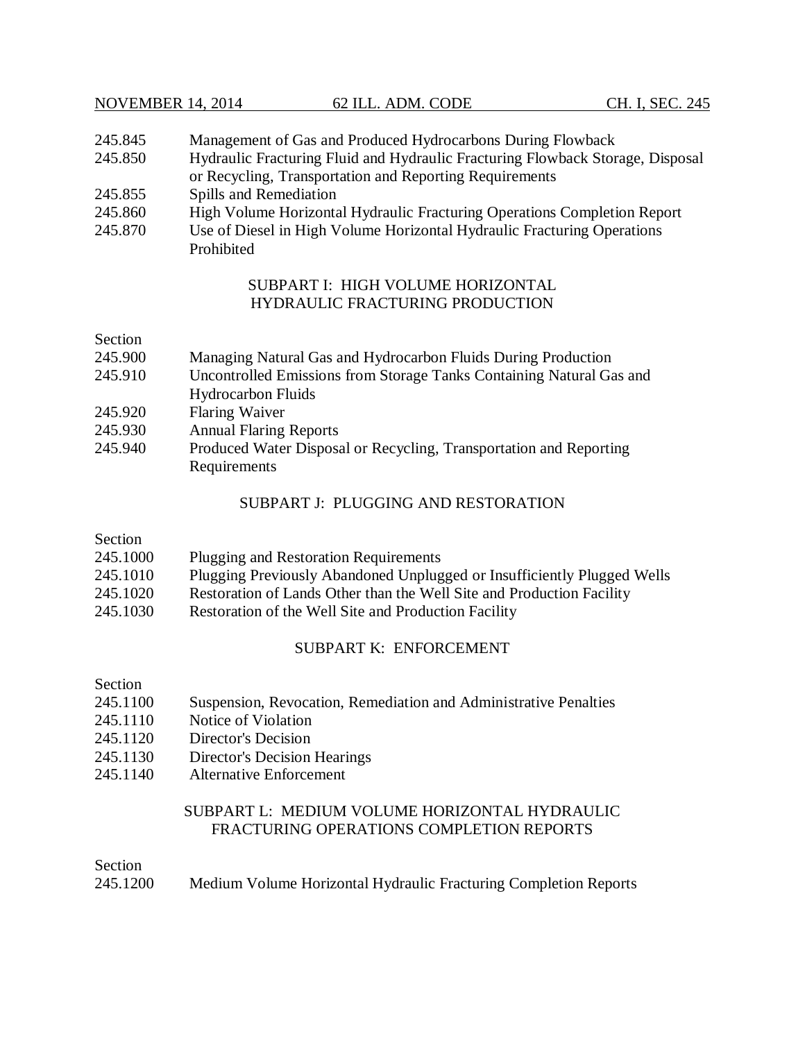245.845 Management of Gas and Produced Hydrocarbons During Flowback
245.850 Hydraulic Fracturing Fluid and Hydraulic Fracturing Flowback Storage, Disposal or Recycling, Transportation and Reporting Requirements
245.855 Spills and Remediation
245.860 High Volume Horizontal Hydraulic Fracturing Operations Completion Report
245.870 Use of Diesel in High Volume Horizontal Hydraulic Fracturing Operations Prohibited

## SUBPART I: HIGH VOLUME HORIZONTAL HYDRAULIC FRACTURING PRODUCTION

Section
245.900 Managing Natural Gas and Hydrocarbon Fluids During Production
245.910 Uncontrolled Emissions from Storage Tanks Containing Natural Gas and Hydrocarbon Fluids
245.920 Flaring Waiver
245.930 Annual Flaring Reports
245.940 Produced Water Disposal or Recycling, Transportation and Reporting Requirements

## SUBPART J: PLUGGING AND RESTORATION

Section
245.1000 Plugging and Restoration Requirements
245.1010 Plugging Previously Abandoned Unplugged or Insufficiently Plugged Wells
245.1020 Restoration of Lands Other than the Well Site and Production Facility
245.1030 Restoration of the Well Site and Production Facility

## SUBPART K: ENFORCEMENT

Section
245.1100 Suspension, Revocation, Remediation and Administrative Penalties
245.1110 Notice of Violation
245.1120 Director's Decision
245.1130 Director's Decision Hearings
245.1140 Alternative Enforcement

## SUBPART L: MEDIUM VOLUME HORIZONTAL HYDRAULIC FRACTURING OPERATIONS COMPLETION REPORTS

Section
245.1200 Medium Volume Horizontal Hydraulic Fracturing Completion Reports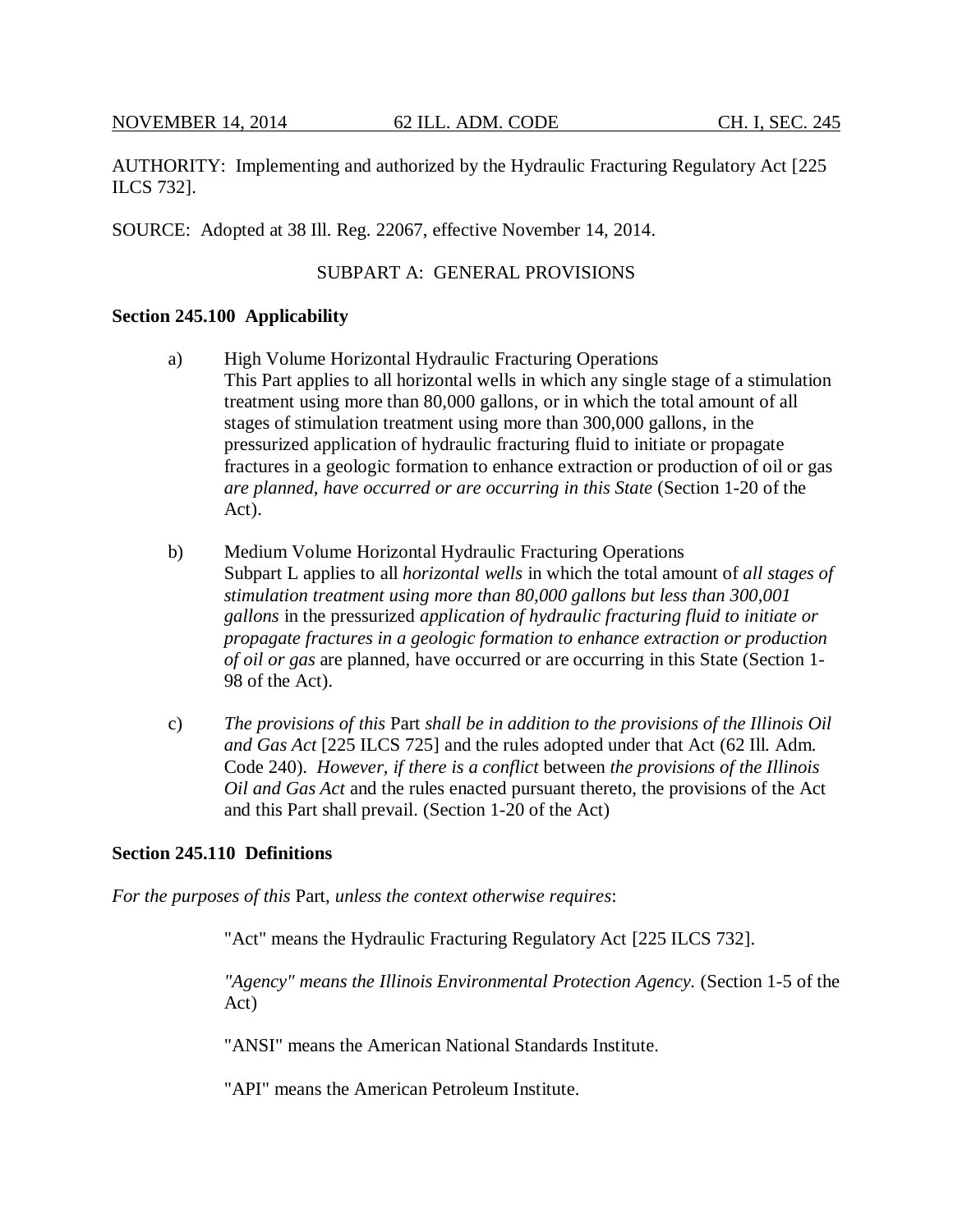AUTHORITY: Implementing and authorized by the Hydraulic Fracturing Regulatory Act [225 ILCS 732].

SOURCE: Adopted at 38 Ill. Reg. 22067, effective November 14, 2014.

## SUBPART A: GENERAL PROVISIONS

**Section 245.100 Applicability**

a) High Volume Horizontal Hydraulic Fracturing Operations
This Part applies to all horizontal wells in which any single stage of a stimulation treatment using more than 80,000 gallons, or in which the total amount of all stages of stimulation treatment using more than 300,000 gallons, in the pressurized application of hydraulic fracturing fluid to initiate or propagate fractures in a geologic formation to enhance extraction or production of oil or gas *are planned, have occurred or are occurring in this State* (Section 1-20 of the Act).

b) Medium Volume Horizontal Hydraulic Fracturing Operations
Subpart L applies to all *horizontal wells* in which the total amount of *all stages of stimulation treatment using more than 80,000 gallons but less than 300,001 gallons* in the pressurized *application of hydraulic fracturing fluid to initiate or propagate fractures in a geologic formation to enhance extraction or production of oil or gas* are planned, have occurred or are occurring in this State (Section 1-98 of the Act).

c) *The provisions of this* Part *shall be in addition to the provisions of the Illinois Oil and Gas Act* [225 ILCS 725] and the rules adopted under that Act (62 Ill. Adm. Code 240). *However, if there is a conflict* between *the provisions of the Illinois Oil and Gas Act* and the rules enacted pursuant thereto, the provisions of the Act and this Part shall prevail. (Section 1-20 of the Act)

**Section 245.110 Definitions**

*For the purposes of this* Part, *unless the context otherwise requires*:

"Act" means the Hydraulic Fracturing Regulatory Act [225 ILCS 732].

*"Agency" means the Illinois Environmental Protection Agency.* (Section 1-5 of the Act)

"ANSI" means the American National Standards Institute.

"API" means the American Petroleum Institute.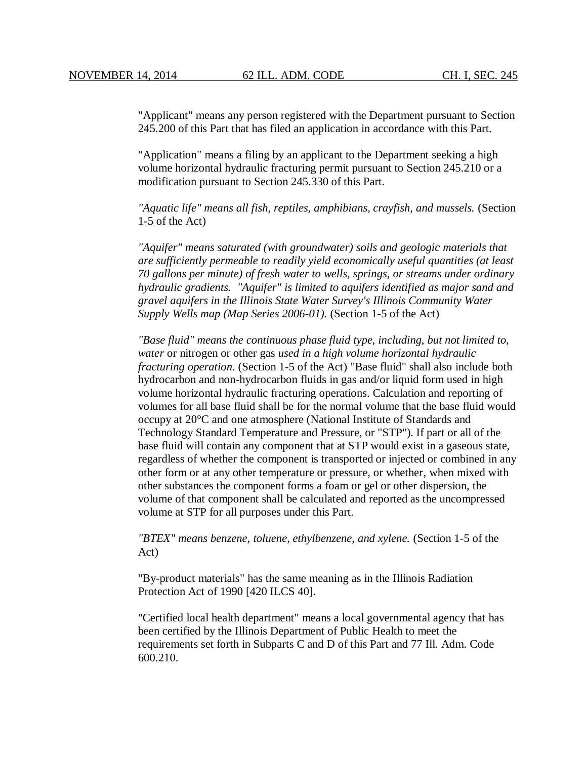"Applicant" means any person registered with the Department pursuant to Section 245.200 of this Part that has filed an application in accordance with this Part.

"Application" means a filing by an applicant to the Department seeking a high volume horizontal hydraulic fracturing permit pursuant to Section 245.210 or a modification pursuant to Section 245.330 of this Part.

*"Aquatic life" means all fish, reptiles, amphibians, crayfish, and mussels.* (Section 1-5 of the Act)

*"Aquifer" means saturated (with groundwater) soils and geologic materials that are sufficiently permeable to readily yield economically useful quantities (at least 70 gallons per minute) of fresh water to wells, springs, or streams under ordinary hydraulic gradients. "Aquifer" is limited to aquifers identified as major sand and gravel aquifers in the Illinois State Water Survey's Illinois Community Water Supply Wells map (Map Series 2006-01).* (Section 1-5 of the Act)

*"Base fluid" means the continuous phase fluid type, including, but not limited to, water* or nitrogen or other gas *used in a high volume horizontal hydraulic fracturing operation.* (Section 1-5 of the Act) "Base fluid" shall also include both hydrocarbon and non-hydrocarbon fluids in gas and/or liquid form used in high volume horizontal hydraulic fracturing operations. Calculation and reporting of volumes for all base fluid shall be for the normal volume that the base fluid would occupy at 20°C and one atmosphere (National Institute of Standards and Technology Standard Temperature and Pressure, or "STP"). If part or all of the base fluid will contain any component that at STP would exist in a gaseous state, regardless of whether the component is transported or injected or combined in any other form or at any other temperature or pressure, or whether, when mixed with other substances the component forms a foam or gel or other dispersion, the volume of that component shall be calculated and reported as the uncompressed volume at STP for all purposes under this Part.

*"BTEX" means benzene, toluene, ethylbenzene, and xylene.* (Section 1-5 of the Act)

"By-product materials" has the same meaning as in the Illinois Radiation Protection Act of 1990 [420 ILCS 40].

"Certified local health department" means a local governmental agency that has been certified by the Illinois Department of Public Health to meet the requirements set forth in Subparts C and D of this Part and 77 Ill. Adm. Code 600.210.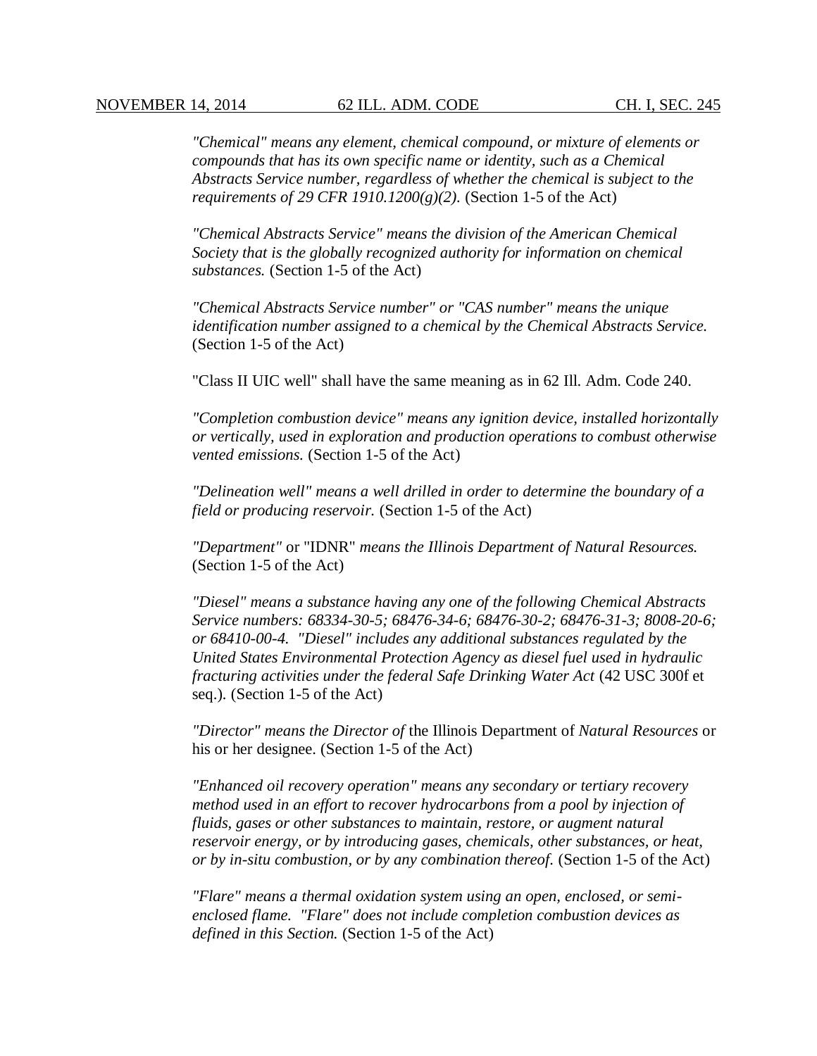*"Chemical" means any element, chemical compound, or mixture of elements or compounds that has its own specific name or identity, such as a Chemical Abstracts Service number, regardless of whether the chemical is subject to the requirements of 29 CFR 1910.1200(g)(2).* (Section 1-5 of the Act)

*"Chemical Abstracts Service" means the division of the American Chemical Society that is the globally recognized authority for information on chemical substances.* (Section 1-5 of the Act)

*"Chemical Abstracts Service number" or "CAS number" means the unique identification number assigned to a chemical by the Chemical Abstracts Service.* (Section 1-5 of the Act)

"Class II UIC well" shall have the same meaning as in 62 Ill. Adm. Code 240.

*"Completion combustion device" means any ignition device, installed horizontally or vertically, used in exploration and production operations to combust otherwise vented emissions.* (Section 1-5 of the Act)

*"Delineation well" means a well drilled in order to determine the boundary of a field or producing reservoir.* (Section 1-5 of the Act)

*"Department"* or "IDNR" *means the Illinois Department of Natural Resources.* (Section 1-5 of the Act)

*"Diesel" means a substance having any one of the following Chemical Abstracts Service numbers: 68334-30-5; 68476-34-6; 68476-30-2; 68476-31-3; 8008-20-6; or 68410-00-4. "Diesel" includes any additional substances regulated by the United States Environmental Protection Agency as diesel fuel used in hydraulic fracturing activities under the federal Safe Drinking Water Act* (42 USC 300f et seq.). (Section 1-5 of the Act)

*"Director" means the Director of* the Illinois Department of *Natural Resources* or his or her designee. (Section 1-5 of the Act)

*"Enhanced oil recovery operation" means any secondary or tertiary recovery method used in an effort to recover hydrocarbons from a pool by injection of fluids, gases or other substances to maintain, restore, or augment natural reservoir energy, or by introducing gases, chemicals, other substances, or heat, or by in-situ combustion, or by any combination thereof.* (Section 1-5 of the Act)

*"Flare" means a thermal oxidation system using an open, enclosed, or semi-enclosed flame. "Flare" does not include completion combustion devices as defined in this Section.* (Section 1-5 of the Act)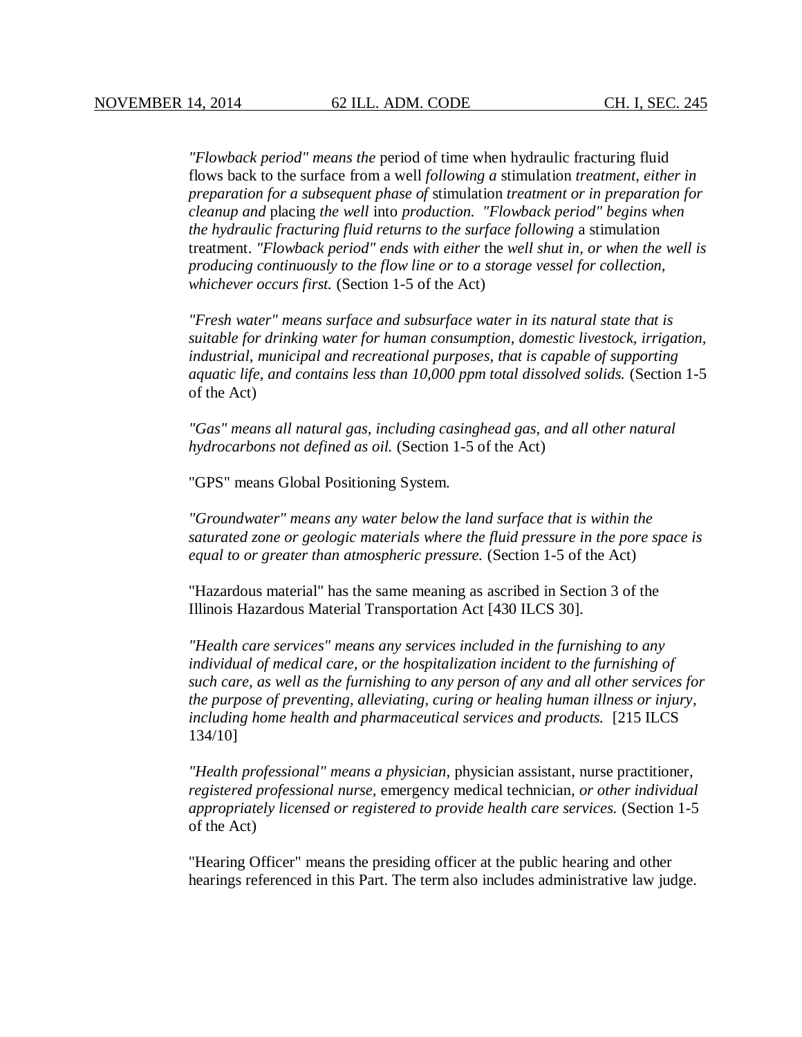*"Flowback period" means the* period of time when hydraulic fracturing fluid flows back to the surface from a well *following a* stimulation *treatment, either in preparation for a subsequent phase of* stimulation *treatment or in preparation for cleanup and* placing *the well* into *production. "Flowback period" begins when the hydraulic fracturing fluid returns to the surface following* a stimulation treatment. *"Flowback period" ends with either* the *well shut in, or when the well is producing continuously to the flow line or to a storage vessel for collection, whichever occurs first.* (Section 1-5 of the Act)

*"Fresh water" means surface and subsurface water in its natural state that is suitable for drinking water for human consumption, domestic livestock, irrigation, industrial, municipal and recreational purposes, that is capable of supporting aquatic life, and contains less than 10,000 ppm total dissolved solids.* (Section 1-5 of the Act)

*"Gas" means all natural gas, including casinghead gas, and all other natural hydrocarbons not defined as oil.* (Section 1-5 of the Act)

"GPS" means Global Positioning System.

*"Groundwater" means any water below the land surface that is within the saturated zone or geologic materials where the fluid pressure in the pore space is equal to or greater than atmospheric pressure.* (Section 1-5 of the Act)

"Hazardous material" has the same meaning as ascribed in Section 3 of the Illinois Hazardous Material Transportation Act [430 ILCS 30].

*"Health care services" means any services included in the furnishing to any individual of medical care, or the hospitalization incident to the furnishing of such care, as well as the furnishing to any person of any and all other services for the purpose of preventing, alleviating, curing or healing human illness or injury, including home health and pharmaceutical services and products.* [215 ILCS 134/10]

*"Health professional" means a physician,* physician assistant, nurse practitioner, *registered professional nurse,* emergency medical technician, *or other individual appropriately licensed or registered to provide health care services.* (Section 1-5 of the Act)

"Hearing Officer" means the presiding officer at the public hearing and other hearings referenced in this Part. The term also includes administrative law judge.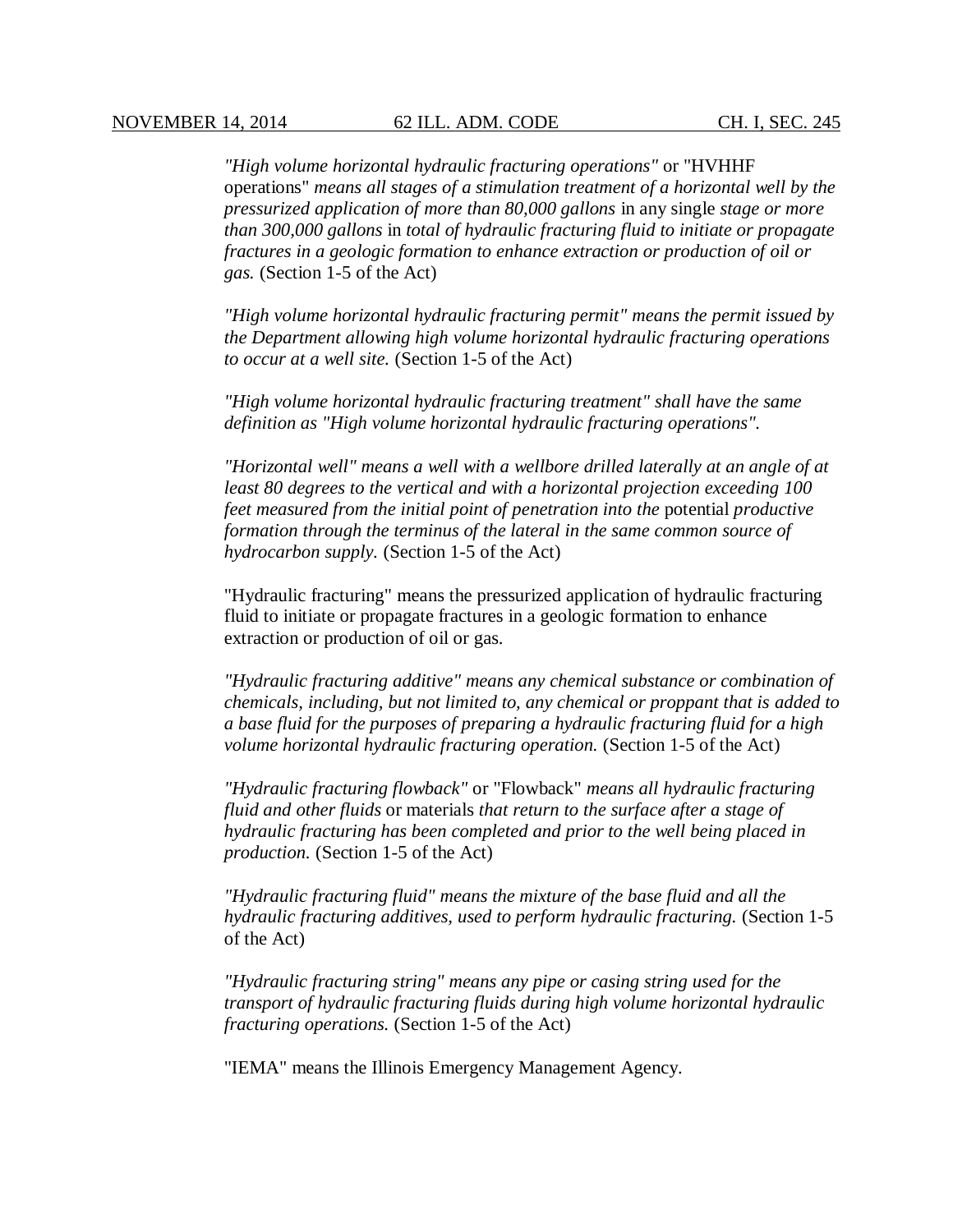*"High volume horizontal hydraulic fracturing operations"* or "HVHHF operations" *means all stages of a stimulation treatment of a horizontal well by the pressurized application of more than 80,000 gallons* in any single *stage or more than 300,000 gallons* in *total of hydraulic fracturing fluid to initiate or propagate fractures in a geologic formation to enhance extraction or production of oil or gas.* (Section 1-5 of the Act)

*"High volume horizontal hydraulic fracturing permit" means the permit issued by the Department allowing high volume horizontal hydraulic fracturing operations to occur at a well site.* (Section 1-5 of the Act)

*"High volume horizontal hydraulic fracturing treatment" shall have the same definition as "High volume horizontal hydraulic fracturing operations".*

*"Horizontal well" means a well with a wellbore drilled laterally at an angle of at least 80 degrees to the vertical and with a horizontal projection exceeding 100 feet measured from the initial point of penetration into the* potential *productive formation through the terminus of the lateral in the same common source of hydrocarbon supply.* (Section 1-5 of the Act)

"Hydraulic fracturing" means the pressurized application of hydraulic fracturing fluid to initiate or propagate fractures in a geologic formation to enhance extraction or production of oil or gas.

*"Hydraulic fracturing additive" means any chemical substance or combination of chemicals, including, but not limited to, any chemical or proppant that is added to a base fluid for the purposes of preparing a hydraulic fracturing fluid for a high volume horizontal hydraulic fracturing operation.* (Section 1-5 of the Act)

*"Hydraulic fracturing flowback"* or "Flowback" *means all hydraulic fracturing fluid and other fluids* or materials *that return to the surface after a stage of hydraulic fracturing has been completed and prior to the well being placed in production.* (Section 1-5 of the Act)

*"Hydraulic fracturing fluid" means the mixture of the base fluid and all the hydraulic fracturing additives, used to perform hydraulic fracturing.* (Section 1-5 of the Act)

*"Hydraulic fracturing string" means any pipe or casing string used for the transport of hydraulic fracturing fluids during high volume horizontal hydraulic fracturing operations.* (Section 1-5 of the Act)

"IEMA" means the Illinois Emergency Management Agency.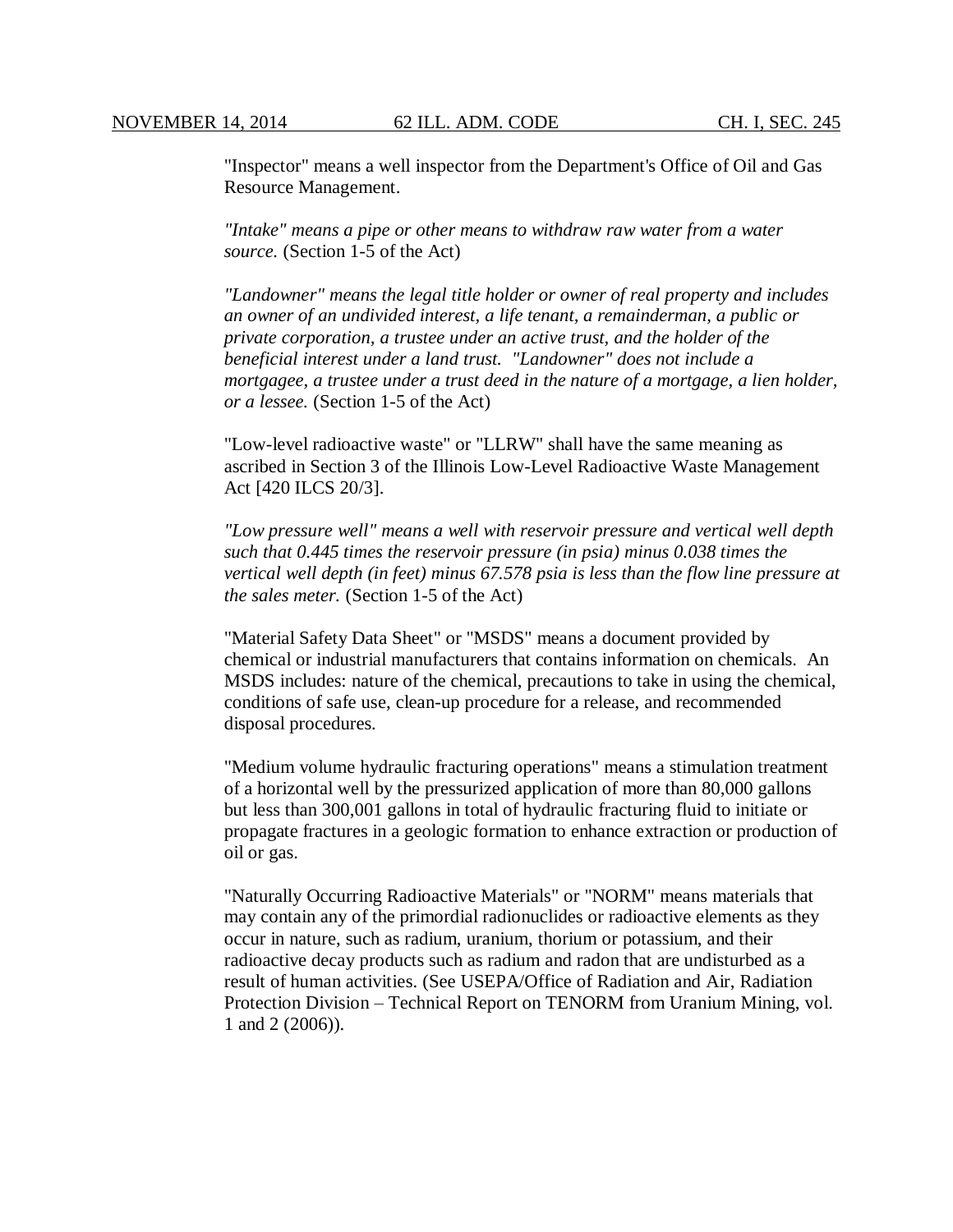"Inspector" means a well inspector from the Department's Office of Oil and Gas Resource Management.

*"Intake" means a pipe or other means to withdraw raw water from a water source.* (Section 1-5 of the Act)

*"Landowner" means the legal title holder or owner of real property and includes an owner of an undivided interest, a life tenant, a remainderman, a public or private corporation, a trustee under an active trust, and the holder of the beneficial interest under a land trust. "Landowner" does not include a mortgagee, a trustee under a trust deed in the nature of a mortgage, a lien holder, or a lessee.* (Section 1-5 of the Act)

"Low-level radioactive waste" or "LLRW" shall have the same meaning as ascribed in Section 3 of the Illinois Low-Level Radioactive Waste Management Act [420 ILCS 20/3].

*"Low pressure well" means a well with reservoir pressure and vertical well depth such that 0.445 times the reservoir pressure (in psia) minus 0.038 times the vertical well depth (in feet) minus 67.578 psia is less than the flow line pressure at the sales meter.* (Section 1-5 of the Act)

"Material Safety Data Sheet" or "MSDS" means a document provided by chemical or industrial manufacturers that contains information on chemicals. An MSDS includes: nature of the chemical, precautions to take in using the chemical, conditions of safe use, clean-up procedure for a release, and recommended disposal procedures.

"Medium volume hydraulic fracturing operations" means a stimulation treatment of a horizontal well by the pressurized application of more than 80,000 gallons but less than 300,001 gallons in total of hydraulic fracturing fluid to initiate or propagate fractures in a geologic formation to enhance extraction or production of oil or gas.

"Naturally Occurring Radioactive Materials" or "NORM" means materials that may contain any of the primordial radionuclides or radioactive elements as they occur in nature, such as radium, uranium, thorium or potassium, and their radioactive decay products such as radium and radon that are undisturbed as a result of human activities. (See USEPA/Office of Radiation and Air, Radiation Protection Division – Technical Report on TENORM from Uranium Mining, vol. 1 and 2 (2006)).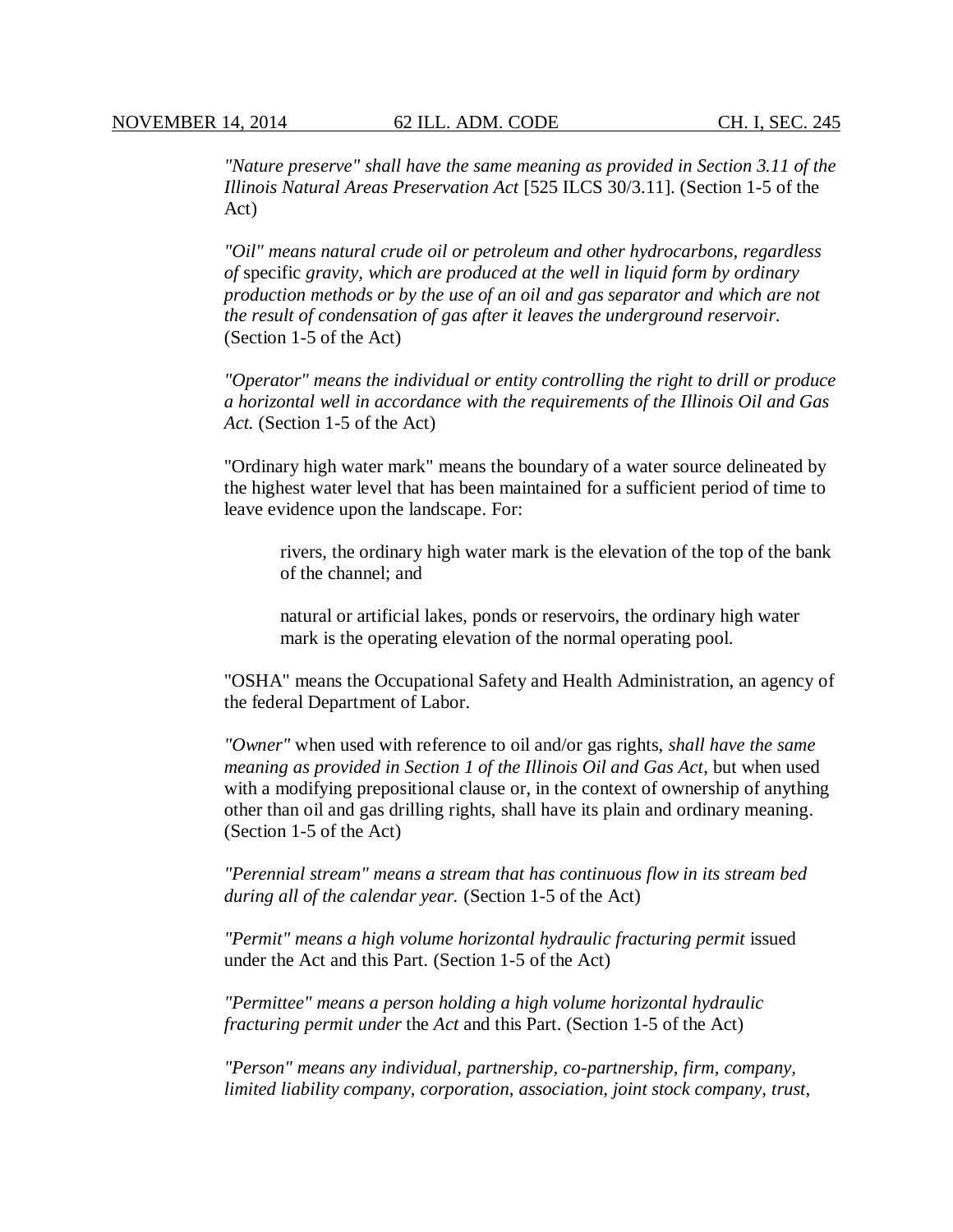*"Nature preserve" shall have the same meaning as provided in Section 3.11 of the Illinois Natural Areas Preservation Act* [525 ILCS 30/3.11]. (Section 1-5 of the Act)

*"Oil" means natural crude oil or petroleum and other hydrocarbons, regardless of* specific *gravity, which are produced at the well in liquid form by ordinary production methods or by the use of an oil and gas separator and which are not the result of condensation of gas after it leaves the underground reservoir.* (Section 1-5 of the Act)

*"Operator" means the individual or entity controlling the right to drill or produce a horizontal well in accordance with the requirements of the Illinois Oil and Gas Act.* (Section 1-5 of the Act)

"Ordinary high water mark" means the boundary of a water source delineated by the highest water level that has been maintained for a sufficient period of time to leave evidence upon the landscape. For:

> rivers, the ordinary high water mark is the elevation of the top of the bank of the channel; and
>
> natural or artificial lakes, ponds or reservoirs, the ordinary high water mark is the operating elevation of the normal operating pool.

"OSHA" means the Occupational Safety and Health Administration, an agency of the federal Department of Labor.

*"Owner"* when used with reference to oil and/or gas rights, *shall have the same meaning as provided in Section 1 of the Illinois Oil and Gas Act*, but when used with a modifying prepositional clause or, in the context of ownership of anything other than oil and gas drilling rights, shall have its plain and ordinary meaning. (Section 1-5 of the Act)

*"Perennial stream" means a stream that has continuous flow in its stream bed during all of the calendar year.* (Section 1-5 of the Act)

*"Permit" means a high volume horizontal hydraulic fracturing permit* issued under the Act and this Part. (Section 1-5 of the Act)

*"Permittee" means a person holding a high volume horizontal hydraulic fracturing permit under* the *Act* and this Part. (Section 1-5 of the Act)

*"Person" means any individual, partnership, co-partnership, firm, company, limited liability company, corporation, association, joint stock company, trust,*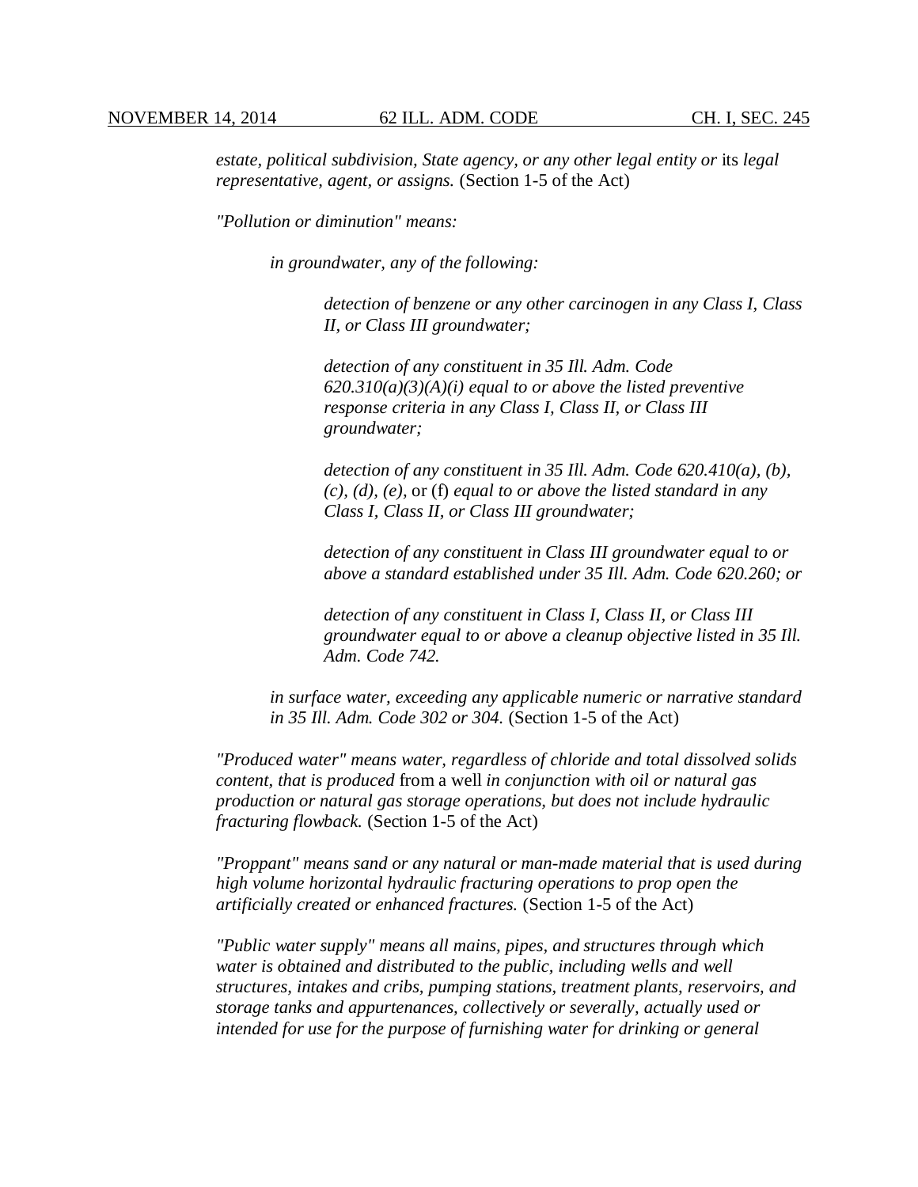*estate, political subdivision, State agency, or any other legal entity or* its *legal representative, agent, or assigns.* (Section 1-5 of the Act)

*"Pollution or diminution" means:*

> *in groundwater, any of the following:*
>
> > *detection of benzene or any other carcinogen in any Class I, Class II, or Class III groundwater;*
> >
> > *detection of any constituent in 35 Ill. Adm. Code 620.310(a)(3)(A)(i) equal to or above the listed preventive response criteria in any Class I, Class II, or Class III groundwater;*
> >
> > *detection of any constituent in 35 Ill. Adm. Code 620.410(a), (b), (c), (d), (e),* or (f) *equal to or above the listed standard in any Class I, Class II, or Class III groundwater;*
> >
> > *detection of any constituent in Class III groundwater equal to or above a standard established under 35 Ill. Adm. Code 620.260; or*
> >
> > *detection of any constituent in Class I, Class II, or Class III groundwater equal to or above a cleanup objective listed in 35 Ill. Adm. Code 742.*
>
> *in surface water, exceeding any applicable numeric or narrative standard in 35 Ill. Adm. Code 302 or 304.* (Section 1-5 of the Act)

*"Produced water" means water, regardless of chloride and total dissolved solids content, that is produced* from a well *in conjunction with oil or natural gas production or natural gas storage operations, but does not include hydraulic fracturing flowback.* (Section 1-5 of the Act)

*"Proppant" means sand or any natural or man-made material that is used during high volume horizontal hydraulic fracturing operations to prop open the artificially created or enhanced fractures.* (Section 1-5 of the Act)

*"Public water supply" means all mains, pipes, and structures through which water is obtained and distributed to the public, including wells and well structures, intakes and cribs, pumping stations, treatment plants, reservoirs, and storage tanks and appurtenances, collectively or severally, actually used or intended for use for the purpose of furnishing water for drinking or general*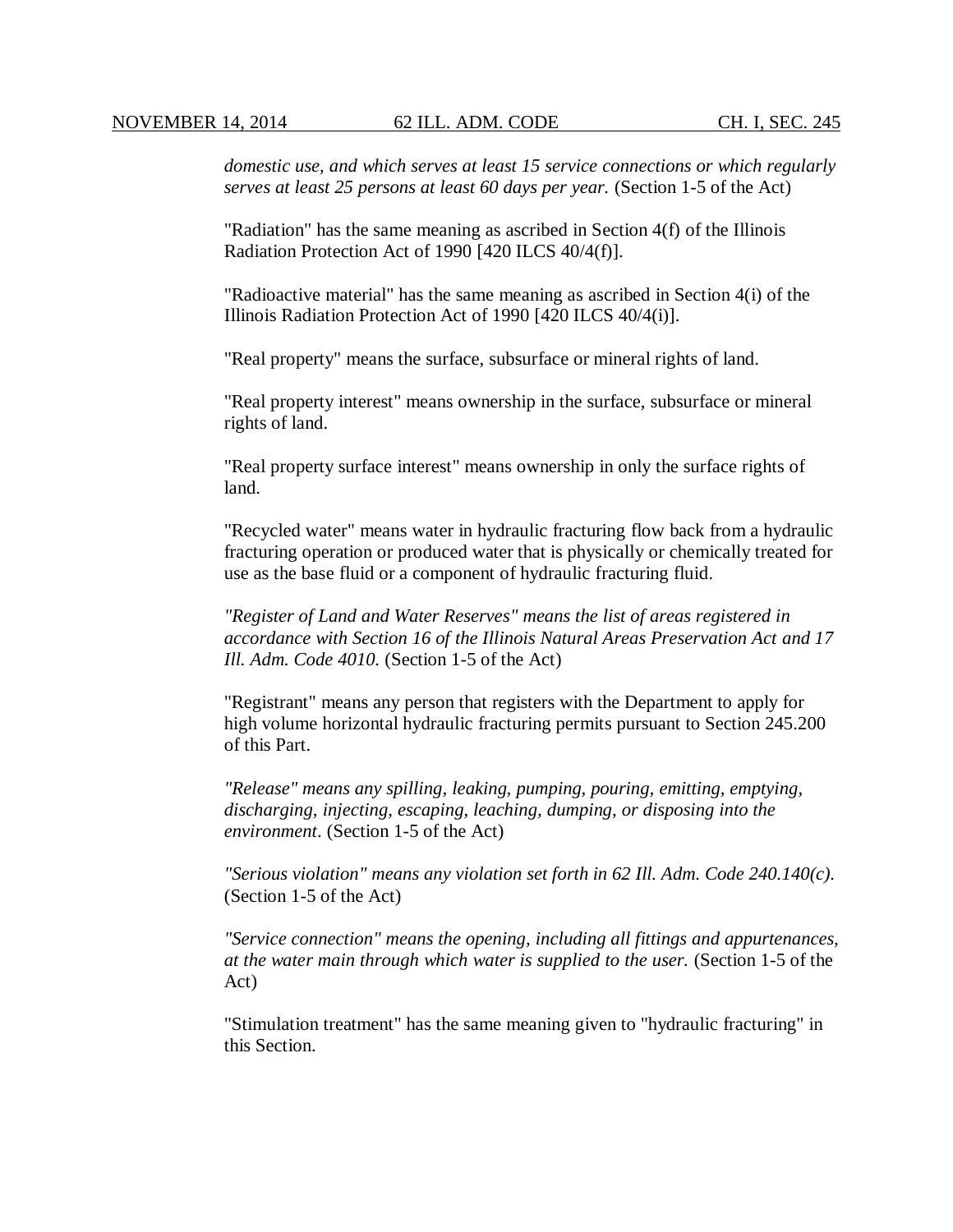*domestic use, and which serves at least 15 service connections or which regularly serves at least 25 persons at least 60 days per year.* (Section 1-5 of the Act)

"Radiation" has the same meaning as ascribed in Section 4(f) of the Illinois Radiation Protection Act of 1990 [420 ILCS 40/4(f)].

"Radioactive material" has the same meaning as ascribed in Section 4(i) of the Illinois Radiation Protection Act of 1990 [420 ILCS 40/4(i)].

"Real property" means the surface, subsurface or mineral rights of land.

"Real property interest" means ownership in the surface, subsurface or mineral rights of land.

"Real property surface interest" means ownership in only the surface rights of land.

"Recycled water" means water in hydraulic fracturing flow back from a hydraulic fracturing operation or produced water that is physically or chemically treated for use as the base fluid or a component of hydraulic fracturing fluid.

*"Register of Land and Water Reserves" means the list of areas registered in accordance with Section 16 of the Illinois Natural Areas Preservation Act and 17 Ill. Adm. Code 4010.* (Section 1-5 of the Act)

"Registrant" means any person that registers with the Department to apply for high volume horizontal hydraulic fracturing permits pursuant to Section 245.200 of this Part.

*"Release" means any spilling, leaking, pumping, pouring, emitting, emptying, discharging, injecting, escaping, leaching, dumping, or disposing into the environment*. (Section 1-5 of the Act)

*"Serious violation" means any violation set forth in 62 Ill. Adm. Code 240.140(c).* (Section 1-5 of the Act)

*"Service connection" means the opening, including all fittings and appurtenances, at the water main through which water is supplied to the user.* (Section 1-5 of the Act)

"Stimulation treatment" has the same meaning given to "hydraulic fracturing" in this Section.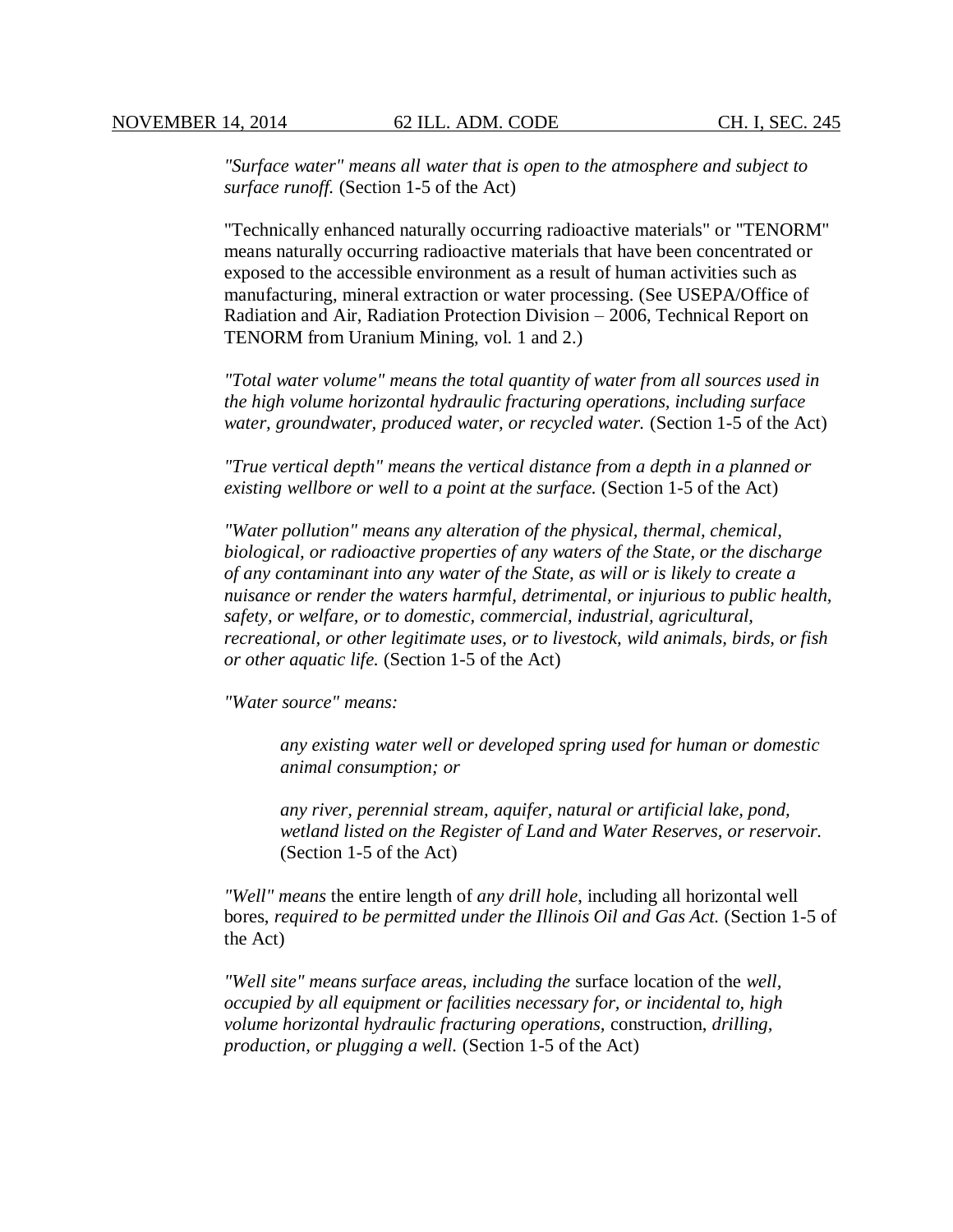*"Surface water" means all water that is open to the atmosphere and subject to surface runoff.* (Section 1-5 of the Act)

"Technically enhanced naturally occurring radioactive materials" or "TENORM" means naturally occurring radioactive materials that have been concentrated or exposed to the accessible environment as a result of human activities such as manufacturing, mineral extraction or water processing. (See USEPA/Office of Radiation and Air, Radiation Protection Division – 2006, Technical Report on TENORM from Uranium Mining, vol. 1 and 2.)

*"Total water volume" means the total quantity of water from all sources used in the high volume horizontal hydraulic fracturing operations, including surface water, groundwater, produced water, or recycled water.* (Section 1-5 of the Act)

*"True vertical depth" means the vertical distance from a depth in a planned or existing wellbore or well to a point at the surface.* (Section 1-5 of the Act)

*"Water pollution" means any alteration of the physical, thermal, chemical, biological, or radioactive properties of any waters of the State, or the discharge of any contaminant into any water of the State, as will or is likely to create a nuisance or render the waters harmful, detrimental, or injurious to public health, safety, or welfare, or to domestic, commercial, industrial, agricultural, recreational, or other legitimate uses, or to livestock, wild animals, birds, or fish or other aquatic life.* (Section 1-5 of the Act)

*"Water source" means:*

> *any existing water well or developed spring used for human or domestic animal consumption; or*
>
> *any river, perennial stream, aquifer, natural or artificial lake, pond, wetland listed on the Register of Land and Water Reserves, or reservoir.* (Section 1-5 of the Act)

*"Well" means* the entire length of *any drill hole*, including all horizontal well bores, *required to be permitted under the Illinois Oil and Gas Act.* (Section 1-5 of the Act)

*"Well site" means surface areas, including the* surface location of the *well, occupied by all equipment or facilities necessary for, or incidental to, high volume horizontal hydraulic fracturing operations,* construction, *drilling, production, or plugging a well.* (Section 1-5 of the Act)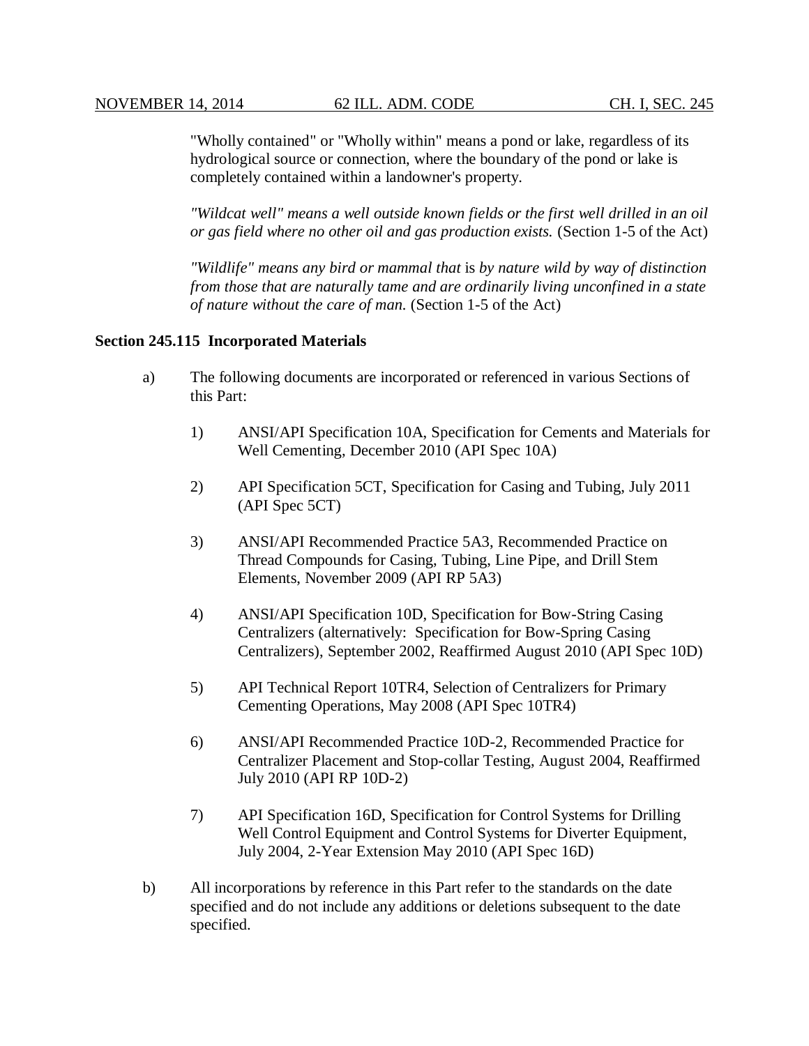"Wholly contained" or "Wholly within" means a pond or lake, regardless of its hydrological source or connection, where the boundary of the pond or lake is completely contained within a landowner's property.

*"Wildcat well" means a well outside known fields or the first well drilled in an oil or gas field where no other oil and gas production exists.* (Section 1-5 of the Act)

*"Wildlife" means any bird or mammal that* is *by nature wild by way of distinction from those that are naturally tame and are ordinarily living unconfined in a state of nature without the care of man.* (Section 1-5 of the Act)

**Section 245.115 Incorporated Materials**

a) The following documents are incorporated or referenced in various Sections of this Part:

1) ANSI/API Specification 10A, Specification for Cements and Materials for Well Cementing, December 2010 (API Spec 10A)

2) API Specification 5CT, Specification for Casing and Tubing, July 2011 (API Spec 5CT)

3) ANSI/API Recommended Practice 5A3, Recommended Practice on Thread Compounds for Casing, Tubing, Line Pipe, and Drill Stem Elements, November 2009 (API RP 5A3)

4) ANSI/API Specification 10D, Specification for Bow-String Casing Centralizers (alternatively: Specification for Bow-Spring Casing Centralizers), September 2002, Reaffirmed August 2010 (API Spec 10D)

5) API Technical Report 10TR4, Selection of Centralizers for Primary Cementing Operations, May 2008 (API Spec 10TR4)

6) ANSI/API Recommended Practice 10D-2, Recommended Practice for Centralizer Placement and Stop-collar Testing, August 2004, Reaffirmed July 2010 (API RP 10D-2)

7) API Specification 16D, Specification for Control Systems for Drilling Well Control Equipment and Control Systems for Diverter Equipment, July 2004, 2-Year Extension May 2010 (API Spec 16D)

b) All incorporations by reference in this Part refer to the standards on the date specified and do not include any additions or deletions subsequent to the date specified.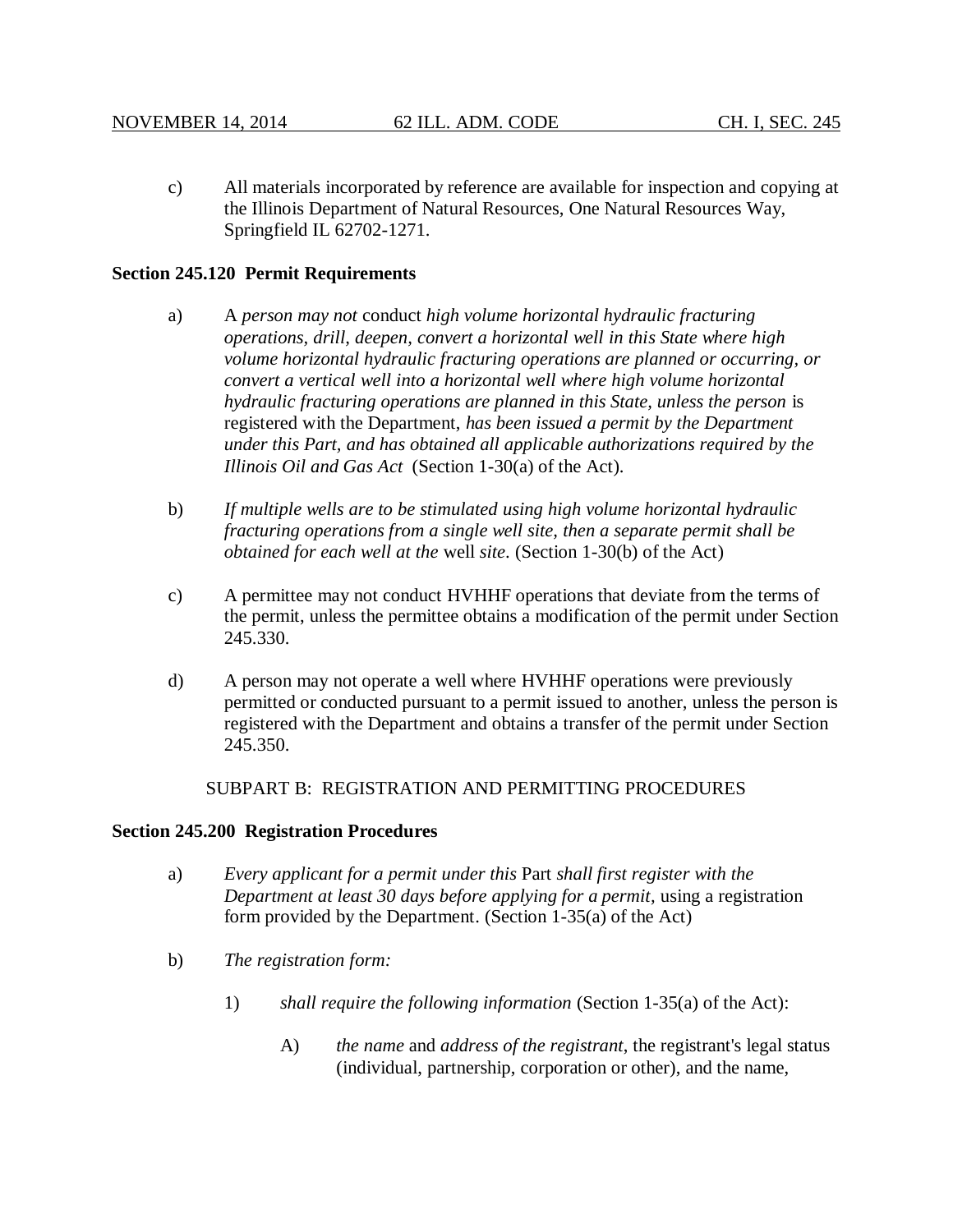c) All materials incorporated by reference are available for inspection and copying at the Illinois Department of Natural Resources, One Natural Resources Way, Springfield IL 62702-1271.

**Section 245.120 Permit Requirements**

a) A *person may not* conduct *high volume horizontal hydraulic fracturing operations, drill, deepen, convert a horizontal well in this State where high volume horizontal hydraulic fracturing operations are planned or occurring, or convert a vertical well into a horizontal well where high volume horizontal hydraulic fracturing operations are planned in this State, unless the person* is registered with the Department, *has been issued a permit by the Department under this Part, and has obtained all applicable authorizations required by the Illinois Oil and Gas Act* (Section 1-30(a) of the Act).

b) *If multiple wells are to be stimulated using high volume horizontal hydraulic fracturing operations from a single well site, then a separate permit shall be obtained for each well at the* well *site*. (Section 1-30(b) of the Act)

c) A permittee may not conduct HVHHF operations that deviate from the terms of the permit, unless the permittee obtains a modification of the permit under Section 245.330.

d) A person may not operate a well where HVHHF operations were previously permitted or conducted pursuant to a permit issued to another, unless the person is registered with the Department and obtains a transfer of the permit under Section 245.350.

SUBPART B: REGISTRATION AND PERMITTING PROCEDURES

**Section 245.200 Registration Procedures**

a) *Every applicant for a permit under this* Part *shall first register with the Department at least 30 days before applying for a permit*, using a registration form provided by the Department. (Section 1-35(a) of the Act)

b) *The registration form:*

1) *shall require the following information* (Section 1-35(a) of the Act):

A) *the name* and *address of the registrant*, the registrant's legal status (individual, partnership, corporation or other), and the name,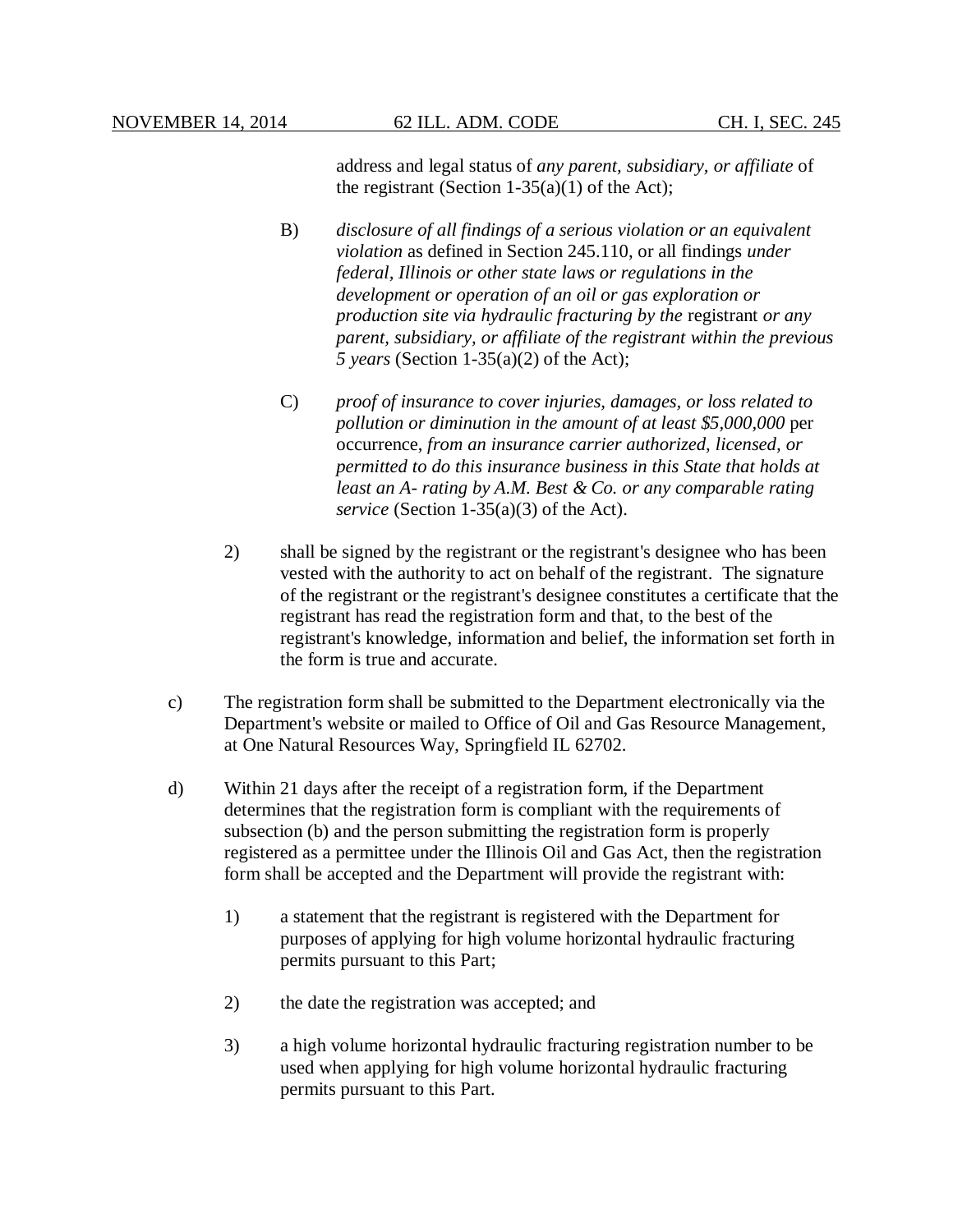address and legal status of *any parent, subsidiary, or affiliate* of the registrant (Section 1-35(a)(1) of the Act);

B) *disclosure of all findings of a serious violation or an equivalent violation* as defined in Section 245.110, or all findings *under federal, Illinois or other state laws or regulations in the development or operation of an oil or gas exploration or production site via hydraulic fracturing by the* registrant *or any parent, subsidiary, or affiliate of the registrant within the previous 5 years* (Section 1-35(a)(2) of the Act);

C) *proof of insurance to cover injuries, damages, or loss related to pollution or diminution in the amount of at least $5,000,000* per occurrence, *from an insurance carrier authorized, licensed, or permitted to do this insurance business in this State that holds at least an A- rating by A.M. Best & Co. or any comparable rating service* (Section 1-35(a)(3) of the Act).

2) shall be signed by the registrant or the registrant's designee who has been vested with the authority to act on behalf of the registrant. The signature of the registrant or the registrant's designee constitutes a certificate that the registrant has read the registration form and that, to the best of the registrant's knowledge, information and belief, the information set forth in the form is true and accurate.

c) The registration form shall be submitted to the Department electronically via the Department's website or mailed to Office of Oil and Gas Resource Management, at One Natural Resources Way, Springfield IL 62702.

d) Within 21 days after the receipt of a registration form, if the Department determines that the registration form is compliant with the requirements of subsection (b) and the person submitting the registration form is properly registered as a permittee under the Illinois Oil and Gas Act, then the registration form shall be accepted and the Department will provide the registrant with:

1) a statement that the registrant is registered with the Department for purposes of applying for high volume horizontal hydraulic fracturing permits pursuant to this Part;

2) the date the registration was accepted; and

3) a high volume horizontal hydraulic fracturing registration number to be used when applying for high volume horizontal hydraulic fracturing permits pursuant to this Part.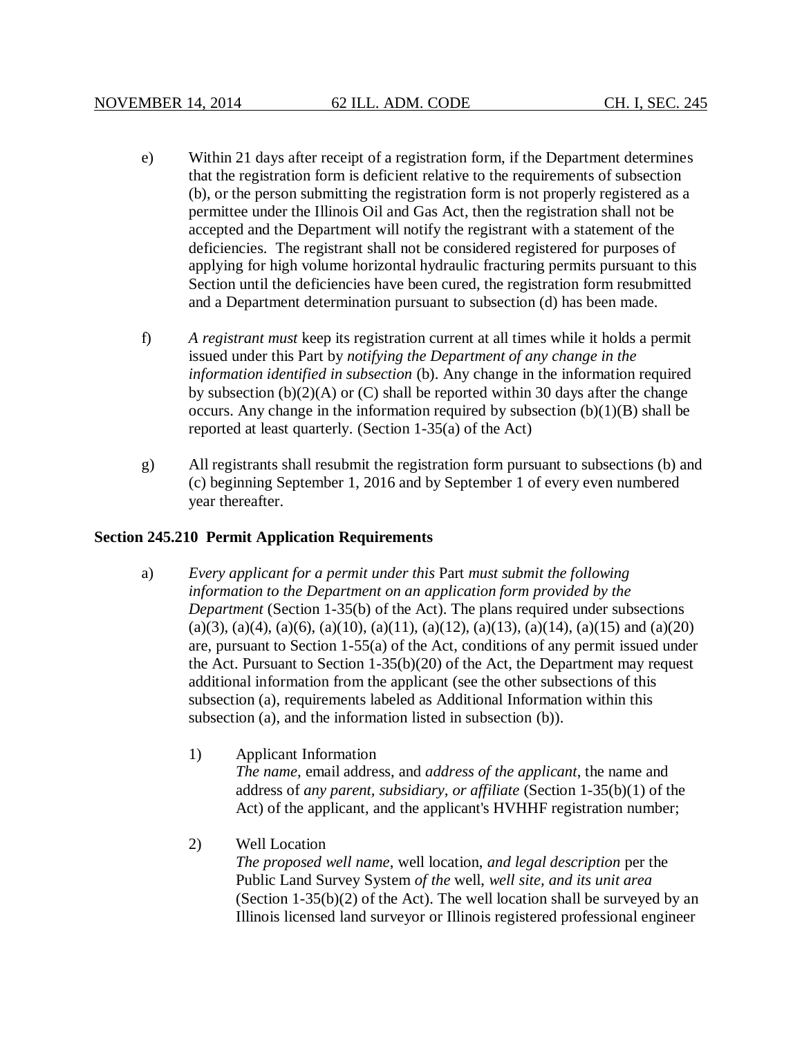e) Within 21 days after receipt of a registration form, if the Department determines that the registration form is deficient relative to the requirements of subsection (b), or the person submitting the registration form is not properly registered as a permittee under the Illinois Oil and Gas Act, then the registration shall not be accepted and the Department will notify the registrant with a statement of the deficiencies. The registrant shall not be considered registered for purposes of applying for high volume horizontal hydraulic fracturing permits pursuant to this Section until the deficiencies have been cured, the registration form resubmitted and a Department determination pursuant to subsection (d) has been made.

f) *A registrant must* keep its registration current at all times while it holds a permit issued under this Part by *notifying the Department of any change in the information identified in subsection* (b). Any change in the information required by subsection (b)(2)(A) or (C) shall be reported within 30 days after the change occurs. Any change in the information required by subsection (b)(1)(B) shall be reported at least quarterly. (Section 1-35(a) of the Act)

g) All registrants shall resubmit the registration form pursuant to subsections (b) and (c) beginning September 1, 2016 and by September 1 of every even numbered year thereafter.

**Section 245.210 Permit Application Requirements**

a) *Every applicant for a permit under this* Part *must submit the following information to the Department on an application form provided by the Department* (Section 1-35(b) of the Act). The plans required under subsections (a)(3), (a)(4), (a)(6), (a)(10), (a)(11), (a)(12), (a)(13), (a)(14), (a)(15) and (a)(20) are, pursuant to Section 1-55(a) of the Act, conditions of any permit issued under the Act. Pursuant to Section 1-35(b)(20) of the Act, the Department may request additional information from the applicant (see the other subsections of this subsection (a), requirements labeled as Additional Information within this subsection (a), and the information listed in subsection (b)).

1) Applicant Information
*The name,* email address, and *address of the applicant*, the name and address of *any parent, subsidiary, or affiliate* (Section 1-35(b)(1) of the Act) of the applicant, and the applicant's HVHHF registration number;

2) Well Location
*The proposed well name*, well location, *and legal description* per the Public Land Survey System *of the* well, *well site, and its unit area* (Section 1-35(b)(2) of the Act). The well location shall be surveyed by an Illinois licensed land surveyor or Illinois registered professional engineer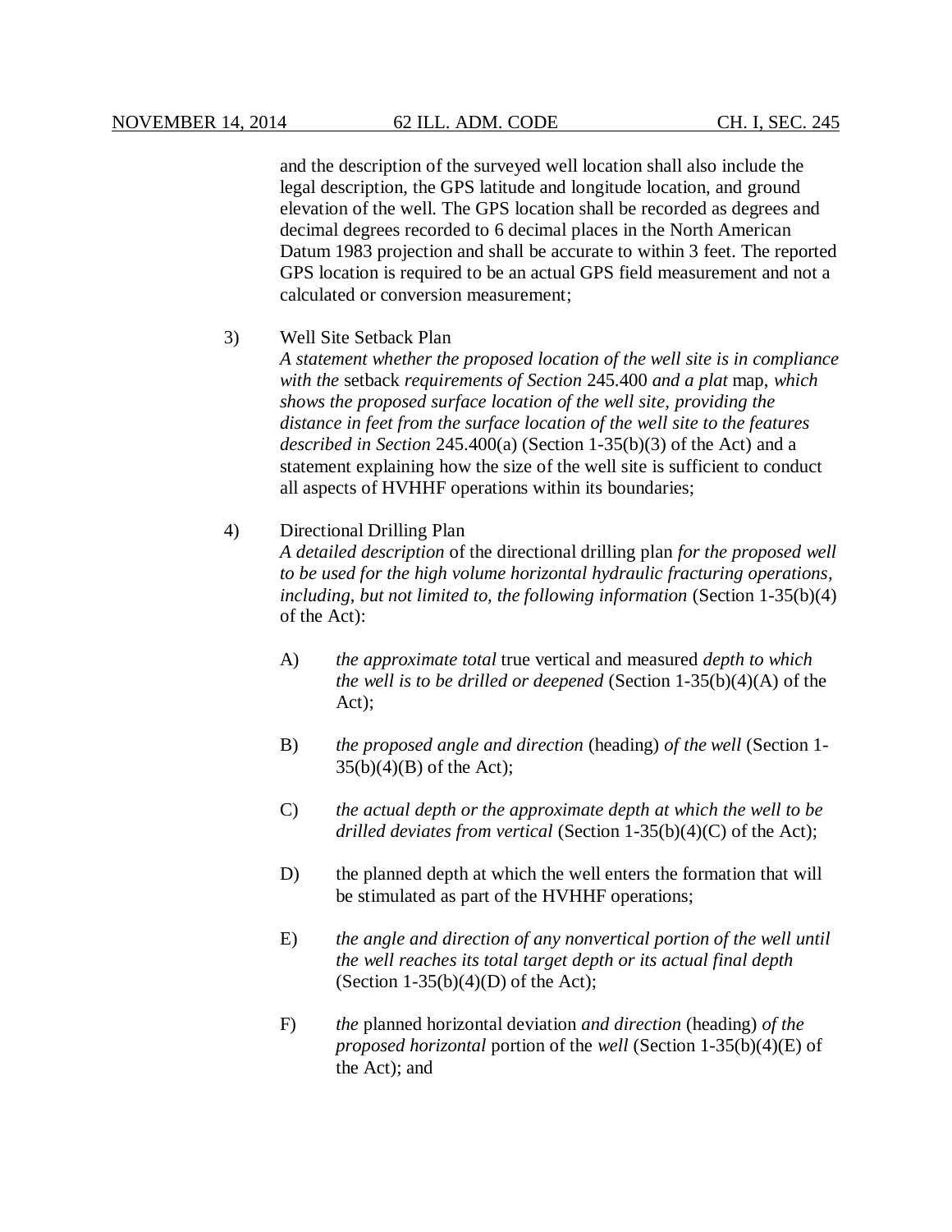and the description of the surveyed well location shall also include the legal description, the GPS latitude and longitude location, and ground elevation of the well. The GPS location shall be recorded as degrees and decimal degrees recorded to 6 decimal places in the North American Datum 1983 projection and shall be accurate to within 3 feet. The reported GPS location is required to be an actual GPS field measurement and not a calculated or conversion measurement;

3) Well Site Setback Plan
*A statement whether the proposed location of the well site is in compliance with the* setback *requirements of Section* 245.400 *and a plat* map, *which shows the proposed surface location of the well site, providing the distance in feet from the surface location of the well site to the features described in Section* 245.400(a) (Section 1-35(b)(3) of the Act) and a statement explaining how the size of the well site is sufficient to conduct all aspects of HVHHF operations within its boundaries;

4) Directional Drilling Plan
*A detailed description* of the directional drilling plan *for the proposed well to be used for the high volume horizontal hydraulic fracturing operations, including, but not limited to, the following information* (Section 1-35(b)(4) of the Act):

   A) *the approximate total* true vertical and measured *depth to which the well is to be drilled or deepened* (Section 1-35(b)(4)(A) of the Act);

   B) *the proposed angle and direction* (heading) *of the well* (Section 1-35(b)(4)(B) of the Act);

   C) *the actual depth or the approximate depth at which the well to be drilled deviates from vertical* (Section 1-35(b)(4)(C) of the Act);

   D) the planned depth at which the well enters the formation that will be stimulated as part of the HVHHF operations;

   E) *the angle and direction of any nonvertical portion of the well until the well reaches its total target depth or its actual final depth* (Section 1-35(b)(4)(D) of the Act);

   F) *the* planned horizontal deviation *and direction* (heading) *of the proposed horizontal* portion of the *well* (Section 1-35(b)(4)(E) of the Act); and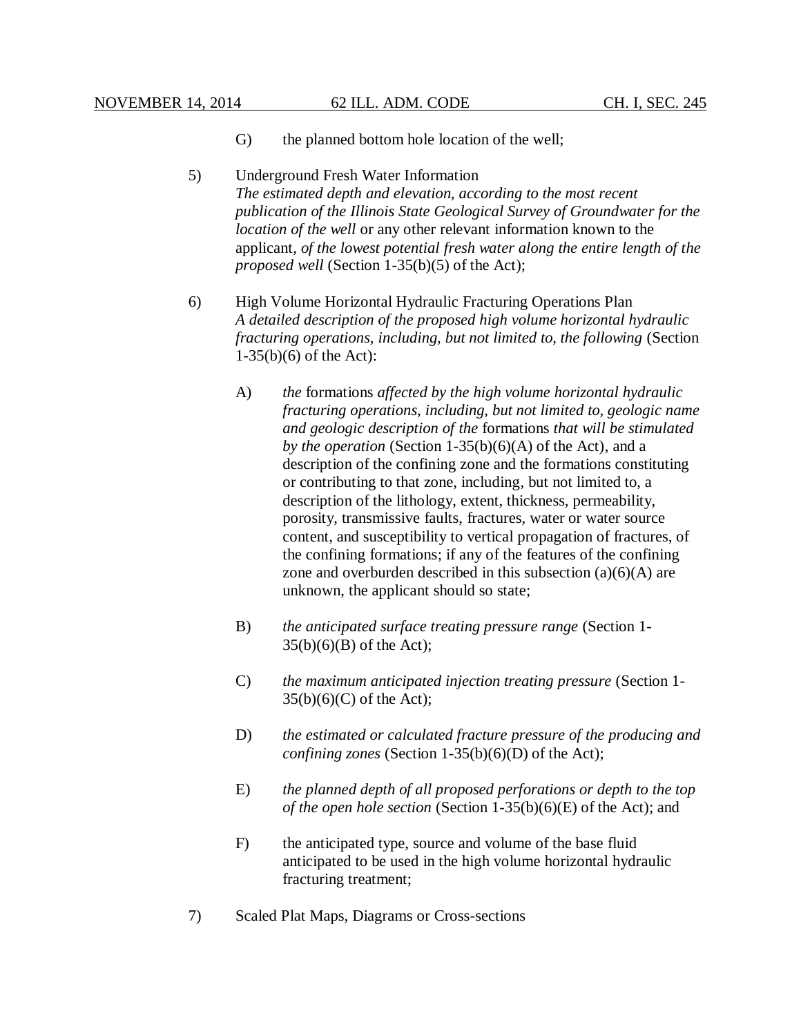G) the planned bottom hole location of the well;

5) Underground Fresh Water Information
*The estimated depth and elevation, according to the most recent publication of the Illinois State Geological Survey of Groundwater for the location of the well* or any other relevant information known to the applicant, *of the lowest potential fresh water along the entire length of the proposed well* (Section 1-35(b)(5) of the Act);

6) High Volume Horizontal Hydraulic Fracturing Operations Plan
*A detailed description of the proposed high volume horizontal hydraulic fracturing operations, including, but not limited to, the following* (Section 1-35(b)(6) of the Act):

A) *the* formations *affected by the high volume horizontal hydraulic fracturing operations, including, but not limited to, geologic name and geologic description of the* formations *that will be stimulated by the operation* (Section 1-35(b)(6)(A) of the Act), and a description of the confining zone and the formations constituting or contributing to that zone, including, but not limited to, a description of the lithology, extent, thickness, permeability, porosity, transmissive faults, fractures, water or water source content, and susceptibility to vertical propagation of fractures, of the confining formations; if any of the features of the confining zone and overburden described in this subsection (a)(6)(A) are unknown, the applicant should so state;

B) *the anticipated surface treating pressure range* (Section 1-35(b)(6)(B) of the Act);

C) *the maximum anticipated injection treating pressure* (Section 1-35(b)(6)(C) of the Act);

D) *the estimated or calculated fracture pressure of the producing and confining zones* (Section 1-35(b)(6)(D) of the Act);

E) *the planned depth of all proposed perforations or depth to the top of the open hole section* (Section 1-35(b)(6)(E) of the Act); and

F) the anticipated type, source and volume of the base fluid anticipated to be used in the high volume horizontal hydraulic fracturing treatment;

7) Scaled Plat Maps, Diagrams or Cross-sections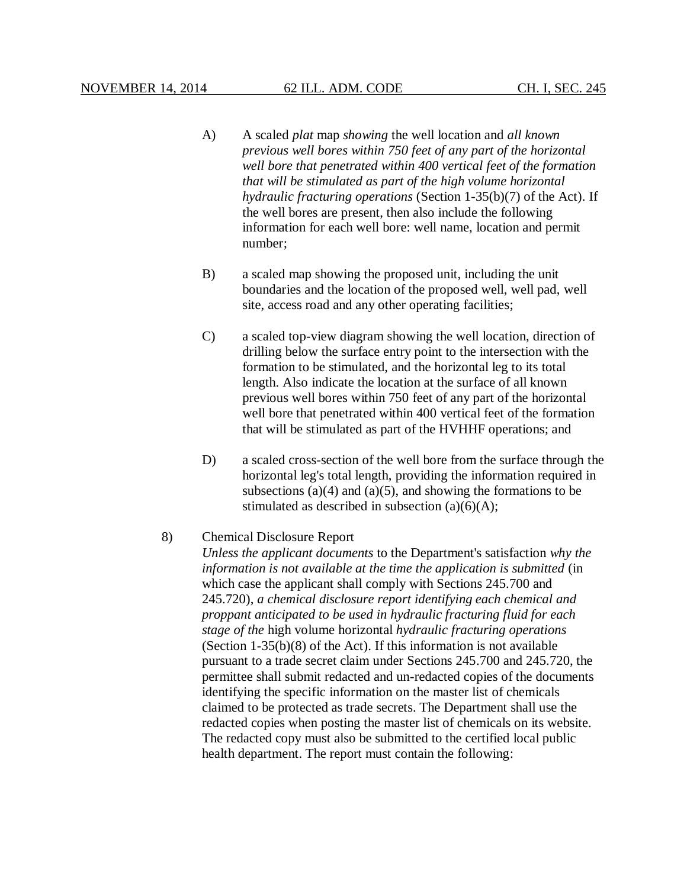A) A scaled *plat* map *showing* the well location and *all known previous well bores within 750 feet of any part of the horizontal well bore that penetrated within 400 vertical feet of the formation that will be stimulated as part of the high volume horizontal hydraulic fracturing operations* (Section 1-35(b)(7) of the Act). If the well bores are present, then also include the following information for each well bore: well name, location and permit number;

B) a scaled map showing the proposed unit, including the unit boundaries and the location of the proposed well, well pad, well site, access road and any other operating facilities;

C) a scaled top-view diagram showing the well location, direction of drilling below the surface entry point to the intersection with the formation to be stimulated, and the horizontal leg to its total length. Also indicate the location at the surface of all known previous well bores within 750 feet of any part of the horizontal well bore that penetrated within 400 vertical feet of the formation that will be stimulated as part of the HVHHF operations; and

D) a scaled cross-section of the well bore from the surface through the horizontal leg's total length, providing the information required in subsections (a)(4) and (a)(5), and showing the formations to be stimulated as described in subsection (a)(6)(A);

8) Chemical Disclosure Report
*Unless the applicant documents* to the Department's satisfaction *why the information is not available at the time the application is submitted* (in which case the applicant shall comply with Sections 245.700 and 245.720), *a chemical disclosure report identifying each chemical and proppant anticipated to be used in hydraulic fracturing fluid for each stage of the* high volume horizontal *hydraulic fracturing operations* (Section 1-35(b)(8) of the Act). If this information is not available pursuant to a trade secret claim under Sections 245.700 and 245.720, the permittee shall submit redacted and un-redacted copies of the documents identifying the specific information on the master list of chemicals claimed to be protected as trade secrets. The Department shall use the redacted copies when posting the master list of chemicals on its website. The redacted copy must also be submitted to the certified local public health department. The report must contain the following: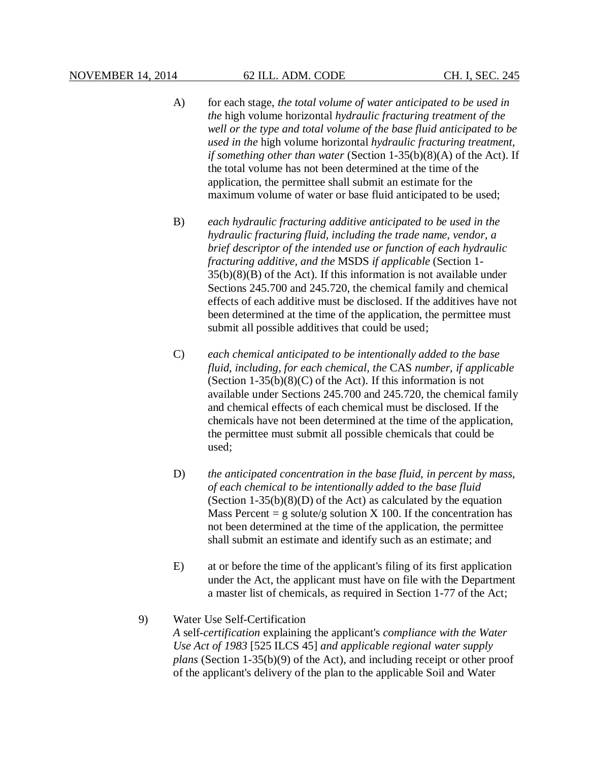A) for each stage, *the total volume of water anticipated to be used in the* high volume horizontal *hydraulic fracturing treatment of the well or the type and total volume of the base fluid anticipated to be used in the* high volume horizontal *hydraulic fracturing treatment, if something other than water* (Section 1-35(b)(8)(A) of the Act). If the total volume has not been determined at the time of the application, the permittee shall submit an estimate for the maximum volume of water or base fluid anticipated to be used;

B) *each hydraulic fracturing additive anticipated to be used in the hydraulic fracturing fluid, including the trade name, vendor, a brief descriptor of the intended use or function of each hydraulic fracturing additive, and the* MSDS *if applicable* (Section 1-35(b)(8)(B) of the Act). If this information is not available under Sections 245.700 and 245.720, the chemical family and chemical effects of each additive must be disclosed. If the additives have not been determined at the time of the application, the permittee must submit all possible additives that could be used;

C) *each chemical anticipated to be intentionally added to the base fluid, including, for each chemical, the* CAS *number, if applicable* (Section 1-35(b)(8)(C) of the Act). If this information is not available under Sections 245.700 and 245.720, the chemical family and chemical effects of each chemical must be disclosed. If the chemicals have not been determined at the time of the application, the permittee must submit all possible chemicals that could be used;

D) *the anticipated concentration in the base fluid, in percent by mass, of each chemical to be intentionally added to the base fluid* (Section 1-35(b)(8)(D) of the Act) as calculated by the equation Mass Percent = g solute/g solution X 100. If the concentration has not been determined at the time of the application, the permittee shall submit an estimate and identify such as an estimate; and

E) at or before the time of the applicant's filing of its first application under the Act, the applicant must have on file with the Department a master list of chemicals, as required in Section 1-77 of the Act;

9) Water Use Self-Certification
*A* self-*certification* explaining the applicant's *compliance with the Water Use Act of 1983* [525 ILCS 45] *and applicable regional water supply plans* (Section 1-35(b)(9) of the Act), and including receipt or other proof of the applicant's delivery of the plan to the applicable Soil and Water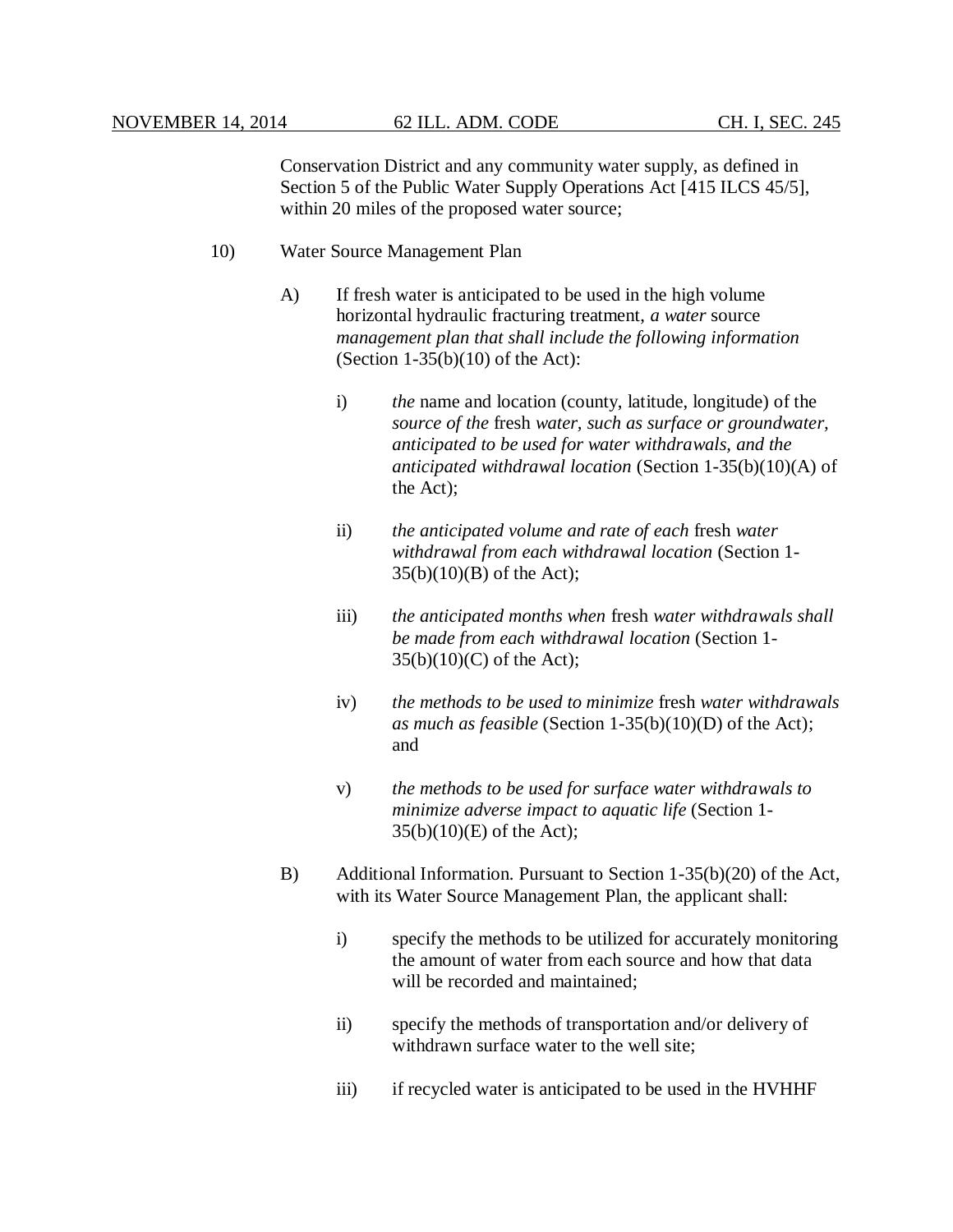Conservation District and any community water supply, as defined in Section 5 of the Public Water Supply Operations Act [415 ILCS 45/5], within 20 miles of the proposed water source;

10) Water Source Management Plan

A) If fresh water is anticipated to be used in the high volume horizontal hydraulic fracturing treatment, *a water* source *management plan that shall include the following information* (Section 1-35(b)(10) of the Act):

i) *the* name and location (county, latitude, longitude) of the *source of the* fresh *water, such as surface or groundwater, anticipated to be used for water withdrawals, and the anticipated withdrawal location* (Section 1-35(b)(10)(A) of the Act);

ii) *the anticipated volume and rate of each* fresh *water withdrawal from each withdrawal location* (Section 1-35(b)(10)(B) of the Act);

iii) *the anticipated months when* fresh *water withdrawals shall be made from each withdrawal location* (Section 1-35(b)(10)(C) of the Act);

iv) *the methods to be used to minimize* fresh *water withdrawals as much as feasible* (Section 1-35(b)(10)(D) of the Act); and

v) *the methods to be used for surface water withdrawals to minimize adverse impact to aquatic life* (Section 1-35(b)(10)(E) of the Act);

B) Additional Information. Pursuant to Section 1-35(b)(20) of the Act, with its Water Source Management Plan, the applicant shall:

i) specify the methods to be utilized for accurately monitoring the amount of water from each source and how that data will be recorded and maintained;

ii) specify the methods of transportation and/or delivery of withdrawn surface water to the well site;

iii) if recycled water is anticipated to be used in the HVHHF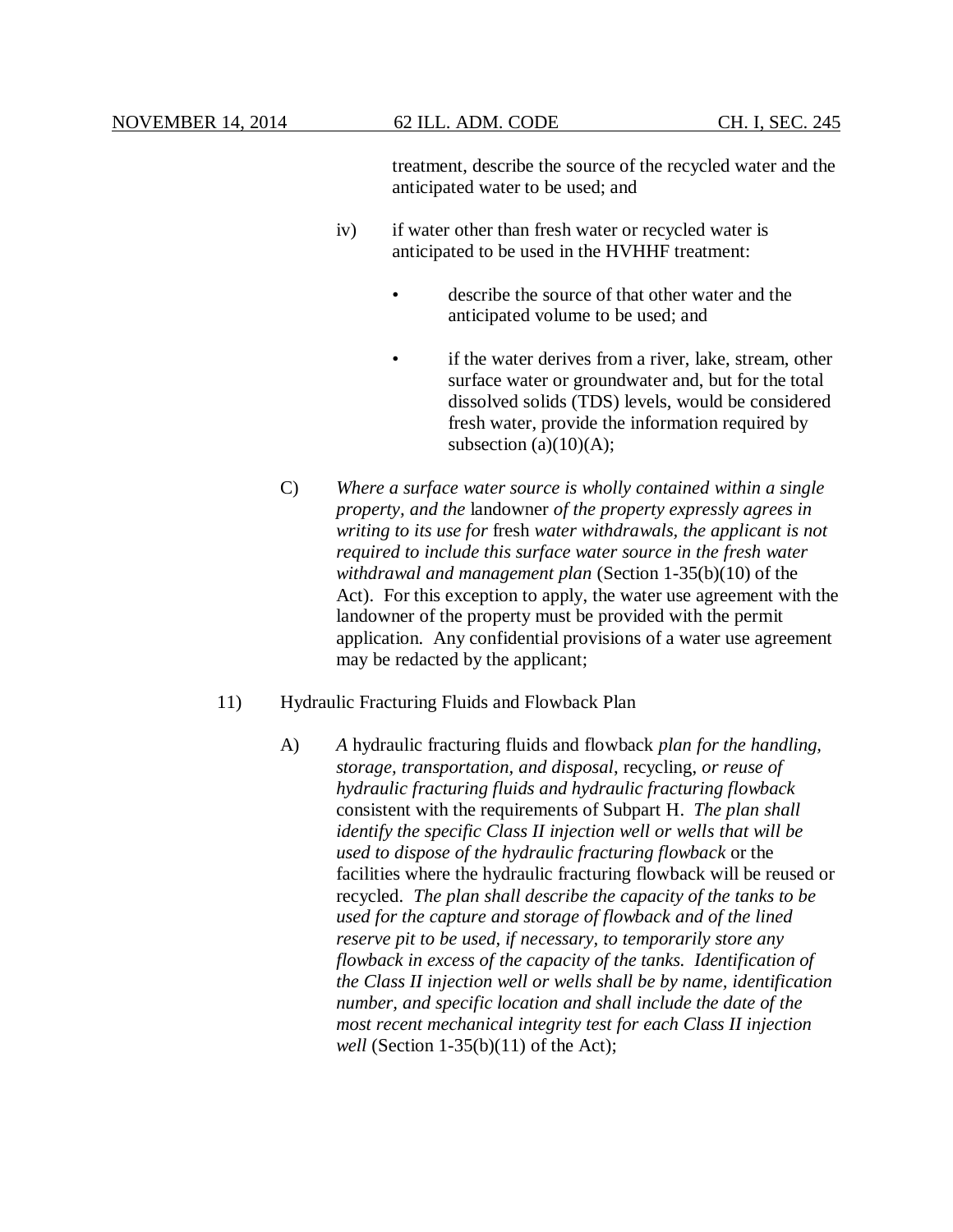treatment, describe the source of the recycled water and the anticipated water to be used; and

iv) if water other than fresh water or recycled water is anticipated to be used in the HVHHF treatment:

- describe the source of that other water and the anticipated volume to be used; and

- if the water derives from a river, lake, stream, other surface water or groundwater and, but for the total dissolved solids (TDS) levels, would be considered fresh water, provide the information required by subsection (a)(10)(A);

C) *Where a surface water source is wholly contained within a single property, and the* landowner *of the property expressly agrees in writing to its use for* fresh *water withdrawals, the applicant is not required to include this surface water source in the fresh water withdrawal and management plan* (Section 1-35(b)(10) of the Act). For this exception to apply, the water use agreement with the landowner of the property must be provided with the permit application. Any confidential provisions of a water use agreement may be redacted by the applicant;

11) Hydraulic Fracturing Fluids and Flowback Plan

A) *A* hydraulic fracturing fluids and flowback *plan for the handling, storage, transportation, and disposal*, recycling, *or reuse of hydraulic fracturing fluids and hydraulic fracturing flowback* consistent with the requirements of Subpart H. *The plan shall identify the specific Class II injection well or wells that will be used to dispose of the hydraulic fracturing flowback* or the facilities where the hydraulic fracturing flowback will be reused or recycled. *The plan shall describe the capacity of the tanks to be used for the capture and storage of flowback and of the lined reserve pit to be used, if necessary, to temporarily store any flowback in excess of the capacity of the tanks. Identification of the Class II injection well or wells shall be by name, identification number, and specific location and shall include the date of the most recent mechanical integrity test for each Class II injection well* (Section 1-35(b)(11) of the Act);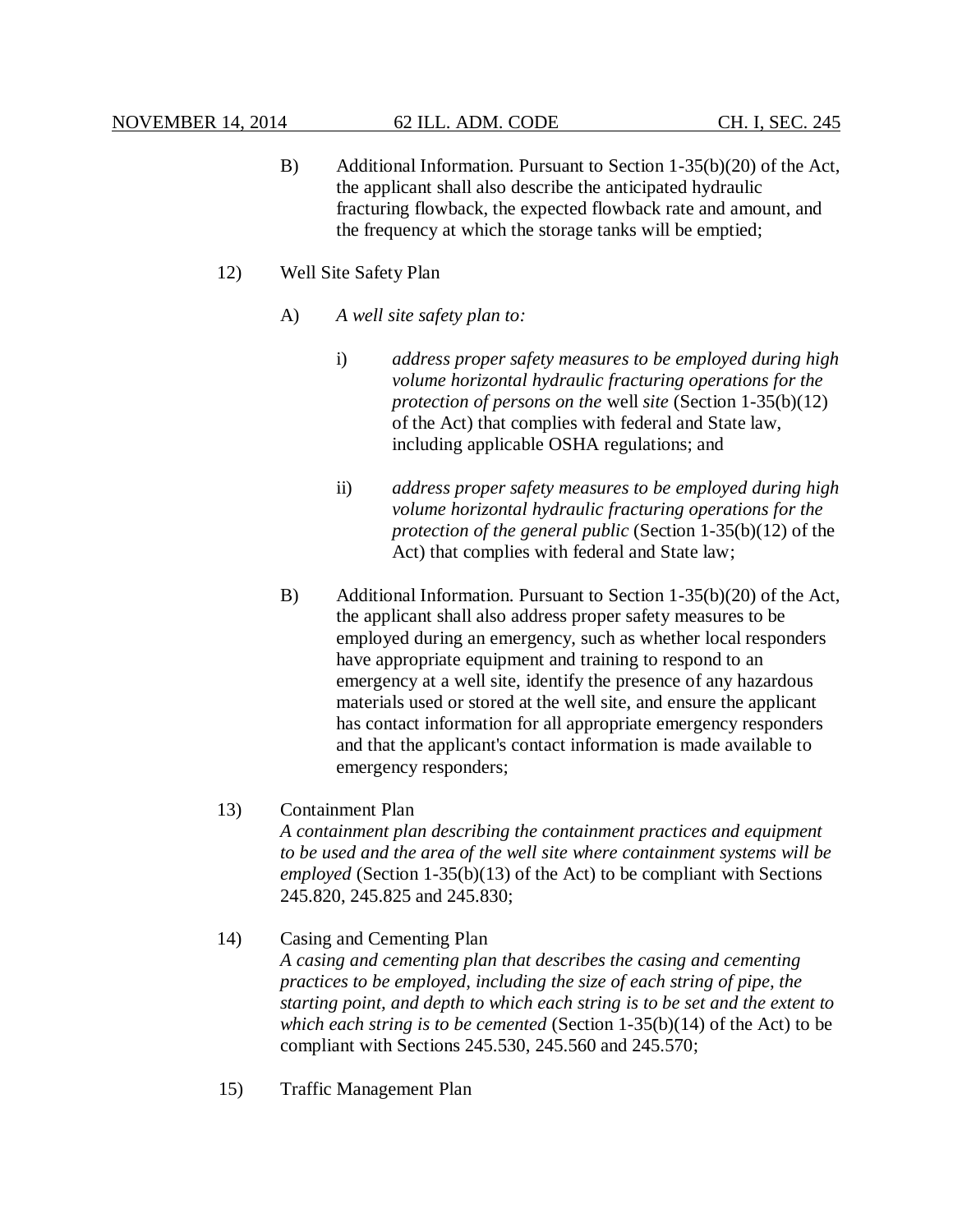B) Additional Information. Pursuant to Section 1-35(b)(20) of the Act, the applicant shall also describe the anticipated hydraulic fracturing flowback, the expected flowback rate and amount, and the frequency at which the storage tanks will be emptied;

12) Well Site Safety Plan

A) *A well site safety plan to:*

i) *address proper safety measures to be employed during high volume horizontal hydraulic fracturing operations for the protection of persons on the* well *site* (Section 1-35(b)(12) of the Act) that complies with federal and State law, including applicable OSHA regulations; and

ii) *address proper safety measures to be employed during high volume horizontal hydraulic fracturing operations for the protection of the general public* (Section 1-35(b)(12) of the Act) that complies with federal and State law;

B) Additional Information. Pursuant to Section 1-35(b)(20) of the Act, the applicant shall also address proper safety measures to be employed during an emergency, such as whether local responders have appropriate equipment and training to respond to an emergency at a well site, identify the presence of any hazardous materials used or stored at the well site, and ensure the applicant has contact information for all appropriate emergency responders and that the applicant's contact information is made available to emergency responders;

13) Containment Plan
*A containment plan describing the containment practices and equipment to be used and the area of the well site where containment systems will be employed* (Section 1-35(b)(13) of the Act) to be compliant with Sections 245.820, 245.825 and 245.830;

14) Casing and Cementing Plan
*A casing and cementing plan that describes the casing and cementing practices to be employed, including the size of each string of pipe, the starting point, and depth to which each string is to be set and the extent to which each string is to be cemented* (Section 1-35(b)(14) of the Act) to be compliant with Sections 245.530, 245.560 and 245.570;

15) Traffic Management Plan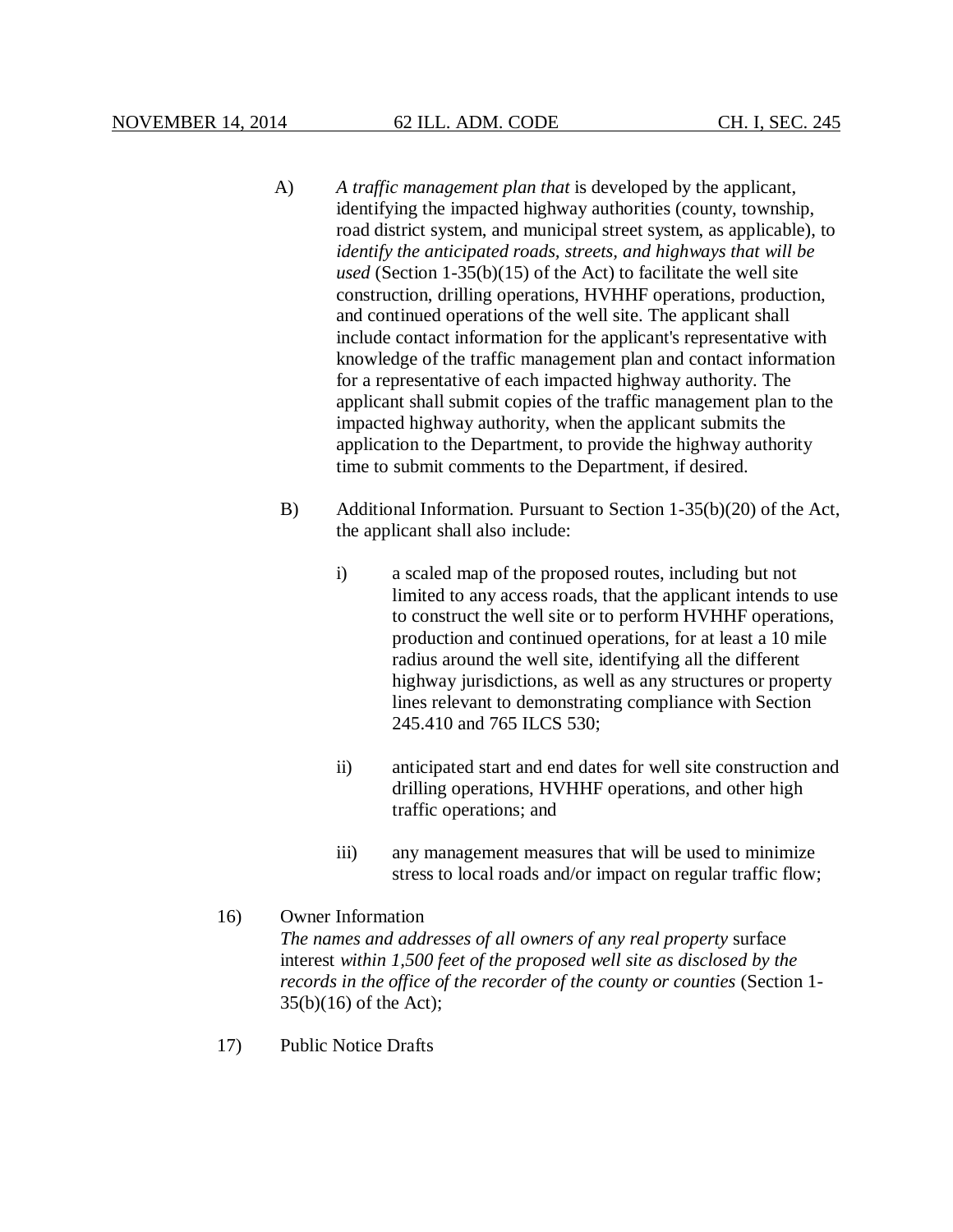A) *A traffic management plan that* is developed by the applicant, identifying the impacted highway authorities (county, township, road district system, and municipal street system, as applicable), to *identify the anticipated roads, streets, and highways that will be used* (Section 1-35(b)(15) of the Act) to facilitate the well site construction, drilling operations, HVHHF operations, production, and continued operations of the well site. The applicant shall include contact information for the applicant's representative with knowledge of the traffic management plan and contact information for a representative of each impacted highway authority. The applicant shall submit copies of the traffic management plan to the impacted highway authority, when the applicant submits the application to the Department, to provide the highway authority time to submit comments to the Department, if desired.

B) Additional Information. Pursuant to Section 1-35(b)(20) of the Act, the applicant shall also include:

i) a scaled map of the proposed routes, including but not limited to any access roads, that the applicant intends to use to construct the well site or to perform HVHHF operations, production and continued operations, for at least a 10 mile radius around the well site, identifying all the different highway jurisdictions, as well as any structures or property lines relevant to demonstrating compliance with Section 245.410 and 765 ILCS 530;

ii) anticipated start and end dates for well site construction and drilling operations, HVHHF operations, and other high traffic operations; and

iii) any management measures that will be used to minimize stress to local roads and/or impact on regular traffic flow;

16) Owner Information
*The names and addresses of all owners of any real property* surface interest *within 1,500 feet of the proposed well site as disclosed by the records in the office of the recorder of the county or counties* (Section 1-35(b)(16) of the Act);

17) Public Notice Drafts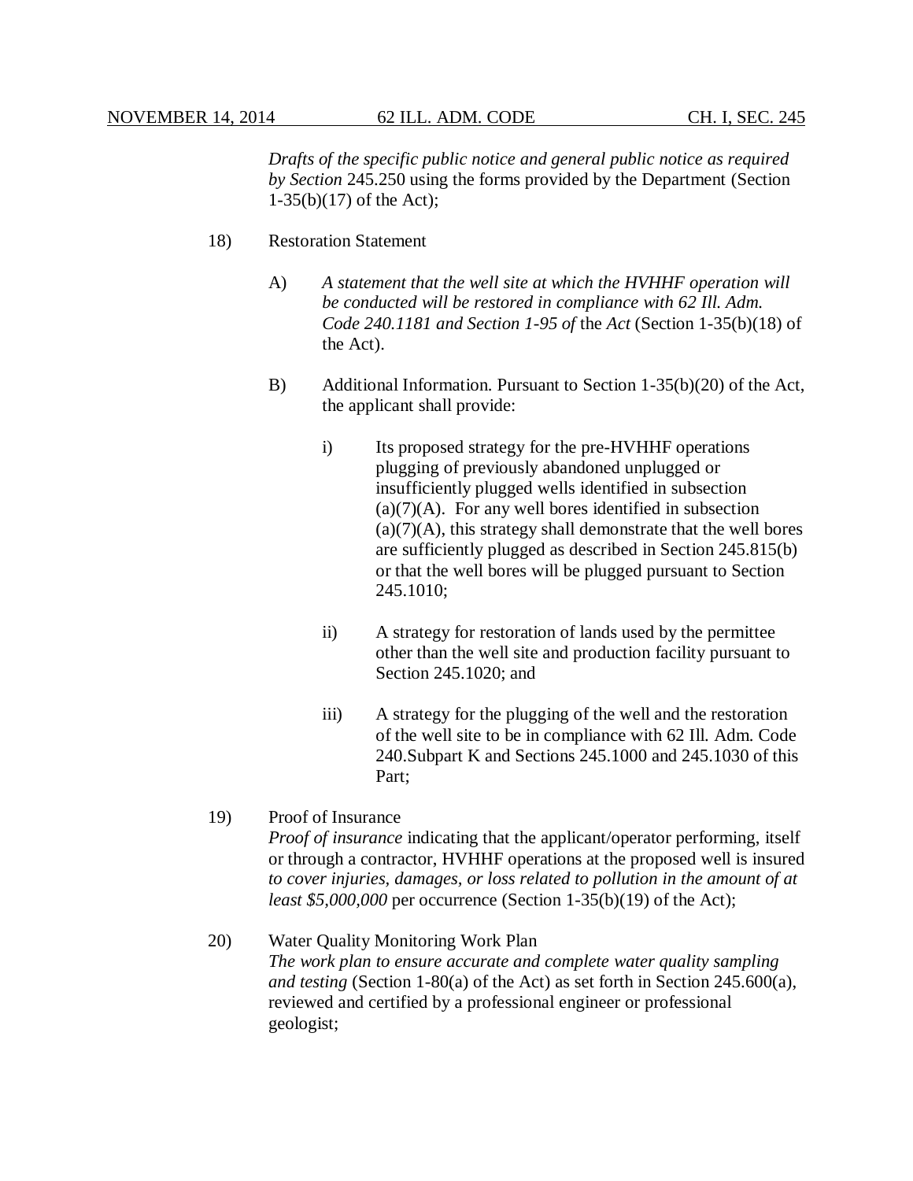*Drafts of the specific public notice and general public notice as required by Section* 245.250 using the forms provided by the Department (Section 1-35(b)(17) of the Act);

18) Restoration Statement

A) *A statement that the well site at which the HVHHF operation will be conducted will be restored in compliance with 62 Ill. Adm. Code 240.1181 and Section 1-95 of* the *Act* (Section 1-35(b)(18) of the Act).

B) Additional Information. Pursuant to Section 1-35(b)(20) of the Act, the applicant shall provide:

i) Its proposed strategy for the pre-HVHHF operations plugging of previously abandoned unplugged or insufficiently plugged wells identified in subsection (a)(7)(A). For any well bores identified in subsection (a)(7)(A), this strategy shall demonstrate that the well bores are sufficiently plugged as described in Section 245.815(b) or that the well bores will be plugged pursuant to Section 245.1010;

ii) A strategy for restoration of lands used by the permittee other than the well site and production facility pursuant to Section 245.1020; and

iii) A strategy for the plugging of the well and the restoration of the well site to be in compliance with 62 Ill. Adm. Code 240.Subpart K and Sections 245.1000 and 245.1030 of this Part;

19) Proof of Insurance
*Proof of insurance* indicating that the applicant/operator performing, itself or through a contractor, HVHHF operations at the proposed well is insured *to cover injuries, damages, or loss related to pollution in the amount of at least $5,000,000* per occurrence (Section 1-35(b)(19) of the Act);

20) Water Quality Monitoring Work Plan
*The work plan to ensure accurate and complete water quality sampling and testing* (Section 1-80(a) of the Act) as set forth in Section 245.600(a), reviewed and certified by a professional engineer or professional geologist;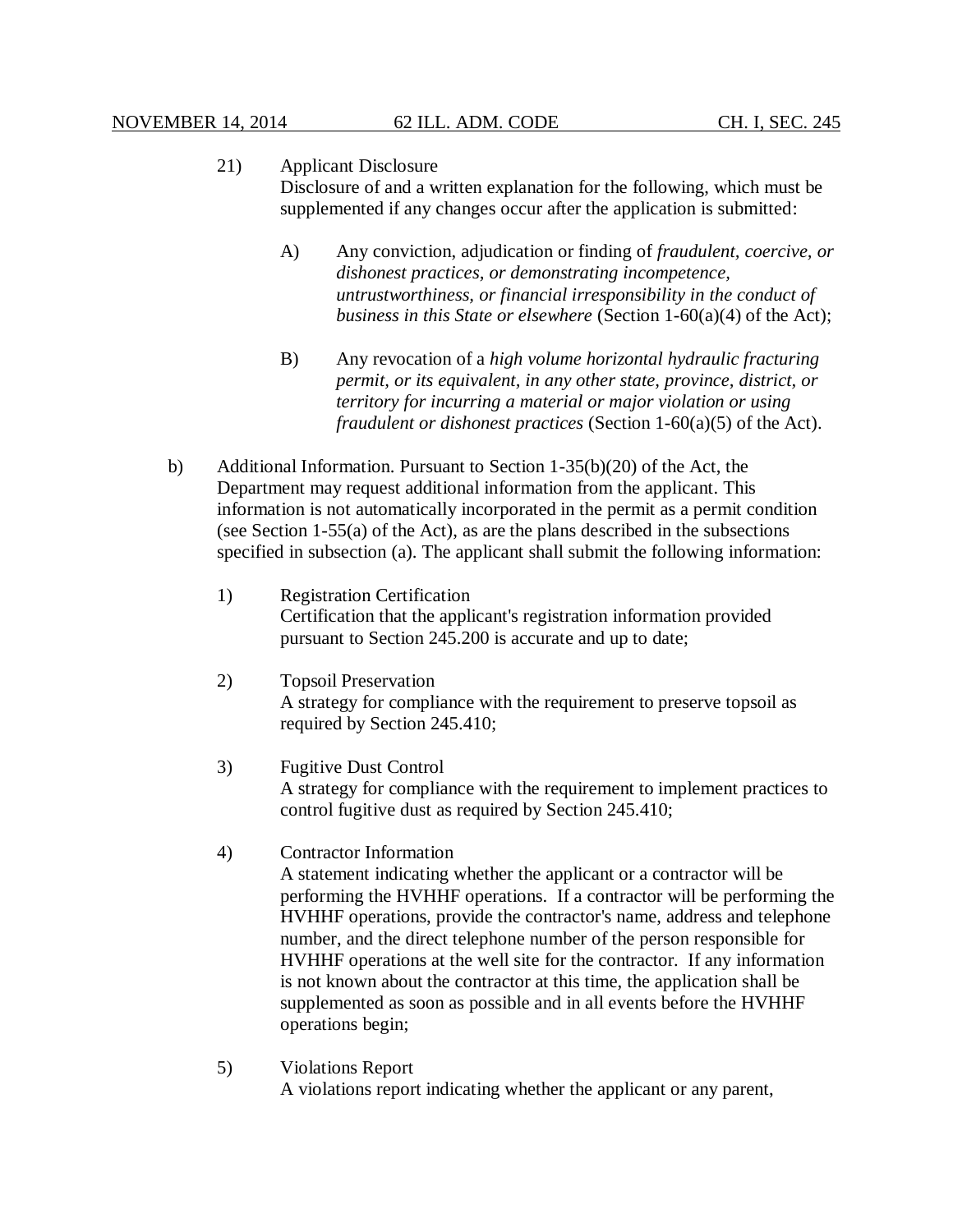21) Applicant Disclosure
Disclosure of and a written explanation for the following, which must be supplemented if any changes occur after the application is submitted:

A) Any conviction, adjudication or finding of *fraudulent, coercive, or dishonest practices, or demonstrating incompetence, untrustworthiness, or financial irresponsibility in the conduct of business in this State or elsewhere* (Section 1-60(a)(4) of the Act);

B) Any revocation of a *high volume horizontal hydraulic fracturing permit, or its equivalent, in any other state, province, district, or territory for incurring a material or major violation or using fraudulent or dishonest practices* (Section 1-60(a)(5) of the Act).

b) Additional Information. Pursuant to Section 1-35(b)(20) of the Act, the Department may request additional information from the applicant. This information is not automatically incorporated in the permit as a permit condition (see Section 1-55(a) of the Act), as are the plans described in the subsections specified in subsection (a). The applicant shall submit the following information:

1) Registration Certification
Certification that the applicant's registration information provided pursuant to Section 245.200 is accurate and up to date;

2) Topsoil Preservation
A strategy for compliance with the requirement to preserve topsoil as required by Section 245.410;

3) Fugitive Dust Control
A strategy for compliance with the requirement to implement practices to control fugitive dust as required by Section 245.410;

4) Contractor Information
A statement indicating whether the applicant or a contractor will be performing the HVHHF operations. If a contractor will be performing the HVHHF operations, provide the contractor's name, address and telephone number, and the direct telephone number of the person responsible for HVHHF operations at the well site for the contractor. If any information is not known about the contractor at this time, the application shall be supplemented as soon as possible and in all events before the HVHHF operations begin;

5) Violations Report
A violations report indicating whether the applicant or any parent,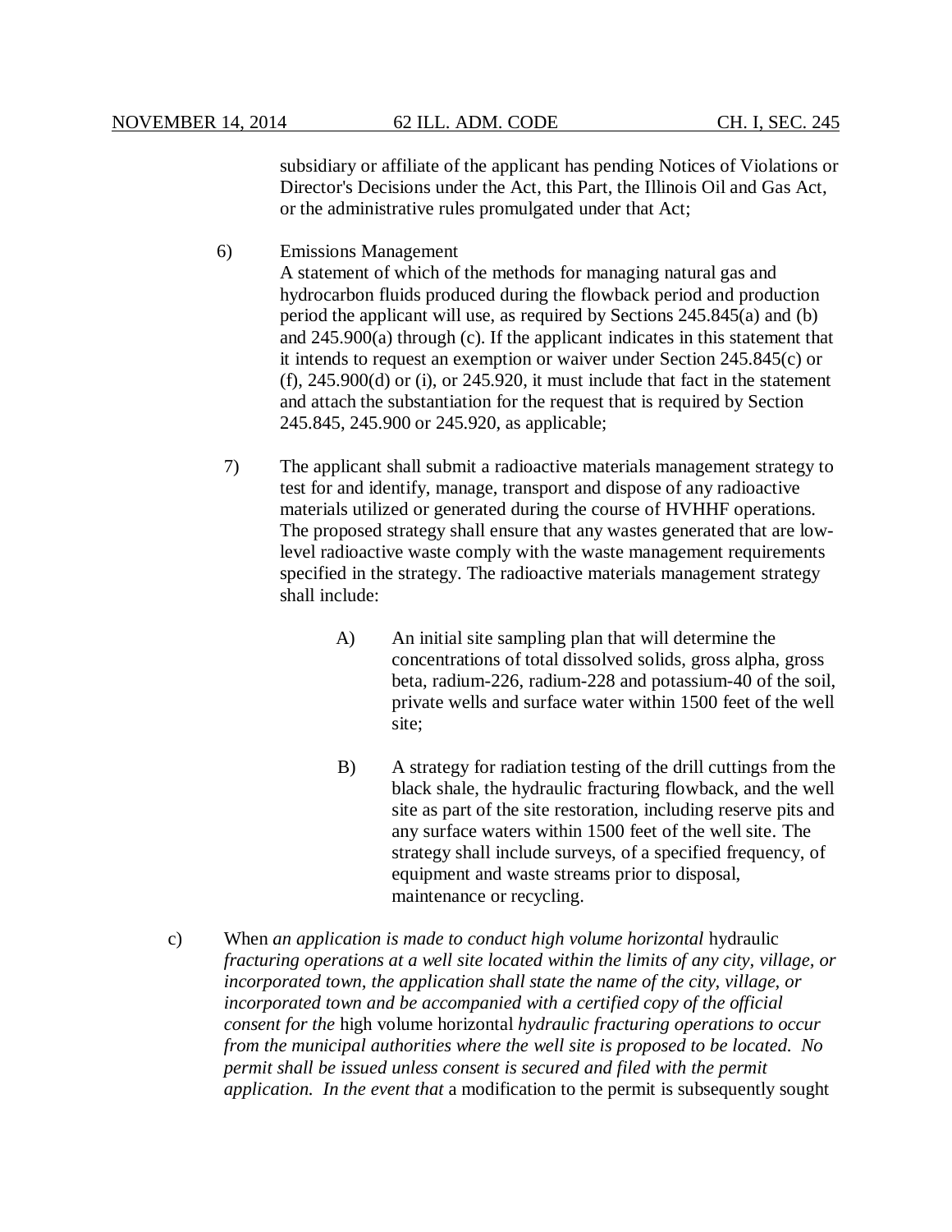subsidiary or affiliate of the applicant has pending Notices of Violations or Director's Decisions under the Act, this Part, the Illinois Oil and Gas Act, or the administrative rules promulgated under that Act;

6) Emissions Management
A statement of which of the methods for managing natural gas and hydrocarbon fluids produced during the flowback period and production period the applicant will use, as required by Sections 245.845(a) and (b) and 245.900(a) through (c). If the applicant indicates in this statement that it intends to request an exemption or waiver under Section 245.845(c) or (f), 245.900(d) or (i), or 245.920, it must include that fact in the statement and attach the substantiation for the request that is required by Section 245.845, 245.900 or 245.920, as applicable;

7) The applicant shall submit a radioactive materials management strategy to test for and identify, manage, transport and dispose of any radioactive materials utilized or generated during the course of HVHHF operations. The proposed strategy shall ensure that any wastes generated that are low-level radioactive waste comply with the waste management requirements specified in the strategy. The radioactive materials management strategy shall include:

A) An initial site sampling plan that will determine the concentrations of total dissolved solids, gross alpha, gross beta, radium-226, radium-228 and potassium-40 of the soil, private wells and surface water within 1500 feet of the well site;

B) A strategy for radiation testing of the drill cuttings from the black shale, the hydraulic fracturing flowback, and the well site as part of the site restoration, including reserve pits and any surface waters within 1500 feet of the well site. The strategy shall include surveys, of a specified frequency, of equipment and waste streams prior to disposal, maintenance or recycling.

c) When *an application is made to conduct high volume horizontal* hydraulic *fracturing operations at a well site located within the limits of any city, village, or incorporated town, the application shall state the name of the city, village, or incorporated town and be accompanied with a certified copy of the official consent for the* high volume horizontal *hydraulic fracturing operations to occur from the municipal authorities where the well site is proposed to be located. No permit shall be issued unless consent is secured and filed with the permit application. In the event that* a modification to the permit is subsequently sought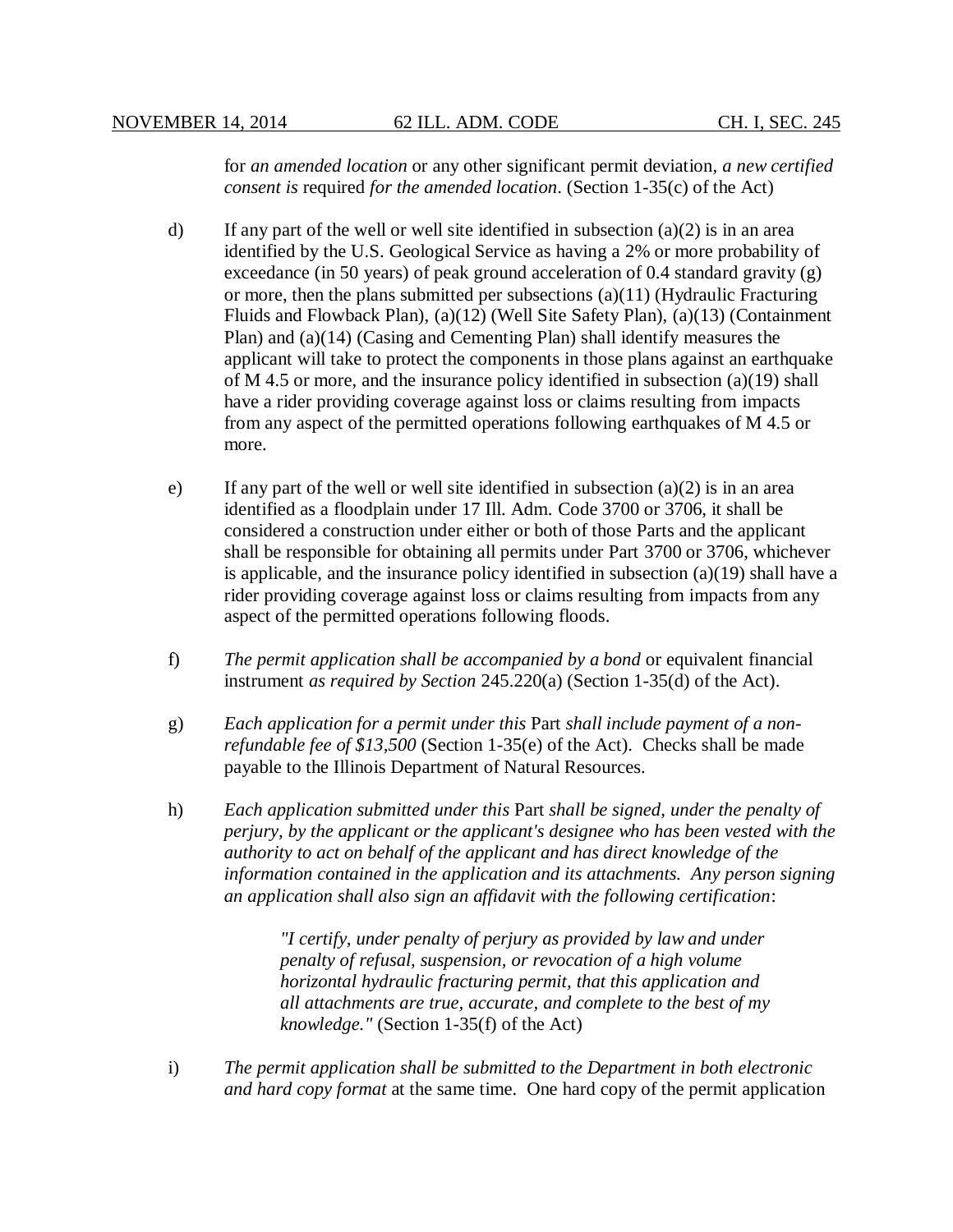for *an amended location* or any other significant permit deviation, *a new certified consent is* required *for the amended location*. (Section 1-35(c) of the Act)

d) If any part of the well or well site identified in subsection (a)(2) is in an area identified by the U.S. Geological Service as having a 2% or more probability of exceedance (in 50 years) of peak ground acceleration of 0.4 standard gravity (g) or more, then the plans submitted per subsections (a)(11) (Hydraulic Fracturing Fluids and Flowback Plan), (a)(12) (Well Site Safety Plan), (a)(13) (Containment Plan) and (a)(14) (Casing and Cementing Plan) shall identify measures the applicant will take to protect the components in those plans against an earthquake of M 4.5 or more, and the insurance policy identified in subsection (a)(19) shall have a rider providing coverage against loss or claims resulting from impacts from any aspect of the permitted operations following earthquakes of M 4.5 or more.

e) If any part of the well or well site identified in subsection (a)(2) is in an area identified as a floodplain under 17 Ill. Adm. Code 3700 or 3706, it shall be considered a construction under either or both of those Parts and the applicant shall be responsible for obtaining all permits under Part 3700 or 3706, whichever is applicable, and the insurance policy identified in subsection (a)(19) shall have a rider providing coverage against loss or claims resulting from impacts from any aspect of the permitted operations following floods.

f) *The permit application shall be accompanied by a bond* or equivalent financial instrument *as required by Section* 245.220(a) (Section 1-35(d) of the Act).

g) *Each application for a permit under this* Part *shall include payment of a non-refundable fee of $13,500* (Section 1-35(e) of the Act). Checks shall be made payable to the Illinois Department of Natural Resources.

h) *Each application submitted under this* Part *shall be signed, under the penalty of perjury, by the applicant or the applicant's designee who has been vested with the authority to act on behalf of the applicant and has direct knowledge of the information contained in the application and its attachments. Any person signing an application shall also sign an affidavit with the following certification*:

> *"I certify, under penalty of perjury as provided by law and under penalty of refusal, suspension, or revocation of a high volume horizontal hydraulic fracturing permit, that this application and all attachments are true, accurate, and complete to the best of my knowledge."* (Section 1-35(f) of the Act)

i) *The permit application shall be submitted to the Department in both electronic and hard copy format* at the same time. One hard copy of the permit application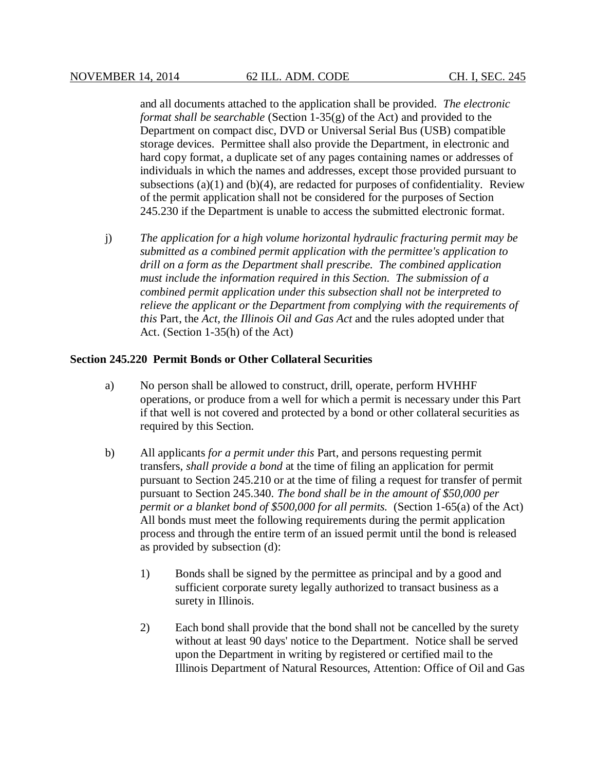and all documents attached to the application shall be provided. *The electronic format shall be searchable* (Section 1-35(g) of the Act) and provided to the Department on compact disc, DVD or Universal Serial Bus (USB) compatible storage devices. Permittee shall also provide the Department, in electronic and hard copy format, a duplicate set of any pages containing names or addresses of individuals in which the names and addresses, except those provided pursuant to subsections (a)(1) and (b)(4), are redacted for purposes of confidentiality. Review of the permit application shall not be considered for the purposes of Section 245.230 if the Department is unable to access the submitted electronic format.

j) *The application for a high volume horizontal hydraulic fracturing permit may be submitted as a combined permit application with the permittee's application to drill on a form as the Department shall prescribe. The combined application must include the information required in this Section. The submission of a combined permit application under this subsection shall not be interpreted to relieve the applicant or the Department from complying with the requirements of this* Part, the *Act, the Illinois Oil and Gas Act* and the rules adopted under that Act. (Section 1-35(h) of the Act)

**Section 245.220 Permit Bonds or Other Collateral Securities**

a) No person shall be allowed to construct, drill, operate, perform HVHHF operations, or produce from a well for which a permit is necessary under this Part if that well is not covered and protected by a bond or other collateral securities as required by this Section.

b) All applicants *for a permit under this* Part, and persons requesting permit transfers, *shall provide a bond* at the time of filing an application for permit pursuant to Section 245.210 or at the time of filing a request for transfer of permit pursuant to Section 245.340. *The bond shall be in the amount of $50,000 per permit or a blanket bond of $500,000 for all permits.* (Section 1-65(a) of the Act) All bonds must meet the following requirements during the permit application process and through the entire term of an issued permit until the bond is released as provided by subsection (d):

1) Bonds shall be signed by the permittee as principal and by a good and sufficient corporate surety legally authorized to transact business as a surety in Illinois.

2) Each bond shall provide that the bond shall not be cancelled by the surety without at least 90 days' notice to the Department. Notice shall be served upon the Department in writing by registered or certified mail to the Illinois Department of Natural Resources, Attention: Office of Oil and Gas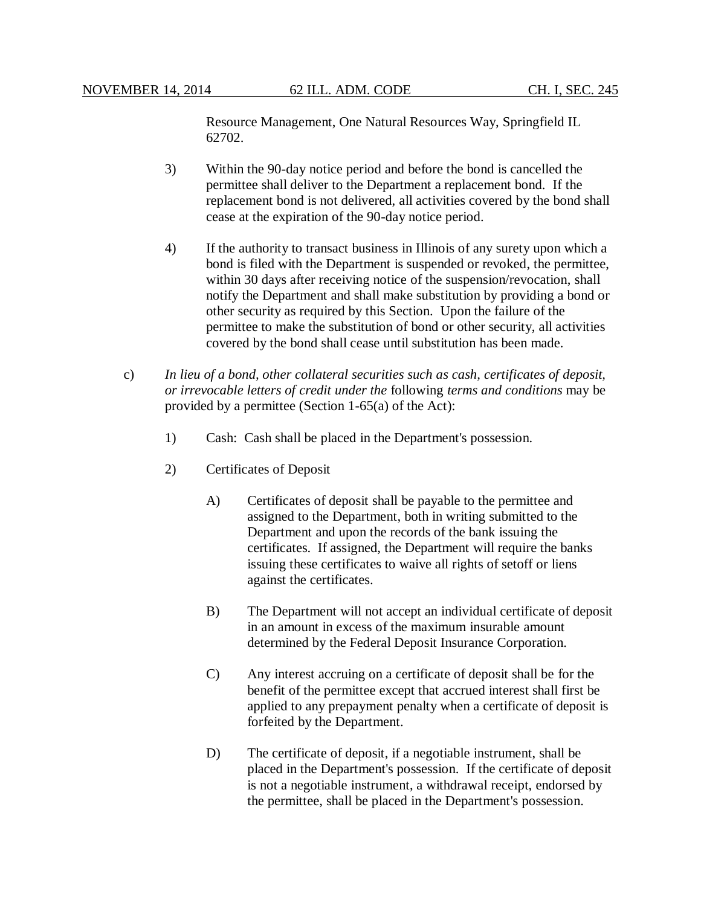Resource Management, One Natural Resources Way, Springfield IL 62702.

3) Within the 90-day notice period and before the bond is cancelled the permittee shall deliver to the Department a replacement bond. If the replacement bond is not delivered, all activities covered by the bond shall cease at the expiration of the 90-day notice period.

4) If the authority to transact business in Illinois of any surety upon which a bond is filed with the Department is suspended or revoked, the permittee, within 30 days after receiving notice of the suspension/revocation, shall notify the Department and shall make substitution by providing a bond or other security as required by this Section. Upon the failure of the permittee to make the substitution of bond or other security, all activities covered by the bond shall cease until substitution has been made.

c) *In lieu of a bond, other collateral securities such as cash, certificates of deposit, or irrevocable letters of credit under the* following *terms and conditions* may be provided by a permittee (Section 1-65(a) of the Act):

1) Cash: Cash shall be placed in the Department's possession.

2) Certificates of Deposit

A) Certificates of deposit shall be payable to the permittee and assigned to the Department, both in writing submitted to the Department and upon the records of the bank issuing the certificates. If assigned, the Department will require the banks issuing these certificates to waive all rights of setoff or liens against the certificates.

B) The Department will not accept an individual certificate of deposit in an amount in excess of the maximum insurable amount determined by the Federal Deposit Insurance Corporation.

C) Any interest accruing on a certificate of deposit shall be for the benefit of the permittee except that accrued interest shall first be applied to any prepayment penalty when a certificate of deposit is forfeited by the Department.

D) The certificate of deposit, if a negotiable instrument, shall be placed in the Department's possession. If the certificate of deposit is not a negotiable instrument, a withdrawal receipt, endorsed by the permittee, shall be placed in the Department's possession.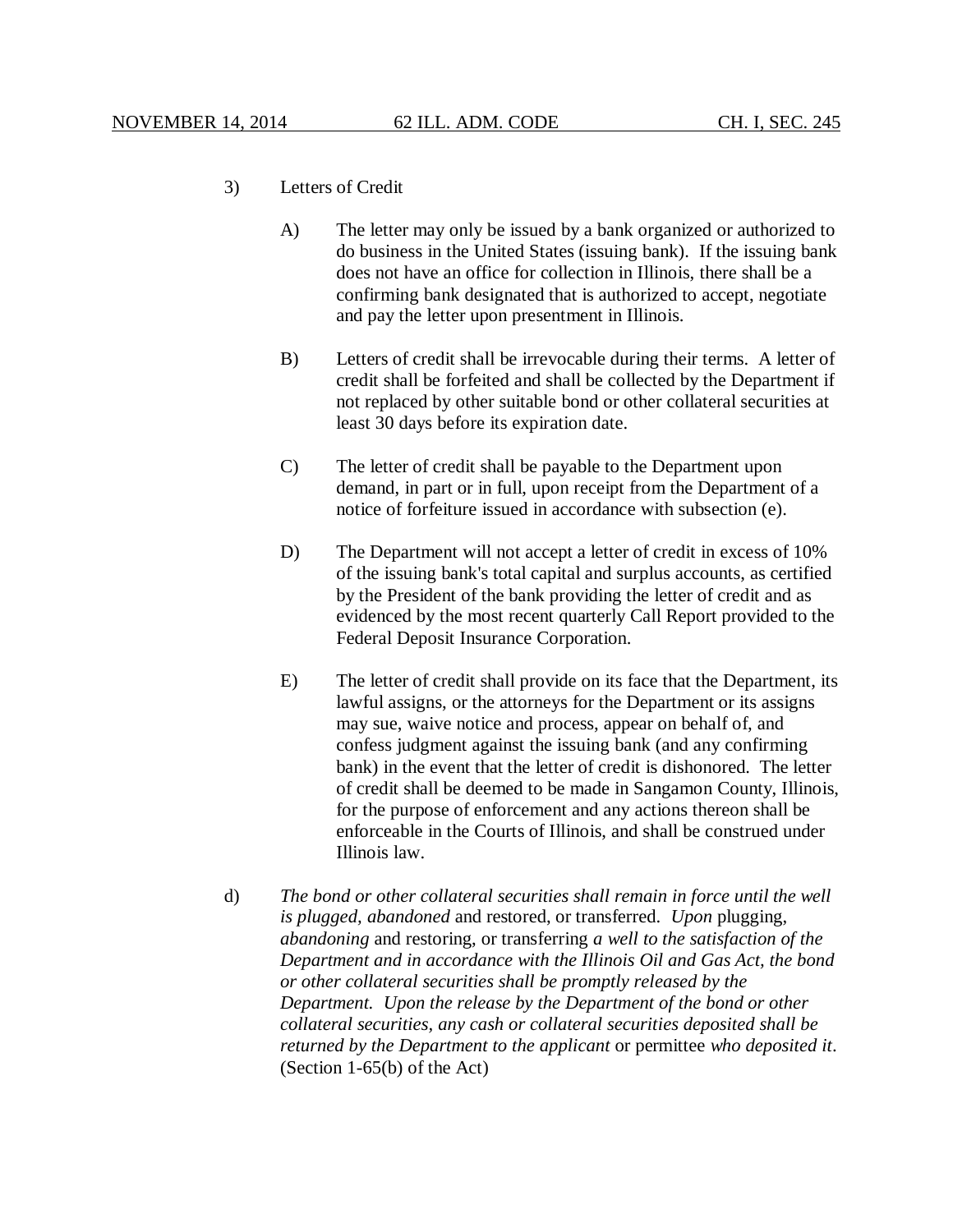3) Letters of Credit

   A) The letter may only be issued by a bank organized or authorized to do business in the United States (issuing bank). If the issuing bank does not have an office for collection in Illinois, there shall be a confirming bank designated that is authorized to accept, negotiate and pay the letter upon presentment in Illinois.

   B) Letters of credit shall be irrevocable during their terms. A letter of credit shall be forfeited and shall be collected by the Department if not replaced by other suitable bond or other collateral securities at least 30 days before its expiration date.

   C) The letter of credit shall be payable to the Department upon demand, in part or in full, upon receipt from the Department of a notice of forfeiture issued in accordance with subsection (e).

   D) The Department will not accept a letter of credit in excess of 10% of the issuing bank's total capital and surplus accounts, as certified by the President of the bank providing the letter of credit and as evidenced by the most recent quarterly Call Report provided to the Federal Deposit Insurance Corporation.

   E) The letter of credit shall provide on its face that the Department, its lawful assigns, or the attorneys for the Department or its assigns may sue, waive notice and process, appear on behalf of, and confess judgment against the issuing bank (and any confirming bank) in the event that the letter of credit is dishonored. The letter of credit shall be deemed to be made in Sangamon County, Illinois, for the purpose of enforcement and any actions thereon shall be enforceable in the Courts of Illinois, and shall be construed under Illinois law.

d) *The bond or other collateral securities shall remain in force until the well is plugged, abandoned* and restored, or transferred. *Upon* plugging, *abandoning* and restoring, or transferring *a well to the satisfaction of the Department and in accordance with the Illinois Oil and Gas Act, the bond or other collateral securities shall be promptly released by the Department. Upon the release by the Department of the bond or other collateral securities, any cash or collateral securities deposited shall be returned by the Department to the applicant* or permittee *who deposited it*. (Section 1-65(b) of the Act)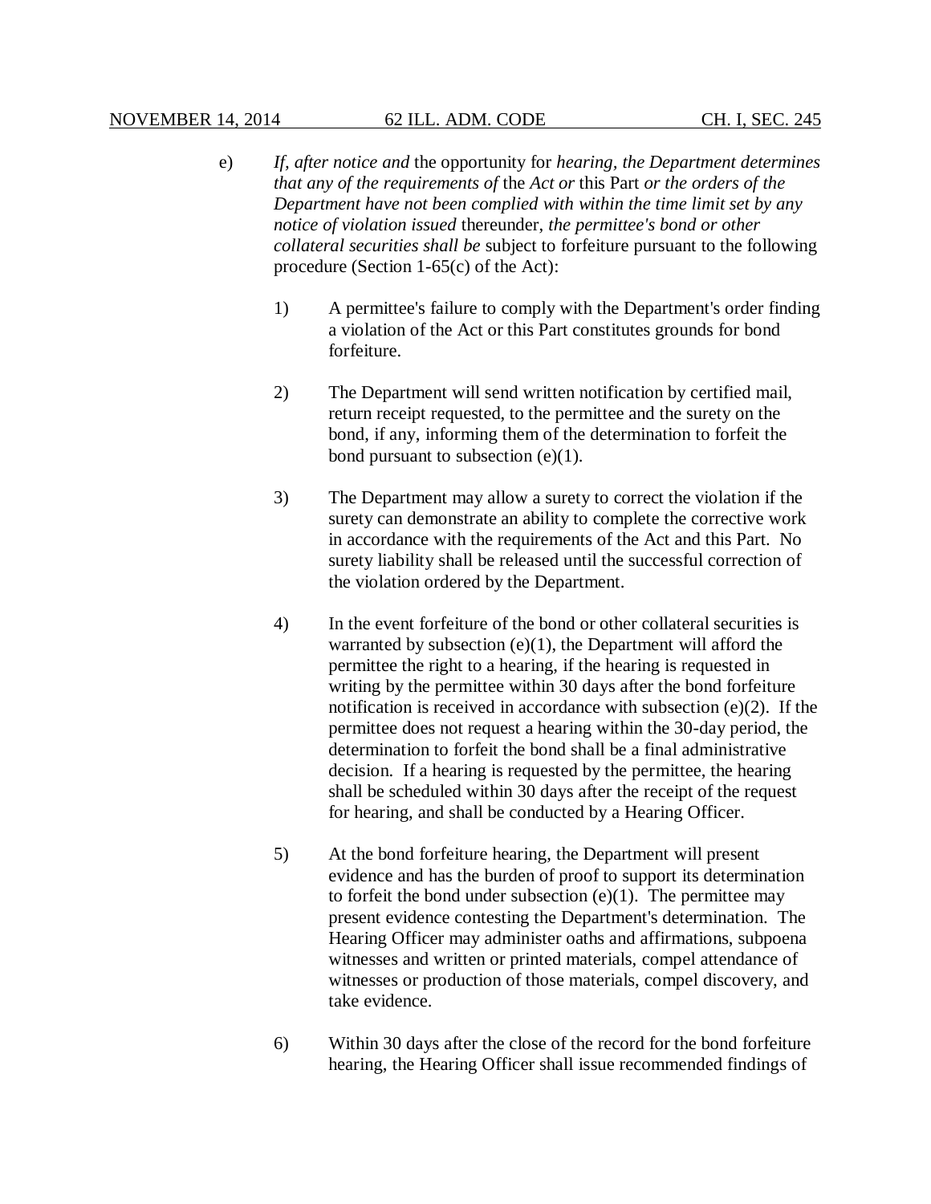e) *If, after notice and* the opportunity for *hearing, the Department determines that any of the requirements of* the *Act or* this Part *or the orders of the Department have not been complied with within the time limit set by any notice of violation issued* thereunder, *the permittee's bond or other collateral securities shall be* subject to forfeiture pursuant to the following procedure (Section 1-65(c) of the Act):

1) A permittee's failure to comply with the Department's order finding a violation of the Act or this Part constitutes grounds for bond forfeiture.

2) The Department will send written notification by certified mail, return receipt requested, to the permittee and the surety on the bond, if any, informing them of the determination to forfeit the bond pursuant to subsection (e)(1).

3) The Department may allow a surety to correct the violation if the surety can demonstrate an ability to complete the corrective work in accordance with the requirements of the Act and this Part. No surety liability shall be released until the successful correction of the violation ordered by the Department.

4) In the event forfeiture of the bond or other collateral securities is warranted by subsection (e)(1), the Department will afford the permittee the right to a hearing, if the hearing is requested in writing by the permittee within 30 days after the bond forfeiture notification is received in accordance with subsection (e)(2). If the permittee does not request a hearing within the 30-day period, the determination to forfeit the bond shall be a final administrative decision. If a hearing is requested by the permittee, the hearing shall be scheduled within 30 days after the receipt of the request for hearing, and shall be conducted by a Hearing Officer.

5) At the bond forfeiture hearing, the Department will present evidence and has the burden of proof to support its determination to forfeit the bond under subsection (e)(1). The permittee may present evidence contesting the Department's determination. The Hearing Officer may administer oaths and affirmations, subpoena witnesses and written or printed materials, compel attendance of witnesses or production of those materials, compel discovery, and take evidence.

6) Within 30 days after the close of the record for the bond forfeiture hearing, the Hearing Officer shall issue recommended findings of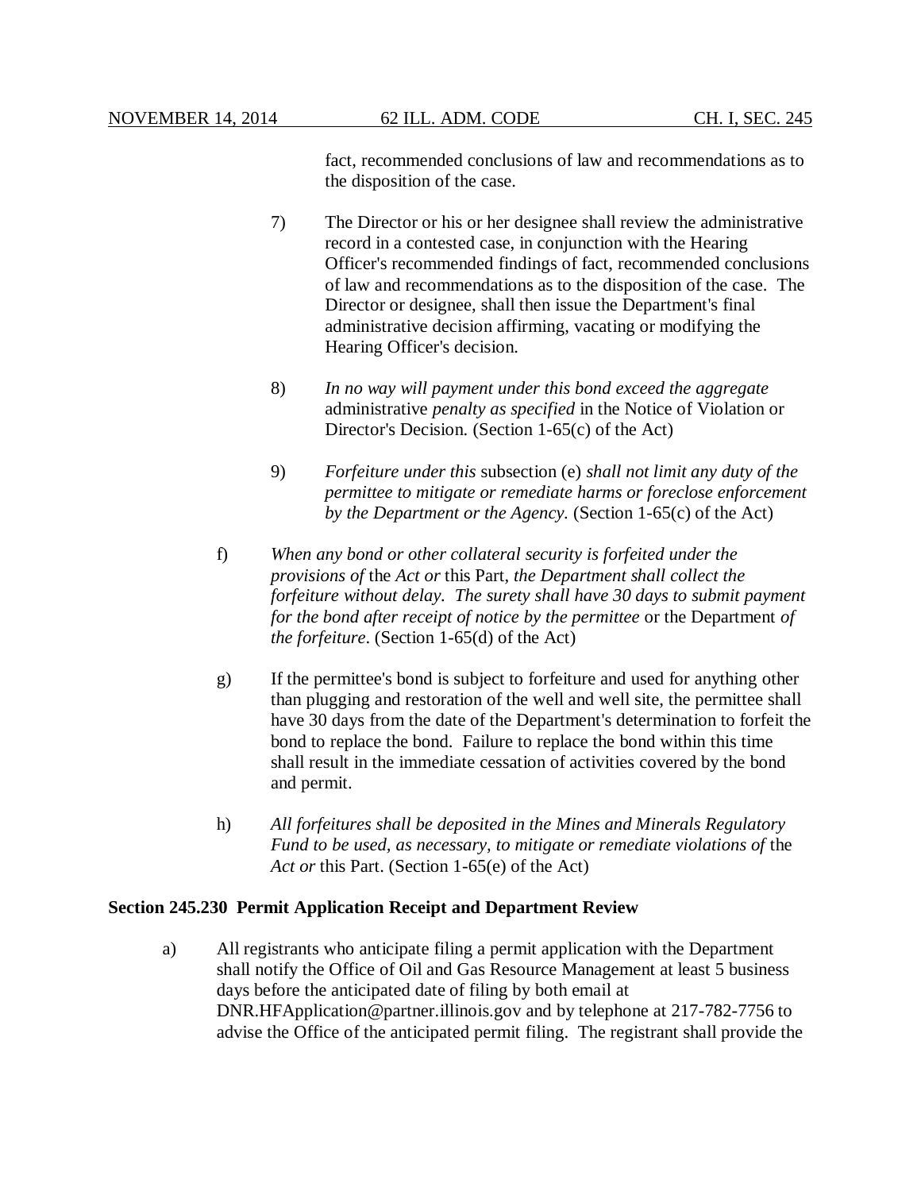fact, recommended conclusions of law and recommendations as to the disposition of the case.

7) The Director or his or her designee shall review the administrative record in a contested case, in conjunction with the Hearing Officer's recommended findings of fact, recommended conclusions of law and recommendations as to the disposition of the case. The Director or designee, shall then issue the Department's final administrative decision affirming, vacating or modifying the Hearing Officer's decision.

8) *In no way will payment under this bond exceed the aggregate* administrative *penalty as specified* in the Notice of Violation or Director's Decision. (Section 1-65(c) of the Act)

9) *Forfeiture under this* subsection (e) *shall not limit any duty of the permittee to mitigate or remediate harms or foreclose enforcement by the Department or the Agency.* (Section 1-65(c) of the Act)

f) *When any bond or other collateral security is forfeited under the provisions of* the *Act or* this Part, *the Department shall collect the forfeiture without delay. The surety shall have 30 days to submit payment for the bond after receipt of notice by the permittee* or the Department *of the forfeiture*. (Section 1-65(d) of the Act)

g) If the permittee's bond is subject to forfeiture and used for anything other than plugging and restoration of the well and well site, the permittee shall have 30 days from the date of the Department's determination to forfeit the bond to replace the bond. Failure to replace the bond within this time shall result in the immediate cessation of activities covered by the bond and permit.

h) *All forfeitures shall be deposited in the Mines and Minerals Regulatory Fund to be used, as necessary, to mitigate or remediate violations of* the *Act or* this Part. (Section 1-65(e) of the Act)

**Section 245.230 Permit Application Receipt and Department Review**

a) All registrants who anticipate filing a permit application with the Department shall notify the Office of Oil and Gas Resource Management at least 5 business days before the anticipated date of filing by both email at DNR.HFApplication@partner.illinois.gov and by telephone at 217-782-7756 to advise the Office of the anticipated permit filing. The registrant shall provide the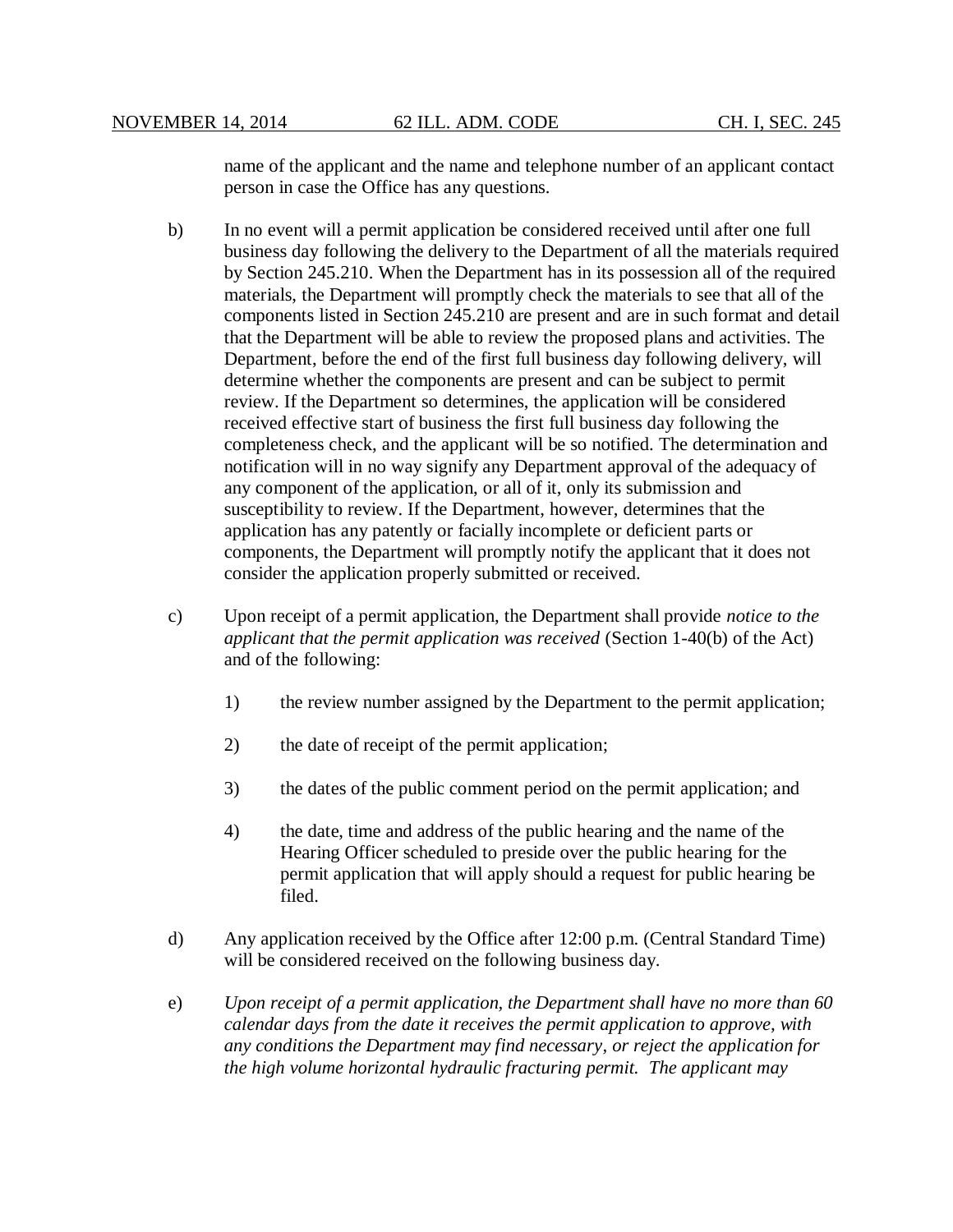name of the applicant and the name and telephone number of an applicant contact person in case the Office has any questions.

b) In no event will a permit application be considered received until after one full business day following the delivery to the Department of all the materials required by Section 245.210. When the Department has in its possession all of the required materials, the Department will promptly check the materials to see that all of the components listed in Section 245.210 are present and are in such format and detail that the Department will be able to review the proposed plans and activities. The Department, before the end of the first full business day following delivery, will determine whether the components are present and can be subject to permit review. If the Department so determines, the application will be considered received effective start of business the first full business day following the completeness check, and the applicant will be so notified. The determination and notification will in no way signify any Department approval of the adequacy of any component of the application, or all of it, only its submission and susceptibility to review. If the Department, however, determines that the application has any patently or facially incomplete or deficient parts or components, the Department will promptly notify the applicant that it does not consider the application properly submitted or received.

c) Upon receipt of a permit application, the Department shall provide *notice to the applicant that the permit application was received* (Section 1-40(b) of the Act) and of the following:

   1) the review number assigned by the Department to the permit application;

   2) the date of receipt of the permit application;

   3) the dates of the public comment period on the permit application; and

   4) the date, time and address of the public hearing and the name of the Hearing Officer scheduled to preside over the public hearing for the permit application that will apply should a request for public hearing be filed.

d) Any application received by the Office after 12:00 p.m. (Central Standard Time) will be considered received on the following business day.

e) *Upon receipt of a permit application, the Department shall have no more than 60 calendar days from the date it receives the permit application to approve, with any conditions the Department may find necessary, or reject the application for the high volume horizontal hydraulic fracturing permit. The applicant may*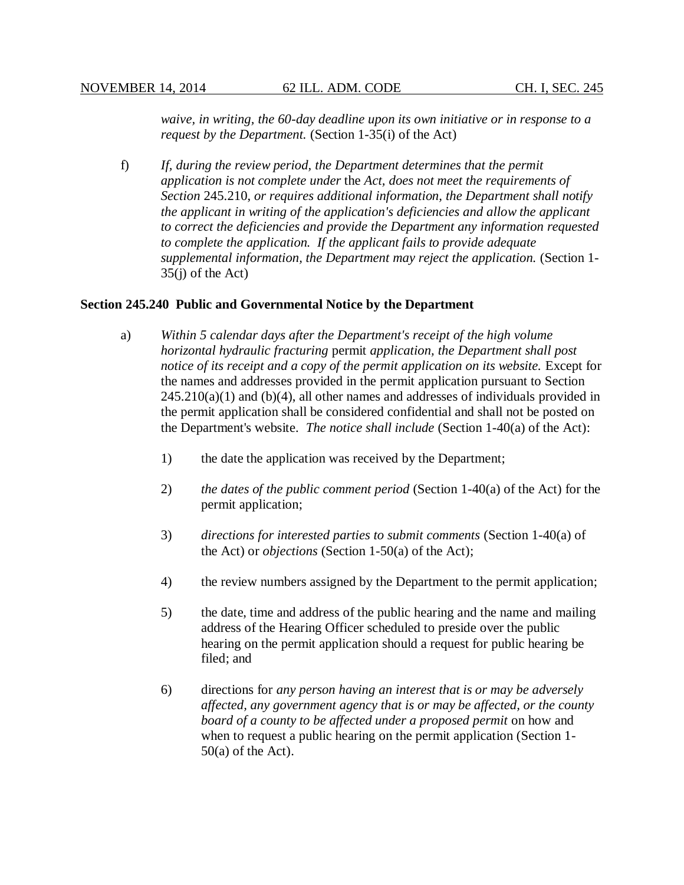*waive, in writing, the 60-day deadline upon its own initiative or in response to a request by the Department.* (Section 1-35(i) of the Act)

f) *If, during the review period, the Department determines that the permit application is not complete under* the *Act, does not meet the requirements of Section* 245.210, *or requires additional information, the Department shall notify the applicant in writing of the application's deficiencies and allow the applicant to correct the deficiencies and provide the Department any information requested to complete the application. If the applicant fails to provide adequate supplemental information, the Department may reject the application.* (Section 1-35(j) of the Act)

**Section 245.240 Public and Governmental Notice by the Department**

a) *Within 5 calendar days after the Department's receipt of the high volume horizontal hydraulic fracturing* permit *application, the Department shall post notice of its receipt and a copy of the permit application on its website.* Except for the names and addresses provided in the permit application pursuant to Section 245.210(a)(1) and (b)(4), all other names and addresses of individuals provided in the permit application shall be considered confidential and shall not be posted on the Department's website. *The notice shall include* (Section 1-40(a) of the Act):

   1) the date the application was received by the Department;

   2) *the dates of the public comment period* (Section 1-40(a) of the Act) for the permit application;

   3) *directions for interested parties to submit comments* (Section 1-40(a) of the Act) or *objections* (Section 1-50(a) of the Act);

   4) the review numbers assigned by the Department to the permit application;

   5) the date, time and address of the public hearing and the name and mailing address of the Hearing Officer scheduled to preside over the public hearing on the permit application should a request for public hearing be filed; and

   6) directions for *any person having an interest that is or may be adversely affected, any government agency that is or may be affected, or the county board of a county to be affected under a proposed permit* on how and when to request a public hearing on the permit application (Section 1-50(a) of the Act).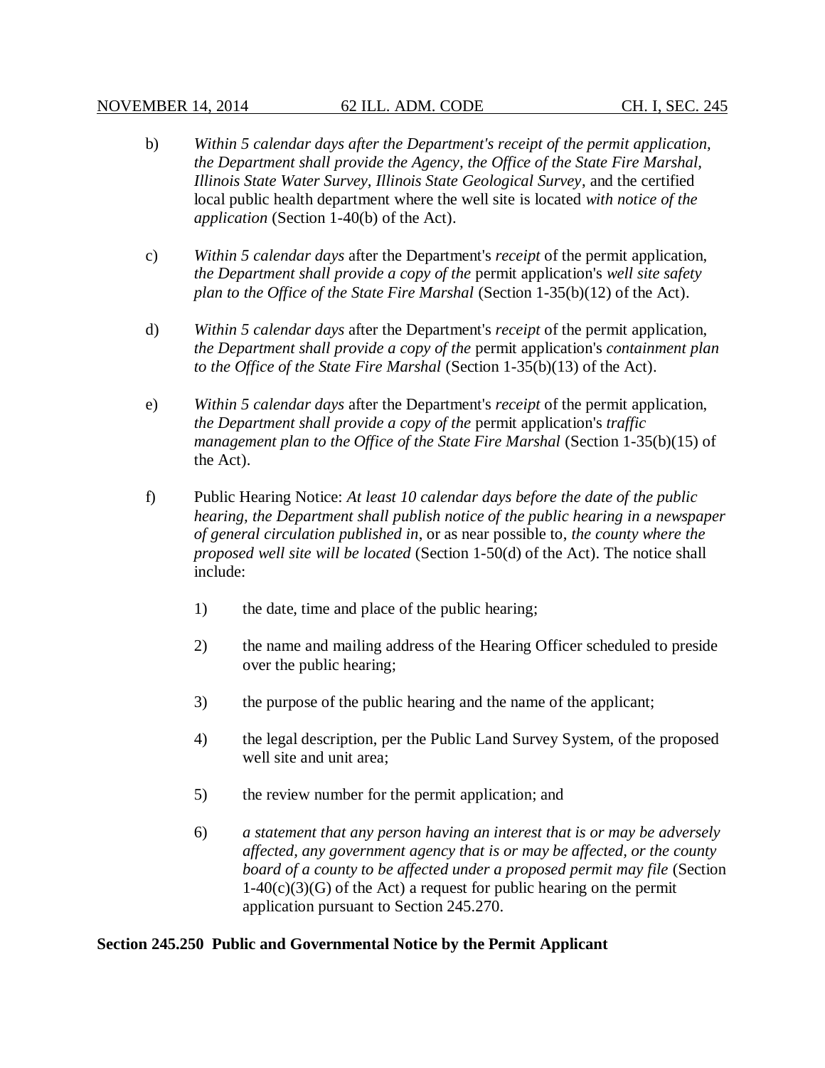b) *Within 5 calendar days after the Department's receipt of the permit application, the Department shall provide the Agency, the Office of the State Fire Marshal, Illinois State Water Survey, Illinois State Geological Survey*, and the certified local public health department where the well site is located *with notice of the application* (Section 1-40(b) of the Act).

c) *Within 5 calendar days* after the Department's *receipt* of the permit application, *the Department shall provide a copy of the* permit application's *well site safety plan to the Office of the State Fire Marshal* (Section 1-35(b)(12) of the Act).

d) *Within 5 calendar days* after the Department's *receipt* of the permit application, *the Department shall provide a copy of the* permit application's *containment plan to the Office of the State Fire Marshal* (Section 1-35(b)(13) of the Act).

e) *Within 5 calendar days* after the Department's *receipt* of the permit application, *the Department shall provide a copy of the* permit application's *traffic management plan to the Office of the State Fire Marshal* (Section 1-35(b)(15) of the Act).

f) Public Hearing Notice: *At least 10 calendar days before the date of the public hearing, the Department shall publish notice of the public hearing in a newspaper of general circulation published in*, or as near possible to, *the county where the proposed well site will be located* (Section 1-50(d) of the Act). The notice shall include:

   1) the date, time and place of the public hearing;

   2) the name and mailing address of the Hearing Officer scheduled to preside over the public hearing;

   3) the purpose of the public hearing and the name of the applicant;

   4) the legal description, per the Public Land Survey System, of the proposed well site and unit area;

   5) the review number for the permit application; and

   6) *a statement that any person having an interest that is or may be adversely affected, any government agency that is or may be affected, or the county board of a county to be affected under a proposed permit may file* (Section 1-40(c)(3)(G) of the Act) a request for public hearing on the permit application pursuant to Section 245.270.

**Section 245.250 Public and Governmental Notice by the Permit Applicant**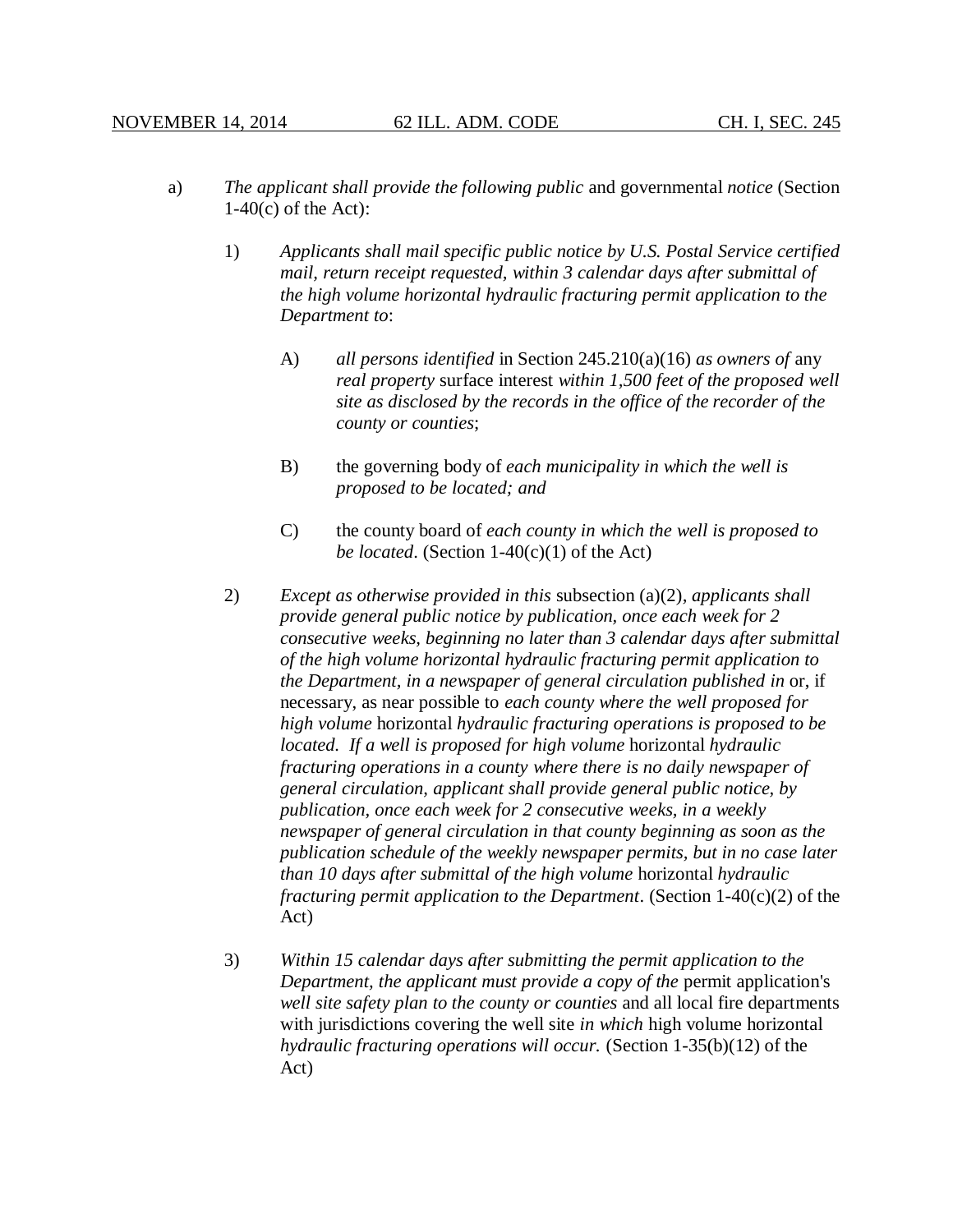a) *The applicant shall provide the following public* and governmental *notice* (Section 1-40(c) of the Act):

1) *Applicants shall mail specific public notice by U.S. Postal Service certified mail, return receipt requested, within 3 calendar days after submittal of the high volume horizontal hydraulic fracturing permit application to the Department to*:

A) *all persons identified* in Section 245.210(a)(16) *as owners of* any *real property* surface interest *within 1,500 feet of the proposed well site as disclosed by the records in the office of the recorder of the county or counties*;

B) the governing body of *each municipality in which the well is proposed to be located; and*

C) the county board of *each county in which the well is proposed to be located*. (Section 1-40(c)(1) of the Act)

2) *Except as otherwise provided in this* subsection (a)(2), *applicants shall provide general public notice by publication, once each week for 2 consecutive weeks, beginning no later than 3 calendar days after submittal of the high volume horizontal hydraulic fracturing permit application to the Department, in a newspaper of general circulation published in* or, if necessary, as near possible to *each county where the well proposed for high volume* horizontal *hydraulic fracturing operations is proposed to be located. If a well is proposed for high volume* horizontal *hydraulic fracturing operations in a county where there is no daily newspaper of general circulation, applicant shall provide general public notice, by publication, once each week for 2 consecutive weeks, in a weekly newspaper of general circulation in that county beginning as soon as the publication schedule of the weekly newspaper permits, but in no case later than 10 days after submittal of the high volume* horizontal *hydraulic fracturing permit application to the Department*. (Section 1-40(c)(2) of the Act)

3) *Within 15 calendar days after submitting the permit application to the Department, the applicant must provide a copy of the* permit application's *well site safety plan to the county or counties* and all local fire departments with jurisdictions covering the well site *in which* high volume horizontal *hydraulic fracturing operations will occur.* (Section 1-35(b)(12) of the Act)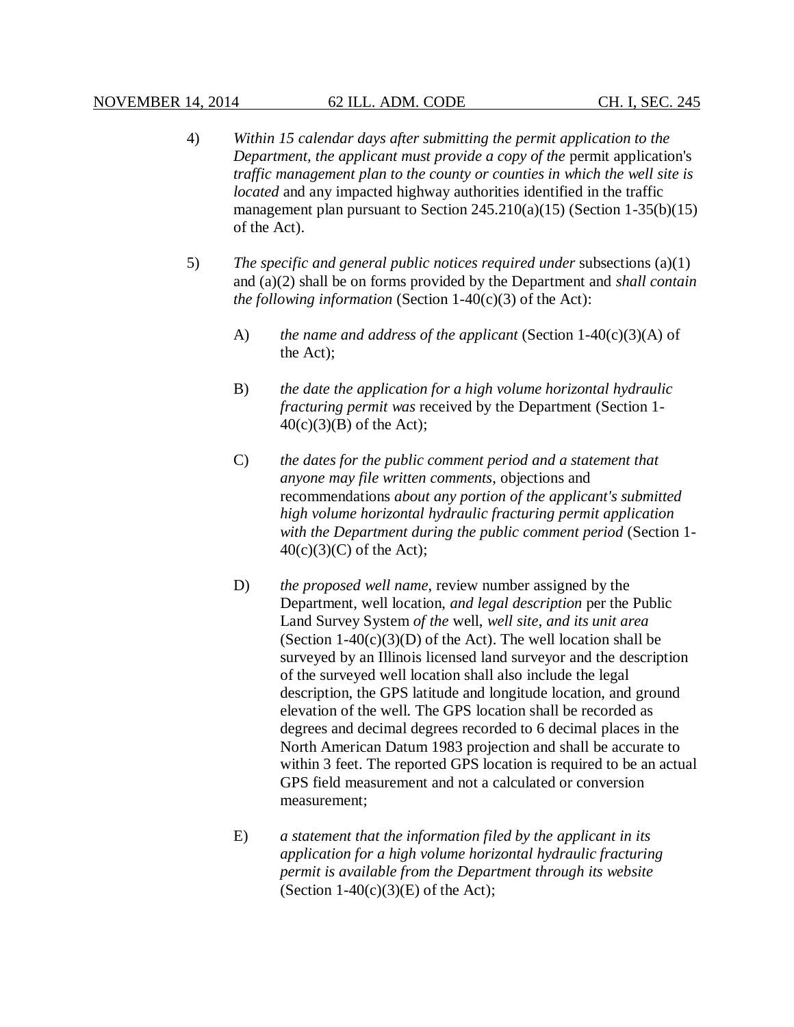4) *Within 15 calendar days after submitting the permit application to the Department, the applicant must provide a copy of the* permit application's *traffic management plan to the county or counties in which the well site is located* and any impacted highway authorities identified in the traffic management plan pursuant to Section 245.210(a)(15) (Section 1-35(b)(15) of the Act).

5) *The specific and general public notices required under* subsections (a)(1) and (a)(2) shall be on forms provided by the Department and *shall contain the following information* (Section 1-40(c)(3) of the Act):

   A) *the name and address of the applicant* (Section 1-40(c)(3)(A) of the Act);

   B) *the date the application for a high volume horizontal hydraulic fracturing permit was* received by the Department (Section 1-40(c)(3)(B) of the Act);

   C) *the dates for the public comment period and a statement that anyone may file written comments*, objections and recommendations *about any portion of the applicant's submitted high volume horizontal hydraulic fracturing permit application with the Department during the public comment period* (Section 1-40(c)(3)(C) of the Act);

   D) *the proposed well name*, review number assigned by the Department, well location, *and legal description* per the Public Land Survey System *of the* well, *well site, and its unit area* (Section 1-40(c)(3)(D) of the Act). The well location shall be surveyed by an Illinois licensed land surveyor and the description of the surveyed well location shall also include the legal description, the GPS latitude and longitude location, and ground elevation of the well. The GPS location shall be recorded as degrees and decimal degrees recorded to 6 decimal places in the North American Datum 1983 projection and shall be accurate to within 3 feet. The reported GPS location is required to be an actual GPS field measurement and not a calculated or conversion measurement;

   E) *a statement that the information filed by the applicant in its application for a high volume horizontal hydraulic fracturing permit is available from the Department through its website* (Section 1-40(c)(3)(E) of the Act);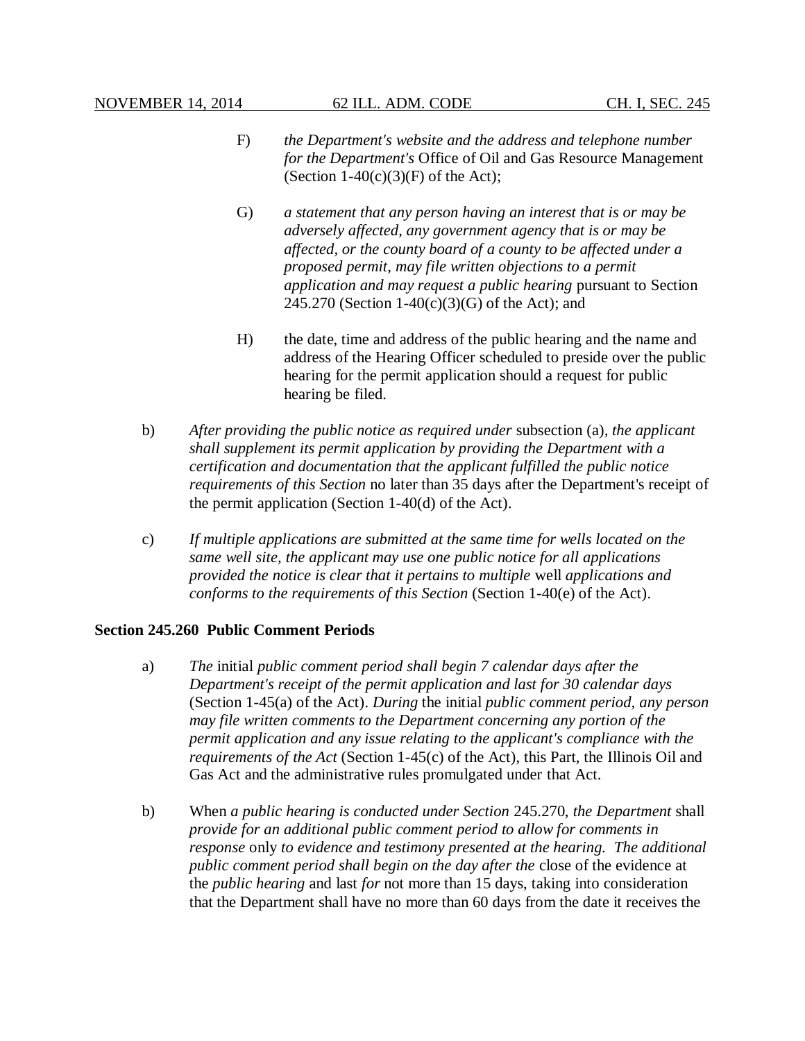F) *the Department's website and the address and telephone number for the Department's* Office of Oil and Gas Resource Management (Section 1-40(c)(3)(F) of the Act);

G) *a statement that any person having an interest that is or may be adversely affected, any government agency that is or may be affected, or the county board of a county to be affected under a proposed permit, may file written objections to a permit application and may request a public hearing* pursuant to Section 245.270 (Section 1-40(c)(3)(G) of the Act); and

H) the date, time and address of the public hearing and the name and address of the Hearing Officer scheduled to preside over the public hearing for the permit application should a request for public hearing be filed.

b) *After providing the public notice as required under* subsection (a), *the applicant shall supplement its permit application by providing the Department with a certification and documentation that the applicant fulfilled the public notice requirements of this Section* no later than 35 days after the Department's receipt of the permit application (Section 1-40(d) of the Act).

c) *If multiple applications are submitted at the same time for wells located on the same well site, the applicant may use one public notice for all applications provided the notice is clear that it pertains to multiple* well *applications and conforms to the requirements of this Section* (Section 1-40(e) of the Act).

**Section 245.260 Public Comment Periods**

a) *The* initial *public comment period shall begin 7 calendar days after the Department's receipt of the permit application and last for 30 calendar days* (Section 1-45(a) of the Act). *During* the initial *public comment period, any person may file written comments to the Department concerning any portion of the permit application and any issue relating to the applicant's compliance with the requirements of the Act* (Section 1-45(c) of the Act), this Part, the Illinois Oil and Gas Act and the administrative rules promulgated under that Act.

b) When *a public hearing is conducted under Section* 245.270, *the Department* shall *provide for an additional public comment period to allow for comments in response* only *to evidence and testimony presented at the hearing. The additional public comment period shall begin on the day after the* close of the evidence at the *public hearing* and last *for* not more than 15 days, taking into consideration that the Department shall have no more than 60 days from the date it receives the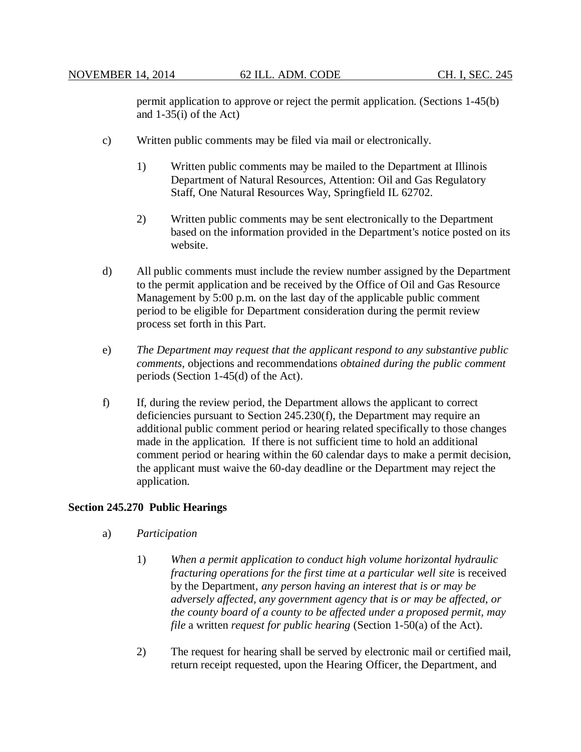permit application to approve or reject the permit application. (Sections 1-45(b) and 1-35(i) of the Act)

c) Written public comments may be filed via mail or electronically.

   1) Written public comments may be mailed to the Department at Illinois Department of Natural Resources, Attention: Oil and Gas Regulatory Staff, One Natural Resources Way, Springfield IL 62702.

   2) Written public comments may be sent electronically to the Department based on the information provided in the Department's notice posted on its website.

d) All public comments must include the review number assigned by the Department to the permit application and be received by the Office of Oil and Gas Resource Management by 5:00 p.m. on the last day of the applicable public comment period to be eligible for Department consideration during the permit review process set forth in this Part.

e) *The Department may request that the applicant respond to any substantive public comments*, objections and recommendations *obtained during the public comment* periods (Section 1-45(d) of the Act).

f) If, during the review period, the Department allows the applicant to correct deficiencies pursuant to Section 245.230(f), the Department may require an additional public comment period or hearing related specifically to those changes made in the application. If there is not sufficient time to hold an additional comment period or hearing within the 60 calendar days to make a permit decision, the applicant must waive the 60-day deadline or the Department may reject the application.

**Section 245.270 Public Hearings**

a) *Participation*

   1) *When a permit application to conduct high volume horizontal hydraulic fracturing operations for the first time at a particular well site* is received by the Department, *any person having an interest that is or may be adversely affected, any government agency that is or may be affected, or the county board of a county to be affected under a proposed permit, may file* a written *request for public hearing* (Section 1-50(a) of the Act).

   2) The request for hearing shall be served by electronic mail or certified mail, return receipt requested, upon the Hearing Officer, the Department, and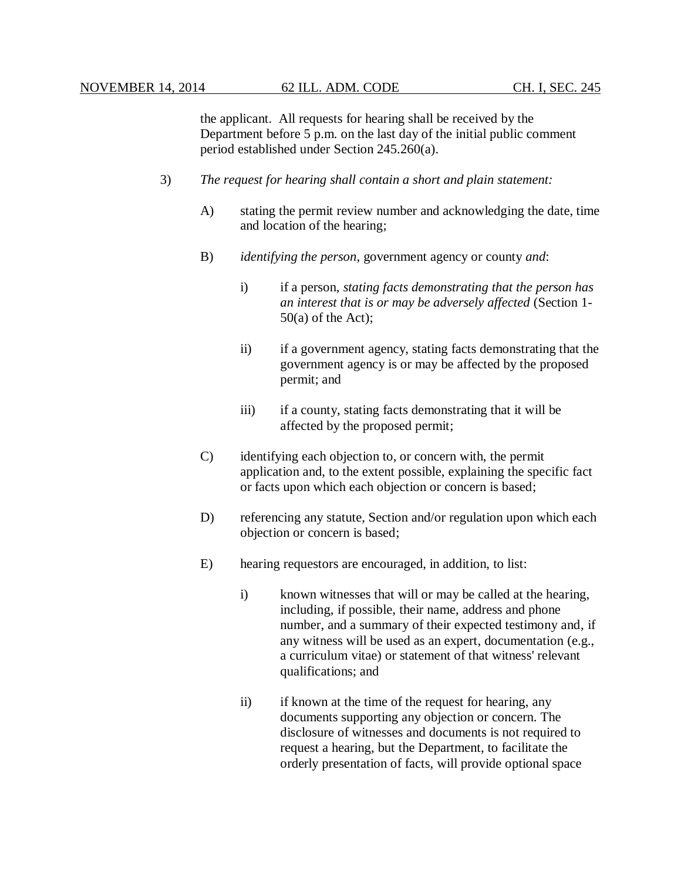the applicant. All requests for hearing shall be received by the Department before 5 p.m. on the last day of the initial public comment period established under Section 245.260(a).

3) *The request for hearing shall contain a short and plain statement:*

   A) stating the permit review number and acknowledging the date, time and location of the hearing;

   B) *identifying the person*, government agency or county *and*:

      i) if a person, *stating facts demonstrating that the person has an interest that is or may be adversely affected* (Section 1-50(a) of the Act);

      ii) if a government agency, stating facts demonstrating that the government agency is or may be affected by the proposed permit; and

      iii) if a county, stating facts demonstrating that it will be affected by the proposed permit;

   C) identifying each objection to, or concern with, the permit application and, to the extent possible, explaining the specific fact or facts upon which each objection or concern is based;

   D) referencing any statute, Section and/or regulation upon which each objection or concern is based;

   E) hearing requestors are encouraged, in addition, to list:

      i) known witnesses that will or may be called at the hearing, including, if possible, their name, address and phone number, and a summary of their expected testimony and, if any witness will be used as an expert, documentation (e.g., a curriculum vitae) or statement of that witness' relevant qualifications; and

      ii) if known at the time of the request for hearing, any documents supporting any objection or concern. The disclosure of witnesses and documents is not required to request a hearing, but the Department, to facilitate the orderly presentation of facts, will provide optional space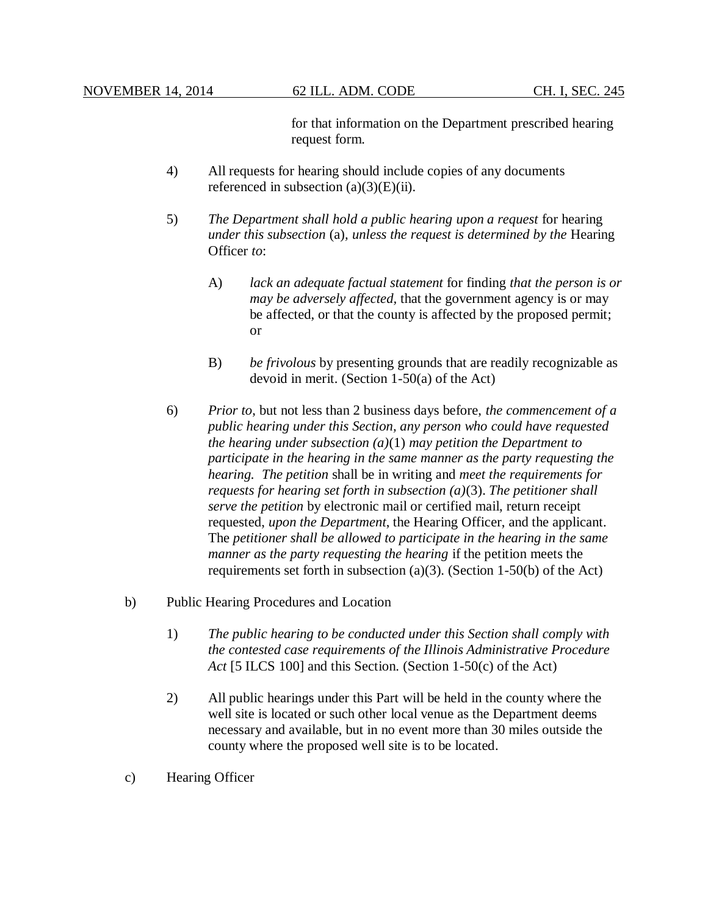for that information on the Department prescribed hearing request form.

4) All requests for hearing should include copies of any documents referenced in subsection (a)(3)(E)(ii).

5) *The Department shall hold a public hearing upon a request* for hearing *under this subsection* (a)*, unless the request is determined by the* Hearing Officer *to*:

   A) *lack an adequate factual statement* for finding *that the person is or may be adversely affected*, that the government agency is or may be affected, or that the county is affected by the proposed permit; or

   B) *be frivolous* by presenting grounds that are readily recognizable as devoid in merit. (Section 1-50(a) of the Act)

6) *Prior to*, but not less than 2 business days before, *the commencement of a public hearing under this Section, any person who could have requested the hearing under subsection (a)*(1) *may petition the Department to participate in the hearing in the same manner as the party requesting the hearing. The petition* shall be in writing and *meet the requirements for requests for hearing set forth in subsection (a)*(3). *The petitioner shall serve the petition* by electronic mail or certified mail, return receipt requested, *upon the Department*, the Hearing Officer, and the applicant. The *petitioner shall be allowed to participate in the hearing in the same manner as the party requesting the hearing* if the petition meets the requirements set forth in subsection (a)(3). (Section 1-50(b) of the Act)

b) Public Hearing Procedures and Location

1) *The public hearing to be conducted under this Section shall comply with the contested case requirements of the Illinois Administrative Procedure Act* [5 ILCS 100] and this Section. (Section 1-50(c) of the Act)

2) All public hearings under this Part will be held in the county where the well site is located or such other local venue as the Department deems necessary and available, but in no event more than 30 miles outside the county where the proposed well site is to be located.

c) Hearing Officer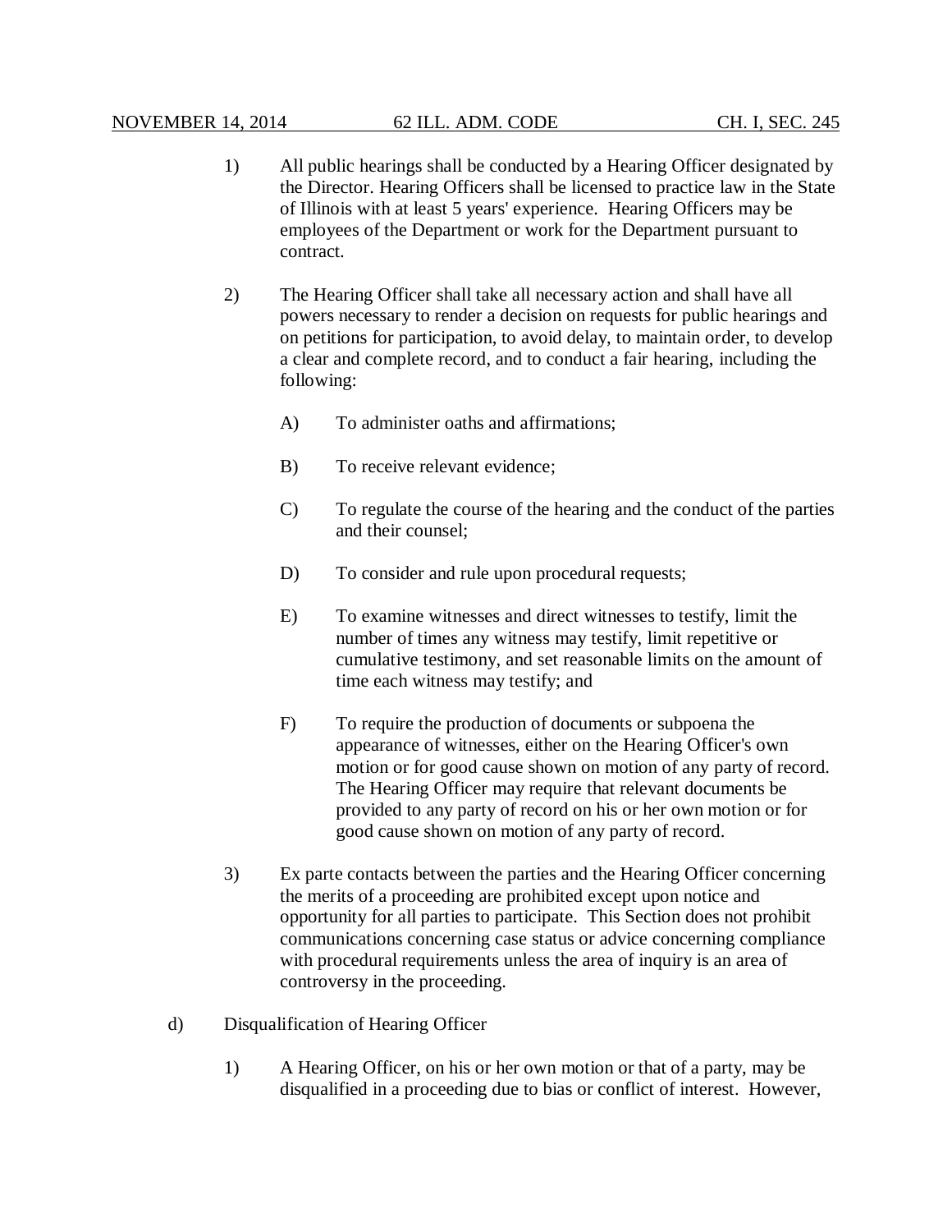1) All public hearings shall be conducted by a Hearing Officer designated by the Director. Hearing Officers shall be licensed to practice law in the State of Illinois with at least 5 years' experience. Hearing Officers may be employees of the Department or work for the Department pursuant to contract.

2) The Hearing Officer shall take all necessary action and shall have all powers necessary to render a decision on requests for public hearings and on petitions for participation, to avoid delay, to maintain order, to develop a clear and complete record, and to conduct a fair hearing, including the following:

   A) To administer oaths and affirmations;

   B) To receive relevant evidence;

   C) To regulate the course of the hearing and the conduct of the parties and their counsel;

   D) To consider and rule upon procedural requests;

   E) To examine witnesses and direct witnesses to testify, limit the number of times any witness may testify, limit repetitive or cumulative testimony, and set reasonable limits on the amount of time each witness may testify; and

   F) To require the production of documents or subpoena the appearance of witnesses, either on the Hearing Officer's own motion or for good cause shown on motion of any party of record. The Hearing Officer may require that relevant documents be provided to any party of record on his or her own motion or for good cause shown on motion of any party of record.

3) Ex parte contacts between the parties and the Hearing Officer concerning the merits of a proceeding are prohibited except upon notice and opportunity for all parties to participate. This Section does not prohibit communications concerning case status or advice concerning compliance with procedural requirements unless the area of inquiry is an area of controversy in the proceeding.

d) Disqualification of Hearing Officer

1) A Hearing Officer, on his or her own motion or that of a party, may be disqualified in a proceeding due to bias or conflict of interest. However,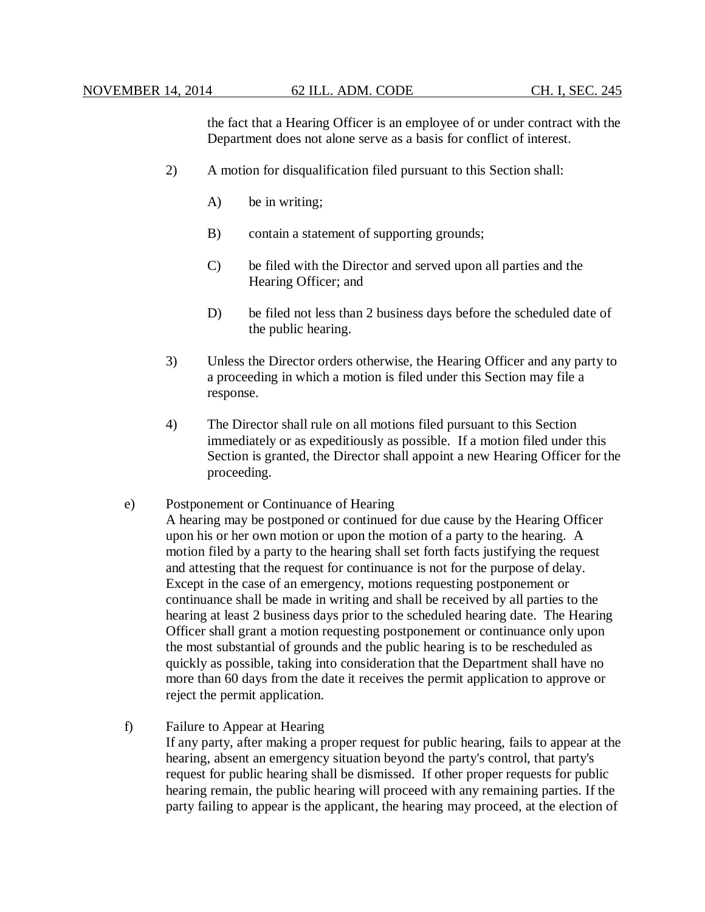the fact that a Hearing Officer is an employee of or under contract with the Department does not alone serve as a basis for conflict of interest.

2) A motion for disqualification filed pursuant to this Section shall:

   A) be in writing;

   B) contain a statement of supporting grounds;

   C) be filed with the Director and served upon all parties and the Hearing Officer; and

   D) be filed not less than 2 business days before the scheduled date of the public hearing.

3) Unless the Director orders otherwise, the Hearing Officer and any party to a proceeding in which a motion is filed under this Section may file a response.

4) The Director shall rule on all motions filed pursuant to this Section immediately or as expeditiously as possible. If a motion filed under this Section is granted, the Director shall appoint a new Hearing Officer for the proceeding.

e) Postponement or Continuance of Hearing

A hearing may be postponed or continued for due cause by the Hearing Officer upon his or her own motion or upon the motion of a party to the hearing. A motion filed by a party to the hearing shall set forth facts justifying the request and attesting that the request for continuance is not for the purpose of delay. Except in the case of an emergency, motions requesting postponement or continuance shall be made in writing and shall be received by all parties to the hearing at least 2 business days prior to the scheduled hearing date. The Hearing Officer shall grant a motion requesting postponement or continuance only upon the most substantial of grounds and the public hearing is to be rescheduled as quickly as possible, taking into consideration that the Department shall have no more than 60 days from the date it receives the permit application to approve or reject the permit application.

f) Failure to Appear at Hearing

If any party, after making a proper request for public hearing, fails to appear at the hearing, absent an emergency situation beyond the party's control, that party's request for public hearing shall be dismissed. If other proper requests for public hearing remain, the public hearing will proceed with any remaining parties. If the party failing to appear is the applicant, the hearing may proceed, at the election of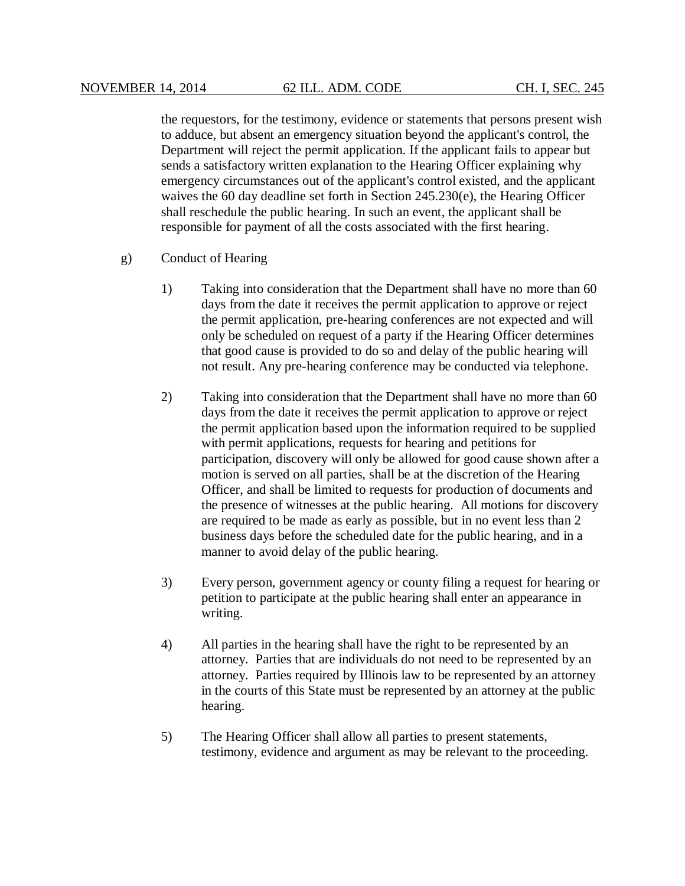the requestors, for the testimony, evidence or statements that persons present wish to adduce, but absent an emergency situation beyond the applicant's control, the Department will reject the permit application. If the applicant fails to appear but sends a satisfactory written explanation to the Hearing Officer explaining why emergency circumstances out of the applicant's control existed, and the applicant waives the 60 day deadline set forth in Section 245.230(e), the Hearing Officer shall reschedule the public hearing. In such an event, the applicant shall be responsible for payment of all the costs associated with the first hearing.

g) Conduct of Hearing

1) Taking into consideration that the Department shall have no more than 60 days from the date it receives the permit application to approve or reject the permit application, pre-hearing conferences are not expected and will only be scheduled on request of a party if the Hearing Officer determines that good cause is provided to do so and delay of the public hearing will not result. Any pre-hearing conference may be conducted via telephone.

2) Taking into consideration that the Department shall have no more than 60 days from the date it receives the permit application to approve or reject the permit application based upon the information required to be supplied with permit applications, requests for hearing and petitions for participation, discovery will only be allowed for good cause shown after a motion is served on all parties, shall be at the discretion of the Hearing Officer, and shall be limited to requests for production of documents and the presence of witnesses at the public hearing. All motions for discovery are required to be made as early as possible, but in no event less than 2 business days before the scheduled date for the public hearing, and in a manner to avoid delay of the public hearing.

3) Every person, government agency or county filing a request for hearing or petition to participate at the public hearing shall enter an appearance in writing.

4) All parties in the hearing shall have the right to be represented by an attorney. Parties that are individuals do not need to be represented by an attorney. Parties required by Illinois law to be represented by an attorney in the courts of this State must be represented by an attorney at the public hearing.

5) The Hearing Officer shall allow all parties to present statements, testimony, evidence and argument as may be relevant to the proceeding.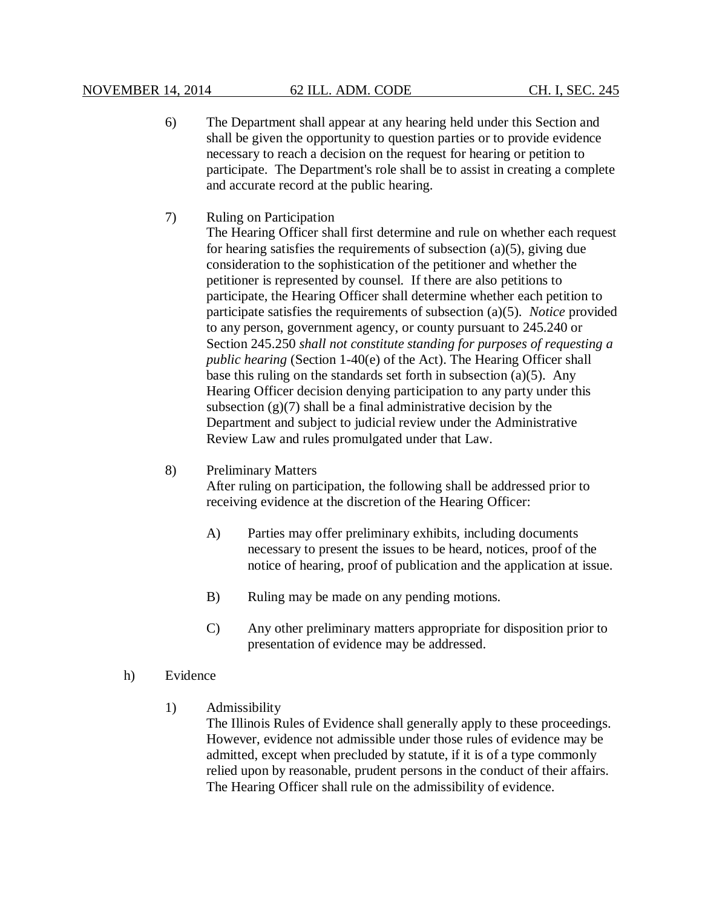6) The Department shall appear at any hearing held under this Section and shall be given the opportunity to question parties or to provide evidence necessary to reach a decision on the request for hearing or petition to participate. The Department's role shall be to assist in creating a complete and accurate record at the public hearing.

7) Ruling on Participation

The Hearing Officer shall first determine and rule on whether each request for hearing satisfies the requirements of subsection (a)(5), giving due consideration to the sophistication of the petitioner and whether the petitioner is represented by counsel. If there are also petitions to participate, the Hearing Officer shall determine whether each petition to participate satisfies the requirements of subsection (a)(5). *Notice* provided to any person, government agency, or county pursuant to 245.240 or Section 245.250 *shall not constitute standing for purposes of requesting a public hearing* (Section 1-40(e) of the Act). The Hearing Officer shall base this ruling on the standards set forth in subsection (a)(5). Any Hearing Officer decision denying participation to any party under this subsection (g)(7) shall be a final administrative decision by the Department and subject to judicial review under the Administrative Review Law and rules promulgated under that Law.

8) Preliminary Matters

After ruling on participation, the following shall be addressed prior to receiving evidence at the discretion of the Hearing Officer:

A) Parties may offer preliminary exhibits, including documents necessary to present the issues to be heard, notices, proof of the notice of hearing, proof of publication and the application at issue.

B) Ruling may be made on any pending motions.

C) Any other preliminary matters appropriate for disposition prior to presentation of evidence may be addressed.

h) Evidence

1) Admissibility

The Illinois Rules of Evidence shall generally apply to these proceedings. However, evidence not admissible under those rules of evidence may be admitted, except when precluded by statute, if it is of a type commonly relied upon by reasonable, prudent persons in the conduct of their affairs. The Hearing Officer shall rule on the admissibility of evidence.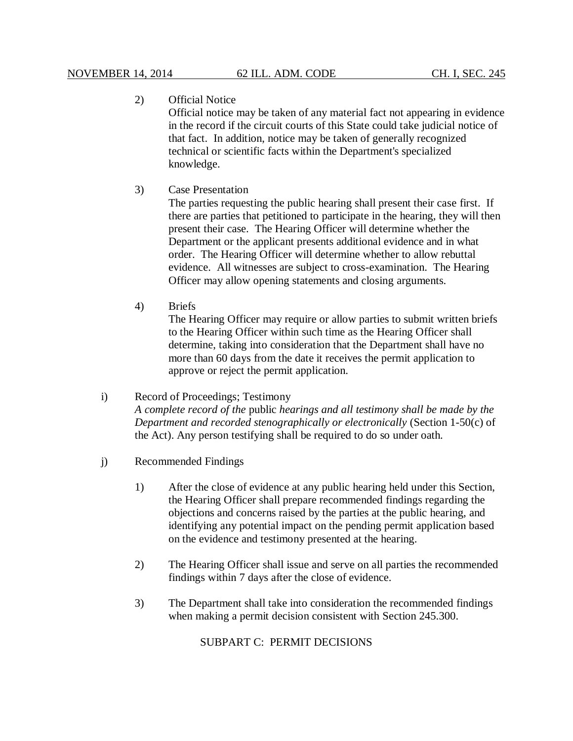2) Official Notice

Official notice may be taken of any material fact not appearing in evidence in the record if the circuit courts of this State could take judicial notice of that fact. In addition, notice may be taken of generally recognized technical or scientific facts within the Department's specialized knowledge.

3) Case Presentation

The parties requesting the public hearing shall present their case first. If there are parties that petitioned to participate in the hearing, they will then present their case. The Hearing Officer will determine whether the Department or the applicant presents additional evidence and in what order. The Hearing Officer will determine whether to allow rebuttal evidence. All witnesses are subject to cross-examination. The Hearing Officer may allow opening statements and closing arguments.

4) Briefs

The Hearing Officer may require or allow parties to submit written briefs to the Hearing Officer within such time as the Hearing Officer shall determine, taking into consideration that the Department shall have no more than 60 days from the date it receives the permit application to approve or reject the permit application.

i) Record of Proceedings; Testimony

*A complete record of the* public *hearings and all testimony shall be made by the Department and recorded stenographically or electronically* (Section 1-50(c) of the Act). Any person testifying shall be required to do so under oath.

j) Recommended Findings

1) After the close of evidence at any public hearing held under this Section, the Hearing Officer shall prepare recommended findings regarding the objections and concerns raised by the parties at the public hearing, and identifying any potential impact on the pending permit application based on the evidence and testimony presented at the hearing.

2) The Hearing Officer shall issue and serve on all parties the recommended findings within 7 days after the close of evidence.

3) The Department shall take into consideration the recommended findings when making a permit decision consistent with Section 245.300.

## SUBPART C: PERMIT DECISIONS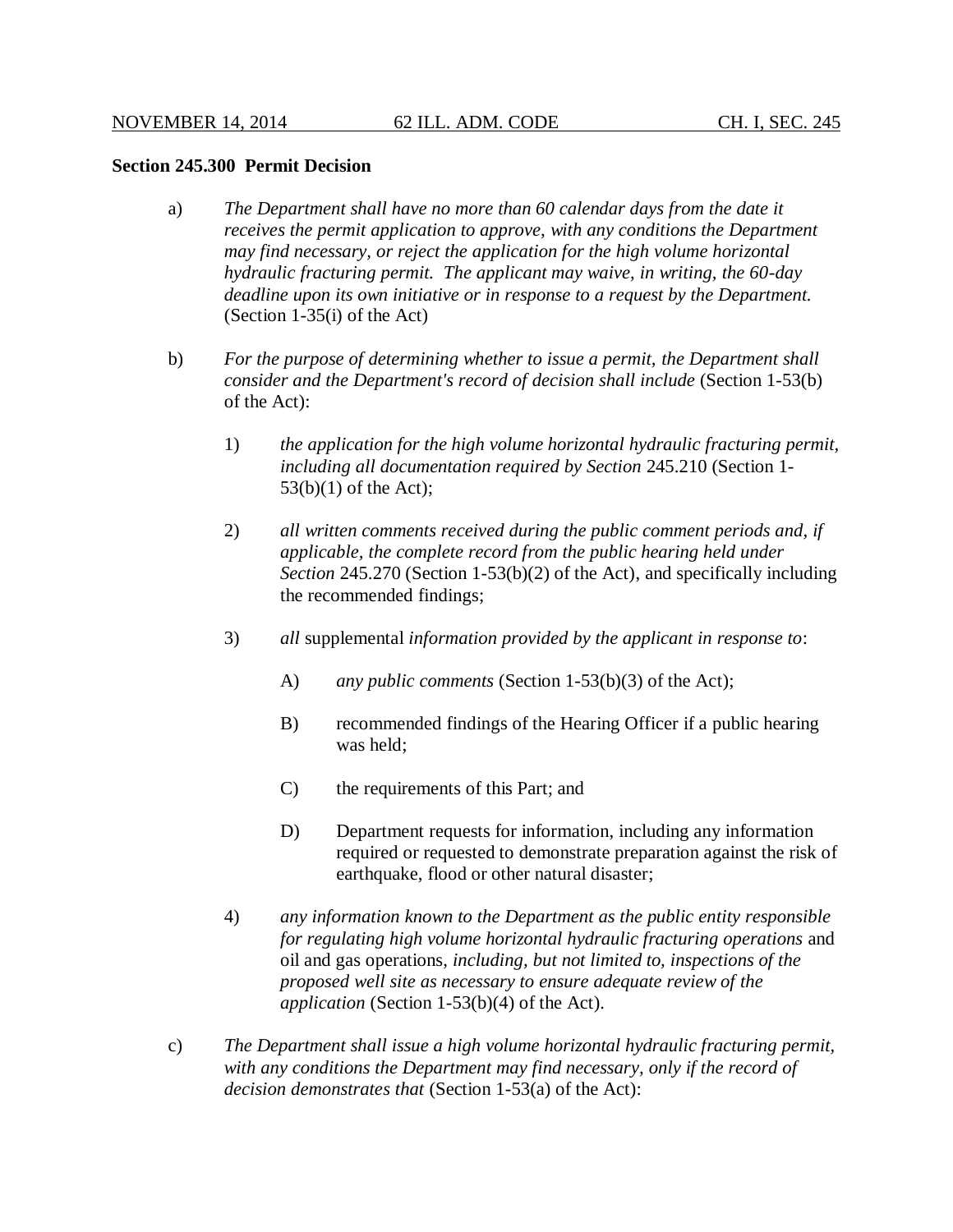**Section 245.300 Permit Decision**

a) *The Department shall have no more than 60 calendar days from the date it receives the permit application to approve, with any conditions the Department may find necessary, or reject the application for the high volume horizontal hydraulic fracturing permit. The applicant may waive, in writing, the 60-day deadline upon its own initiative or in response to a request by the Department.* (Section 1-35(i) of the Act)

b) *For the purpose of determining whether to issue a permit, the Department shall consider and the Department's record of decision shall include* (Section 1-53(b) of the Act):

1) *the application for the high volume horizontal hydraulic fracturing permit, including all documentation required by Section* 245.210 (Section 1-53(b)(1) of the Act);

2) *all written comments received during the public comment periods and, if applicable, the complete record from the public hearing held under Section* 245.270 (Section 1-53(b)(2) of the Act), and specifically including the recommended findings;

3) *all* supplemental *information provided by the applicant in response to*:

A) *any public comments* (Section 1-53(b)(3) of the Act);

B) recommended findings of the Hearing Officer if a public hearing was held;

C) the requirements of this Part; and

D) Department requests for information, including any information required or requested to demonstrate preparation against the risk of earthquake, flood or other natural disaster;

4) *any information known to the Department as the public entity responsible for regulating high volume horizontal hydraulic fracturing operations* and oil and gas operations, *including, but not limited to, inspections of the proposed well site as necessary to ensure adequate review of the application* (Section 1-53(b)(4) of the Act).

c) *The Department shall issue a high volume horizontal hydraulic fracturing permit, with any conditions the Department may find necessary, only if the record of decision demonstrates that* (Section 1-53(a) of the Act):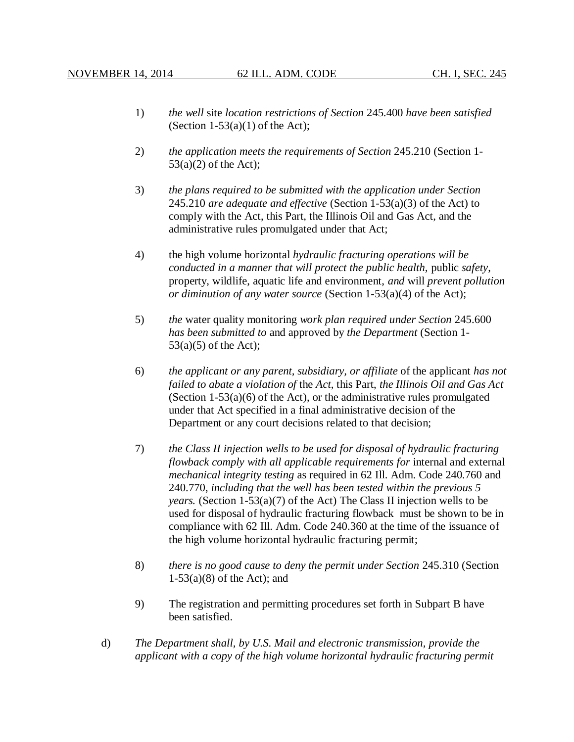1) *the well* site *location restrictions of Section* 245.400 *have been satisfied* (Section 1-53(a)(1) of the Act);

2) *the application meets the requirements of Section* 245.210 (Section 1-53(a)(2) of the Act);

3) *the plans required to be submitted with the application under Section* 245.210 *are adequate and effective* (Section 1-53(a)(3) of the Act) to comply with the Act, this Part, the Illinois Oil and Gas Act, and the administrative rules promulgated under that Act;

4) the high volume horizontal *hydraulic fracturing operations will be conducted in a manner that will protect the public health,* public *safety*, property, wildlife, aquatic life and environment, *and* will *prevent pollution or diminution of any water source* (Section 1-53(a)(4) of the Act);

5) *the* water quality monitoring *work plan required under Section* 245.600 *has been submitted to* and approved by *the Department* (Section 1-53(a)(5) of the Act);

6) *the applicant or any parent, subsidiary, or affiliate* of the applicant *has not failed to abate a violation of* the *Act*, this Part, *the Illinois Oil and Gas Act* (Section 1-53(a)(6) of the Act), or the administrative rules promulgated under that Act specified in a final administrative decision of the Department or any court decisions related to that decision;

7) *the Class II injection wells to be used for disposal of hydraulic fracturing flowback comply with all applicable requirements for* internal and external *mechanical integrity testing* as required in 62 Ill. Adm. Code 240.760 and 240.770, *including that the well has been tested within the previous 5 years.* (Section 1-53(a)(7) of the Act) The Class II injection wells to be used for disposal of hydraulic fracturing flowback must be shown to be in compliance with 62 Ill. Adm. Code 240.360 at the time of the issuance of the high volume horizontal hydraulic fracturing permit;

8) *there is no good cause to deny the permit under Section* 245.310 (Section 1-53(a)(8) of the Act); and

9) The registration and permitting procedures set forth in Subpart B have been satisfied.

d) *The Department shall, by U.S. Mail and electronic transmission, provide the applicant with a copy of the high volume horizontal hydraulic fracturing permit*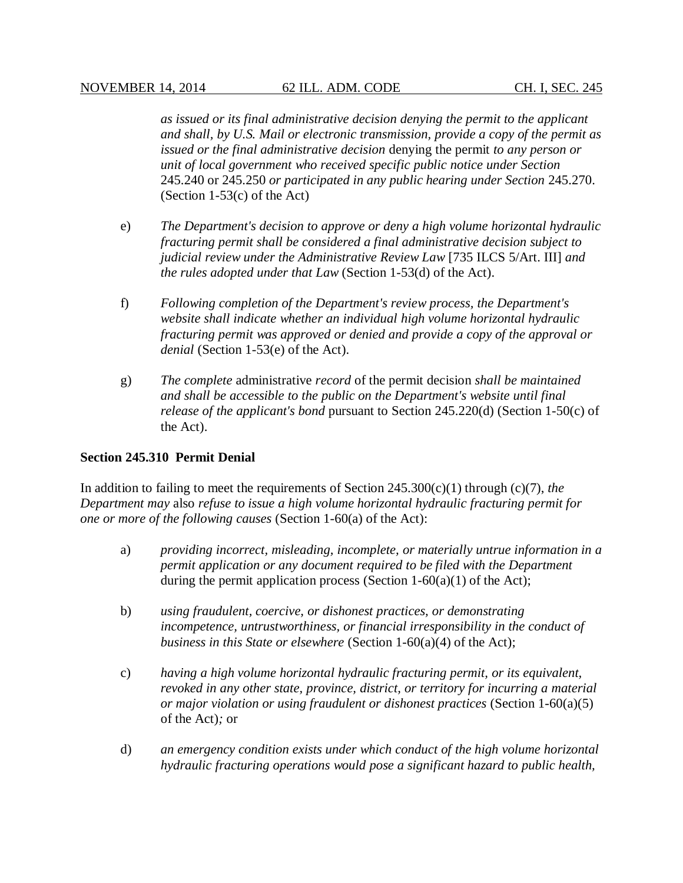*as issued or its final administrative decision denying the permit to the applicant and shall, by U.S. Mail or electronic transmission, provide a copy of the permit as issued or the final administrative decision* denying the permit *to any person or unit of local government who received specific public notice under Section* 245.240 or 245.250 *or participated in any public hearing under Section* 245.270. (Section 1-53(c) of the Act)

e) *The Department's decision to approve or deny a high volume horizontal hydraulic fracturing permit shall be considered a final administrative decision subject to judicial review under the Administrative Review Law* [735 ILCS 5/Art. III] *and the rules adopted under that Law* (Section 1-53(d) of the Act).

f) *Following completion of the Department's review process, the Department's website shall indicate whether an individual high volume horizontal hydraulic fracturing permit was approved or denied and provide a copy of the approval or denial* (Section 1-53(e) of the Act).

g) *The complete* administrative *record* of the permit decision *shall be maintained and shall be accessible to the public on the Department's website until final release of the applicant's bond* pursuant to Section 245.220(d) (Section 1-50(c) of the Act).

**Section 245.310 Permit Denial**

In addition to failing to meet the requirements of Section 245.300(c)(1) through (c)(7), *the Department may* also *refuse to issue a high volume horizontal hydraulic fracturing permit for one or more of the following causes* (Section 1-60(a) of the Act):

a) *providing incorrect, misleading, incomplete, or materially untrue information in a permit application or any document required to be filed with the Department* during the permit application process (Section 1-60(a)(1) of the Act);

b) *using fraudulent, coercive, or dishonest practices, or demonstrating incompetence, untrustworthiness, or financial irresponsibility in the conduct of business in this State or elsewhere* (Section 1-60(a)(4) of the Act);

c) *having a high volume horizontal hydraulic fracturing permit, or its equivalent, revoked in any other state, province, district, or territory for incurring a material or major violation or using fraudulent or dishonest practices* (Section 1-60(a)(5) of the Act)*;* or

d) *an emergency condition exists under which conduct of the high volume horizontal hydraulic fracturing operations would pose a significant hazard to public health,*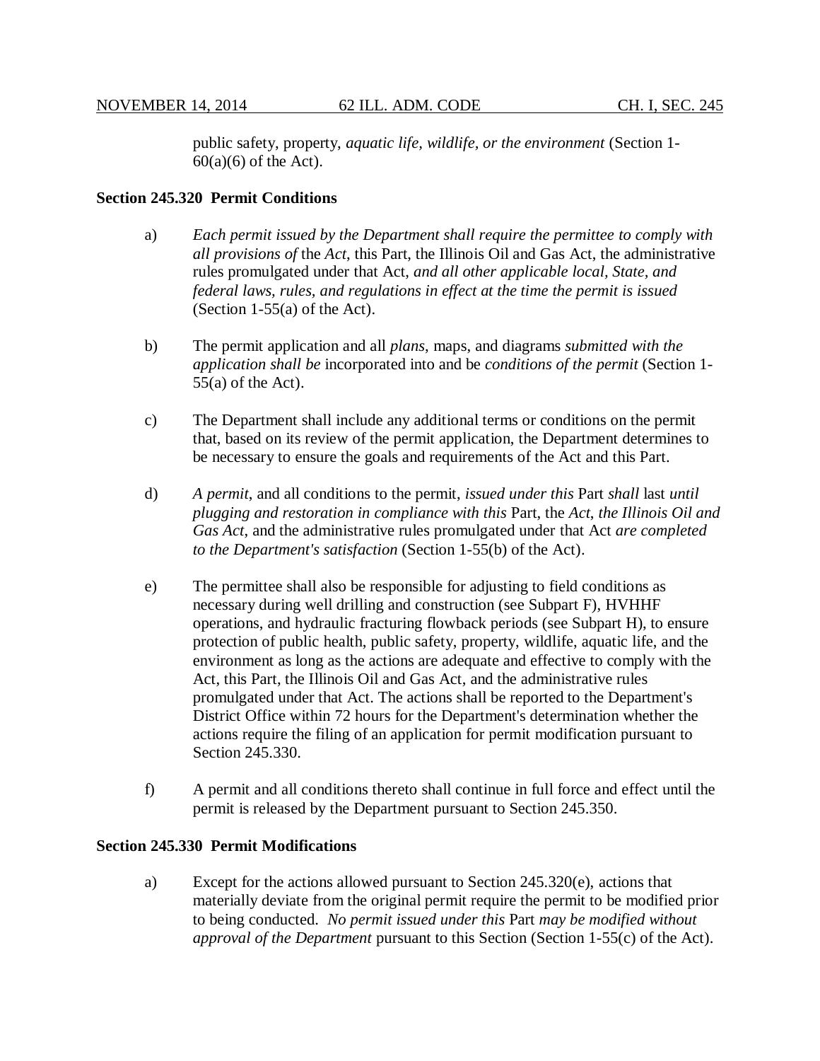public safety, property, *aquatic life, wildlife, or the environment* (Section 1-60(a)(6) of the Act).

**Section 245.320 Permit Conditions**

a) *Each permit issued by the Department shall require the permittee to comply with all provisions of* the *Act*, this Part, the Illinois Oil and Gas Act, the administrative rules promulgated under that Act, *and all other applicable local, State, and federal laws, rules, and regulations in effect at the time the permit is issued* (Section 1-55(a) of the Act).

b) The permit application and all *plans*, maps, and diagrams *submitted with the application shall be* incorporated into and be *conditions of the permit* (Section 1-55(a) of the Act).

c) The Department shall include any additional terms or conditions on the permit that, based on its review of the permit application, the Department determines to be necessary to ensure the goals and requirements of the Act and this Part.

d) *A permit*, and all conditions to the permit, *issued under this* Part *shall* last *until plugging and restoration in compliance with this* Part, the *Act*, *the Illinois Oil and Gas Act*, and the administrative rules promulgated under that Act *are completed to the Department's satisfaction* (Section 1-55(b) of the Act).

e) The permittee shall also be responsible for adjusting to field conditions as necessary during well drilling and construction (see Subpart F), HVHHF operations, and hydraulic fracturing flowback periods (see Subpart H), to ensure protection of public health, public safety, property, wildlife, aquatic life, and the environment as long as the actions are adequate and effective to comply with the Act, this Part, the Illinois Oil and Gas Act, and the administrative rules promulgated under that Act. The actions shall be reported to the Department's District Office within 72 hours for the Department's determination whether the actions require the filing of an application for permit modification pursuant to Section 245.330.

f) A permit and all conditions thereto shall continue in full force and effect until the permit is released by the Department pursuant to Section 245.350.

**Section 245.330 Permit Modifications**

a) Except for the actions allowed pursuant to Section 245.320(e), actions that materially deviate from the original permit require the permit to be modified prior to being conducted. *No permit issued under this* Part *may be modified without approval of the Department* pursuant to this Section (Section 1-55(c) of the Act).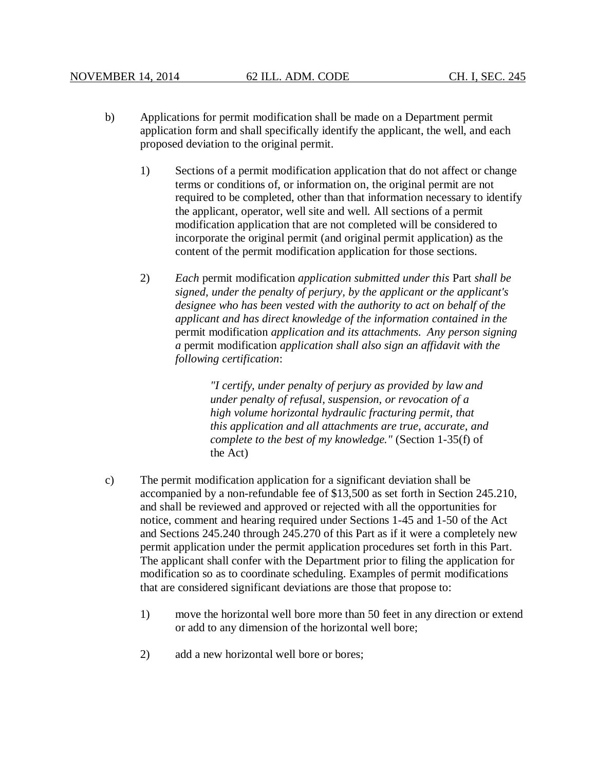b) Applications for permit modification shall be made on a Department permit application form and shall specifically identify the applicant, the well, and each proposed deviation to the original permit.

1) Sections of a permit modification application that do not affect or change terms or conditions of, or information on, the original permit are not required to be completed, other than that information necessary to identify the applicant, operator, well site and well. All sections of a permit modification application that are not completed will be considered to incorporate the original permit (and original permit application) as the content of the permit modification application for those sections.

2) *Each* permit modification *application submitted under this* Part *shall be signed, under the penalty of perjury, by the applicant or the applicant's designee who has been vested with the authority to act on behalf of the applicant and has direct knowledge of the information contained in the* permit modification *application and its attachments. Any person signing a* permit modification *application shall also sign an affidavit with the following certification*:

> *"I certify, under penalty of perjury as provided by law and under penalty of refusal, suspension, or revocation of a high volume horizontal hydraulic fracturing permit, that this application and all attachments are true, accurate, and complete to the best of my knowledge."* (Section 1-35(f) of the Act)

c) The permit modification application for a significant deviation shall be accompanied by a non-refundable fee of $13,500 as set forth in Section 245.210, and shall be reviewed and approved or rejected with all the opportunities for notice, comment and hearing required under Sections 1-45 and 1-50 of the Act and Sections 245.240 through 245.270 of this Part as if it were a completely new permit application under the permit application procedures set forth in this Part. The applicant shall confer with the Department prior to filing the application for modification so as to coordinate scheduling. Examples of permit modifications that are considered significant deviations are those that propose to:

1) move the horizontal well bore more than 50 feet in any direction or extend or add to any dimension of the horizontal well bore;

2) add a new horizontal well bore or bores;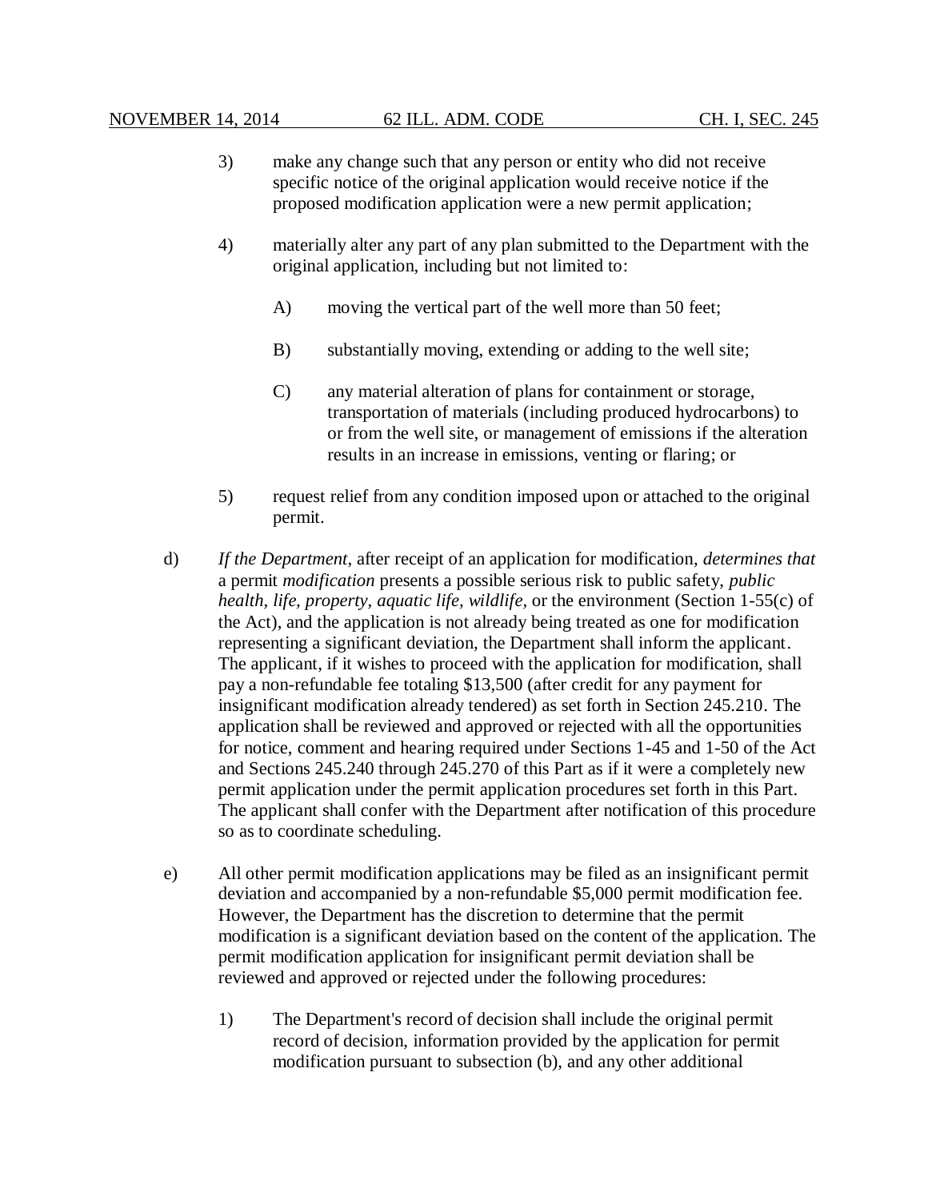3) make any change such that any person or entity who did not receive specific notice of the original application would receive notice if the proposed modification application were a new permit application;

4) materially alter any part of any plan submitted to the Department with the original application, including but not limited to:

   A) moving the vertical part of the well more than 50 feet;

   B) substantially moving, extending or adding to the well site;

   C) any material alteration of plans for containment or storage, transportation of materials (including produced hydrocarbons) to or from the well site, or management of emissions if the alteration results in an increase in emissions, venting or flaring; or

5) request relief from any condition imposed upon or attached to the original permit.

d) *If the Department*, after receipt of an application for modification, *determines that* a permit *modification* presents a possible serious risk to public safety, *public health, life, property, aquatic life, wildlife*, or the environment (Section 1-55(c) of the Act), and the application is not already being treated as one for modification representing a significant deviation, the Department shall inform the applicant. The applicant, if it wishes to proceed with the application for modification, shall pay a non-refundable fee totaling $13,500 (after credit for any payment for insignificant modification already tendered) as set forth in Section 245.210. The application shall be reviewed and approved or rejected with all the opportunities for notice, comment and hearing required under Sections 1-45 and 1-50 of the Act and Sections 245.240 through 245.270 of this Part as if it were a completely new permit application under the permit application procedures set forth in this Part. The applicant shall confer with the Department after notification of this procedure so as to coordinate scheduling.

e) All other permit modification applications may be filed as an insignificant permit deviation and accompanied by a non-refundable $5,000 permit modification fee. However, the Department has the discretion to determine that the permit modification is a significant deviation based on the content of the application. The permit modification application for insignificant permit deviation shall be reviewed and approved or rejected under the following procedures:

   1) The Department's record of decision shall include the original permit record of decision, information provided by the application for permit modification pursuant to subsection (b), and any other additional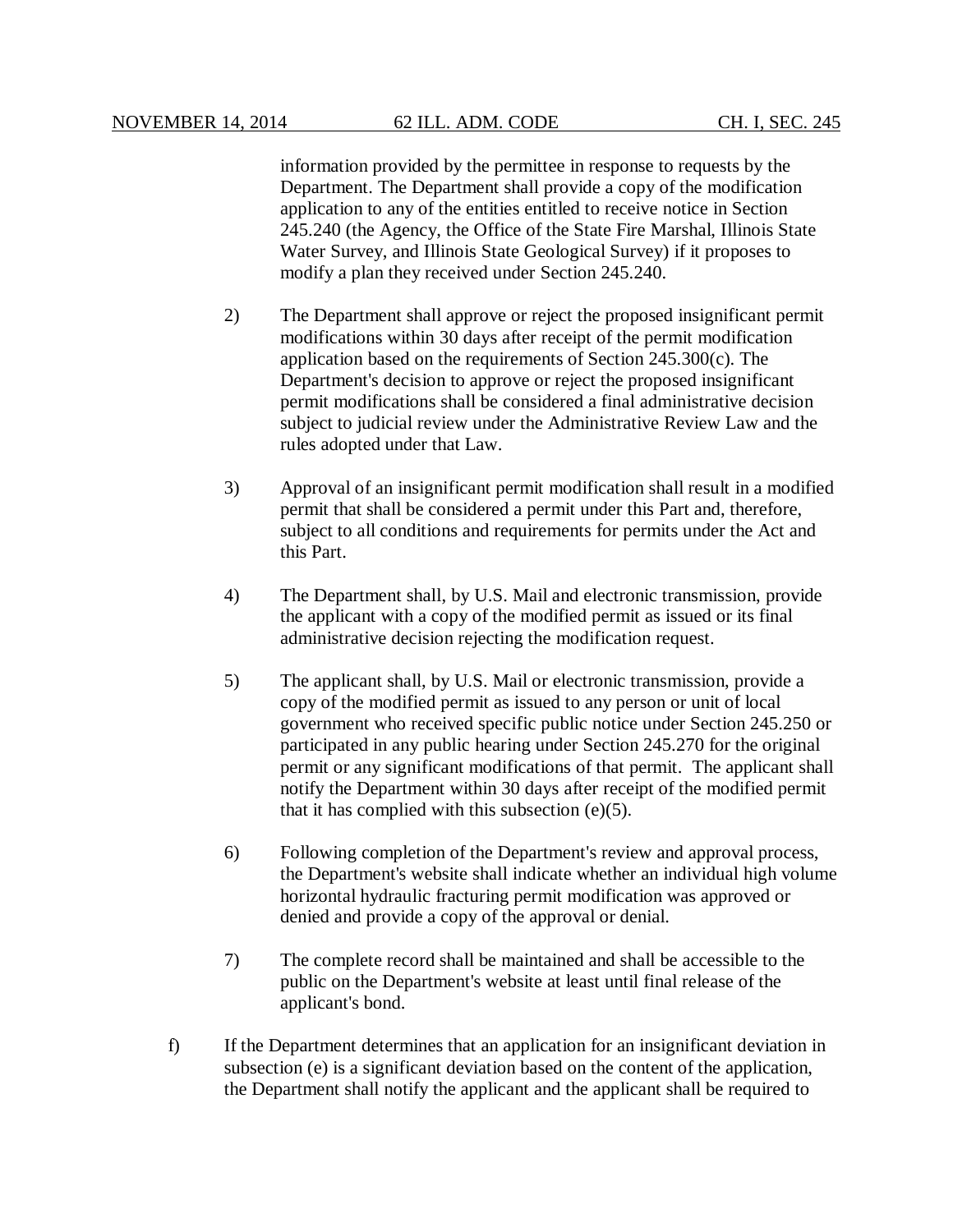information provided by the permittee in response to requests by the Department. The Department shall provide a copy of the modification application to any of the entities entitled to receive notice in Section 245.240 (the Agency, the Office of the State Fire Marshal, Illinois State Water Survey, and Illinois State Geological Survey) if it proposes to modify a plan they received under Section 245.240.

2) The Department shall approve or reject the proposed insignificant permit modifications within 30 days after receipt of the permit modification application based on the requirements of Section 245.300(c). The Department's decision to approve or reject the proposed insignificant permit modifications shall be considered a final administrative decision subject to judicial review under the Administrative Review Law and the rules adopted under that Law.

3) Approval of an insignificant permit modification shall result in a modified permit that shall be considered a permit under this Part and, therefore, subject to all conditions and requirements for permits under the Act and this Part.

4) The Department shall, by U.S. Mail and electronic transmission, provide the applicant with a copy of the modified permit as issued or its final administrative decision rejecting the modification request.

5) The applicant shall, by U.S. Mail or electronic transmission, provide a copy of the modified permit as issued to any person or unit of local government who received specific public notice under Section 245.250 or participated in any public hearing under Section 245.270 for the original permit or any significant modifications of that permit. The applicant shall notify the Department within 30 days after receipt of the modified permit that it has complied with this subsection (e)(5).

6) Following completion of the Department's review and approval process, the Department's website shall indicate whether an individual high volume horizontal hydraulic fracturing permit modification was approved or denied and provide a copy of the approval or denial.

7) The complete record shall be maintained and shall be accessible to the public on the Department's website at least until final release of the applicant's bond.

f) If the Department determines that an application for an insignificant deviation in subsection (e) is a significant deviation based on the content of the application, the Department shall notify the applicant and the applicant shall be required to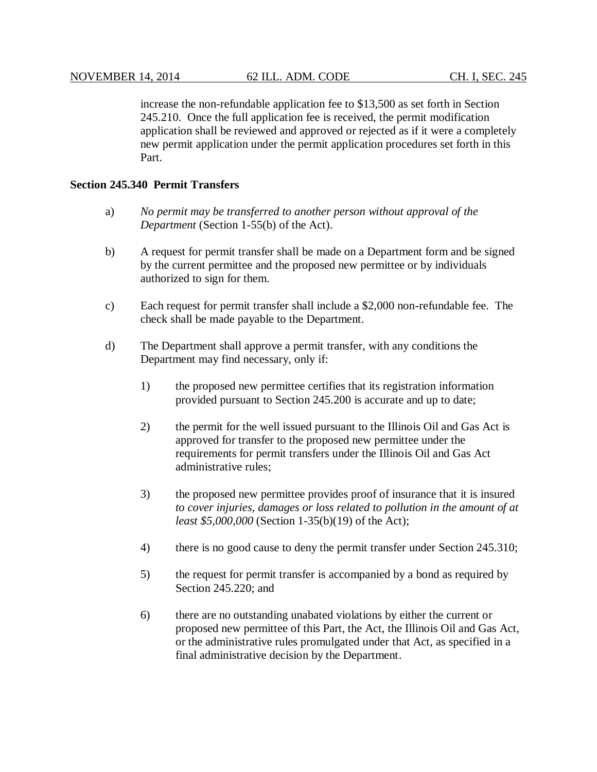increase the non-refundable application fee to $13,500 as set forth in Section 245.210. Once the full application fee is received, the permit modification application shall be reviewed and approved or rejected as if it were a completely new permit application under the permit application procedures set forth in this Part.

**Section 245.340 Permit Transfers**

a) *No permit may be transferred to another person without approval of the Department* (Section 1-55(b) of the Act).

b) A request for permit transfer shall be made on a Department form and be signed by the current permittee and the proposed new permittee or by individuals authorized to sign for them.

c) Each request for permit transfer shall include a $2,000 non-refundable fee. The check shall be made payable to the Department.

d) The Department shall approve a permit transfer, with any conditions the Department may find necessary, only if:

   1) the proposed new permittee certifies that its registration information provided pursuant to Section 245.200 is accurate and up to date;

   2) the permit for the well issued pursuant to the Illinois Oil and Gas Act is approved for transfer to the proposed new permittee under the requirements for permit transfers under the Illinois Oil and Gas Act administrative rules;

   3) the proposed new permittee provides proof of insurance that it is insured *to cover injuries, damages or loss related to pollution in the amount of at least $5,000,000* (Section 1-35(b)(19) of the Act);

   4) there is no good cause to deny the permit transfer under Section 245.310;

   5) the request for permit transfer is accompanied by a bond as required by Section 245.220; and

   6) there are no outstanding unabated violations by either the current or proposed new permittee of this Part, the Act, the Illinois Oil and Gas Act, or the administrative rules promulgated under that Act, as specified in a final administrative decision by the Department.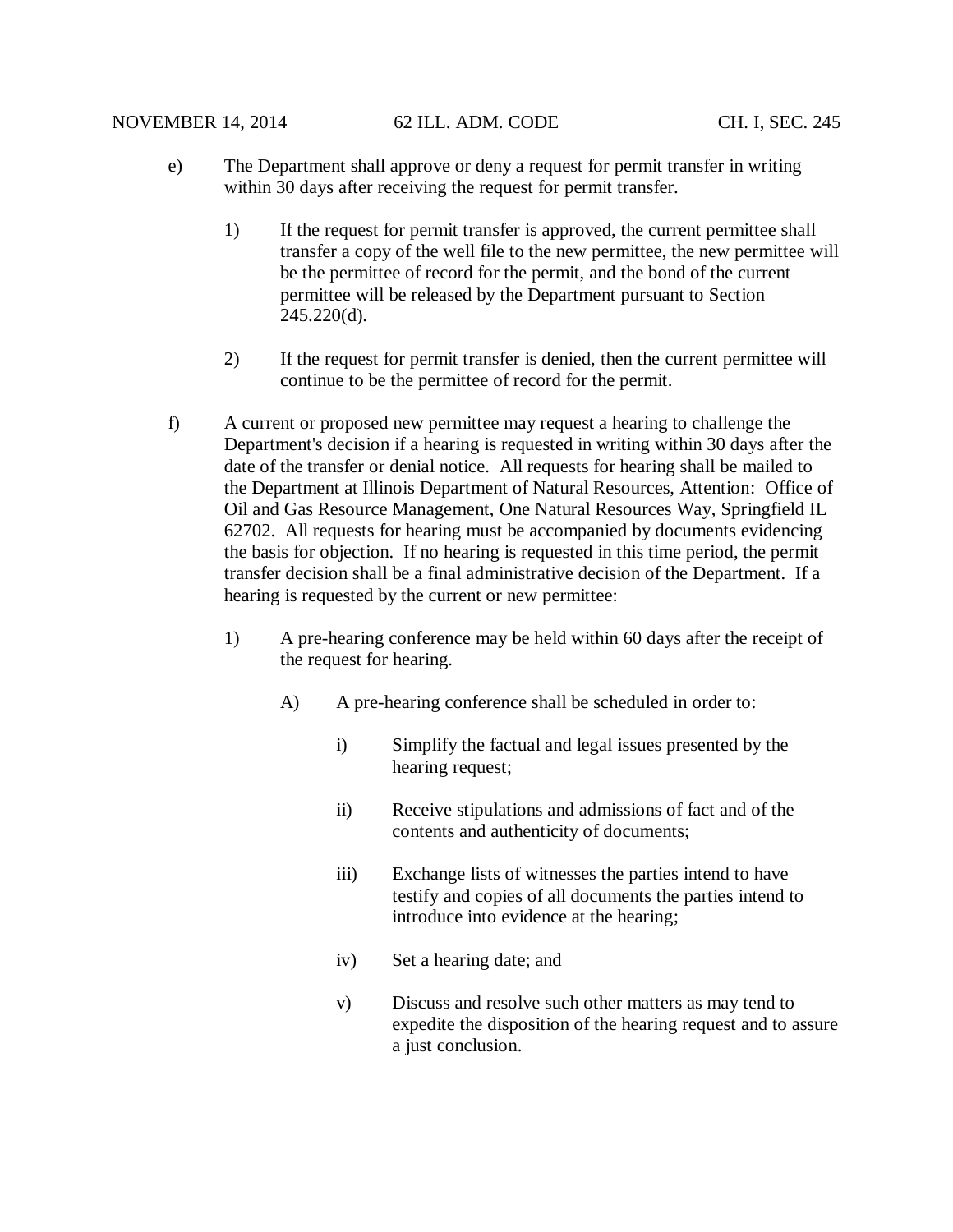e) The Department shall approve or deny a request for permit transfer in writing within 30 days after receiving the request for permit transfer.

   1) If the request for permit transfer is approved, the current permittee shall transfer a copy of the well file to the new permittee, the new permittee will be the permittee of record for the permit, and the bond of the current permittee will be released by the Department pursuant to Section 245.220(d).

   2) If the request for permit transfer is denied, then the current permittee will continue to be the permittee of record for the permit.

f) A current or proposed new permittee may request a hearing to challenge the Department's decision if a hearing is requested in writing within 30 days after the date of the transfer or denial notice. All requests for hearing shall be mailed to the Department at Illinois Department of Natural Resources, Attention: Office of Oil and Gas Resource Management, One Natural Resources Way, Springfield IL 62702. All requests for hearing must be accompanied by documents evidencing the basis for objection. If no hearing is requested in this time period, the permit transfer decision shall be a final administrative decision of the Department. If a hearing is requested by the current or new permittee:

   1) A pre-hearing conference may be held within 60 days after the receipt of the request for hearing.

      A) A pre-hearing conference shall be scheduled in order to:

         i) Simplify the factual and legal issues presented by the hearing request;

         ii) Receive stipulations and admissions of fact and of the contents and authenticity of documents;

         iii) Exchange lists of witnesses the parties intend to have testify and copies of all documents the parties intend to introduce into evidence at the hearing;

         iv) Set a hearing date; and

         v) Discuss and resolve such other matters as may tend to expedite the disposition of the hearing request and to assure a just conclusion.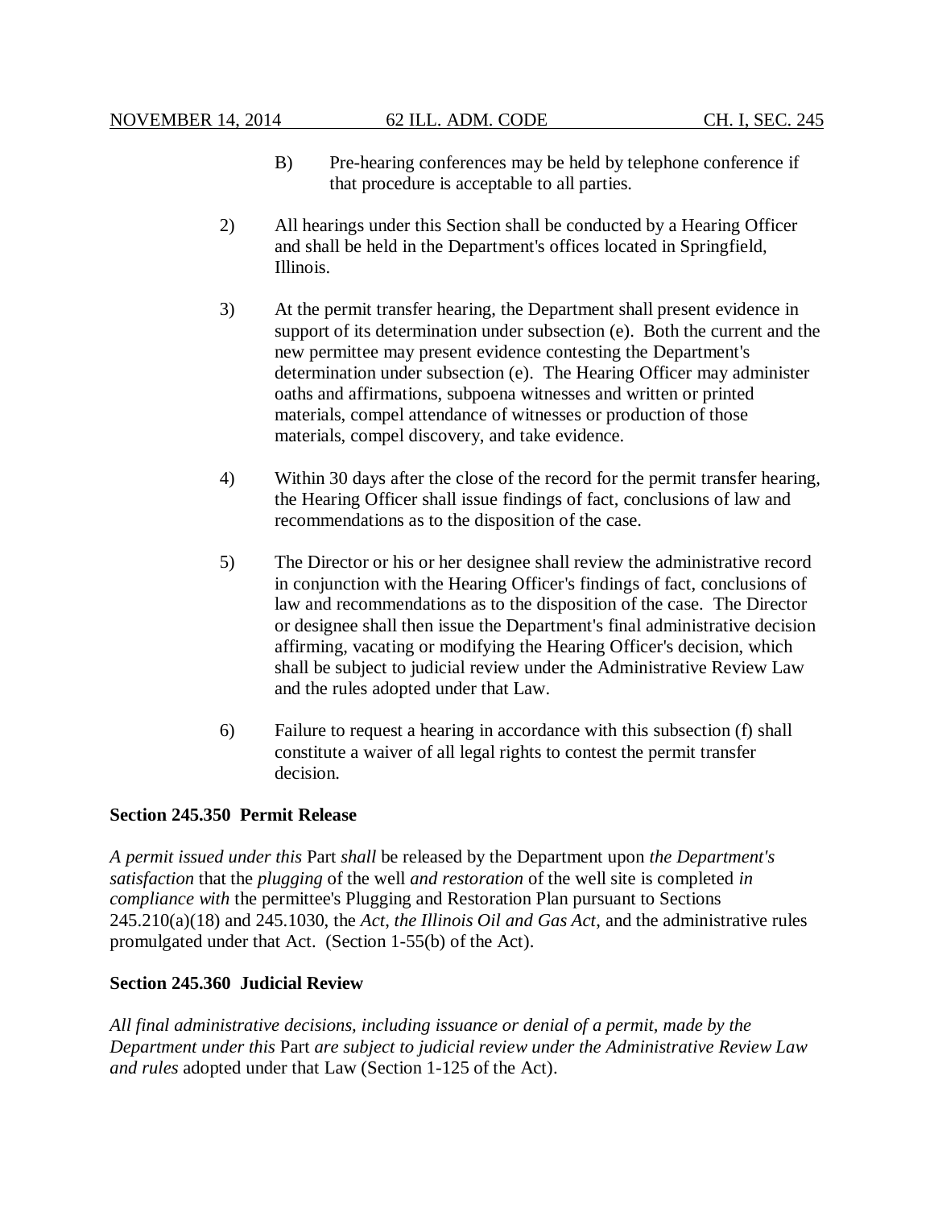B) Pre-hearing conferences may be held by telephone conference if that procedure is acceptable to all parties.

2) All hearings under this Section shall be conducted by a Hearing Officer and shall be held in the Department's offices located in Springfield, Illinois.

3) At the permit transfer hearing, the Department shall present evidence in support of its determination under subsection (e). Both the current and the new permittee may present evidence contesting the Department's determination under subsection (e). The Hearing Officer may administer oaths and affirmations, subpoena witnesses and written or printed materials, compel attendance of witnesses or production of those materials, compel discovery, and take evidence.

4) Within 30 days after the close of the record for the permit transfer hearing, the Hearing Officer shall issue findings of fact, conclusions of law and recommendations as to the disposition of the case.

5) The Director or his or her designee shall review the administrative record in conjunction with the Hearing Officer's findings of fact, conclusions of law and recommendations as to the disposition of the case. The Director or designee shall then issue the Department's final administrative decision affirming, vacating or modifying the Hearing Officer's decision, which shall be subject to judicial review under the Administrative Review Law and the rules adopted under that Law.

6) Failure to request a hearing in accordance with this subsection (f) shall constitute a waiver of all legal rights to contest the permit transfer decision.

**Section 245.350 Permit Release**

*A permit issued under this* Part *shall* be released by the Department upon *the Department's satisfaction* that the *plugging* of the well *and restoration* of the well site is completed *in compliance with* the permittee's Plugging and Restoration Plan pursuant to Sections 245.210(a)(18) and 245.1030, the *Act*, *the Illinois Oil and Gas Act*, and the administrative rules promulgated under that Act. (Section 1-55(b) of the Act).

**Section 245.360 Judicial Review**

*All final administrative decisions, including issuance or denial of a permit, made by the Department under this* Part *are subject to judicial review under the Administrative Review Law and rules* adopted under that Law (Section 1-125 of the Act).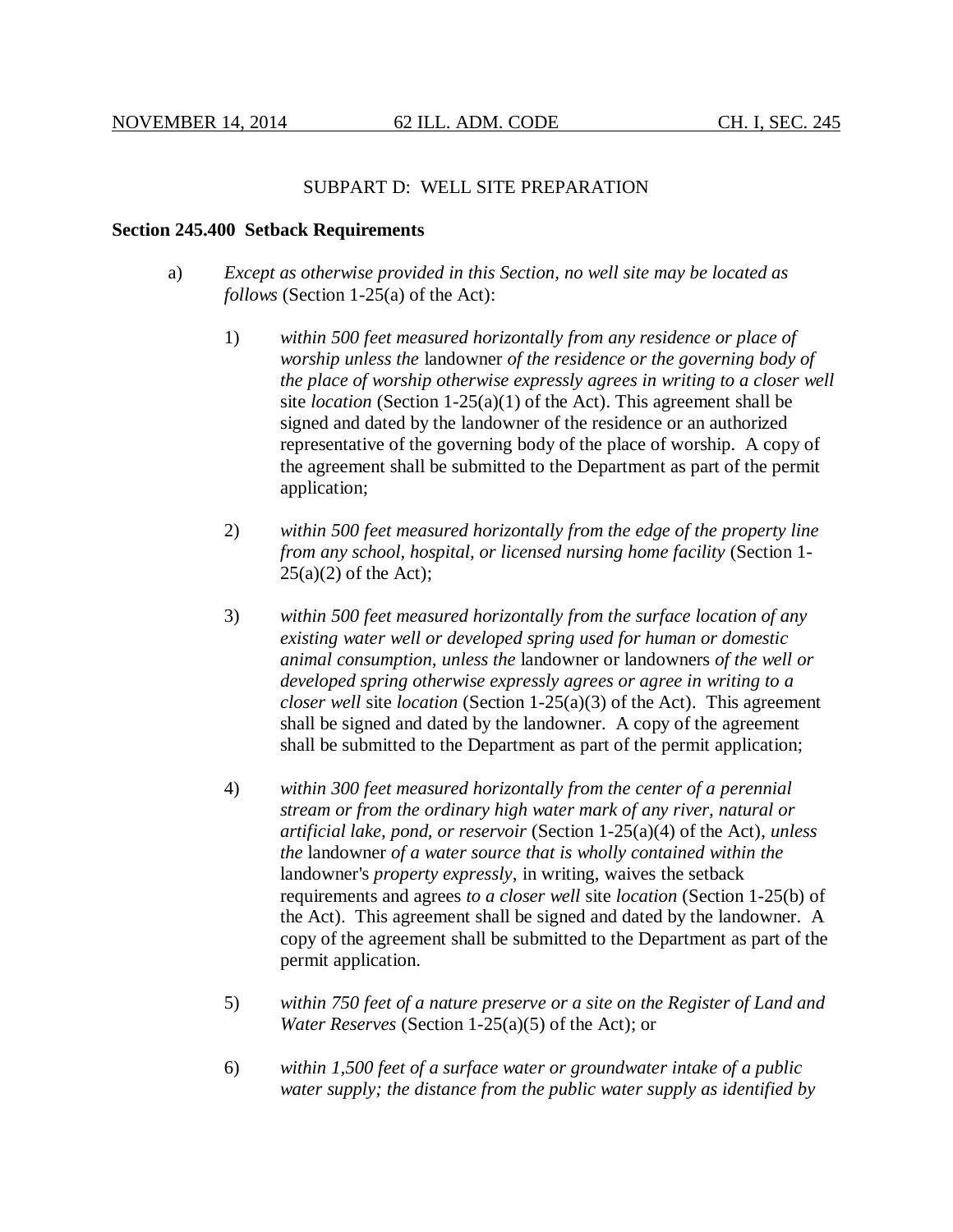SUBPART D: WELL SITE PREPARATION

**Section 245.400 Setback Requirements**

a) *Except as otherwise provided in this Section, no well site may be located as follows* (Section 1-25(a) of the Act):

1) *within 500 feet measured horizontally from any residence or place of worship unless the* landowner *of the residence or the governing body of the place of worship otherwise expressly agrees in writing to a closer well* site *location* (Section 1-25(a)(1) of the Act). This agreement shall be signed and dated by the landowner of the residence or an authorized representative of the governing body of the place of worship. A copy of the agreement shall be submitted to the Department as part of the permit application;

2) *within 500 feet measured horizontally from the edge of the property line from any school, hospital, or licensed nursing home facility* (Section 1-25(a)(2) of the Act);

3) *within 500 feet measured horizontally from the surface location of any existing water well or developed spring used for human or domestic animal consumption, unless the* landowner or landowners *of the well or developed spring otherwise expressly agrees or agree in writing to a closer well* site *location* (Section 1-25(a)(3) of the Act). This agreement shall be signed and dated by the landowner. A copy of the agreement shall be submitted to the Department as part of the permit application;

4) *within 300 feet measured horizontally from the center of a perennial stream or from the ordinary high water mark of any river, natural or artificial lake, pond, or reservoir* (Section 1-25(a)(4) of the Act), *unless the* landowner *of a water source that is wholly contained within the* landowner's *property expressly*, in writing, waives the setback requirements and agrees *to a closer well* site *location* (Section 1-25(b) of the Act). This agreement shall be signed and dated by the landowner. A copy of the agreement shall be submitted to the Department as part of the permit application.

5) *within 750 feet of a nature preserve or a site on the Register of Land and Water Reserves* (Section 1-25(a)(5) of the Act); or

6) *within 1,500 feet of a surface water or groundwater intake of a public water supply; the distance from the public water supply as identified by*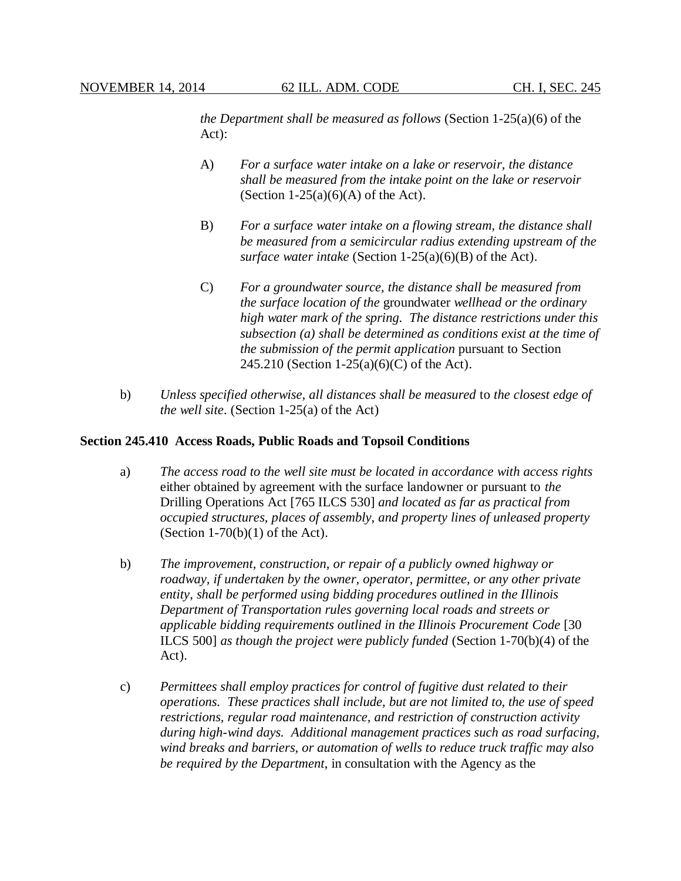*the Department shall be measured as follows* (Section 1-25(a)(6) of the Act):

A) *For a surface water intake on a lake or reservoir, the distance shall be measured from the intake point on the lake or reservoir* (Section 1-25(a)(6)(A) of the Act).

B) *For a surface water intake on a flowing stream, the distance shall be measured from a semicircular radius extending upstream of the surface water intake* (Section 1-25(a)(6)(B) of the Act).

C) *For a groundwater source, the distance shall be measured from the surface location of the* groundwater *wellhead or the ordinary high water mark of the spring. The distance restrictions under this subsection (a) shall be determined as conditions exist at the time of the submission of the permit application* pursuant to Section 245.210 (Section 1-25(a)(6)(C) of the Act).

b) *Unless specified otherwise, all distances shall be measured* to *the closest edge of the well site*. (Section 1-25(a) of the Act)

**Section 245.410 Access Roads, Public Roads and Topsoil Conditions**

a) *The access road to the well site must be located in accordance with access rights* either obtained by agreement with the surface landowner or pursuant to *the* Drilling Operations Act [765 ILCS 530] *and located as far as practical from occupied structures, places of assembly, and property lines of unleased property* (Section 1-70(b)(1) of the Act).

b) *The improvement, construction, or repair of a publicly owned highway or roadway, if undertaken by the owner, operator, permittee, or any other private entity, shall be performed using bidding procedures outlined in the Illinois Department of Transportation rules governing local roads and streets or applicable bidding requirements outlined in the Illinois Procurement Code* [30 ILCS 500] *as though the project were publicly funded* (Section 1-70(b)(4) of the Act).

c) *Permittees shall employ practices for control of fugitive dust related to their operations. These practices shall include, but are not limited to, the use of speed restrictions, regular road maintenance, and restriction of construction activity during high-wind days. Additional management practices such as road surfacing, wind breaks and barriers, or automation of wells to reduce truck traffic may also be required by the Department*, in consultation with the Agency as the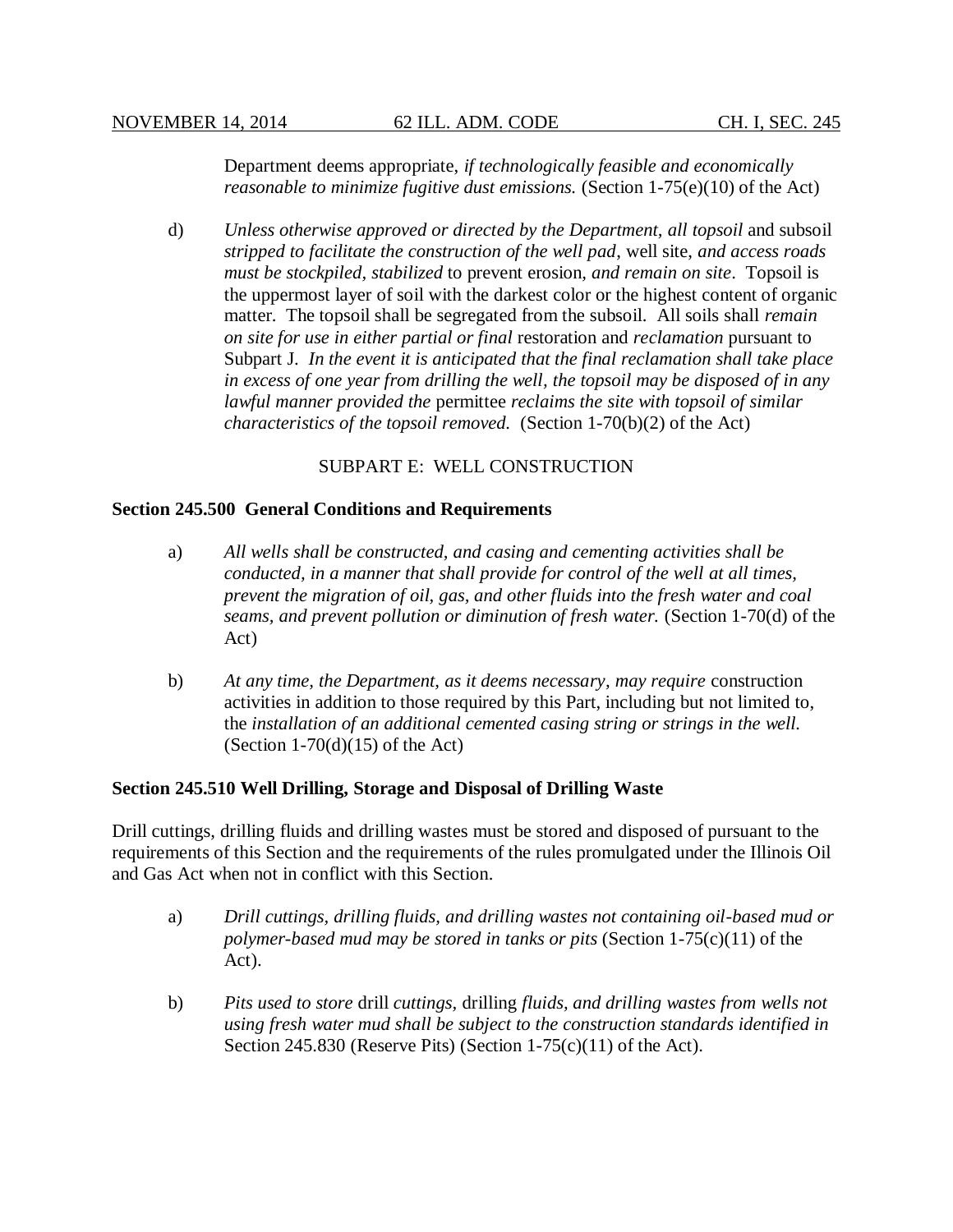Department deems appropriate, *if technologically feasible and economically reasonable to minimize fugitive dust emissions.* (Section 1-75(e)(10) of the Act)

d) *Unless otherwise approved or directed by the Department, all topsoil* and subsoil *stripped to facilitate the construction of the well pad*, well site, *and access roads must be stockpiled, stabilized* to prevent erosion, *and remain on site*. Topsoil is the uppermost layer of soil with the darkest color or the highest content of organic matter. The topsoil shall be segregated from the subsoil. All soils shall *remain on site for use in either partial or final* restoration and *reclamation* pursuant to Subpart J. *In the event it is anticipated that the final reclamation shall take place in excess of one year from drilling the well, the topsoil may be disposed of in any lawful manner provided the* permittee *reclaims the site with topsoil of similar characteristics of the topsoil removed.* (Section 1-70(b)(2) of the Act)

SUBPART E: WELL CONSTRUCTION

**Section 245.500 General Conditions and Requirements**

a) *All wells shall be constructed, and casing and cementing activities shall be conducted, in a manner that shall provide for control of the well at all times, prevent the migration of oil, gas, and other fluids into the fresh water and coal seams, and prevent pollution or diminution of fresh water.* (Section 1-70(d) of the Act)

b) *At any time, the Department, as it deems necessary, may require* construction activities in addition to those required by this Part, including but not limited to, the *installation of an additional cemented casing string or strings in the well.* (Section 1-70(d)(15) of the Act)

**Section 245.510 Well Drilling, Storage and Disposal of Drilling Waste**

Drill cuttings, drilling fluids and drilling wastes must be stored and disposed of pursuant to the requirements of this Section and the requirements of the rules promulgated under the Illinois Oil and Gas Act when not in conflict with this Section.

a) *Drill cuttings, drilling fluids, and drilling wastes not containing oil-based mud or polymer-based mud may be stored in tanks or pits* (Section 1-75(c)(11) of the Act).

b) *Pits used to store* drill *cuttings,* drilling *fluids, and drilling wastes from wells not using fresh water mud shall be subject to the construction standards identified in* Section 245.830 (Reserve Pits) (Section 1-75(c)(11) of the Act).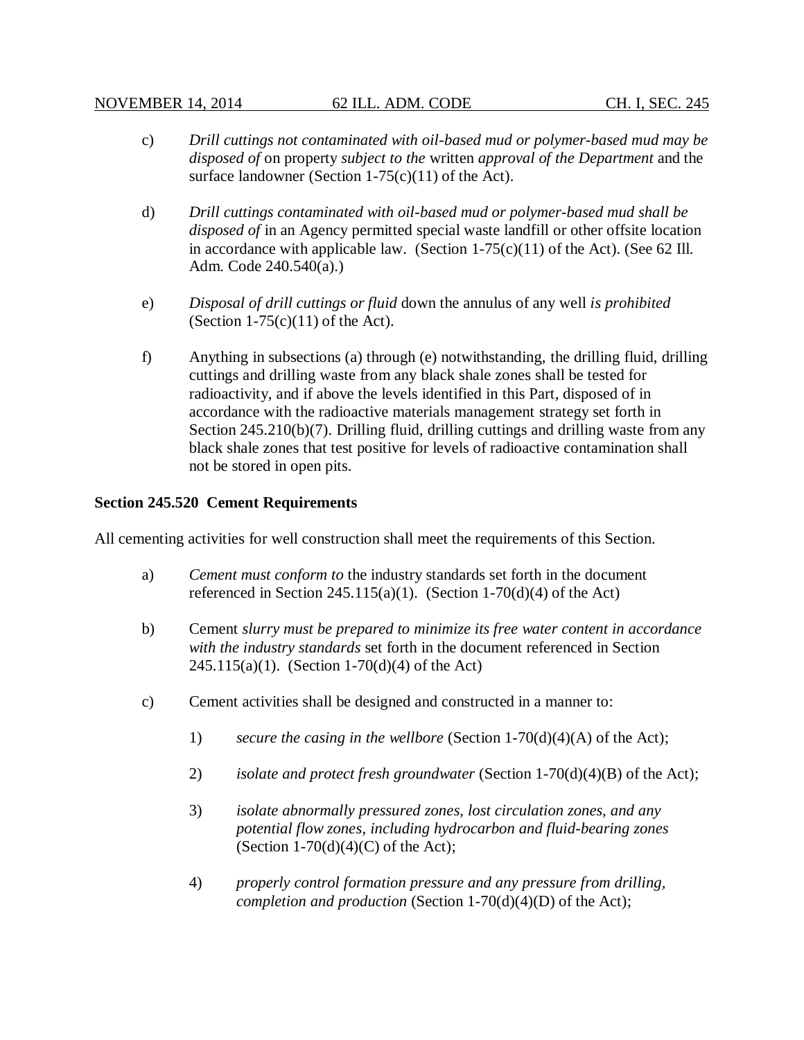c) *Drill cuttings not contaminated with oil-based mud or polymer-based mud may be disposed of* on property *subject to the* written *approval of the Department* and the surface landowner (Section 1-75(c)(11) of the Act).

d) *Drill cuttings contaminated with oil-based mud or polymer-based mud shall be disposed of* in an Agency permitted special waste landfill or other offsite location in accordance with applicable law. (Section 1-75(c)(11) of the Act). (See 62 Ill. Adm. Code 240.540(a).)

e) *Disposal of drill cuttings or fluid* down the annulus of any well *is prohibited* (Section 1-75(c)(11) of the Act).

f) Anything in subsections (a) through (e) notwithstanding, the drilling fluid, drilling cuttings and drilling waste from any black shale zones shall be tested for radioactivity, and if above the levels identified in this Part, disposed of in accordance with the radioactive materials management strategy set forth in Section 245.210(b)(7). Drilling fluid, drilling cuttings and drilling waste from any black shale zones that test positive for levels of radioactive contamination shall not be stored in open pits.

**Section 245.520 Cement Requirements**

All cementing activities for well construction shall meet the requirements of this Section.

a) *Cement must conform to* the industry standards set forth in the document referenced in Section 245.115(a)(1). (Section 1-70(d)(4) of the Act)

b) Cement *slurry must be prepared to minimize its free water content in accordance with the industry standards* set forth in the document referenced in Section 245.115(a)(1). (Section 1-70(d)(4) of the Act)

c) Cement activities shall be designed and constructed in a manner to:

   1) *secure the casing in the wellbore* (Section 1-70(d)(4)(A) of the Act);

   2) *isolate and protect fresh groundwater* (Section 1-70(d)(4)(B) of the Act);

   3) *isolate abnormally pressured zones, lost circulation zones, and any potential flow zones, including hydrocarbon and fluid-bearing zones* (Section 1-70(d)(4)(C) of the Act);

   4) *properly control formation pressure and any pressure from drilling, completion and production* (Section 1-70(d)(4)(D) of the Act);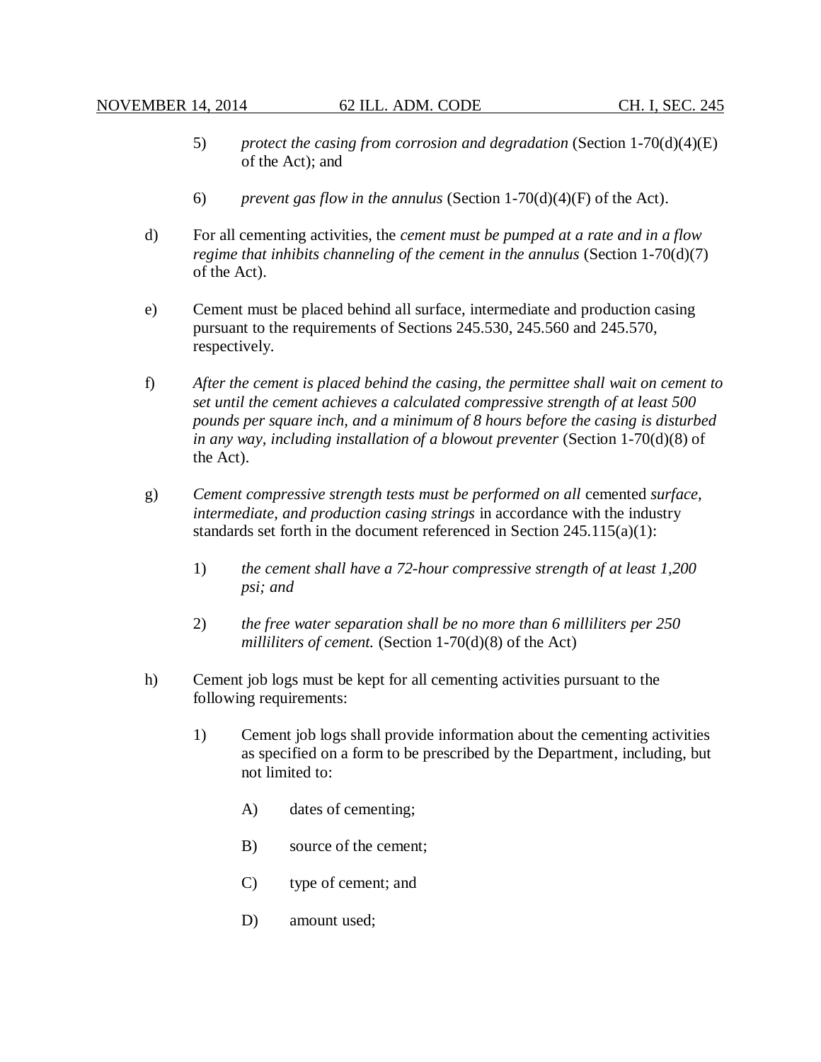5) *protect the casing from corrosion and degradation* (Section 1-70(d)(4)(E) of the Act); and

6) *prevent gas flow in the annulus* (Section 1-70(d)(4)(F) of the Act).

d) For all cementing activities, the *cement must be pumped at a rate and in a flow regime that inhibits channeling of the cement in the annulus* (Section 1-70(d)(7) of the Act).

e) Cement must be placed behind all surface, intermediate and production casing pursuant to the requirements of Sections 245.530, 245.560 and 245.570, respectively.

f) *After the cement is placed behind the casing, the permittee shall wait on cement to set until the cement achieves a calculated compressive strength of at least 500 pounds per square inch, and a minimum of 8 hours before the casing is disturbed in any way, including installation of a blowout preventer* (Section 1-70(d)(8) of the Act).

g) *Cement compressive strength tests must be performed on all* cemented *surface, intermediate, and production casing strings* in accordance with the industry standards set forth in the document referenced in Section 245.115(a)(1):

1) *the cement shall have a 72-hour compressive strength of at least 1,200 psi; and*

2) *the free water separation shall be no more than 6 milliliters per 250 milliliters of cement.* (Section 1-70(d)(8) of the Act)

h) Cement job logs must be kept for all cementing activities pursuant to the following requirements:

1) Cement job logs shall provide information about the cementing activities as specified on a form to be prescribed by the Department, including, but not limited to:

A) dates of cementing;

B) source of the cement;

C) type of cement; and

D) amount used;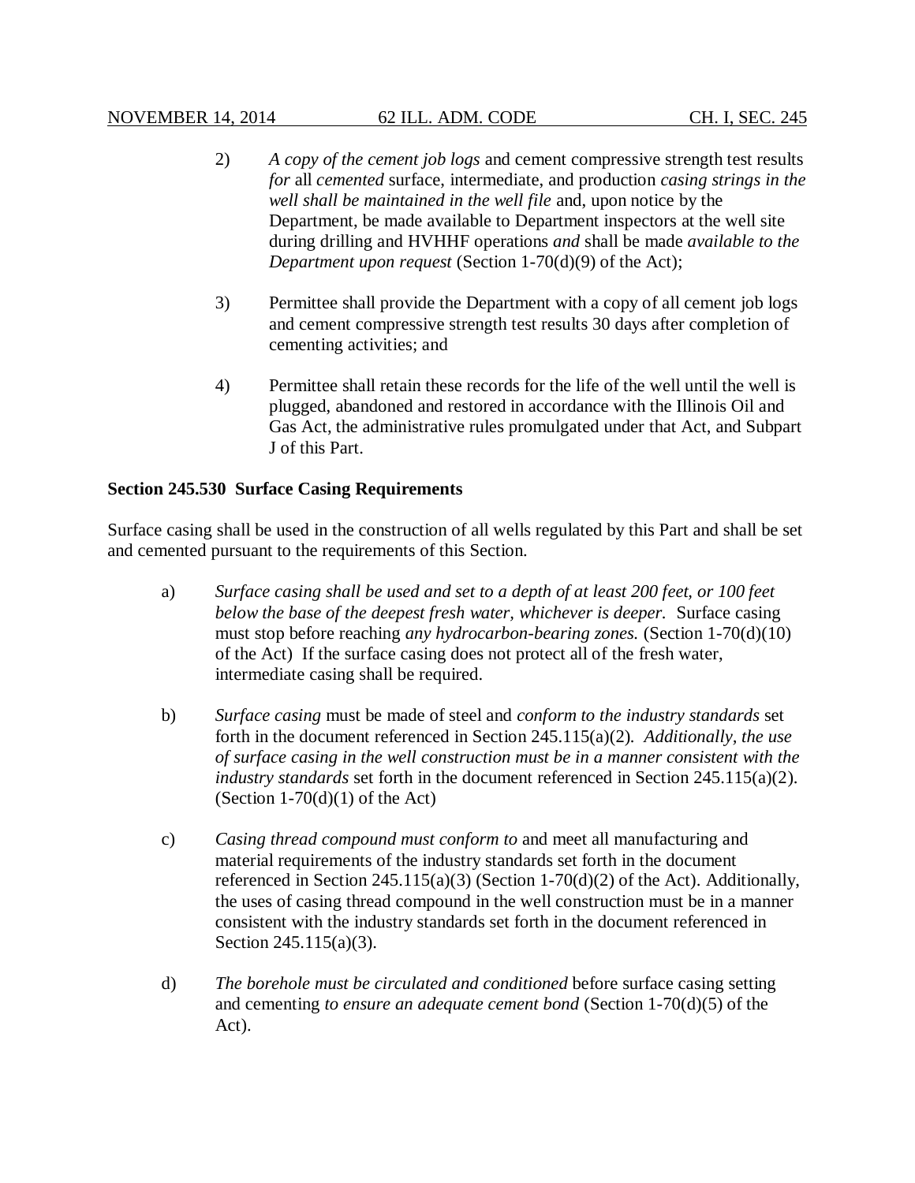2) *A copy of the cement job logs* and cement compressive strength test results *for* all *cemented* surface, intermediate, and production *casing strings in the well shall be maintained in the well file* and, upon notice by the Department, be made available to Department inspectors at the well site during drilling and HVHHF operations *and* shall be made *available to the Department upon request* (Section 1-70(d)(9) of the Act);

3) Permittee shall provide the Department with a copy of all cement job logs and cement compressive strength test results 30 days after completion of cementing activities; and

4) Permittee shall retain these records for the life of the well until the well is plugged, abandoned and restored in accordance with the Illinois Oil and Gas Act, the administrative rules promulgated under that Act, and Subpart J of this Part.

**Section 245.530 Surface Casing Requirements**

Surface casing shall be used in the construction of all wells regulated by this Part and shall be set and cemented pursuant to the requirements of this Section.

a) *Surface casing shall be used and set to a depth of at least 200 feet, or 100 feet below the base of the deepest fresh water, whichever is deeper.* Surface casing must stop before reaching *any hydrocarbon-bearing zones.* (Section 1-70(d)(10) of the Act) If the surface casing does not protect all of the fresh water, intermediate casing shall be required.

b) *Surface casing* must be made of steel and *conform to the industry standards* set forth in the document referenced in Section 245.115(a)(2). *Additionally, the use of surface casing in the well construction must be in a manner consistent with the industry standards* set forth in the document referenced in Section 245.115(a)(2). (Section 1-70(d)(1) of the Act)

c) *Casing thread compound must conform to* and meet all manufacturing and material requirements of the industry standards set forth in the document referenced in Section 245.115(a)(3) (Section 1-70(d)(2) of the Act). Additionally, the uses of casing thread compound in the well construction must be in a manner consistent with the industry standards set forth in the document referenced in Section 245.115(a)(3).

d) *The borehole must be circulated and conditioned* before surface casing setting and cementing *to ensure an adequate cement bond* (Section 1-70(d)(5) of the Act).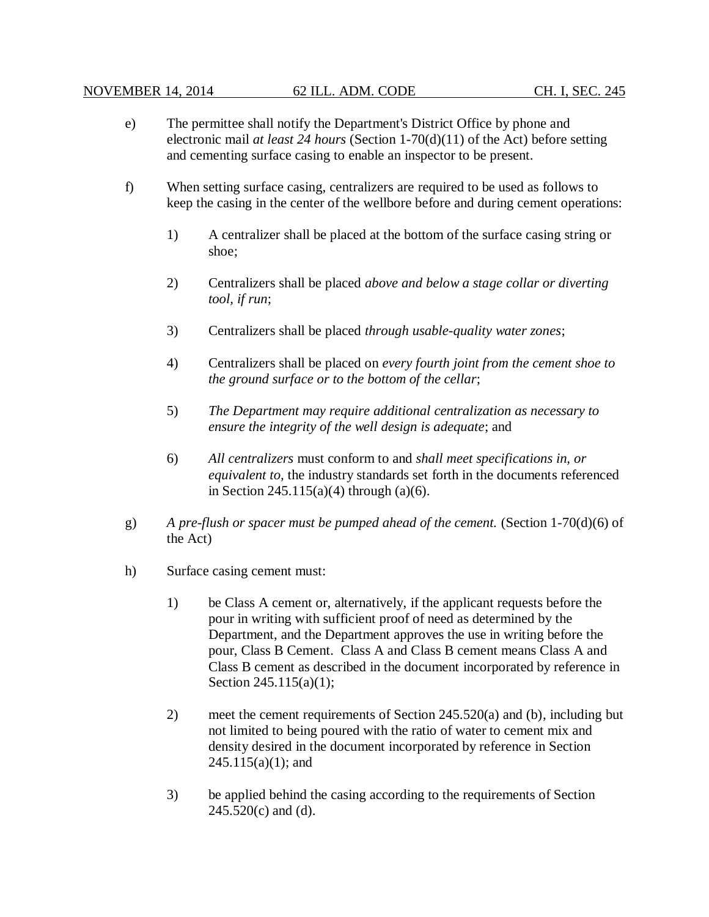e) The permittee shall notify the Department's District Office by phone and electronic mail *at least 24 hours* (Section 1-70(d)(11) of the Act) before setting and cementing surface casing to enable an inspector to be present.

f) When setting surface casing, centralizers are required to be used as follows to keep the casing in the center of the wellbore before and during cement operations:

1) A centralizer shall be placed at the bottom of the surface casing string or shoe;

2) Centralizers shall be placed *above and below a stage collar or diverting tool, if run*;

3) Centralizers shall be placed *through usable-quality water zones*;

4) Centralizers shall be placed on *every fourth joint from the cement shoe to the ground surface or to the bottom of the cellar*;

5) *The Department may require additional centralization as necessary to ensure the integrity of the well design is adequate*; and

6) *All centralizers* must conform to and *shall meet specifications in, or equivalent to,* the industry standards set forth in the documents referenced in Section 245.115(a)(4) through (a)(6).

g) *A pre-flush or spacer must be pumped ahead of the cement.* (Section 1-70(d)(6) of the Act)

h) Surface casing cement must:

1) be Class A cement or, alternatively, if the applicant requests before the pour in writing with sufficient proof of need as determined by the Department, and the Department approves the use in writing before the pour, Class B Cement. Class A and Class B cement means Class A and Class B cement as described in the document incorporated by reference in Section 245.115(a)(1);

2) meet the cement requirements of Section 245.520(a) and (b), including but not limited to being poured with the ratio of water to cement mix and density desired in the document incorporated by reference in Section 245.115(a)(1); and

3) be applied behind the casing according to the requirements of Section 245.520(c) and (d).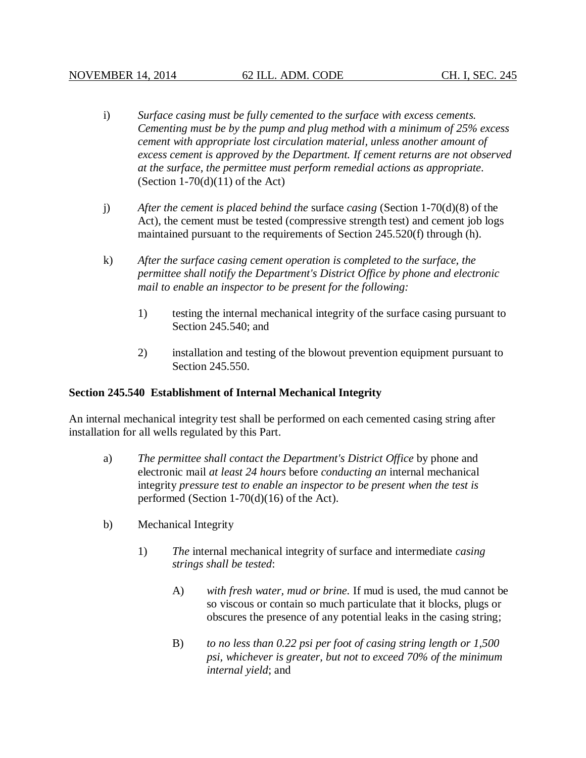i) *Surface casing must be fully cemented to the surface with excess cements. Cementing must be by the pump and plug method with a minimum of 25% excess cement with appropriate lost circulation material, unless another amount of excess cement is approved by the Department. If cement returns are not observed at the surface, the permittee must perform remedial actions as appropriate*. (Section 1-70(d)(11) of the Act)

j) *After the cement is placed behind the* surface *casing* (Section 1-70(d)(8) of the Act), the cement must be tested (compressive strength test) and cement job logs maintained pursuant to the requirements of Section 245.520(f) through (h).

k) *After the surface casing cement operation is completed to the surface, the permittee shall notify the Department's District Office by phone and electronic mail to enable an inspector to be present for the following:*

1) testing the internal mechanical integrity of the surface casing pursuant to Section 245.540; and

2) installation and testing of the blowout prevention equipment pursuant to Section 245.550.

**Section 245.540 Establishment of Internal Mechanical Integrity**

An internal mechanical integrity test shall be performed on each cemented casing string after installation for all wells regulated by this Part.

a) *The permittee shall contact the Department's District Office* by phone and electronic mail *at least 24 hours* before *conducting an* internal mechanical integrity *pressure test to enable an inspector to be present when the test is* performed (Section 1-70(d)(16) of the Act).

b) Mechanical Integrity

1) *The* internal mechanical integrity of surface and intermediate *casing strings shall be tested*:

A) *with fresh water, mud or brine*. If mud is used, the mud cannot be so viscous or contain so much particulate that it blocks, plugs or obscures the presence of any potential leaks in the casing string;

B) *to no less than 0.22 psi per foot of casing string length or 1,500 psi, whichever is greater, but not to exceed 70% of the minimum internal yield*; and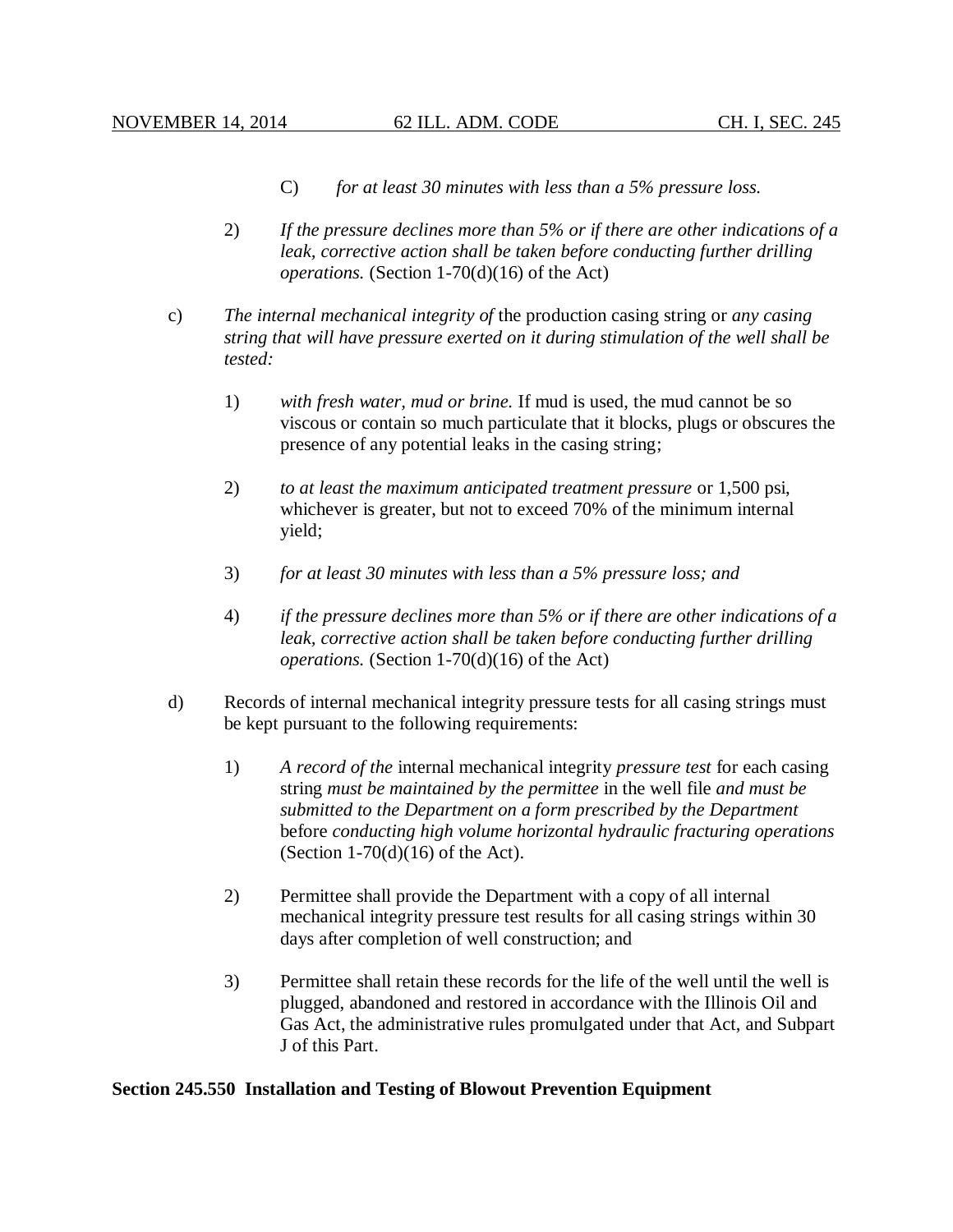C) *for at least 30 minutes with less than a 5% pressure loss.*

2) *If the pressure declines more than 5% or if there are other indications of a leak, corrective action shall be taken before conducting further drilling operations.* (Section 1-70(d)(16) of the Act)

c) *The internal mechanical integrity of* the production casing string or *any casing string that will have pressure exerted on it during stimulation of the well shall be tested:*

1) *with fresh water, mud or brine.* If mud is used, the mud cannot be so viscous or contain so much particulate that it blocks, plugs or obscures the presence of any potential leaks in the casing string;

2) *to at least the maximum anticipated treatment pressure* or 1,500 psi, whichever is greater, but not to exceed 70% of the minimum internal yield;

3) *for at least 30 minutes with less than a 5% pressure loss; and*

4) *if the pressure declines more than 5% or if there are other indications of a leak, corrective action shall be taken before conducting further drilling operations.* (Section 1-70(d)(16) of the Act)

d) Records of internal mechanical integrity pressure tests for all casing strings must be kept pursuant to the following requirements:

1) *A record of the* internal mechanical integrity *pressure test* for each casing string *must be maintained by the permittee* in the well file *and must be submitted to the Department on a form prescribed by the Department* before *conducting high volume horizontal hydraulic fracturing operations* (Section 1-70(d)(16) of the Act).

2) Permittee shall provide the Department with a copy of all internal mechanical integrity pressure test results for all casing strings within 30 days after completion of well construction; and

3) Permittee shall retain these records for the life of the well until the well is plugged, abandoned and restored in accordance with the Illinois Oil and Gas Act, the administrative rules promulgated under that Act, and Subpart J of this Part.

**Section 245.550 Installation and Testing of Blowout Prevention Equipment**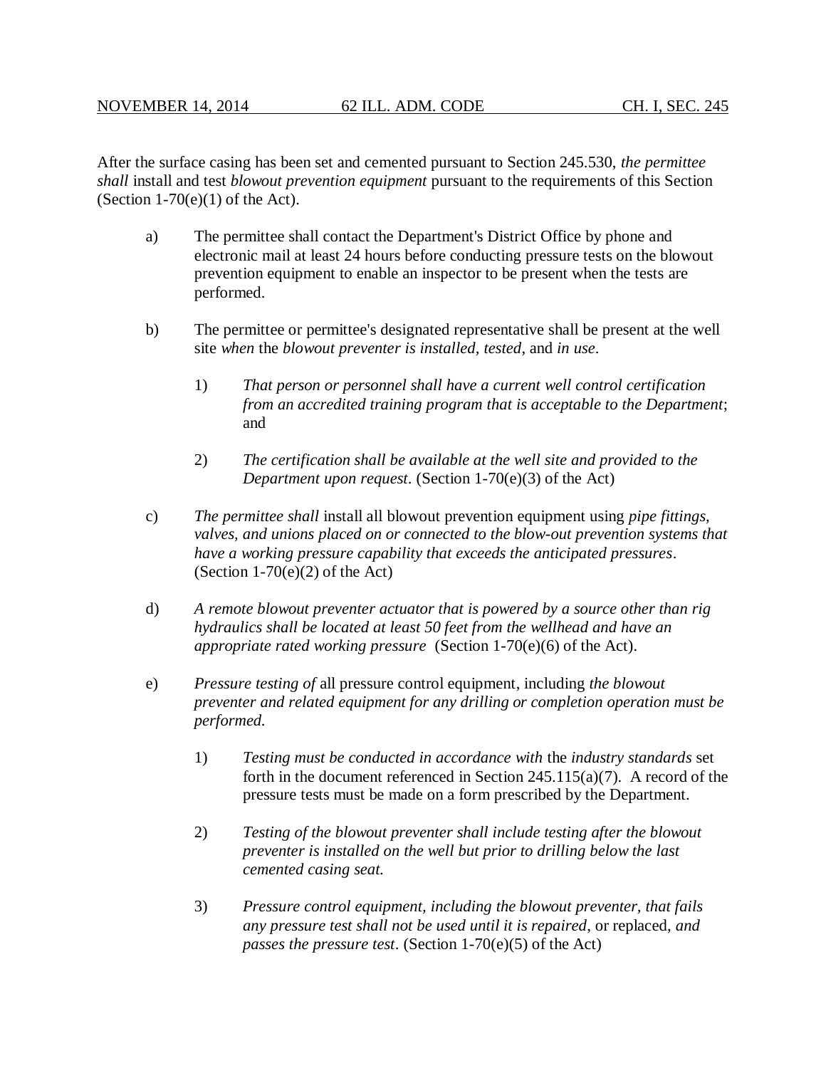After the surface casing has been set and cemented pursuant to Section 245.530, *the permittee shall* install and test *blowout prevention equipment* pursuant to the requirements of this Section (Section 1-70(e)(1) of the Act).

a) The permittee shall contact the Department's District Office by phone and electronic mail at least 24 hours before conducting pressure tests on the blowout prevention equipment to enable an inspector to be present when the tests are performed.

b) The permittee or permittee's designated representative shall be present at the well site *when* the *blowout preventer is installed, tested*, and *in use*.

   1) *That person or personnel shall have a current well control certification from an accredited training program that is acceptable to the Department*; and

   2) *The certification shall be available at the well site and provided to the Department upon request*. (Section 1-70(e)(3) of the Act)

c) *The permittee shall* install all blowout prevention equipment using *pipe fittings, valves, and unions placed on or connected to the blow-out prevention systems that have a working pressure capability that exceeds the anticipated pressures*. (Section 1-70(e)(2) of the Act)

d) *A remote blowout preventer actuator that is powered by a source other than rig hydraulics shall be located at least 50 feet from the wellhead and have an appropriate rated working pressure* (Section 1-70(e)(6) of the Act).

e) *Pressure testing of* all pressure control equipment, including *the blowout preventer and related equipment for any drilling or completion operation must be performed.*

   1) *Testing must be conducted in accordance with* the *industry standards* set forth in the document referenced in Section 245.115(a)(7). A record of the pressure tests must be made on a form prescribed by the Department.

   2) *Testing of the blowout preventer shall include testing after the blowout preventer is installed on the well but prior to drilling below the last cemented casing seat.*

   3) *Pressure control equipment, including the blowout preventer, that fails any pressure test shall not be used until it is repaired*, or replaced, *and passes the pressure test*. (Section 1-70(e)(5) of the Act)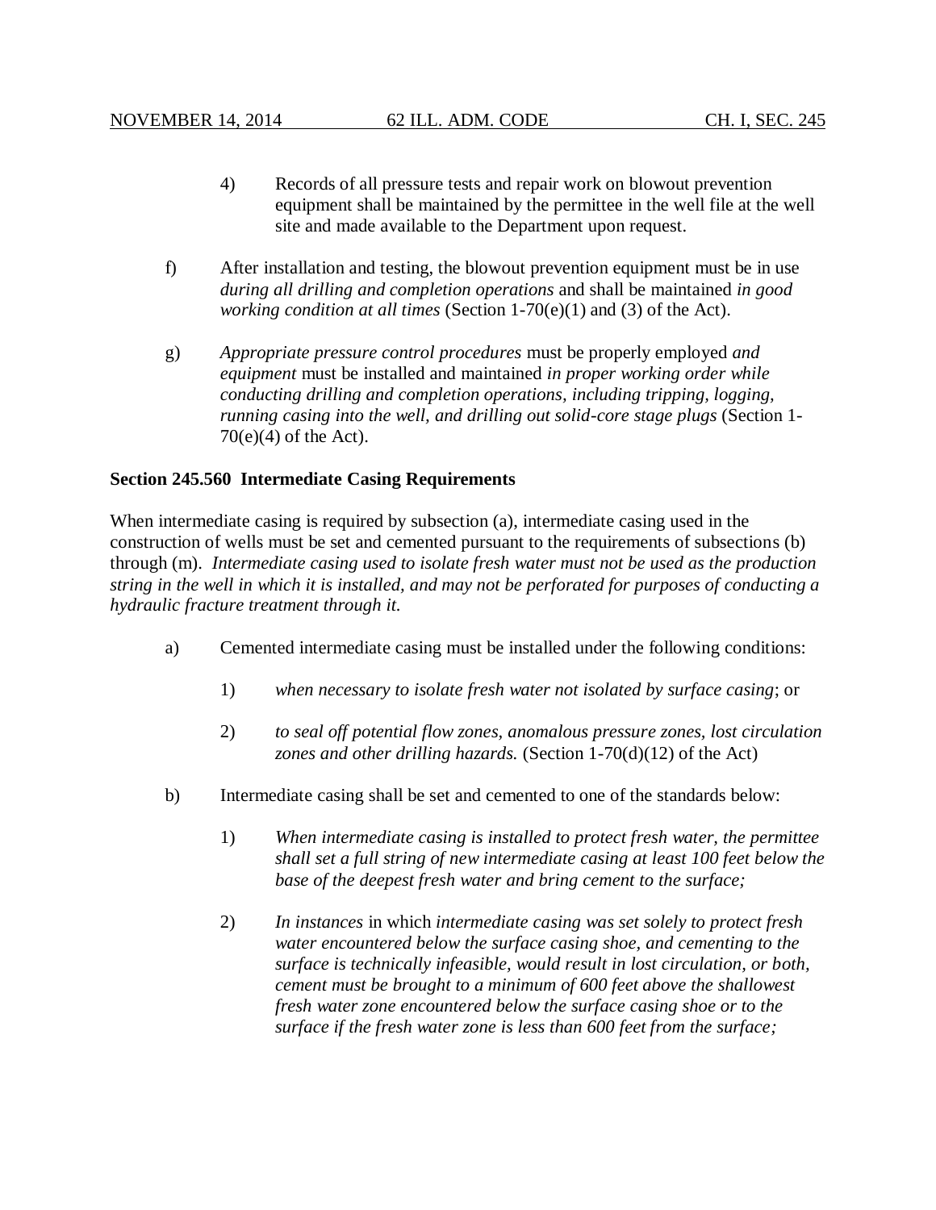4) Records of all pressure tests and repair work on blowout prevention equipment shall be maintained by the permittee in the well file at the well site and made available to the Department upon request.

f) After installation and testing, the blowout prevention equipment must be in use *during all drilling and completion operations* and shall be maintained *in good working condition at all times* (Section 1-70(e)(1) and (3) of the Act).

g) *Appropriate pressure control procedures* must be properly employed *and equipment* must be installed and maintained *in proper working order while conducting drilling and completion operations, including tripping, logging, running casing into the well, and drilling out solid-core stage plugs* (Section 1-70(e)(4) of the Act).

**Section 245.560 Intermediate Casing Requirements**

When intermediate casing is required by subsection (a), intermediate casing used in the construction of wells must be set and cemented pursuant to the requirements of subsections (b) through (m). *Intermediate casing used to isolate fresh water must not be used as the production string in the well in which it is installed, and may not be perforated for purposes of conducting a hydraulic fracture treatment through it.*

a) Cemented intermediate casing must be installed under the following conditions:

1) *when necessary to isolate fresh water not isolated by surface casing*; or

2) *to seal off potential flow zones, anomalous pressure zones, lost circulation zones and other drilling hazards.* (Section 1-70(d)(12) of the Act)

b) Intermediate casing shall be set and cemented to one of the standards below:

1) *When intermediate casing is installed to protect fresh water, the permittee shall set a full string of new intermediate casing at least 100 feet below the base of the deepest fresh water and bring cement to the surface;*

2) *In instances* in which *intermediate casing was set solely to protect fresh water encountered below the surface casing shoe, and cementing to the surface is technically infeasible, would result in lost circulation, or both, cement must be brought to a minimum of 600 feet above the shallowest fresh water zone encountered below the surface casing shoe or to the surface if the fresh water zone is less than 600 feet from the surface;*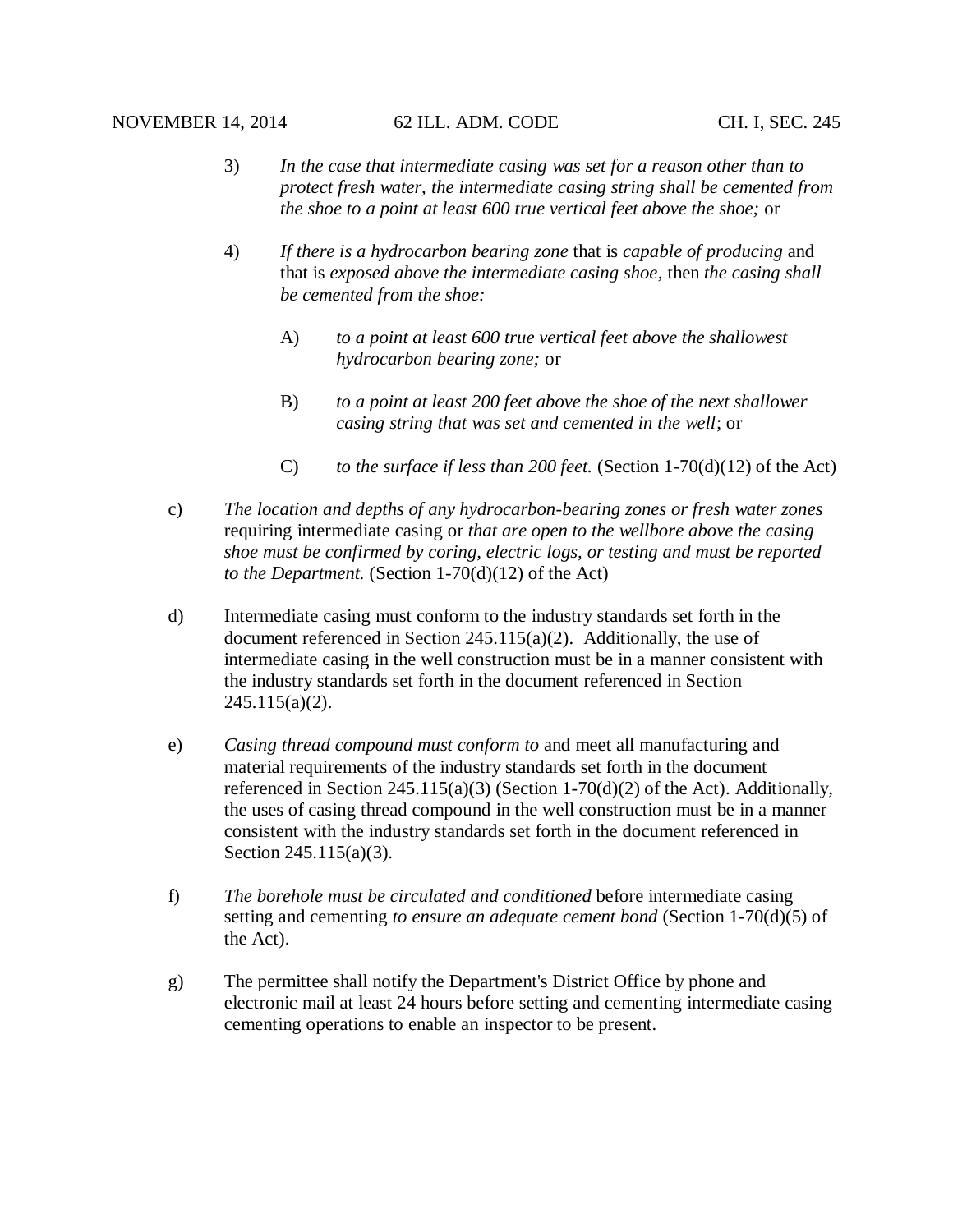3) *In the case that intermediate casing was set for a reason other than to protect fresh water, the intermediate casing string shall be cemented from the shoe to a point at least 600 true vertical feet above the shoe;* or

4) *If there is a hydrocarbon bearing zone* that is *capable of producing* and that is *exposed above the intermediate casing shoe,* then *the casing shall be cemented from the shoe:*

   A) *to a point at least 600 true vertical feet above the shallowest hydrocarbon bearing zone;* or

   B) *to a point at least 200 feet above the shoe of the next shallower casing string that was set and cemented in the well*; or

   C) *to the surface if less than 200 feet.* (Section 1-70(d)(12) of the Act)

c) *The location and depths of any hydrocarbon-bearing zones or fresh water zones* requiring intermediate casing or *that are open to the wellbore above the casing shoe must be confirmed by coring, electric logs, or testing and must be reported to the Department.* (Section 1-70(d)(12) of the Act)

d) Intermediate casing must conform to the industry standards set forth in the document referenced in Section 245.115(a)(2). Additionally, the use of intermediate casing in the well construction must be in a manner consistent with the industry standards set forth in the document referenced in Section 245.115(a)(2).

e) *Casing thread compound must conform to* and meet all manufacturing and material requirements of the industry standards set forth in the document referenced in Section 245.115(a)(3) (Section 1-70(d)(2) of the Act). Additionally, the uses of casing thread compound in the well construction must be in a manner consistent with the industry standards set forth in the document referenced in Section 245.115(a)(3).

f) *The borehole must be circulated and conditioned* before intermediate casing setting and cementing *to ensure an adequate cement bond* (Section 1-70(d)(5) of the Act).

g) The permittee shall notify the Department's District Office by phone and electronic mail at least 24 hours before setting and cementing intermediate casing cementing operations to enable an inspector to be present.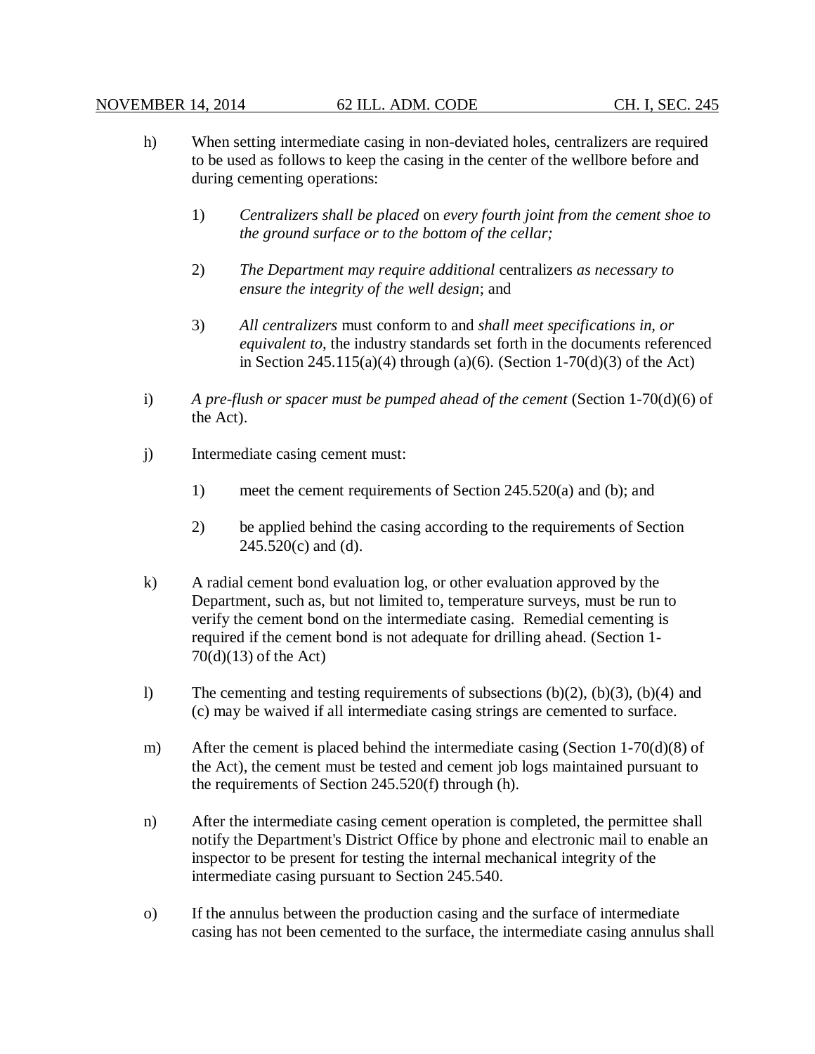h) When setting intermediate casing in non-deviated holes, centralizers are required to be used as follows to keep the casing in the center of the wellbore before and during cementing operations:

   1) *Centralizers shall be placed* on *every fourth joint from the cement shoe to the ground surface or to the bottom of the cellar;*

   2) *The Department may require additional* centralizers *as necessary to ensure the integrity of the well design*; and

   3) *All centralizers* must conform to and *shall meet specifications in, or equivalent to,* the industry standards set forth in the documents referenced in Section 245.115(a)(4) through (a)(6). (Section 1-70(d)(3) of the Act)

i) *A pre-flush or spacer must be pumped ahead of the cement* (Section 1-70(d)(6) of the Act).

j) Intermediate casing cement must:

   1) meet the cement requirements of Section 245.520(a) and (b); and

   2) be applied behind the casing according to the requirements of Section 245.520(c) and (d).

k) A radial cement bond evaluation log, or other evaluation approved by the Department, such as, but not limited to, temperature surveys, must be run to verify the cement bond on the intermediate casing. Remedial cementing is required if the cement bond is not adequate for drilling ahead. (Section 1-70(d)(13) of the Act)

l) The cementing and testing requirements of subsections (b)(2), (b)(3), (b)(4) and (c) may be waived if all intermediate casing strings are cemented to surface.

m) After the cement is placed behind the intermediate casing (Section 1-70(d)(8) of the Act), the cement must be tested and cement job logs maintained pursuant to the requirements of Section 245.520(f) through (h).

n) After the intermediate casing cement operation is completed, the permittee shall notify the Department's District Office by phone and electronic mail to enable an inspector to be present for testing the internal mechanical integrity of the intermediate casing pursuant to Section 245.540.

o) If the annulus between the production casing and the surface of intermediate casing has not been cemented to the surface, the intermediate casing annulus shall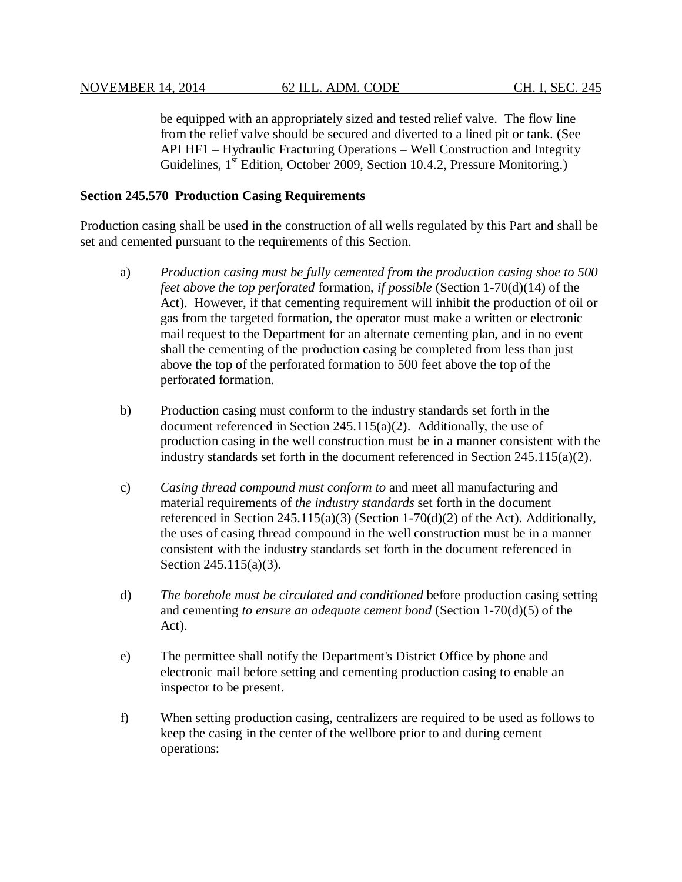be equipped with an appropriately sized and tested relief valve. The flow line from the relief valve should be secured and diverted to a lined pit or tank. (See API HF1 – Hydraulic Fracturing Operations – Well Construction and Integrity Guidelines, 1st Edition, October 2009, Section 10.4.2, Pressure Monitoring.)

**Section 245.570 Production Casing Requirements**

Production casing shall be used in the construction of all wells regulated by this Part and shall be set and cemented pursuant to the requirements of this Section.

a) *Production casing must be fully cemented from the production casing shoe to 500 feet above the top perforated* formation, *if possible* (Section 1-70(d)(14) of the Act). However, if that cementing requirement will inhibit the production of oil or gas from the targeted formation, the operator must make a written or electronic mail request to the Department for an alternate cementing plan, and in no event shall the cementing of the production casing be completed from less than just above the top of the perforated formation to 500 feet above the top of the perforated formation.

b) Production casing must conform to the industry standards set forth in the document referenced in Section 245.115(a)(2). Additionally, the use of production casing in the well construction must be in a manner consistent with the industry standards set forth in the document referenced in Section 245.115(a)(2).

c) *Casing thread compound must conform to* and meet all manufacturing and material requirements of *the industry standards* set forth in the document referenced in Section 245.115(a)(3) (Section 1-70(d)(2) of the Act). Additionally, the uses of casing thread compound in the well construction must be in a manner consistent with the industry standards set forth in the document referenced in Section 245.115(a)(3).

d) *The borehole must be circulated and conditioned* before production casing setting and cementing *to ensure an adequate cement bond* (Section 1-70(d)(5) of the Act).

e) The permittee shall notify the Department's District Office by phone and electronic mail before setting and cementing production casing to enable an inspector to be present.

f) When setting production casing, centralizers are required to be used as follows to keep the casing in the center of the wellbore prior to and during cement operations: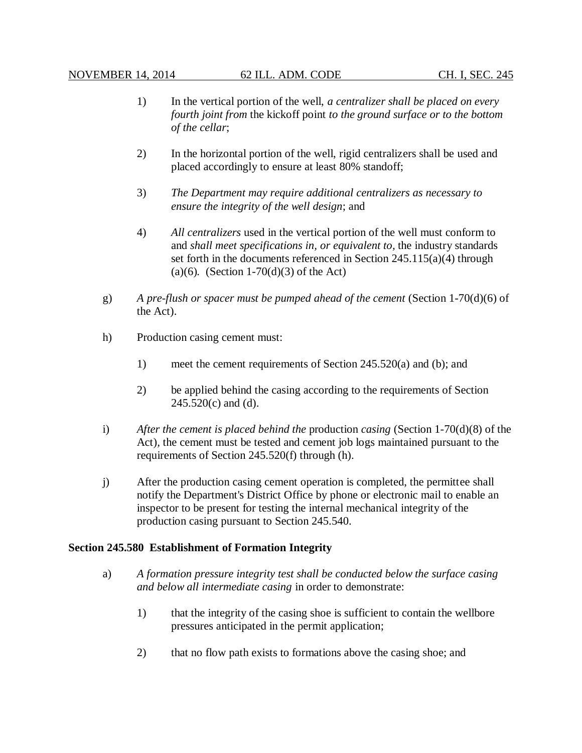1) In the vertical portion of the well, *a centralizer shall be placed on every fourth joint from* the kickoff point *to the ground surface or to the bottom of the cellar*;

2) In the horizontal portion of the well, rigid centralizers shall be used and placed accordingly to ensure at least 80% standoff;

3) *The Department may require additional centralizers as necessary to ensure the integrity of the well design*; and

4) *All centralizers* used in the vertical portion of the well must conform to and *shall meet specifications in, or equivalent to,* the industry standards set forth in the documents referenced in Section 245.115(a)(4) through (a)(6). (Section 1-70(d)(3) of the Act)

g) *A pre-flush or spacer must be pumped ahead of the cement* (Section 1-70(d)(6) of the Act).

h) Production casing cement must:

1) meet the cement requirements of Section 245.520(a) and (b); and

2) be applied behind the casing according to the requirements of Section 245.520(c) and (d).

i) *After the cement is placed behind the* production *casing* (Section 1-70(d)(8) of the Act), the cement must be tested and cement job logs maintained pursuant to the requirements of Section 245.520(f) through (h).

j) After the production casing cement operation is completed, the permittee shall notify the Department's District Office by phone or electronic mail to enable an inspector to be present for testing the internal mechanical integrity of the production casing pursuant to Section 245.540.

**Section 245.580 Establishment of Formation Integrity**

a) *A formation pressure integrity test shall be conducted below the surface casing and below all intermediate casing* in order to demonstrate:

1) that the integrity of the casing shoe is sufficient to contain the wellbore pressures anticipated in the permit application;

2) that no flow path exists to formations above the casing shoe; and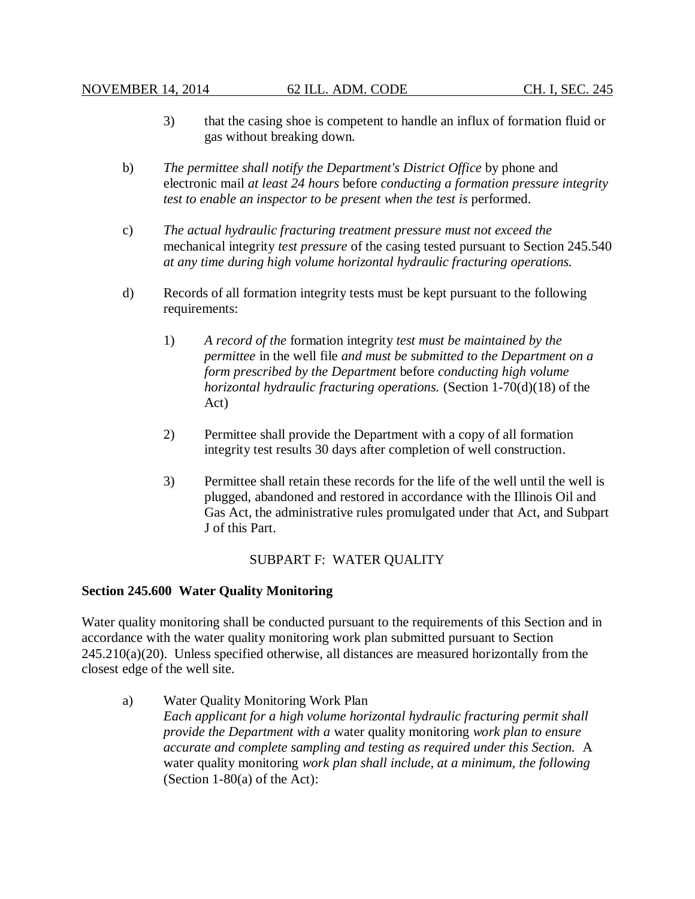3) that the casing shoe is competent to handle an influx of formation fluid or gas without breaking down.

b) *The permittee shall notify the Department's District Office* by phone and electronic mail *at least 24 hours* before *conducting a formation pressure integrity test to enable an inspector to be present when the test is* performed.

c) *The actual hydraulic fracturing treatment pressure must not exceed the* mechanical integrity *test pressure* of the casing tested pursuant to Section 245.540 *at any time during high volume horizontal hydraulic fracturing operations.*

d) Records of all formation integrity tests must be kept pursuant to the following requirements:

1) *A record of the* formation integrity *test must be maintained by the permittee* in the well file *and must be submitted to the Department on a form prescribed by the Department* before *conducting high volume horizontal hydraulic fracturing operations.* (Section 1-70(d)(18) of the Act)

2) Permittee shall provide the Department with a copy of all formation integrity test results 30 days after completion of well construction.

3) Permittee shall retain these records for the life of the well until the well is plugged, abandoned and restored in accordance with the Illinois Oil and Gas Act, the administrative rules promulgated under that Act, and Subpart J of this Part.

## SUBPART F: WATER QUALITY

### Section 245.600 Water Quality Monitoring

Water quality monitoring shall be conducted pursuant to the requirements of this Section and in accordance with the water quality monitoring work plan submitted pursuant to Section 245.210(a)(20). Unless specified otherwise, all distances are measured horizontally from the closest edge of the well site.

a) Water Quality Monitoring Work Plan
*Each applicant for a high volume horizontal hydraulic fracturing permit shall provide the Department with a* water quality monitoring *work plan to ensure accurate and complete sampling and testing as required under this Section.* A water quality monitoring *work plan shall include, at a minimum, the following* (Section 1-80(a) of the Act):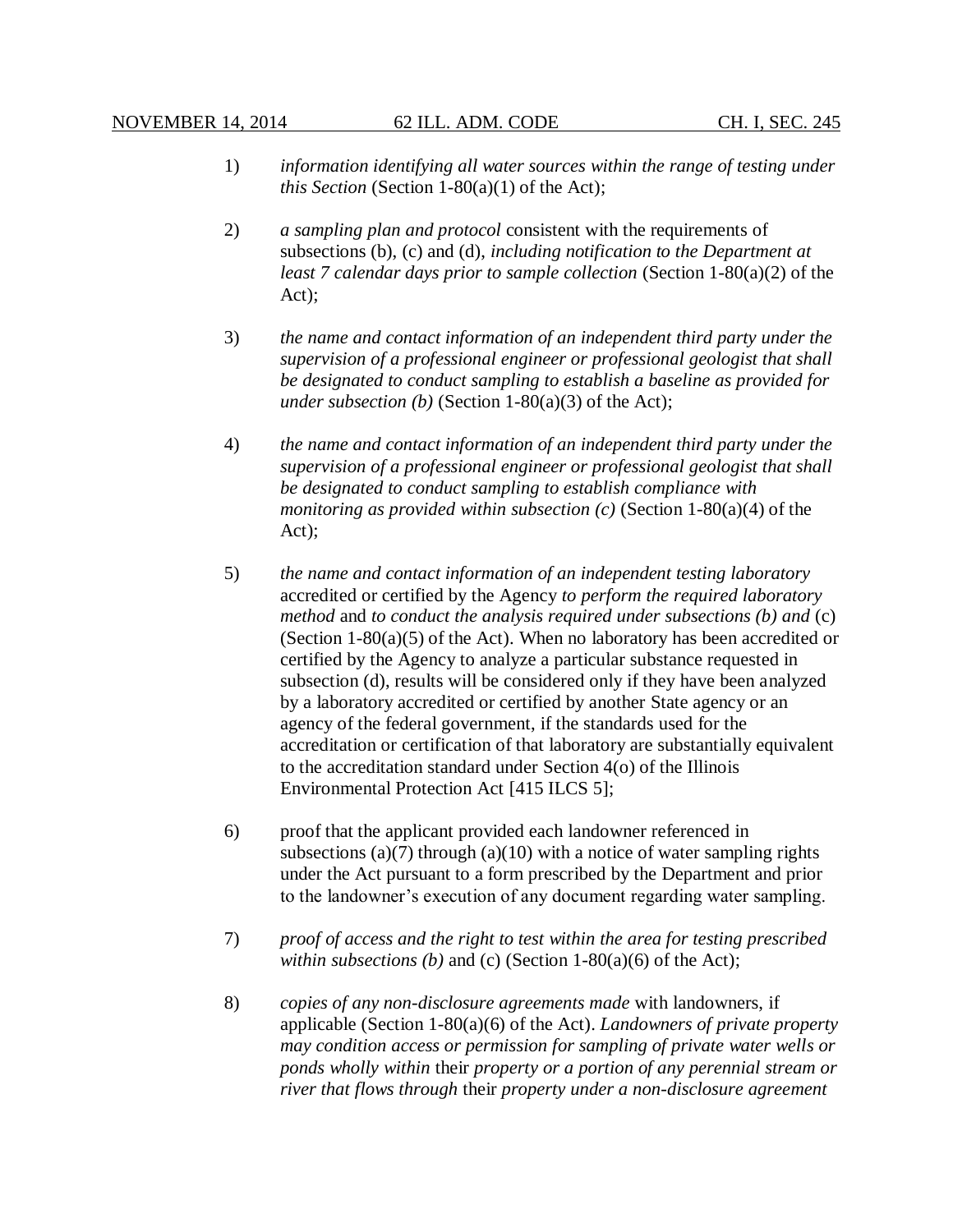1) *information identifying all water sources within the range of testing under this Section* (Section 1-80(a)(1) of the Act);

2) *a sampling plan and protocol* consistent with the requirements of subsections (b), (c) and (d), *including notification to the Department at least 7 calendar days prior to sample collection* (Section 1-80(a)(2) of the Act);

3) *the name and contact information of an independent third party under the supervision of a professional engineer or professional geologist that shall be designated to conduct sampling to establish a baseline as provided for under subsection (b)* (Section 1-80(a)(3) of the Act);

4) *the name and contact information of an independent third party under the supervision of a professional engineer or professional geologist that shall be designated to conduct sampling to establish compliance with monitoring as provided within subsection (c)* (Section 1-80(a)(4) of the Act);

5) *the name and contact information of an independent testing laboratory* accredited or certified by the Agency *to perform the required laboratory method* and *to conduct the analysis required under subsections (b) and* (c) (Section 1-80(a)(5) of the Act). When no laboratory has been accredited or certified by the Agency to analyze a particular substance requested in subsection (d), results will be considered only if they have been analyzed by a laboratory accredited or certified by another State agency or an agency of the federal government, if the standards used for the accreditation or certification of that laboratory are substantially equivalent to the accreditation standard under Section 4(o) of the Illinois Environmental Protection Act [415 ILCS 5];

6) proof that the applicant provided each landowner referenced in subsections (a)(7) through (a)(10) with a notice of water sampling rights under the Act pursuant to a form prescribed by the Department and prior to the landowner's execution of any document regarding water sampling.

7) *proof of access and the right to test within the area for testing prescribed within subsections (b)* and (c) (Section 1-80(a)(6) of the Act);

8) *copies of any non-disclosure agreements made* with landowners, if applicable (Section 1-80(a)(6) of the Act). *Landowners of private property may condition access or permission for sampling of private water wells or ponds wholly within* their *property or a portion of any perennial stream or river that flows through* their *property under a non-disclosure agreement*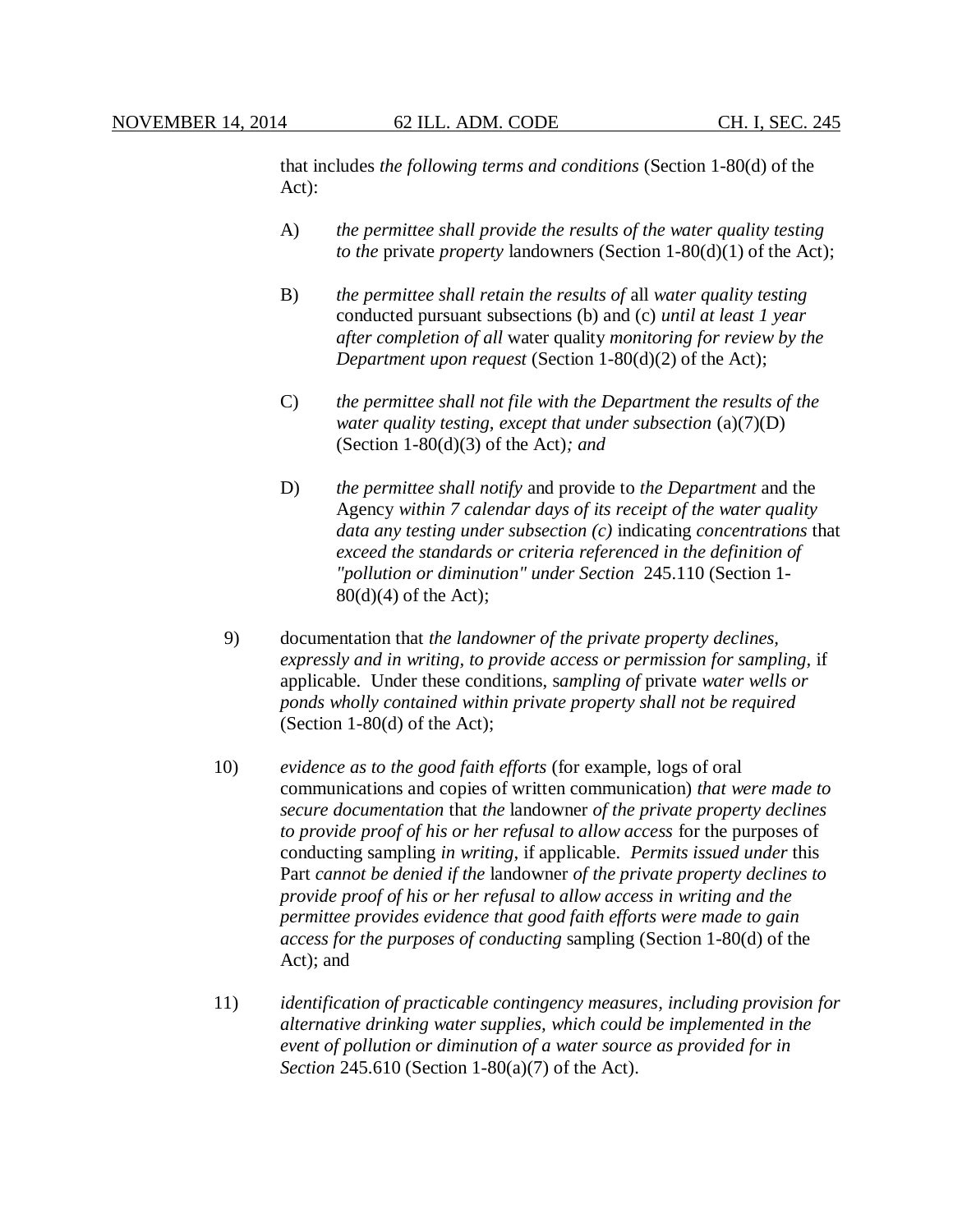that includes *the following terms and conditions* (Section 1-80(d) of the Act):

A) *the permittee shall provide the results of the water quality testing to the* private *property* landowners (Section 1-80(d)(1) of the Act);

B) *the permittee shall retain the results of* all *water quality testing* conducted pursuant subsections (b) and (c) *until at least 1 year after completion of all* water quality *monitoring for review by the Department upon request* (Section 1-80(d)(2) of the Act);

C) *the permittee shall not file with the Department the results of the water quality testing, except that under subsection* (a)(7)(D) (Section 1-80(d)(3) of the Act)*; and*

D) *the permittee shall notify* and provide to *the Department* and the Agency *within 7 calendar days of its receipt of the water quality data any testing under subsection (c)* indicating *concentrations* that *exceed the standards or criteria referenced in the definition of "pollution or diminution" under Section* 245.110 (Section 1-80(d)(4) of the Act);

9) documentation that *the landowner of the private property declines, expressly and in writing, to provide access or permission for sampling*, if applicable. Under these conditions, s*ampling of* private *water wells or ponds wholly contained within private property shall not be required* (Section 1-80(d) of the Act);

10) *evidence as to the good faith efforts* (for example, logs of oral communications and copies of written communication) *that were made to secure documentation* that *the* landowner *of the private property declines to provide proof of his or her refusal to allow access* for the purposes of conducting sampling *in writing*, if applicable. *Permits issued under* this Part *cannot be denied if the* landowner *of the private property declines to provide proof of his or her refusal to allow access in writing and the permittee provides evidence that good faith efforts were made to gain access for the purposes of conducting* sampling (Section 1-80(d) of the Act); and

11) *identification of practicable contingency measures, including provision for alternative drinking water supplies, which could be implemented in the event of pollution or diminution of a water source as provided for in Section* 245.610 (Section 1-80(a)(7) of the Act).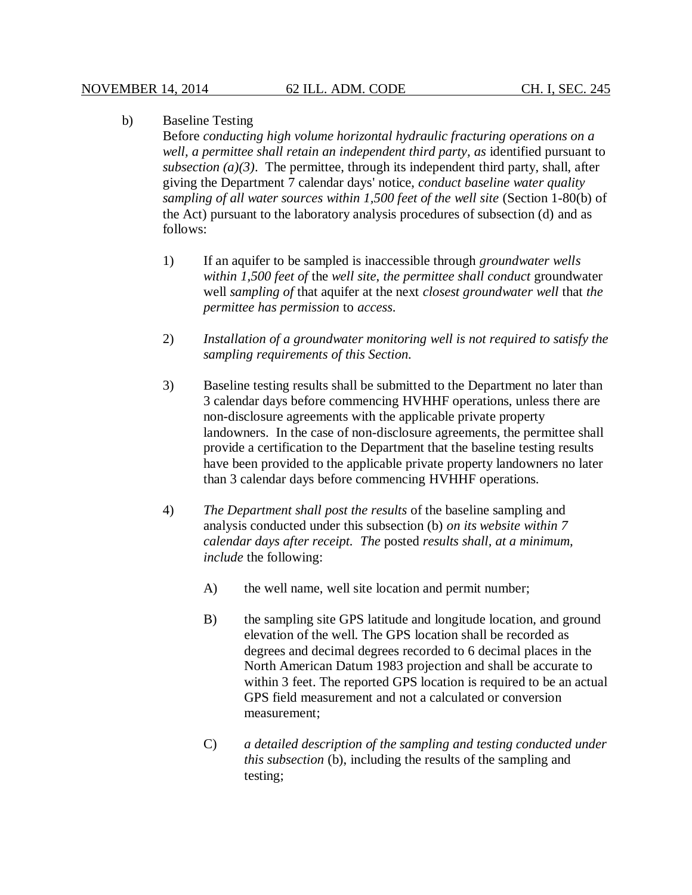b) Baseline Testing

Before *conducting high volume horizontal hydraulic fracturing operations on a well, a permittee shall retain an independent third party, as* identified pursuant to *subsection (a)(3)*. The permittee, through its independent third party, shall, after giving the Department 7 calendar days' notice, *conduct baseline water quality sampling of all water sources within 1,500 feet of the well site* (Section 1-80(b) of the Act) pursuant to the laboratory analysis procedures of subsection (d) and as follows:

1) If an aquifer to be sampled is inaccessible through *groundwater wells within 1,500 feet of* the *well site*, *the permittee shall conduct* groundwater well *sampling of* that aquifer at the next *closest groundwater well* that *the permittee has permission* to *access*.

2) *Installation of a groundwater monitoring well is not required to satisfy the sampling requirements of this Section.*

3) Baseline testing results shall be submitted to the Department no later than 3 calendar days before commencing HVHHF operations, unless there are non-disclosure agreements with the applicable private property landowners. In the case of non-disclosure agreements, the permittee shall provide a certification to the Department that the baseline testing results have been provided to the applicable private property landowners no later than 3 calendar days before commencing HVHHF operations.

4) *The Department shall post the results* of the baseline sampling and analysis conducted under this subsection (b) *on its website within 7 calendar days after receipt. The* posted *results shall, at a minimum, include* the following:

   A) the well name, well site location and permit number;

   B) the sampling site GPS latitude and longitude location, and ground elevation of the well. The GPS location shall be recorded as degrees and decimal degrees recorded to 6 decimal places in the North American Datum 1983 projection and shall be accurate to within 3 feet. The reported GPS location is required to be an actual GPS field measurement and not a calculated or conversion measurement;

   C) *a detailed description of the sampling and testing conducted under this subsection* (b), including the results of the sampling and testing;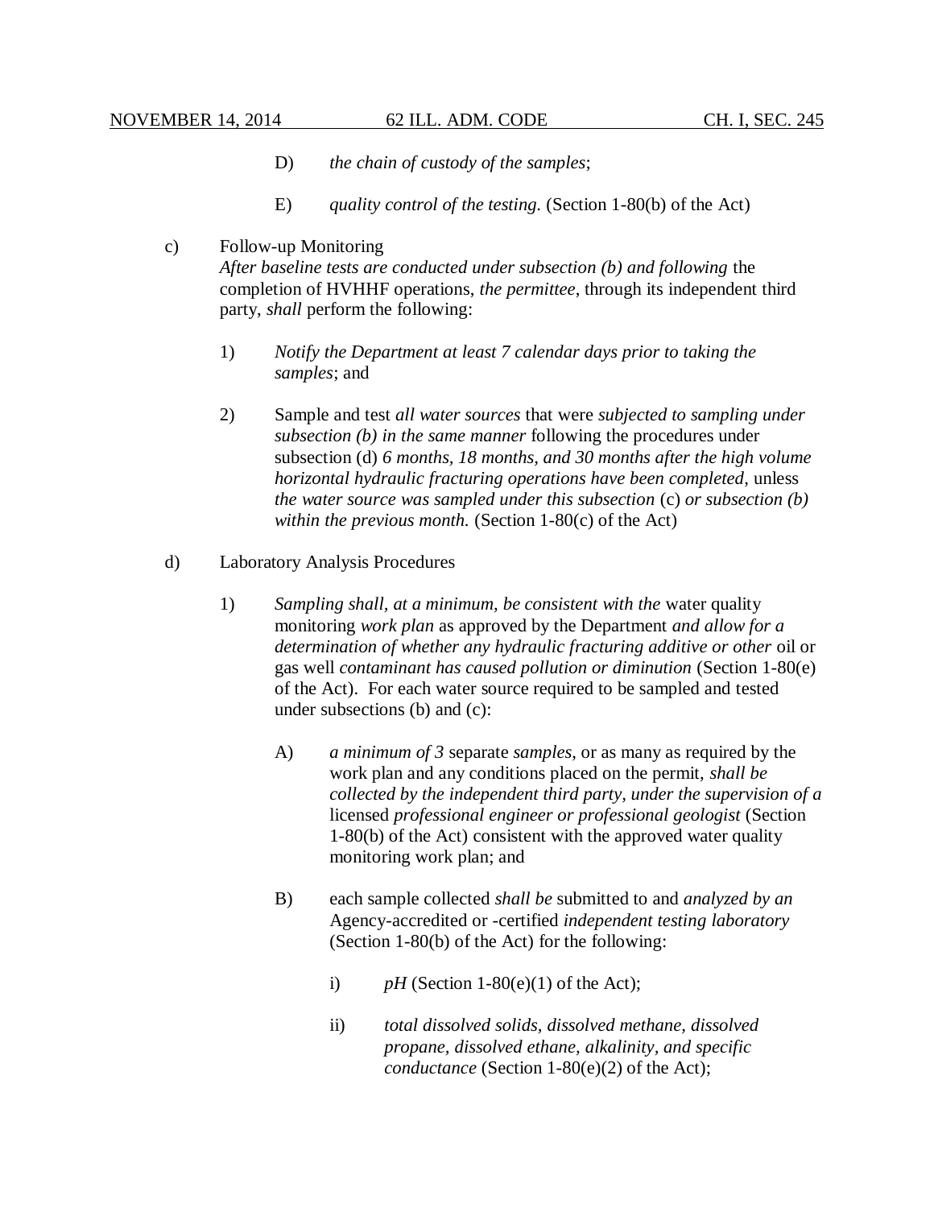D) *the chain of custody of the samples*;

E) *quality control of the testing.* (Section 1-80(b) of the Act)

c) Follow-up Monitoring
*After baseline tests are conducted under subsection (b) and following* the completion of HVHHF operations, *the permittee*, through its independent third party, *shall* perform the following:

1) *Notify the Department at least 7 calendar days prior to taking the samples*; and

2) Sample and test *all water sources* that were *subjected to sampling under subsection (b) in the same manner* following the procedures under subsection (d) *6 months, 18 months, and 30 months after the high volume horizontal hydraulic fracturing operations have been completed*, unless *the water source was sampled under this subsection* (c) *or subsection (b) within the previous month.* (Section 1-80(c) of the Act)

d) Laboratory Analysis Procedures

1) *Sampling shall, at a minimum, be consistent with the* water quality monitoring *work plan* as approved by the Department *and allow for a determination of whether any hydraulic fracturing additive or other* oil or gas well *contaminant has caused pollution or diminution* (Section 1-80(e) of the Act). For each water source required to be sampled and tested under subsections (b) and (c):

A) *a minimum of 3* separate *samples*, or as many as required by the work plan and any conditions placed on the permit, *shall be collected by the independent third party, under the supervision of a* licensed *professional engineer or professional geologist* (Section 1-80(b) of the Act) consistent with the approved water quality monitoring work plan; and

B) each sample collected *shall be* submitted to and *analyzed by an* Agency-accredited or -certified *independent testing laboratory* (Section 1-80(b) of the Act) for the following:

i) *pH* (Section 1-80(e)(1) of the Act);

ii) *total dissolved solids, dissolved methane, dissolved propane, dissolved ethane, alkalinity, and specific conductance* (Section 1-80(e)(2) of the Act);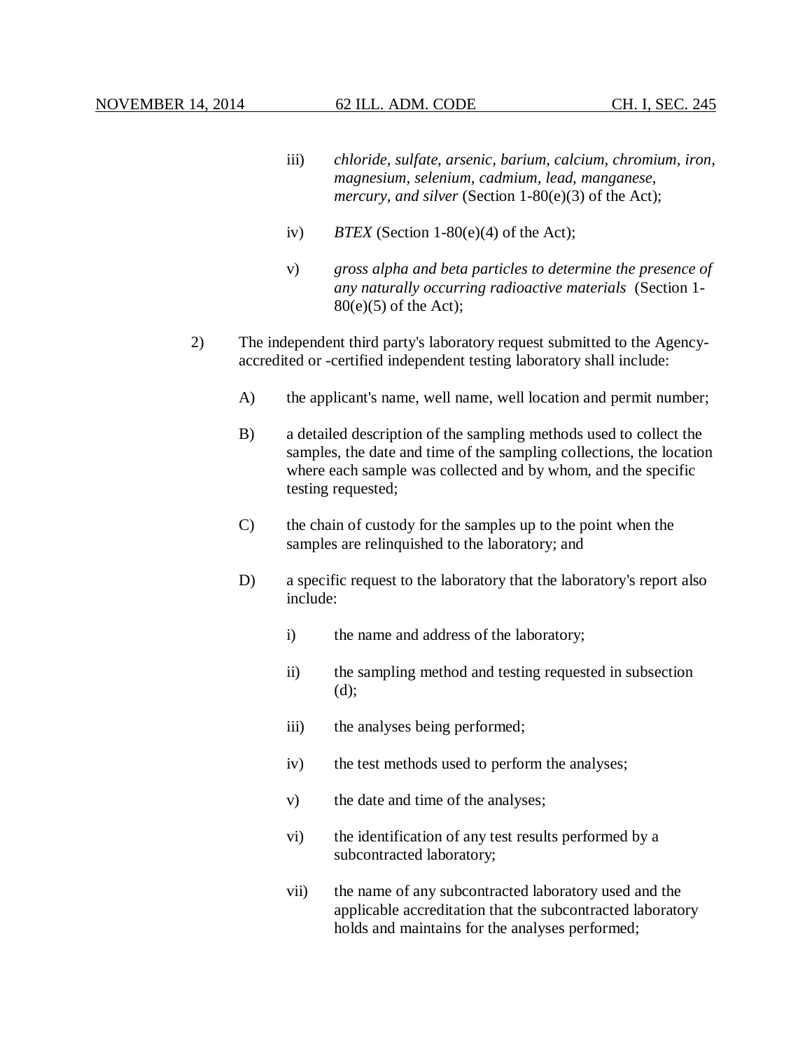iii) *chloride, sulfate, arsenic, barium, calcium, chromium, iron, magnesium, selenium, cadmium, lead, manganese, mercury, and silver* (Section 1-80(e)(3) of the Act);

iv) *BTEX* (Section 1-80(e)(4) of the Act);

v) *gross alpha and beta particles to determine the presence of any naturally occurring radioactive materials* (Section 1-80(e)(5) of the Act);

2) The independent third party's laboratory request submitted to the Agency-accredited or -certified independent testing laboratory shall include:

A) the applicant's name, well name, well location and permit number;

B) a detailed description of the sampling methods used to collect the samples, the date and time of the sampling collections, the location where each sample was collected and by whom, and the specific testing requested;

C) the chain of custody for the samples up to the point when the samples are relinquished to the laboratory; and

D) a specific request to the laboratory that the laboratory's report also include:

i) the name and address of the laboratory;

ii) the sampling method and testing requested in subsection (d);

iii) the analyses being performed;

iv) the test methods used to perform the analyses;

v) the date and time of the analyses;

vi) the identification of any test results performed by a subcontracted laboratory;

vii) the name of any subcontracted laboratory used and the applicable accreditation that the subcontracted laboratory holds and maintains for the analyses performed;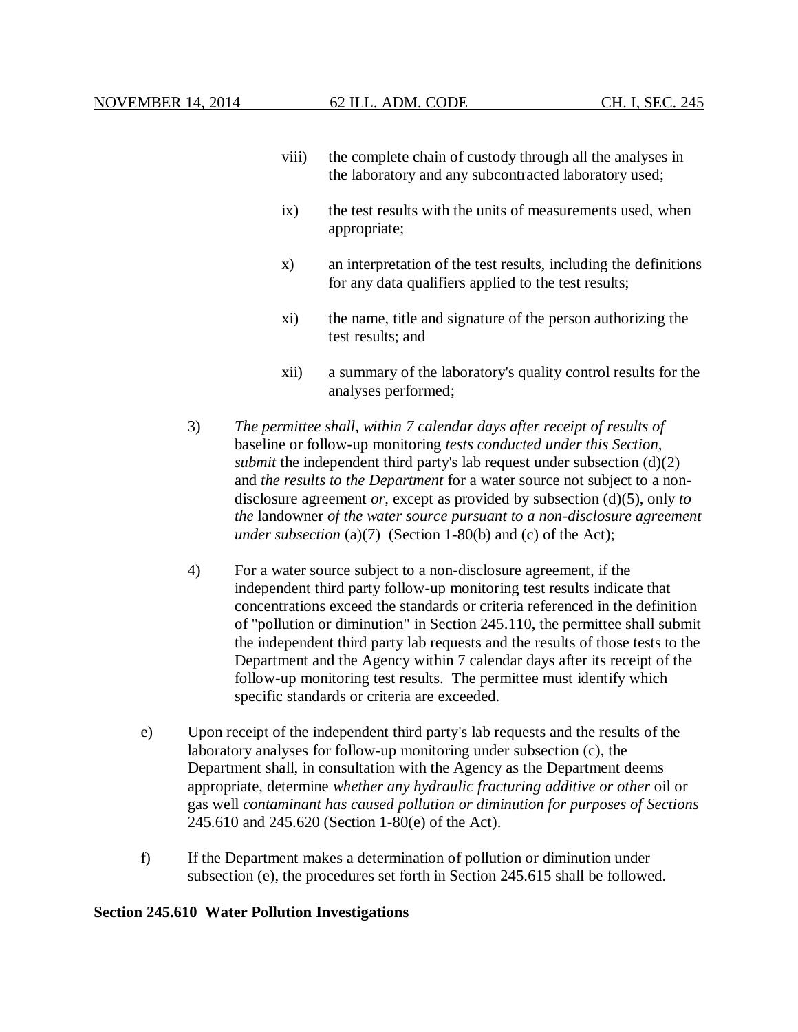viii) the complete chain of custody through all the analyses in the laboratory and any subcontracted laboratory used;

ix) the test results with the units of measurements used, when appropriate;

x) an interpretation of the test results, including the definitions for any data qualifiers applied to the test results;

xi) the name, title and signature of the person authorizing the test results; and

xii) a summary of the laboratory's quality control results for the analyses performed;

3) *The permittee shall, within 7 calendar days after receipt of results of* baseline or follow-up monitoring *tests conducted under this Section, submit* the independent third party's lab request under subsection (d)(2) and *the results to the Department* for a water source not subject to a non-disclosure agreement *or*, except as provided by subsection (d)(5), only *to the* landowner *of the water source pursuant to a non-disclosure agreement under subsection* (a)(7) (Section 1-80(b) and (c) of the Act);

4) For a water source subject to a non-disclosure agreement, if the independent third party follow-up monitoring test results indicate that concentrations exceed the standards or criteria referenced in the definition of "pollution or diminution" in Section 245.110, the permittee shall submit the independent third party lab requests and the results of those tests to the Department and the Agency within 7 calendar days after its receipt of the follow-up monitoring test results. The permittee must identify which specific standards or criteria are exceeded.

e) Upon receipt of the independent third party's lab requests and the results of the laboratory analyses for follow-up monitoring under subsection (c), the Department shall, in consultation with the Agency as the Department deems appropriate, determine *whether any hydraulic fracturing additive or other* oil or gas well *contaminant has caused pollution or diminution for purposes of Sections* 245.610 and 245.620 (Section 1-80(e) of the Act).

f) If the Department makes a determination of pollution or diminution under subsection (e), the procedures set forth in Section 245.615 shall be followed.

**Section 245.610 Water Pollution Investigations**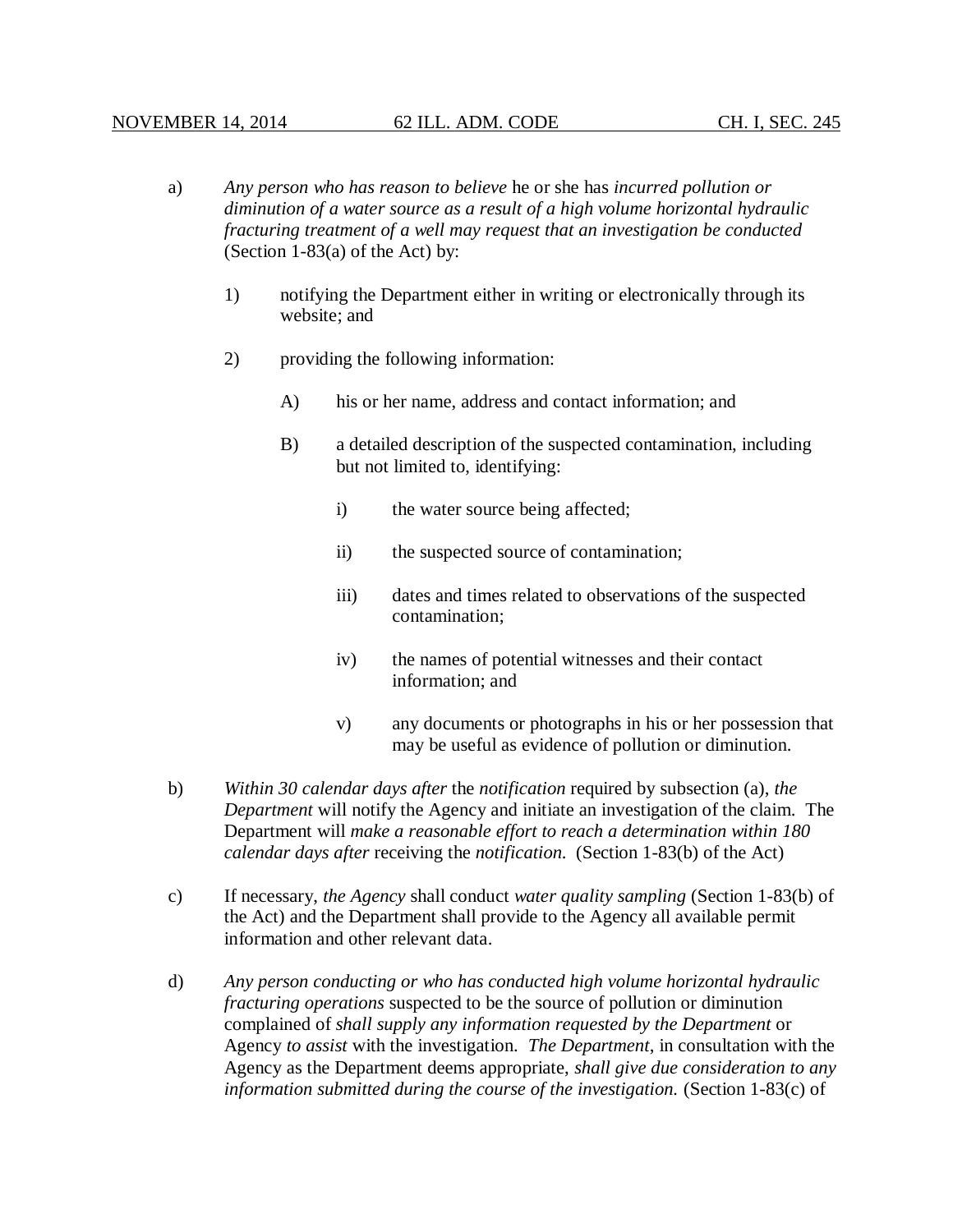a) *Any person who has reason to believe* he or she has *incurred pollution or diminution of a water source as a result of a high volume horizontal hydraulic fracturing treatment of a well may request that an investigation be conducted* (Section 1-83(a) of the Act) by:

   1) notifying the Department either in writing or electronically through its website; and

   2) providing the following information:

      A) his or her name, address and contact information; and

      B) a detailed description of the suspected contamination, including but not limited to, identifying:

         i) the water source being affected;

         ii) the suspected source of contamination;

         iii) dates and times related to observations of the suspected contamination;

         iv) the names of potential witnesses and their contact information; and

         v) any documents or photographs in his or her possession that may be useful as evidence of pollution or diminution.

b) *Within 30 calendar days after* the *notification* required by subsection (a), *the Department* will notify the Agency and initiate an investigation of the claim. The Department will *make a reasonable effort to reach a determination within 180 calendar days after* receiving the *notification.* (Section 1-83(b) of the Act)

c) If necessary, *the Agency* shall conduct *water quality sampling* (Section 1-83(b) of the Act) and the Department shall provide to the Agency all available permit information and other relevant data.

d) *Any person conducting or who has conducted high volume horizontal hydraulic fracturing operations* suspected to be the source of pollution or diminution complained of *shall supply any information requested by the Department* or Agency *to assist* with the investigation. *The Department*, in consultation with the Agency as the Department deems appropriate, *shall give due consideration to any information submitted during the course of the investigation.* (Section 1-83(c) of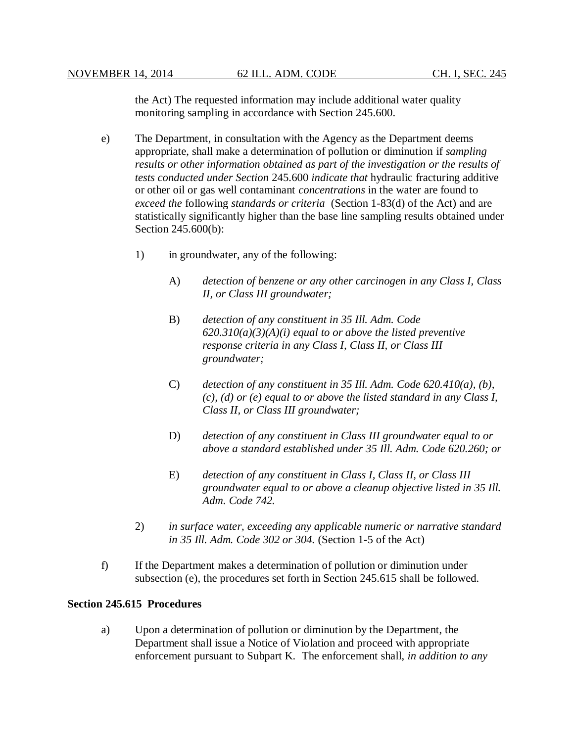the Act) The requested information may include additional water quality monitoring sampling in accordance with Section 245.600.

e) The Department, in consultation with the Agency as the Department deems appropriate, shall make a determination of pollution or diminution if *sampling results or other information obtained as part of the investigation or the results of tests conducted under Section* 245.600 *indicate that* hydraulic fracturing additive or other oil or gas well contaminant *concentrations* in the water are found to *exceed the* following *standards or criteria* (Section 1-83(d) of the Act) and are statistically significantly higher than the base line sampling results obtained under Section 245.600(b):

   1) in groundwater, any of the following:

      A) *detection of benzene or any other carcinogen in any Class I, Class II, or Class III groundwater;*

      B) *detection of any constituent in 35 Ill. Adm. Code 620.310(a)(3)(A)(i) equal to or above the listed preventive response criteria in any Class I, Class II, or Class III groundwater;*

      C) *detection of any constituent in 35 Ill. Adm. Code 620.410(a), (b), (c), (d) or (e) equal to or above the listed standard in any Class I, Class II, or Class III groundwater;*

      D) *detection of any constituent in Class III groundwater equal to or above a standard established under 35 Ill. Adm. Code 620.260; or*

      E) *detection of any constituent in Class I, Class II, or Class III groundwater equal to or above a cleanup objective listed in 35 Ill. Adm. Code 742.*

   2) *in surface water, exceeding any applicable numeric or narrative standard in 35 Ill. Adm. Code 302 or 304.* (Section 1-5 of the Act)

f) If the Department makes a determination of pollution or diminution under subsection (e), the procedures set forth in Section 245.615 shall be followed.

**Section 245.615 Procedures**

a) Upon a determination of pollution or diminution by the Department, the Department shall issue a Notice of Violation and proceed with appropriate enforcement pursuant to Subpart K. The enforcement shall, *in addition to any*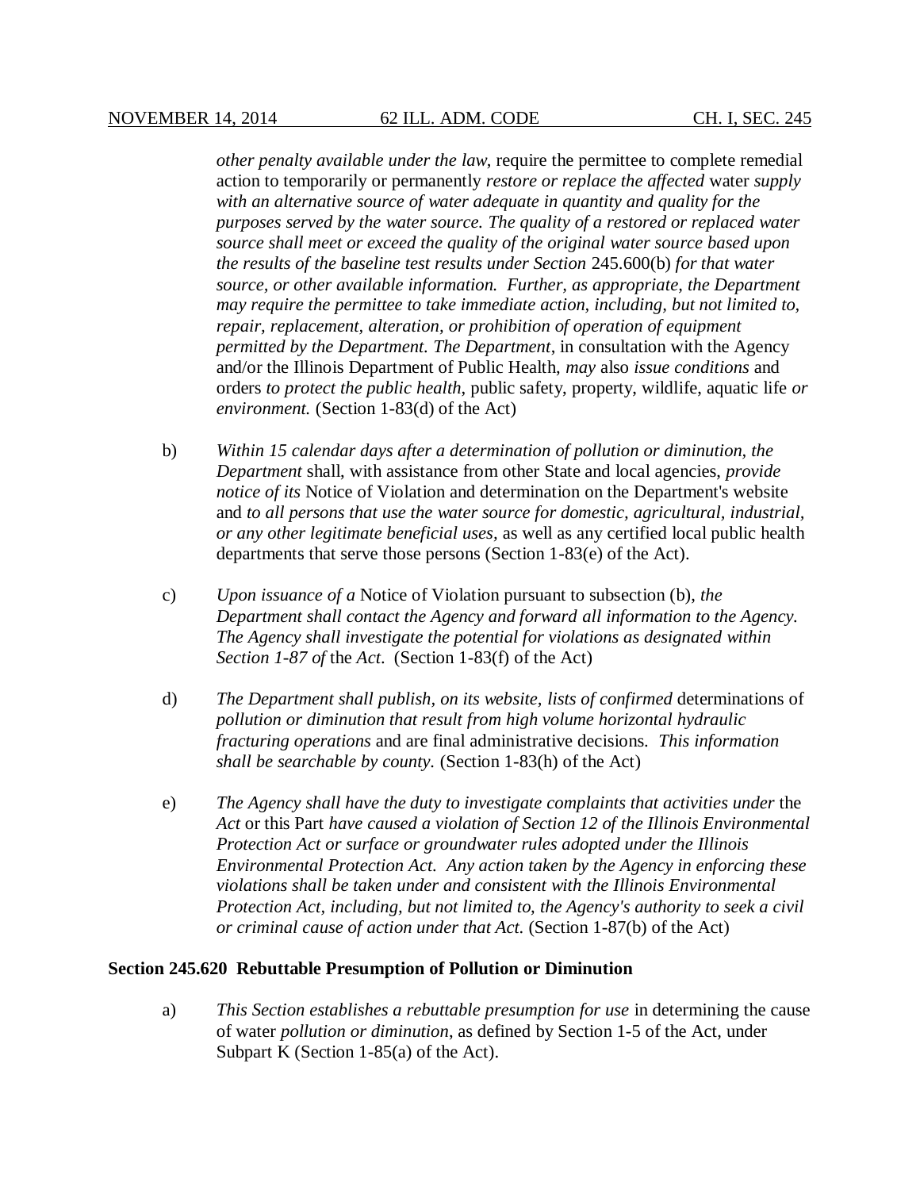*other penalty available under the law*, require the permittee to complete remedial action to temporarily or permanently *restore or replace the affected* water *supply with an alternative source of water adequate in quantity and quality for the purposes served by the water source. The quality of a restored or replaced water source shall meet or exceed the quality of the original water source based upon the results of the baseline test results under Section* 245.600(b) *for that water source, or other available information. Further, as appropriate, the Department may require the permittee to take immediate action, including, but not limited to, repair, replacement, alteration, or prohibition of operation of equipment permitted by the Department. The Department*, in consultation with the Agency and/or the Illinois Department of Public Health, *may* also *issue conditions* and orders *to protect the public health*, public safety, property, wildlife, aquatic life *or environment.* (Section 1-83(d) of the Act)

b) *Within 15 calendar days after a determination of pollution or diminution, the Department* shall, with assistance from other State and local agencies, *provide notice of its* Notice of Violation and determination on the Department's website and *to all persons that use the water source for domestic, agricultural, industrial, or any other legitimate beneficial uses*, as well as any certified local public health departments that serve those persons (Section 1-83(e) of the Act).

c) *Upon issuance of a* Notice of Violation pursuant to subsection (b), *the Department shall contact the Agency and forward all information to the Agency. The Agency shall investigate the potential for violations as designated within Section 1-87 of* the *Act*. (Section 1-83(f) of the Act)

d) *The Department shall publish, on its website, lists of confirmed* determinations of *pollution or diminution that result from high volume horizontal hydraulic fracturing operations* and are final administrative decisions. *This information shall be searchable by county.* (Section 1-83(h) of the Act)

e) *The Agency shall have the duty to investigate complaints that activities under* the *Act* or this Part *have caused a violation of Section 12 of the Illinois Environmental Protection Act or surface or groundwater rules adopted under the Illinois Environmental Protection Act. Any action taken by the Agency in enforcing these violations shall be taken under and consistent with the Illinois Environmental Protection Act, including, but not limited to, the Agency's authority to seek a civil or criminal cause of action under that Act.* (Section 1-87(b) of the Act)

**Section 245.620 Rebuttable Presumption of Pollution or Diminution**

a) *This Section establishes a rebuttable presumption for use* in determining the cause of water *pollution or diminution*, as defined by Section 1-5 of the Act, under Subpart K (Section 1-85(a) of the Act).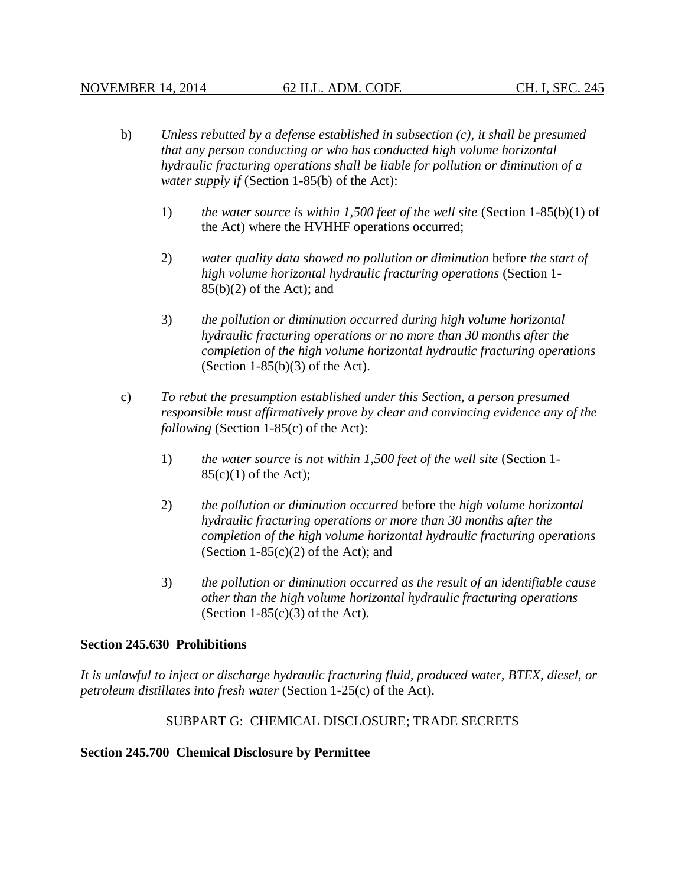b) *Unless rebutted by a defense established in subsection (c), it shall be presumed that any person conducting or who has conducted high volume horizontal hydraulic fracturing operations shall be liable for pollution or diminution of a water supply if* (Section 1-85(b) of the Act):

   1) *the water source is within 1,500 feet of the well site* (Section 1-85(b)(1) of the Act) where the HVHHF operations occurred;

   2) *water quality data showed no pollution or diminution* before *the start of high volume horizontal hydraulic fracturing operations* (Section 1-85(b)(2) of the Act); and

   3) *the pollution or diminution occurred during high volume horizontal hydraulic fracturing operations or no more than 30 months after the completion of the high volume horizontal hydraulic fracturing operations* (Section 1-85(b)(3) of the Act).

c) *To rebut the presumption established under this Section, a person presumed responsible must affirmatively prove by clear and convincing evidence any of the following* (Section 1-85(c) of the Act):

   1) *the water source is not within 1,500 feet of the well site* (Section 1-85(c)(1) of the Act);

   2) *the pollution or diminution occurred* before the *high volume horizontal hydraulic fracturing operations or more than 30 months after the completion of the high volume horizontal hydraulic fracturing operations* (Section 1-85(c)(2) of the Act); and

   3) *the pollution or diminution occurred as the result of an identifiable cause other than the high volume horizontal hydraulic fracturing operations* (Section 1-85(c)(3) of the Act).

**Section 245.630 Prohibitions**

*It is unlawful to inject or discharge hydraulic fracturing fluid, produced water, BTEX, diesel, or petroleum distillates into fresh water* (Section 1-25(c) of the Act).

SUBPART G: CHEMICAL DISCLOSURE; TRADE SECRETS

**Section 245.700 Chemical Disclosure by Permittee**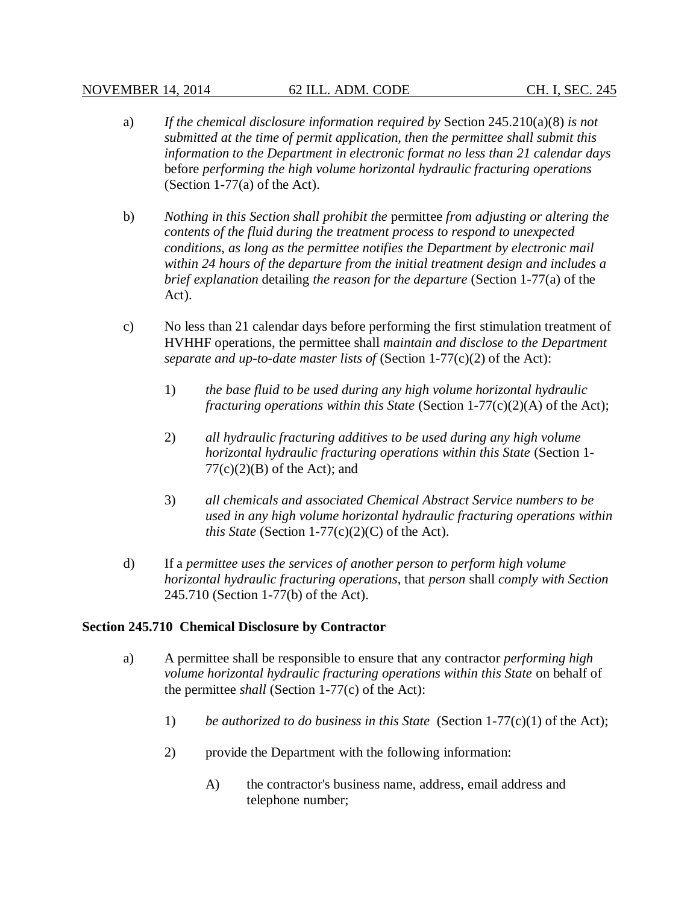a) *If the chemical disclosure information required by* Section 245.210(a)(8) *is not submitted at the time of permit application, then the permittee shall submit this information to the Department in electronic format no less than 21 calendar days* before *performing the high volume horizontal hydraulic fracturing operations* (Section 1-77(a) of the Act).

b) *Nothing in this Section shall prohibit the* permittee *from adjusting or altering the contents of the fluid during the treatment process to respond to unexpected conditions, as long as the permittee notifies the Department by electronic mail within 24 hours of the departure from the initial treatment design and includes a brief explanation* detailing *the reason for the departure* (Section 1-77(a) of the Act).

c) No less than 21 calendar days before performing the first stimulation treatment of HVHHF operations, the permittee shall *maintain and disclose to the Department separate and up-to-date master lists of* (Section 1-77(c)(2) of the Act):

   1) *the base fluid to be used during any high volume horizontal hydraulic fracturing operations within this State* (Section 1-77(c)(2)(A) of the Act);

   2) *all hydraulic fracturing additives to be used during any high volume horizontal hydraulic fracturing operations within this State* (Section 1-77(c)(2)(B) of the Act); and

   3) *all chemicals and associated Chemical Abstract Service numbers to be used in any high volume horizontal hydraulic fracturing operations within this State* (Section 1-77(c)(2)(C) of the Act).

d) If a *permittee uses the services of another person to perform high volume horizontal hydraulic fracturing operations*, that *person* shall *comply with Section* 245.710 (Section 1-77(b) of the Act).

**Section 245.710 Chemical Disclosure by Contractor**

a) A permittee shall be responsible to ensure that any contractor *performing high volume horizontal hydraulic fracturing operations within this State* on behalf of the permittee *shall* (Section 1-77(c) of the Act):

   1) *be authorized to do business in this State* (Section 1-77(c)(1) of the Act);

   2) provide the Department with the following information:

      A) the contractor's business name, address, email address and telephone number;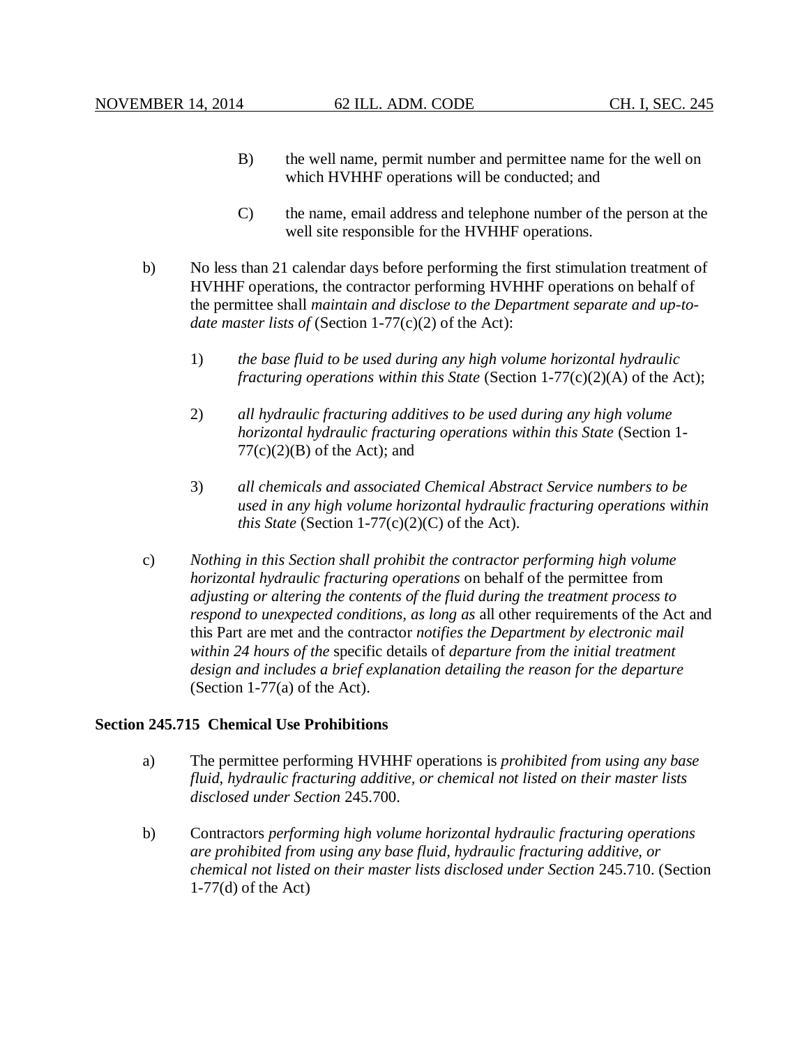B) the well name, permit number and permittee name for the well on which HVHHF operations will be conducted; and

C) the name, email address and telephone number of the person at the well site responsible for the HVHHF operations.

b) No less than 21 calendar days before performing the first stimulation treatment of HVHHF operations, the contractor performing HVHHF operations on behalf of the permittee shall *maintain and disclose to the Department separate and up-to-date master lists of* (Section 1-77(c)(2) of the Act):

1) *the base fluid to be used during any high volume horizontal hydraulic fracturing operations within this State* (Section 1-77(c)(2)(A) of the Act);

2) *all hydraulic fracturing additives to be used during any high volume horizontal hydraulic fracturing operations within this State* (Section 1-77(c)(2)(B) of the Act); and

3) *all chemicals and associated Chemical Abstract Service numbers to be used in any high volume horizontal hydraulic fracturing operations within this State* (Section 1-77(c)(2)(C) of the Act).

c) *Nothing in this Section shall prohibit the contractor performing high volume horizontal hydraulic fracturing operations* on behalf of the permittee from *adjusting or altering the contents of the fluid during the treatment process to respond to unexpected conditions, as long as* all other requirements of the Act and this Part are met and the contractor *notifies the Department by electronic mail within 24 hours of the* specific details of *departure from the initial treatment design and includes a brief explanation detailing the reason for the departure* (Section 1-77(a) of the Act).

**Section 245.715 Chemical Use Prohibitions**

a) The permittee performing HVHHF operations is *prohibited from using any base fluid, hydraulic fracturing additive, or chemical not listed on their master lists disclosed under Section* 245.700.

b) Contractors *performing high volume horizontal hydraulic fracturing operations are prohibited from using any base fluid, hydraulic fracturing additive, or chemical not listed on their master lists disclosed under Section* 245.710. (Section 1-77(d) of the Act)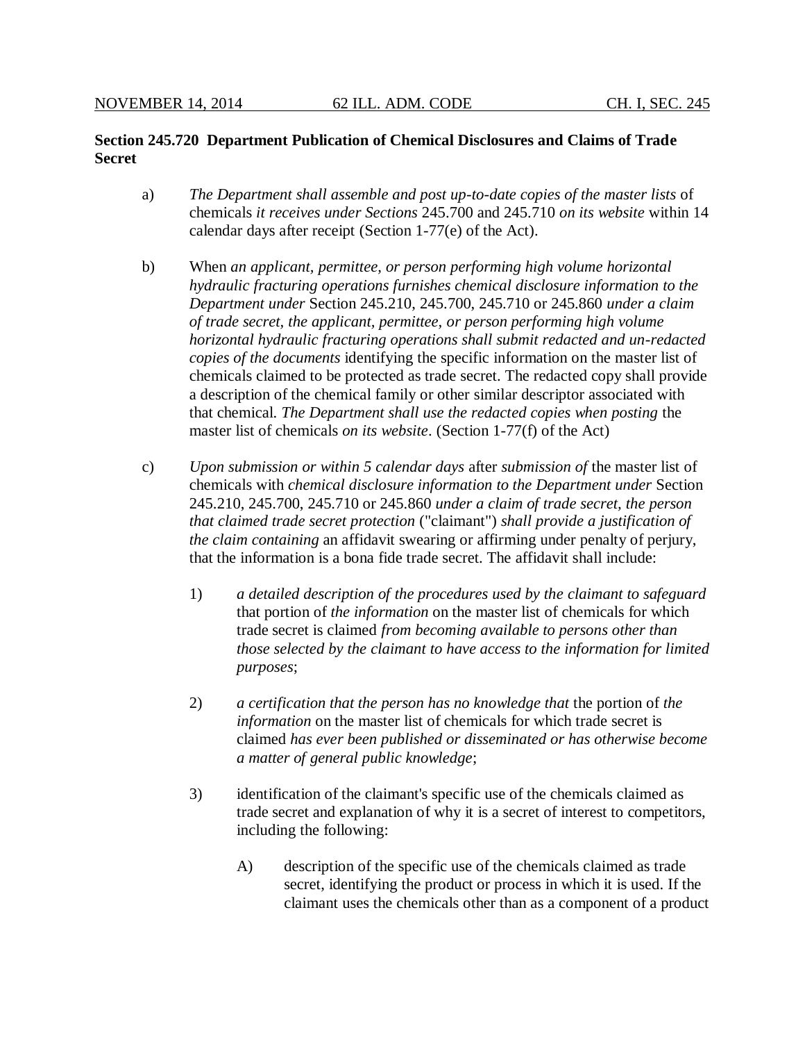**Section 245.720 Department Publication of Chemical Disclosures and Claims of Trade Secret**

a) *The Department shall assemble and post up-to-date copies of the master lists* of chemicals *it receives under Sections* 245.700 and 245.710 *on its website* within 14 calendar days after receipt (Section 1-77(e) of the Act).

b) When *an applicant, permittee, or person performing high volume horizontal hydraulic fracturing operations furnishes chemical disclosure information to the Department under* Section 245.210, 245.700, 245.710 or 245.860 *under a claim of trade secret, the applicant, permittee, or person performing high volume horizontal hydraulic fracturing operations shall submit redacted and un-redacted copies of the documents* identifying the specific information on the master list of chemicals claimed to be protected as trade secret. The redacted copy shall provide a description of the chemical family or other similar descriptor associated with that chemical. *The Department shall use the redacted copies when posting* the master list of chemicals *on its website*. (Section 1-77(f) of the Act)

c) *Upon submission or within 5 calendar days* after *submission of* the master list of chemicals with *chemical disclosure information to the Department under* Section 245.210, 245.700, 245.710 or 245.860 *under a claim of trade secret, the person that claimed trade secret protection* ("claimant") *shall provide a justification of the claim containing* an affidavit swearing or affirming under penalty of perjury, that the information is a bona fide trade secret. The affidavit shall include:

1) *a detailed description of the procedures used by the claimant to safeguard* that portion of *the information* on the master list of chemicals for which trade secret is claimed *from becoming available to persons other than those selected by the claimant to have access to the information for limited purposes*;

2) *a certification that the person has no knowledge that* the portion of *the information* on the master list of chemicals for which trade secret is claimed *has ever been published or disseminated or has otherwise become a matter of general public knowledge*;

3) identification of the claimant's specific use of the chemicals claimed as trade secret and explanation of why it is a secret of interest to competitors, including the following:

A) description of the specific use of the chemicals claimed as trade secret, identifying the product or process in which it is used. If the claimant uses the chemicals other than as a component of a product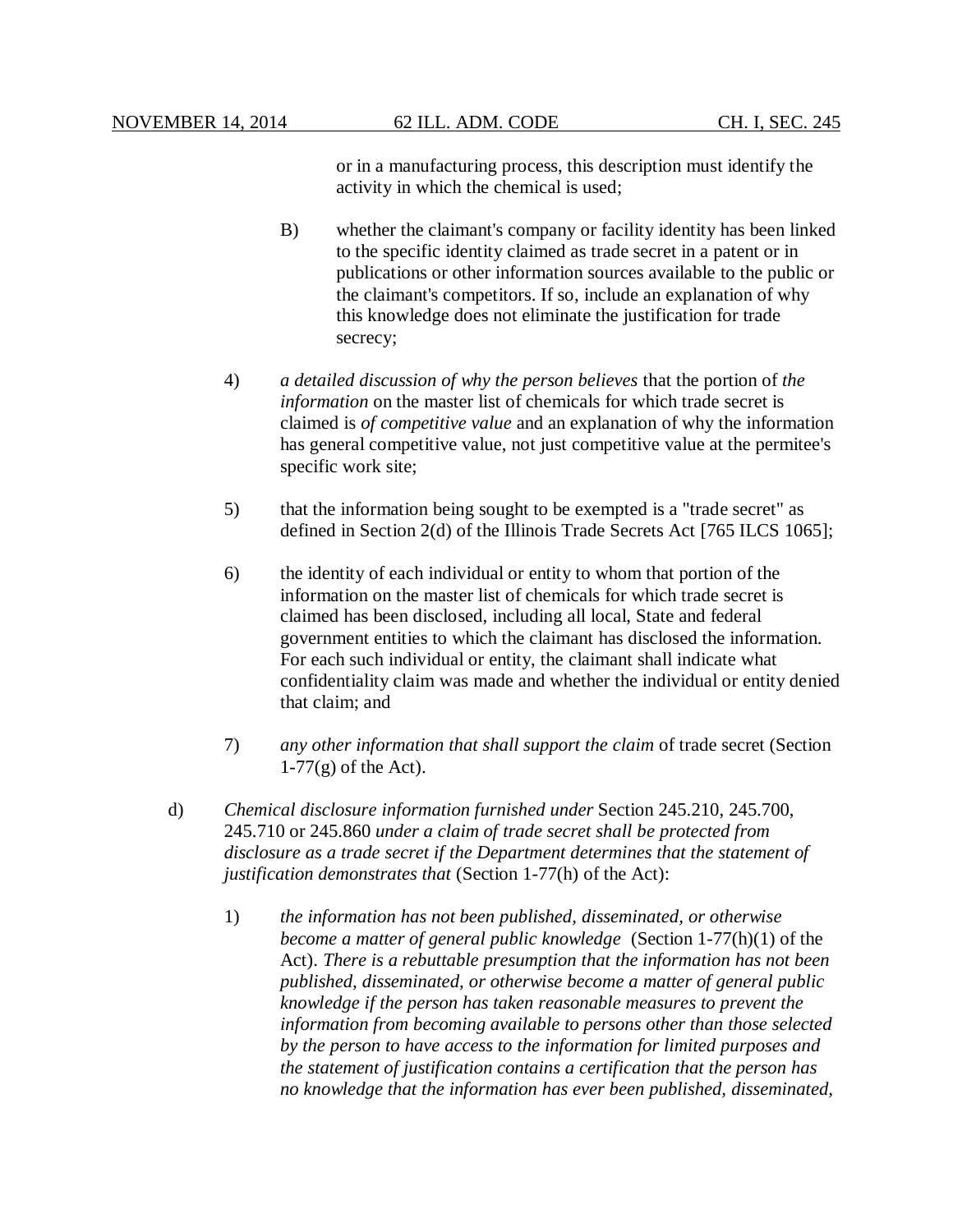or in a manufacturing process, this description must identify the activity in which the chemical is used;

B) whether the claimant's company or facility identity has been linked to the specific identity claimed as trade secret in a patent or in publications or other information sources available to the public or the claimant's competitors. If so, include an explanation of why this knowledge does not eliminate the justification for trade secrecy;

4) *a detailed discussion of why the person believes* that the portion of *the information* on the master list of chemicals for which trade secret is claimed is *of competitive value* and an explanation of why the information has general competitive value, not just competitive value at the permitee's specific work site;

5) that the information being sought to be exempted is a "trade secret" as defined in Section 2(d) of the Illinois Trade Secrets Act [765 ILCS 1065];

6) the identity of each individual or entity to whom that portion of the information on the master list of chemicals for which trade secret is claimed has been disclosed, including all local, State and federal government entities to which the claimant has disclosed the information. For each such individual or entity, the claimant shall indicate what confidentiality claim was made and whether the individual or entity denied that claim; and

7) *any other information that shall support the claim* of trade secret (Section 1-77(g) of the Act).

d) *Chemical disclosure information furnished under* Section 245.210, 245.700, 245.710 or 245.860 *under a claim of trade secret shall be protected from disclosure as a trade secret if the Department determines that the statement of justification demonstrates that* (Section 1-77(h) of the Act):

1) *the information has not been published, disseminated, or otherwise become a matter of general public knowledge* (Section 1-77(h)(1) of the Act). *There is a rebuttable presumption that the information has not been published, disseminated, or otherwise become a matter of general public knowledge if the person has taken reasonable measures to prevent the information from becoming available to persons other than those selected by the person to have access to the information for limited purposes and the statement of justification contains a certification that the person has no knowledge that the information has ever been published, disseminated,*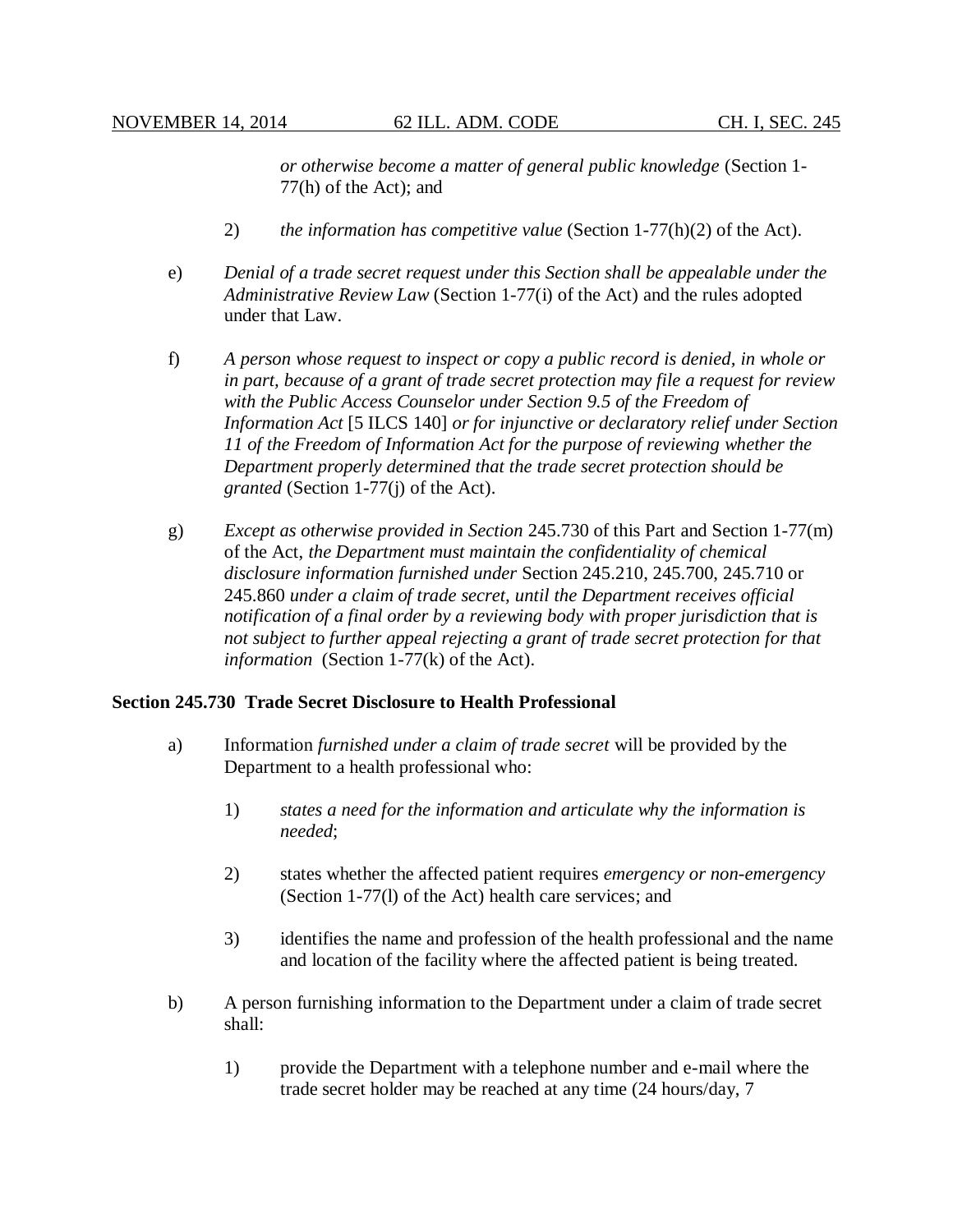*or otherwise become a matter of general public knowledge* (Section 1-77(h) of the Act); and

2) *the information has competitive value* (Section 1-77(h)(2) of the Act).

e) *Denial of a trade secret request under this Section shall be appealable under the Administrative Review Law* (Section 1-77(i) of the Act) and the rules adopted under that Law.

f) *A person whose request to inspect or copy a public record is denied, in whole or in part, because of a grant of trade secret protection may file a request for review with the Public Access Counselor under Section 9.5 of the Freedom of Information Act* [5 ILCS 140] *or for injunctive or declaratory relief under Section 11 of the Freedom of Information Act for the purpose of reviewing whether the Department properly determined that the trade secret protection should be granted* (Section 1-77(j) of the Act).

g) *Except as otherwise provided in Section* 245.730 of this Part and Section 1-77(m) of the Act, *the Department must maintain the confidentiality of chemical disclosure information furnished under* Section 245.210, 245.700, 245.710 or 245.860 *under a claim of trade secret, until the Department receives official notification of a final order by a reviewing body with proper jurisdiction that is not subject to further appeal rejecting a grant of trade secret protection for that information* (Section 1-77(k) of the Act).

**Section 245.730 Trade Secret Disclosure to Health Professional**

a) Information *furnished under a claim of trade secret* will be provided by the Department to a health professional who:

1) *states a need for the information and articulate why the information is needed*;

2) states whether the affected patient requires *emergency or non-emergency* (Section 1-77(l) of the Act) health care services; and

3) identifies the name and profession of the health professional and the name and location of the facility where the affected patient is being treated.

b) A person furnishing information to the Department under a claim of trade secret shall:

1) provide the Department with a telephone number and e-mail where the trade secret holder may be reached at any time (24 hours/day, 7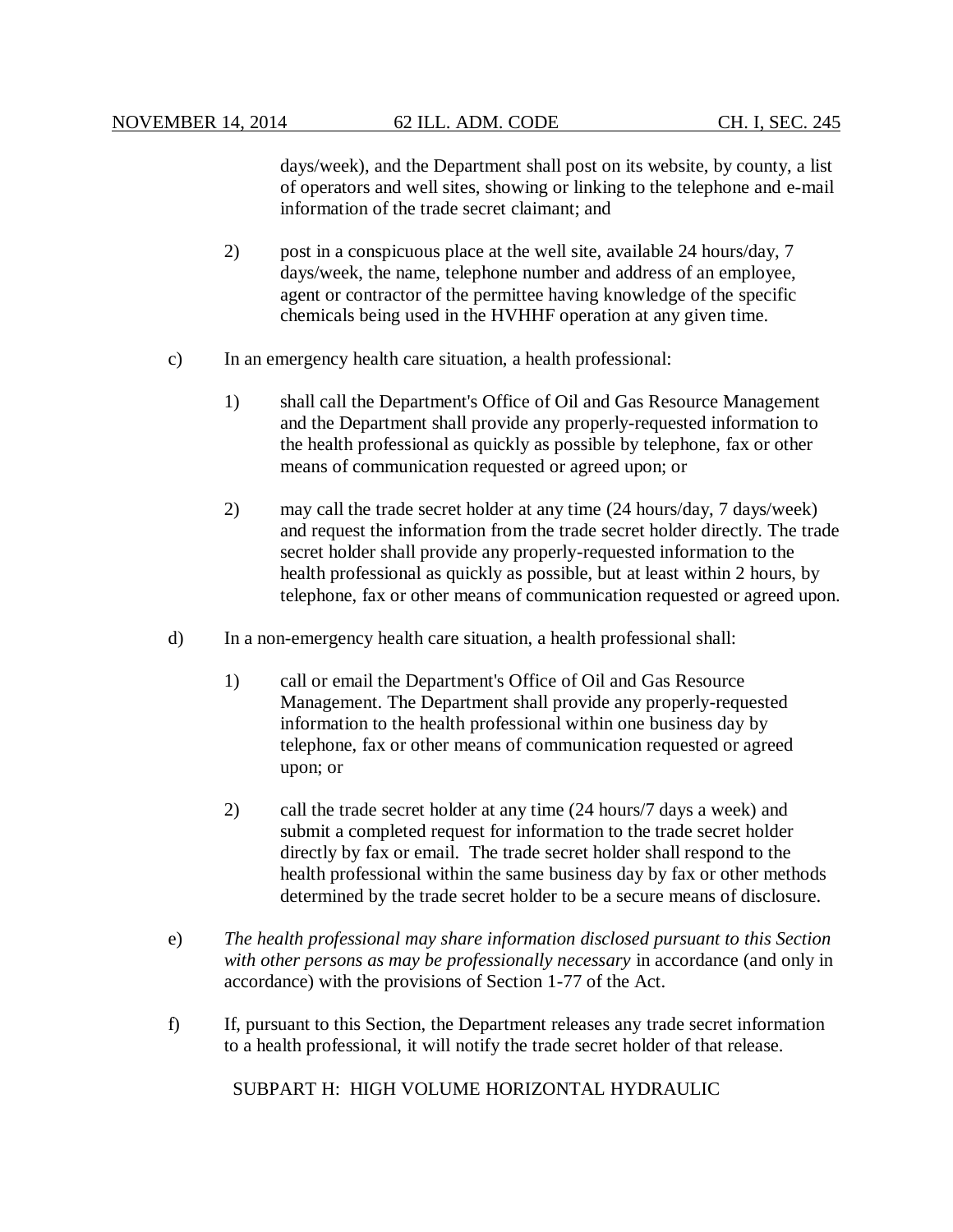days/week), and the Department shall post on its website, by county, a list of operators and well sites, showing or linking to the telephone and e-mail information of the trade secret claimant; and

2) post in a conspicuous place at the well site, available 24 hours/day, 7 days/week, the name, telephone number and address of an employee, agent or contractor of the permittee having knowledge of the specific chemicals being used in the HVHHF operation at any given time.

c) In an emergency health care situation, a health professional:

1) shall call the Department's Office of Oil and Gas Resource Management and the Department shall provide any properly-requested information to the health professional as quickly as possible by telephone, fax or other means of communication requested or agreed upon; or

2) may call the trade secret holder at any time (24 hours/day, 7 days/week) and request the information from the trade secret holder directly. The trade secret holder shall provide any properly-requested information to the health professional as quickly as possible, but at least within 2 hours, by telephone, fax or other means of communication requested or agreed upon.

d) In a non-emergency health care situation, a health professional shall:

1) call or email the Department's Office of Oil and Gas Resource Management. The Department shall provide any properly-requested information to the health professional within one business day by telephone, fax or other means of communication requested or agreed upon; or

2) call the trade secret holder at any time (24 hours/7 days a week) and submit a completed request for information to the trade secret holder directly by fax or email. The trade secret holder shall respond to the health professional within the same business day by fax or other methods determined by the trade secret holder to be a secure means of disclosure.

e) *The health professional may share information disclosed pursuant to this Section with other persons as may be professionally necessary* in accordance (and only in accordance) with the provisions of Section 1-77 of the Act.

f) If, pursuant to this Section, the Department releases any trade secret information to a health professional, it will notify the trade secret holder of that release.

SUBPART H: HIGH VOLUME HORIZONTAL HYDRAULIC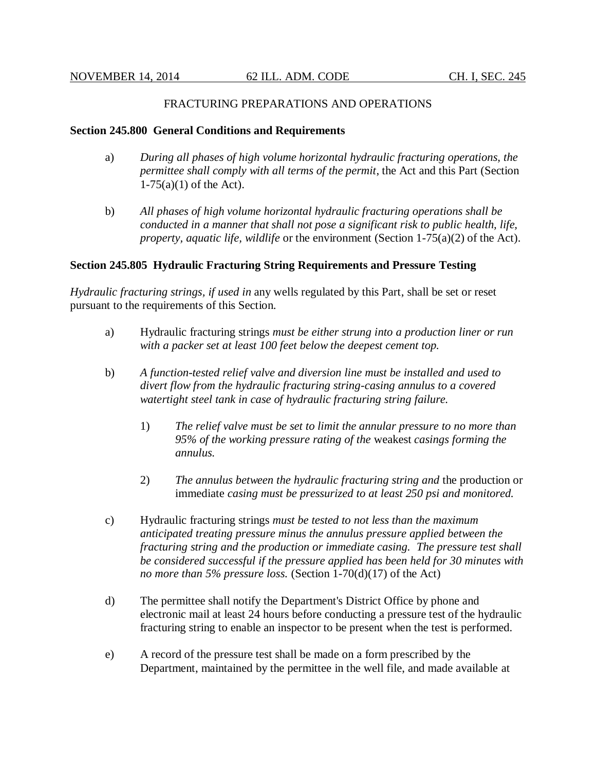FRACTURING PREPARATIONS AND OPERATIONS

**Section 245.800 General Conditions and Requirements**

a) *During all phases of high volume horizontal hydraulic fracturing operations, the permittee shall comply with all terms of the permit*, the Act and this Part (Section 1-75(a)(1) of the Act).

b) *All phases of high volume horizontal hydraulic fracturing operations shall be conducted in a manner that shall not pose a significant risk to public health, life, property, aquatic life, wildlife* or the environment (Section 1-75(a)(2) of the Act).

**Section 245.805 Hydraulic Fracturing String Requirements and Pressure Testing**

*Hydraulic fracturing strings, if used in* any wells regulated by this Part, shall be set or reset pursuant to the requirements of this Section.

a) Hydraulic fracturing strings *must be either strung into a production liner or run with a packer set at least 100 feet below the deepest cement top.*

b) *A function-tested relief valve and diversion line must be installed and used to divert flow from the hydraulic fracturing string-casing annulus to a covered watertight steel tank in case of hydraulic fracturing string failure.*

   1) *The relief valve must be set to limit the annular pressure to no more than 95% of the working pressure rating of the* weakest *casings forming the annulus.*

   2) *The annulus between the hydraulic fracturing string and* the production or immediate *casing must be pressurized to at least 250 psi and monitored.*

c) Hydraulic fracturing strings *must be tested to not less than the maximum anticipated treating pressure minus the annulus pressure applied between the fracturing string and the production or immediate casing. The pressure test shall be considered successful if the pressure applied has been held for 30 minutes with no more than 5% pressure loss.* (Section 1-70(d)(17) of the Act)

d) The permittee shall notify the Department's District Office by phone and electronic mail at least 24 hours before conducting a pressure test of the hydraulic fracturing string to enable an inspector to be present when the test is performed.

e) A record of the pressure test shall be made on a form prescribed by the Department, maintained by the permittee in the well file, and made available at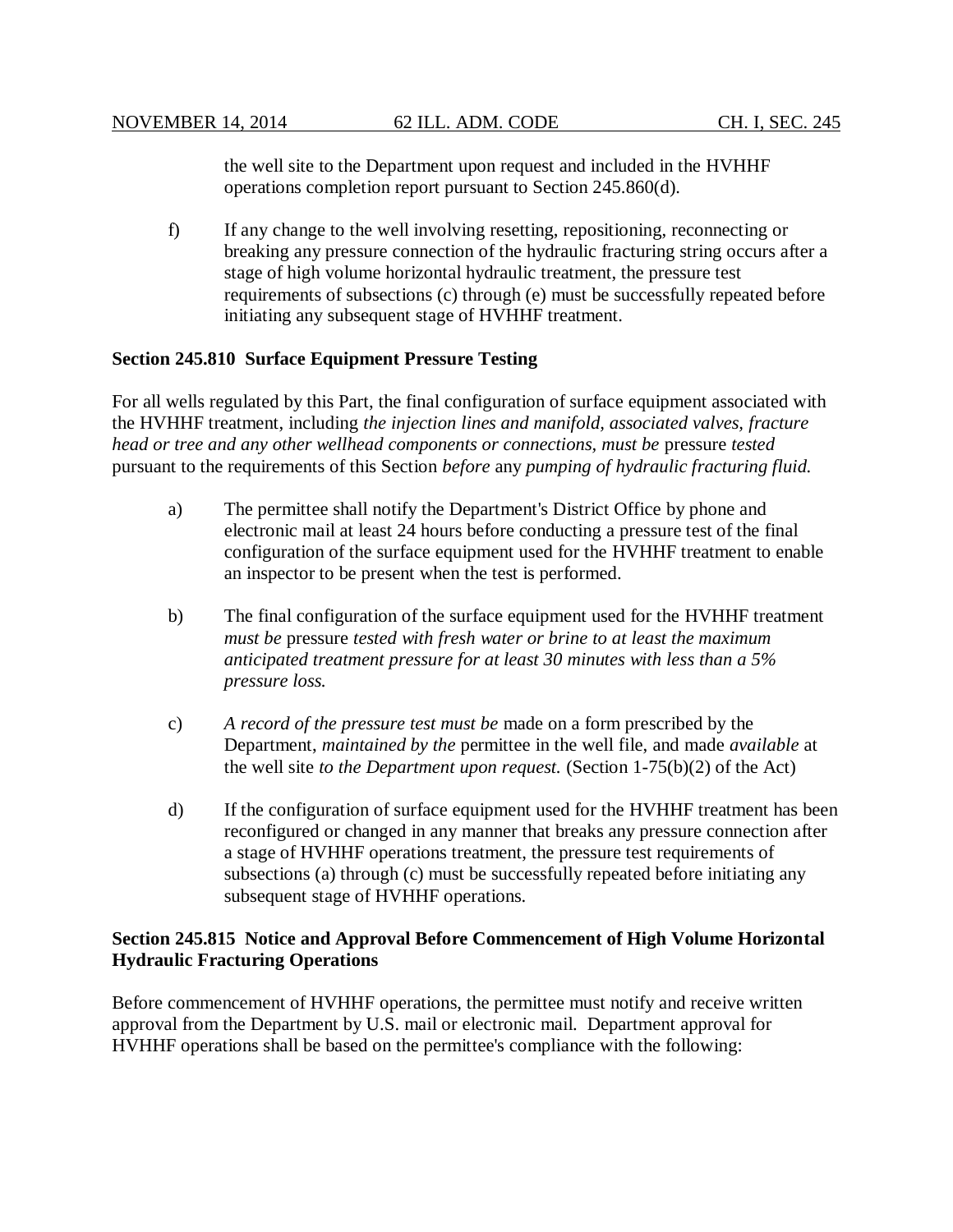the well site to the Department upon request and included in the HVHHF operations completion report pursuant to Section 245.860(d).

f) If any change to the well involving resetting, repositioning, reconnecting or breaking any pressure connection of the hydraulic fracturing string occurs after a stage of high volume horizontal hydraulic treatment, the pressure test requirements of subsections (c) through (e) must be successfully repeated before initiating any subsequent stage of HVHHF treatment.

**Section 245.810 Surface Equipment Pressure Testing**

For all wells regulated by this Part, the final configuration of surface equipment associated with the HVHHF treatment, including *the injection lines and manifold, associated valves, fracture head or tree and any other wellhead components or connections, must be* pressure *tested* pursuant to the requirements of this Section *before* any *pumping of hydraulic fracturing fluid.*

a) The permittee shall notify the Department's District Office by phone and electronic mail at least 24 hours before conducting a pressure test of the final configuration of the surface equipment used for the HVHHF treatment to enable an inspector to be present when the test is performed.

b) The final configuration of the surface equipment used for the HVHHF treatment *must be* pressure *tested with fresh water or brine to at least the maximum anticipated treatment pressure for at least 30 minutes with less than a 5% pressure loss.*

c) *A record of the pressure test must be* made on a form prescribed by the Department, *maintained by the* permittee in the well file, and made *available* at the well site *to the Department upon request.* (Section 1-75(b)(2) of the Act)

d) If the configuration of surface equipment used for the HVHHF treatment has been reconfigured or changed in any manner that breaks any pressure connection after a stage of HVHHF operations treatment, the pressure test requirements of subsections (a) through (c) must be successfully repeated before initiating any subsequent stage of HVHHF operations.

**Section 245.815 Notice and Approval Before Commencement of High Volume Horizontal Hydraulic Fracturing Operations**

Before commencement of HVHHF operations, the permittee must notify and receive written approval from the Department by U.S. mail or electronic mail. Department approval for HVHHF operations shall be based on the permittee's compliance with the following: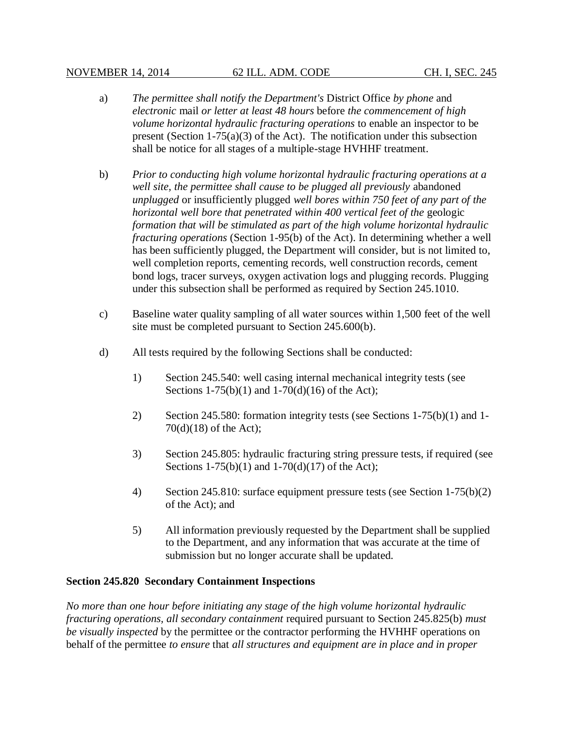a) *The permittee shall notify the Department's* District Office *by phone* and *electronic* mail *or letter at least 48 hours* before *the commencement of high volume horizontal hydraulic fracturing operations* to enable an inspector to be present (Section 1-75(a)(3) of the Act). The notification under this subsection shall be notice for all stages of a multiple-stage HVHHF treatment.

b) *Prior to conducting high volume horizontal hydraulic fracturing operations at a well site, the permittee shall cause to be plugged all previously* abandoned *unplugged* or insufficiently plugged *well bores within 750 feet of any part of the horizontal well bore that penetrated within 400 vertical feet of the* geologic *formation that will be stimulated as part of the high volume horizontal hydraulic fracturing operations* (Section 1-95(b) of the Act). In determining whether a well has been sufficiently plugged, the Department will consider, but is not limited to, well completion reports, cementing records, well construction records, cement bond logs, tracer surveys, oxygen activation logs and plugging records. Plugging under this subsection shall be performed as required by Section 245.1010.

c) Baseline water quality sampling of all water sources within 1,500 feet of the well site must be completed pursuant to Section 245.600(b).

d) All tests required by the following Sections shall be conducted:

1) Section 245.540: well casing internal mechanical integrity tests (see Sections 1-75(b)(1) and 1-70(d)(16) of the Act);

2) Section 245.580: formation integrity tests (see Sections 1-75(b)(1) and 1-70(d)(18) of the Act);

3) Section 245.805: hydraulic fracturing string pressure tests, if required (see Sections 1-75(b)(1) and 1-70(d)(17) of the Act);

4) Section 245.810: surface equipment pressure tests (see Section 1-75(b)(2) of the Act); and

5) All information previously requested by the Department shall be supplied to the Department, and any information that was accurate at the time of submission but no longer accurate shall be updated.

**Section 245.820 Secondary Containment Inspections**

*No more than one hour before initiating any stage of the high volume horizontal hydraulic fracturing operations, all secondary containment* required pursuant to Section 245.825(b) *must be visually inspected* by the permittee or the contractor performing the HVHHF operations on behalf of the permittee *to ensure* that *all structures and equipment are in place and in proper*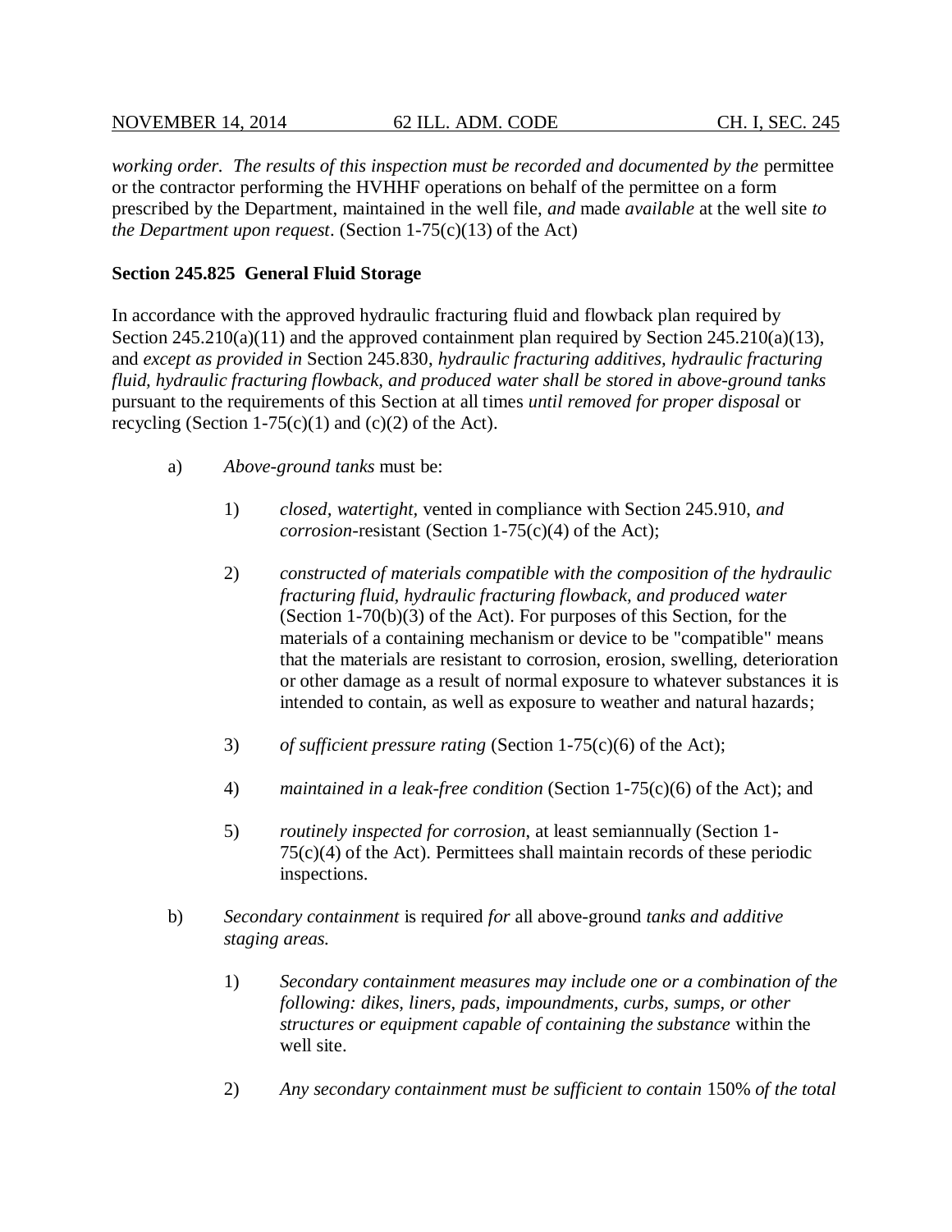*working order. The results of this inspection must be recorded and documented by the* permittee or the contractor performing the HVHHF operations on behalf of the permittee on a form prescribed by the Department, maintained in the well file, *and* made *available* at the well site *to the Department upon request*. (Section 1-75(c)(13) of the Act)

**Section 245.825 General Fluid Storage**

In accordance with the approved hydraulic fracturing fluid and flowback plan required by Section 245.210(a)(11) and the approved containment plan required by Section 245.210(a)(13), and *except as provided in* Section 245.830, *hydraulic fracturing additives, hydraulic fracturing fluid, hydraulic fracturing flowback, and produced water shall be stored in above-ground tanks* pursuant to the requirements of this Section at all times *until removed for proper disposal* or recycling (Section 1-75(c)(1) and (c)(2) of the Act).

a) *Above-ground tanks* must be:

1) *closed, watertight*, vented in compliance with Section 245.910, *and corrosion*-resistant (Section 1-75(c)(4) of the Act);

2) *constructed of materials compatible with the composition of the hydraulic fracturing fluid, hydraulic fracturing flowback, and produced water* (Section 1-70(b)(3) of the Act). For purposes of this Section, for the materials of a containing mechanism or device to be "compatible" means that the materials are resistant to corrosion, erosion, swelling, deterioration or other damage as a result of normal exposure to whatever substances it is intended to contain, as well as exposure to weather and natural hazards;

3) *of sufficient pressure rating* (Section 1-75(c)(6) of the Act);

4) *maintained in a leak-free condition* (Section 1-75(c)(6) of the Act); and

5) *routinely inspected for corrosion*, at least semiannually (Section 1-75(c)(4) of the Act). Permittees shall maintain records of these periodic inspections.

b) *Secondary containment* is required *for* all above-ground *tanks and additive staging areas.*

1) *Secondary containment measures may include one or a combination of the following: dikes, liners, pads, impoundments, curbs, sumps, or other structures or equipment capable of containing the substance* within the well site.

2) *Any secondary containment must be sufficient to contain* 150% *of the total*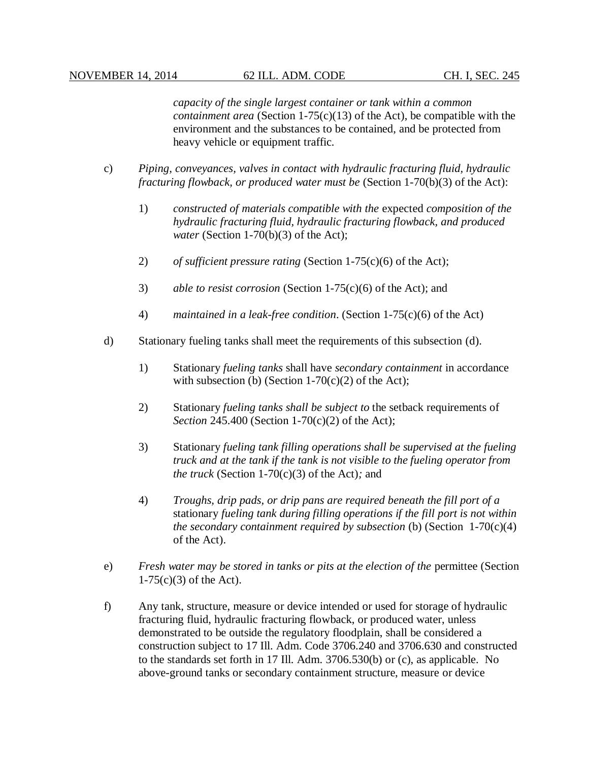*capacity of the single largest container or tank within a common containment area* (Section 1-75(c)(13) of the Act), be compatible with the environment and the substances to be contained, and be protected from heavy vehicle or equipment traffic.

c) *Piping, conveyances, valves in contact with hydraulic fracturing fluid, hydraulic fracturing flowback, or produced water must be* (Section 1-70(b)(3) of the Act):

1) *constructed of materials compatible with the* expected *composition of the hydraulic fracturing fluid, hydraulic fracturing flowback, and produced water* (Section 1-70(b)(3) of the Act);

2) *of sufficient pressure rating* (Section 1-75(c)(6) of the Act);

3) *able to resist corrosion* (Section 1-75(c)(6) of the Act); and

4) *maintained in a leak-free condition*. (Section 1-75(c)(6) of the Act)

d) Stationary fueling tanks shall meet the requirements of this subsection (d).

1) Stationary *fueling tanks* shall have *secondary containment* in accordance with subsection (b) (Section 1-70(c)(2) of the Act);

2) Stationary *fueling tanks shall be subject to* the setback requirements of *Section* 245.400 (Section 1-70(c)(2) of the Act);

3) Stationary *fueling tank filling operations shall be supervised at the fueling truck and at the tank if the tank is not visible to the fueling operator from the truck* (Section 1-70(c)(3) of the Act)*;* and

4) *Troughs, drip pads, or drip pans are required beneath the fill port of a* stationary *fueling tank during filling operations if the fill port is not within the secondary containment required by subsection* (b) (Section 1-70(c)(4) of the Act).

e) *Fresh water may be stored in tanks or pits at the election of the* permittee (Section 1-75(c)(3) of the Act).

f) Any tank, structure, measure or device intended or used for storage of hydraulic fracturing fluid, hydraulic fracturing flowback, or produced water, unless demonstrated to be outside the regulatory floodplain, shall be considered a construction subject to 17 Ill. Adm. Code 3706.240 and 3706.630 and constructed to the standards set forth in 17 Ill. Adm. 3706.530(b) or (c), as applicable. No above-ground tanks or secondary containment structure, measure or device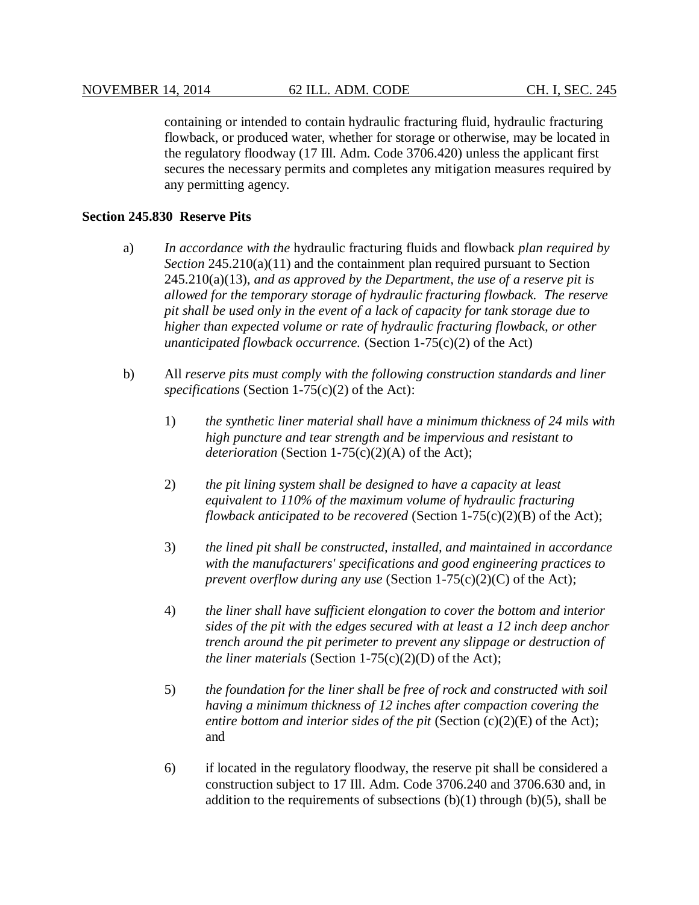containing or intended to contain hydraulic fracturing fluid, hydraulic fracturing flowback, or produced water, whether for storage or otherwise, may be located in the regulatory floodway (17 Ill. Adm. Code 3706.420) unless the applicant first secures the necessary permits and completes any mitigation measures required by any permitting agency.

**Section 245.830 Reserve Pits**

a) *In accordance with the* hydraulic fracturing fluids and flowback *plan required by Section* 245.210(a)(11) and the containment plan required pursuant to Section 245.210(a)(13), *and as approved by the Department, the use of a reserve pit is allowed for the temporary storage of hydraulic fracturing flowback. The reserve pit shall be used only in the event of a lack of capacity for tank storage due to higher than expected volume or rate of hydraulic fracturing flowback, or other unanticipated flowback occurrence.* (Section 1-75(c)(2) of the Act)

b) All *reserve pits must comply with the following construction standards and liner specifications* (Section 1-75(c)(2) of the Act):

   1) *the synthetic liner material shall have a minimum thickness of 24 mils with high puncture and tear strength and be impervious and resistant to deterioration* (Section 1-75(c)(2)(A) of the Act);

   2) *the pit lining system shall be designed to have a capacity at least equivalent to 110% of the maximum volume of hydraulic fracturing flowback anticipated to be recovered* (Section 1-75(c)(2)(B) of the Act);

   3) *the lined pit shall be constructed, installed, and maintained in accordance with the manufacturers' specifications and good engineering practices to prevent overflow during any use* (Section 1-75(c)(2)(C) of the Act);

   4) *the liner shall have sufficient elongation to cover the bottom and interior sides of the pit with the edges secured with at least a 12 inch deep anchor trench around the pit perimeter to prevent any slippage or destruction of the liner materials* (Section 1-75(c)(2)(D) of the Act);

   5) *the foundation for the liner shall be free of rock and constructed with soil having a minimum thickness of 12 inches after compaction covering the entire bottom and interior sides of the pit* (Section (c)(2)(E) of the Act); and

   6) if located in the regulatory floodway, the reserve pit shall be considered a construction subject to 17 Ill. Adm. Code 3706.240 and 3706.630 and, in addition to the requirements of subsections (b)(1) through (b)(5), shall be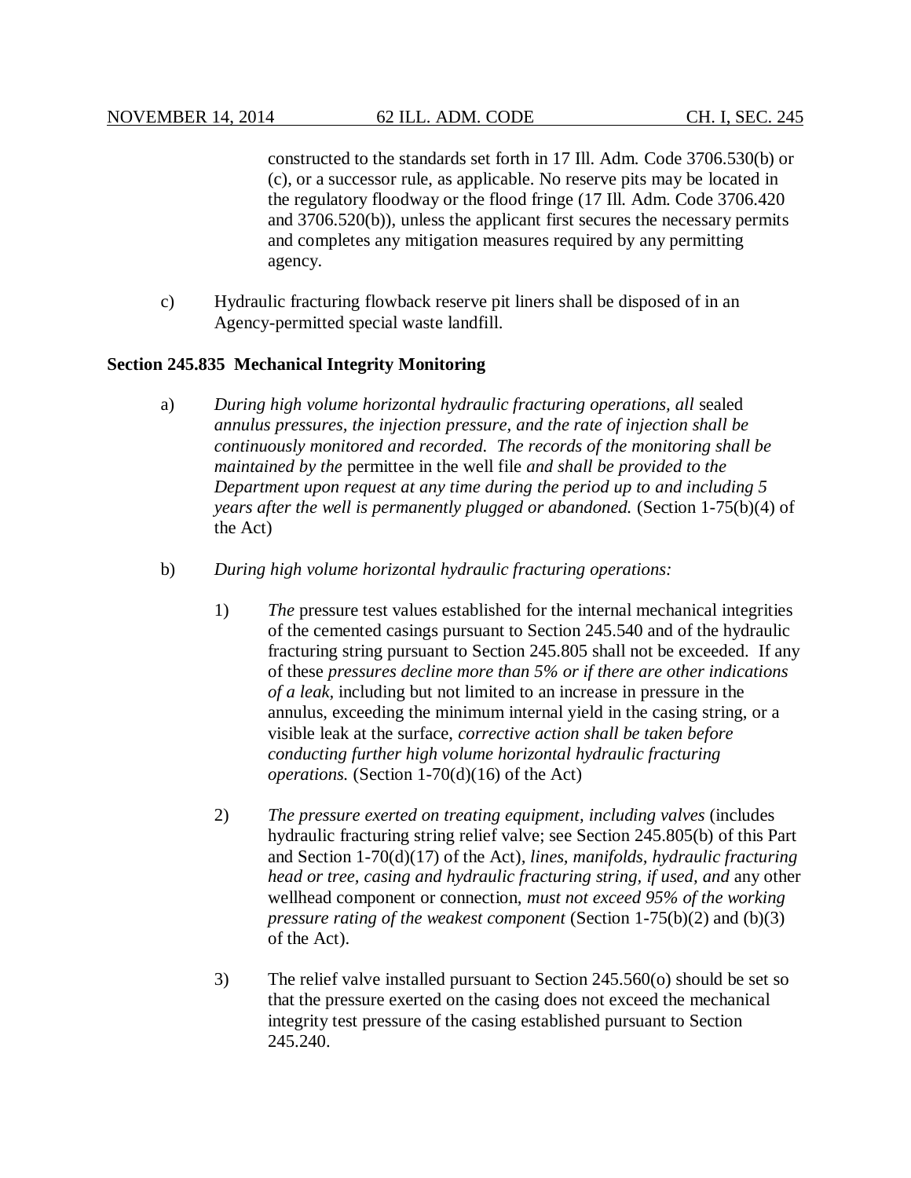constructed to the standards set forth in 17 Ill. Adm. Code 3706.530(b) or (c), or a successor rule, as applicable. No reserve pits may be located in the regulatory floodway or the flood fringe (17 Ill. Adm. Code 3706.420 and 3706.520(b)), unless the applicant first secures the necessary permits and completes any mitigation measures required by any permitting agency.

c) Hydraulic fracturing flowback reserve pit liners shall be disposed of in an Agency-permitted special waste landfill.

**Section 245.835 Mechanical Integrity Monitoring**

a) *During high volume horizontal hydraulic fracturing operations, all* sealed *annulus pressures, the injection pressure, and the rate of injection shall be continuously monitored and recorded. The records of the monitoring shall be maintained by the* permittee in the well file *and shall be provided to the Department upon request at any time during the period up to and including 5 years after the well is permanently plugged or abandoned.* (Section 1-75(b)(4) of the Act)

b) *During high volume horizontal hydraulic fracturing operations:*

1) *The* pressure test values established for the internal mechanical integrities of the cemented casings pursuant to Section 245.540 and of the hydraulic fracturing string pursuant to Section 245.805 shall not be exceeded. If any of these *pressures decline more than 5% or if there are other indications of a leak,* including but not limited to an increase in pressure in the annulus, exceeding the minimum internal yield in the casing string, or a visible leak at the surface, *corrective action shall be taken before conducting further high volume horizontal hydraulic fracturing operations.* (Section 1-70(d)(16) of the Act)

2) *The pressure exerted on treating equipment, including valves* (includes hydraulic fracturing string relief valve; see Section 245.805(b) of this Part and Section 1-70(d)(17) of the Act)*, lines, manifolds, hydraulic fracturing head or tree, casing and hydraulic fracturing string, if used, and* any other wellhead component or connection, *must not exceed 95% of the working pressure rating of the weakest component* (Section 1-75(b)(2) and (b)(3) of the Act).

3) The relief valve installed pursuant to Section 245.560(o) should be set so that the pressure exerted on the casing does not exceed the mechanical integrity test pressure of the casing established pursuant to Section 245.240.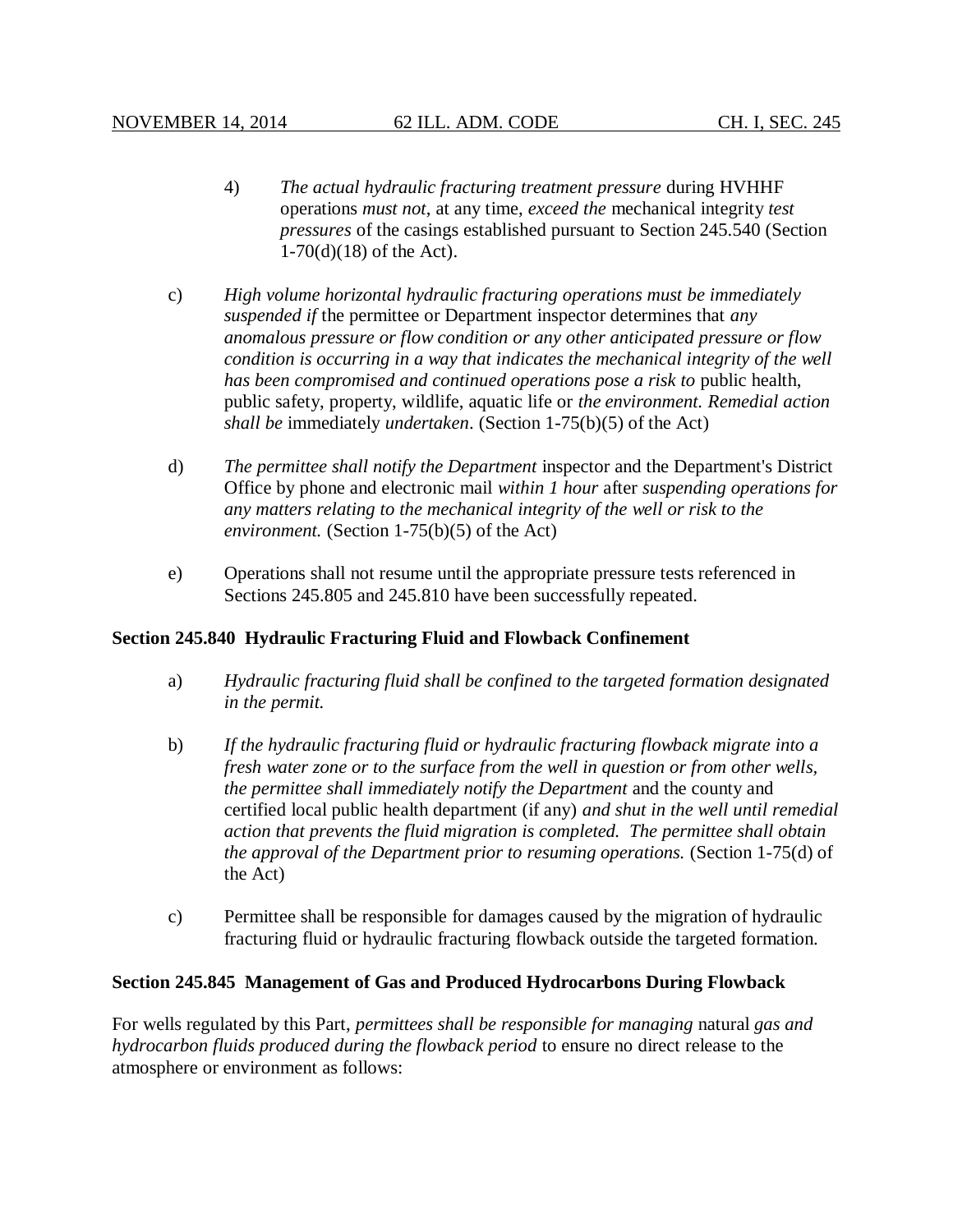4) *The actual hydraulic fracturing treatment pressure* during HVHHF operations *must not*, at any time, *exceed the* mechanical integrity *test pressures* of the casings established pursuant to Section 245.540 (Section 1-70(d)(18) of the Act).

c) *High volume horizontal hydraulic fracturing operations must be immediately suspended if* the permittee or Department inspector determines that *any anomalous pressure or flow condition or any other anticipated pressure or flow condition is occurring in a way that indicates the mechanical integrity of the well has been compromised and continued operations pose a risk to* public health, public safety, property, wildlife, aquatic life or *the environment. Remedial action shall be* immediately *undertaken*. (Section 1-75(b)(5) of the Act)

d) *The permittee shall notify the Department* inspector and the Department's District Office by phone and electronic mail *within 1 hour* after *suspending operations for any matters relating to the mechanical integrity of the well or risk to the environment.* (Section 1-75(b)(5) of the Act)

e) Operations shall not resume until the appropriate pressure tests referenced in Sections 245.805 and 245.810 have been successfully repeated.

**Section 245.840 Hydraulic Fracturing Fluid and Flowback Confinement**

a) *Hydraulic fracturing fluid shall be confined to the targeted formation designated in the permit.*

b) *If the hydraulic fracturing fluid or hydraulic fracturing flowback migrate into a fresh water zone or to the surface from the well in question or from other wells, the permittee shall immediately notify the Department* and the county and certified local public health department (if any) *and shut in the well until remedial action that prevents the fluid migration is completed. The permittee shall obtain the approval of the Department prior to resuming operations.* (Section 1-75(d) of the Act)

c) Permittee shall be responsible for damages caused by the migration of hydraulic fracturing fluid or hydraulic fracturing flowback outside the targeted formation.

**Section 245.845 Management of Gas and Produced Hydrocarbons During Flowback**

For wells regulated by this Part, *permittees shall be responsible for managing* natural *gas and hydrocarbon fluids produced during the flowback period* to ensure no direct release to the atmosphere or environment as follows: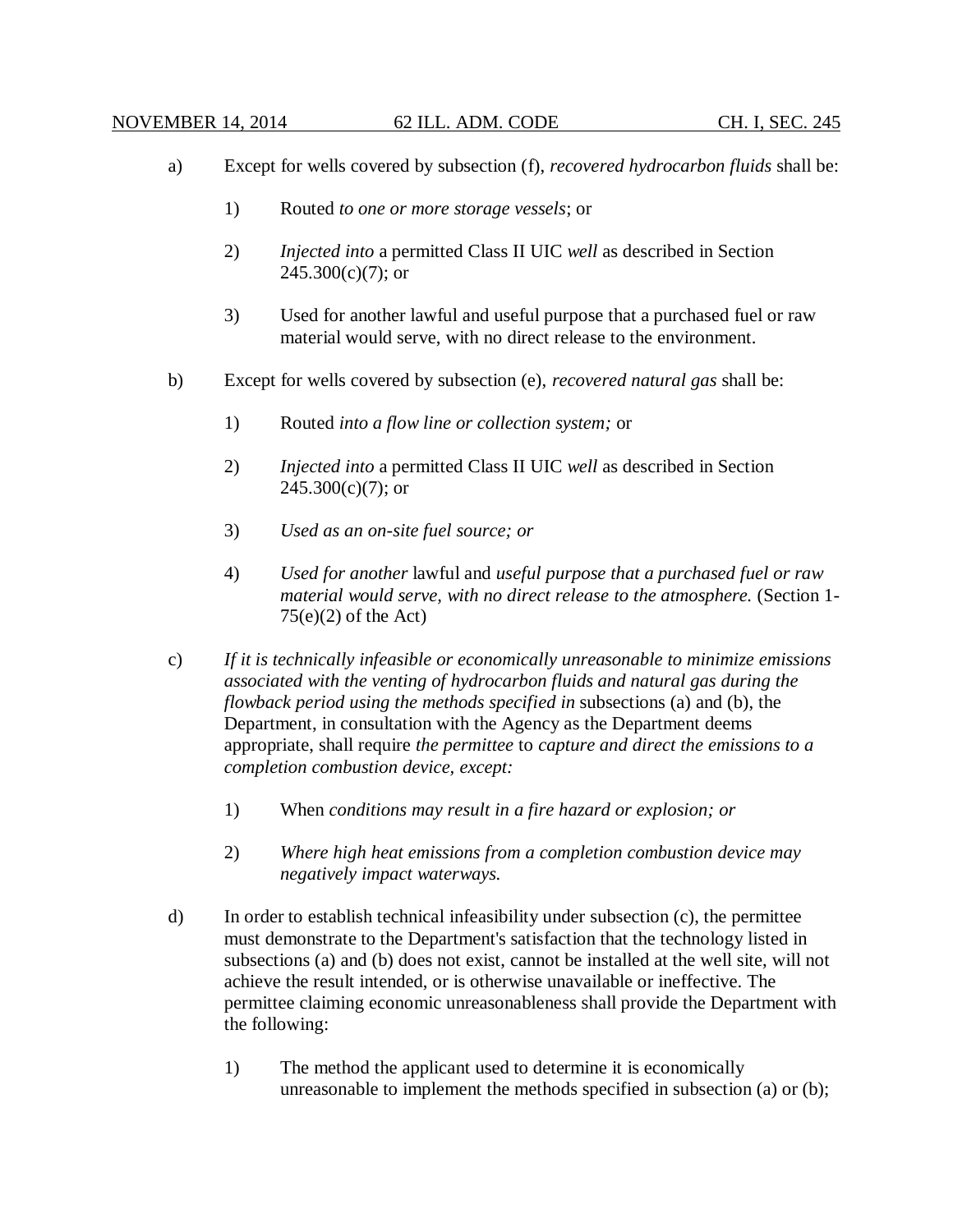a) Except for wells covered by subsection (f), *recovered hydrocarbon fluids* shall be:

   1) Routed *to one or more storage vessels*; or

   2) *Injected into* a permitted Class II UIC *well* as described in Section 245.300(c)(7); or

   3) Used for another lawful and useful purpose that a purchased fuel or raw material would serve, with no direct release to the environment.

b) Except for wells covered by subsection (e), *recovered natural gas* shall be:

   1) Routed *into a flow line or collection system;* or

   2) *Injected into* a permitted Class II UIC *well* as described in Section 245.300(c)(7); or

   3) *Used as an on-site fuel source; or*

   4) *Used for another* lawful and *useful purpose that a purchased fuel or raw material would serve, with no direct release to the atmosphere.* (Section 1-75(e)(2) of the Act)

c) *If it is technically infeasible or economically unreasonable to minimize emissions associated with the venting of hydrocarbon fluids and natural gas during the flowback period using the methods specified in* subsections (a) and (b), the Department, in consultation with the Agency as the Department deems appropriate, shall require *the permittee* to *capture and direct the emissions to a completion combustion device, except:*

   1) When *conditions may result in a fire hazard or explosion; or*

   2) *Where high heat emissions from a completion combustion device may negatively impact waterways.*

d) In order to establish technical infeasibility under subsection (c), the permittee must demonstrate to the Department's satisfaction that the technology listed in subsections (a) and (b) does not exist, cannot be installed at the well site, will not achieve the result intended, or is otherwise unavailable or ineffective. The permittee claiming economic unreasonableness shall provide the Department with the following:

   1) The method the applicant used to determine it is economically unreasonable to implement the methods specified in subsection (a) or (b);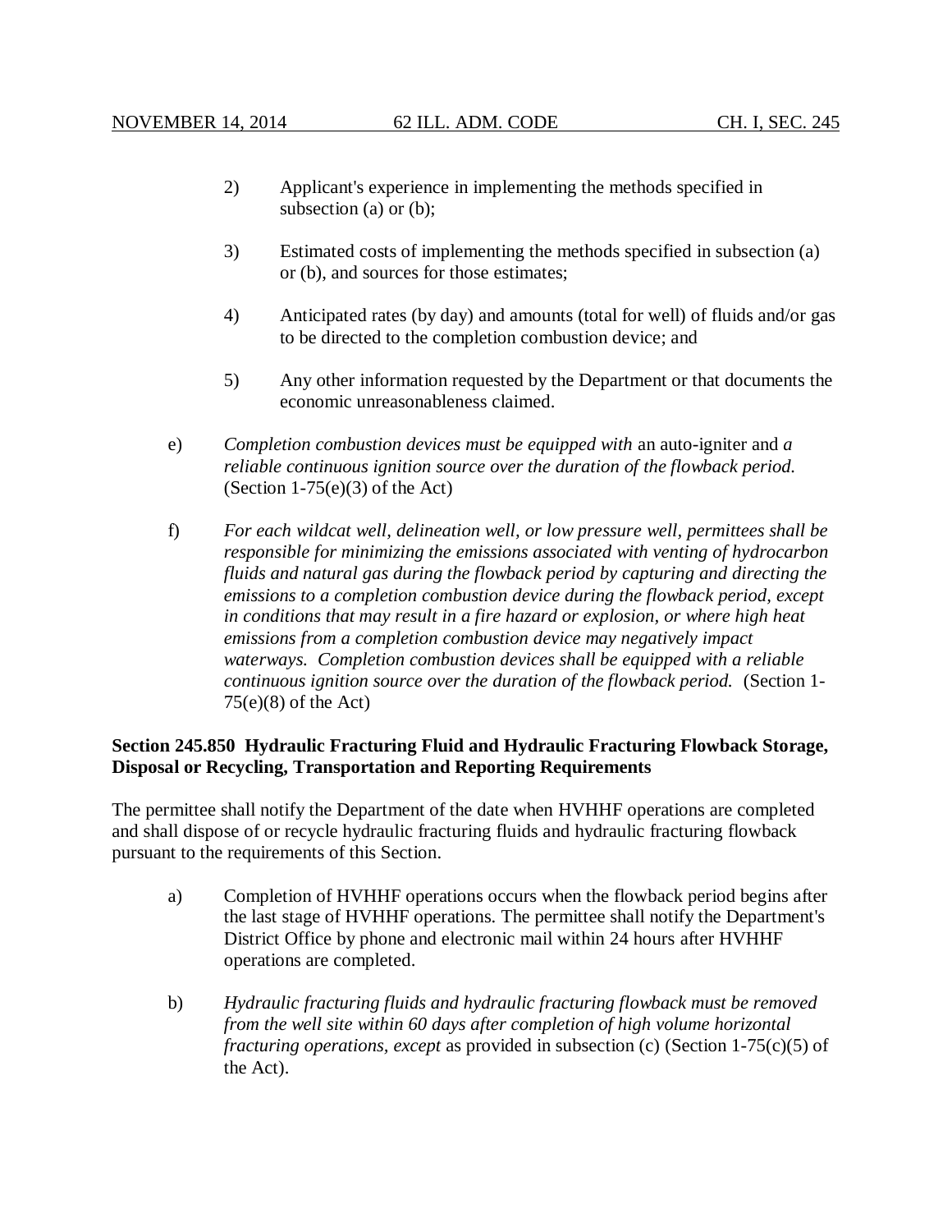2) Applicant's experience in implementing the methods specified in subsection (a) or (b);

3) Estimated costs of implementing the methods specified in subsection (a) or (b), and sources for those estimates;

4) Anticipated rates (by day) and amounts (total for well) of fluids and/or gas to be directed to the completion combustion device; and

5) Any other information requested by the Department or that documents the economic unreasonableness claimed.

e) *Completion combustion devices must be equipped with* an auto-igniter and *a reliable continuous ignition source over the duration of the flowback period.* (Section 1-75(e)(3) of the Act)

f) *For each wildcat well, delineation well, or low pressure well, permittees shall be responsible for minimizing the emissions associated with venting of hydrocarbon fluids and natural gas during the flowback period by capturing and directing the emissions to a completion combustion device during the flowback period, except in conditions that may result in a fire hazard or explosion, or where high heat emissions from a completion combustion device may negatively impact waterways. Completion combustion devices shall be equipped with a reliable continuous ignition source over the duration of the flowback period.* (Section 1-75(e)(8) of the Act)

**Section 245.850 Hydraulic Fracturing Fluid and Hydraulic Fracturing Flowback Storage, Disposal or Recycling, Transportation and Reporting Requirements**

The permittee shall notify the Department of the date when HVHHF operations are completed and shall dispose of or recycle hydraulic fracturing fluids and hydraulic fracturing flowback pursuant to the requirements of this Section.

a) Completion of HVHHF operations occurs when the flowback period begins after the last stage of HVHHF operations. The permittee shall notify the Department's District Office by phone and electronic mail within 24 hours after HVHHF operations are completed.

b) *Hydraulic fracturing fluids and hydraulic fracturing flowback must be removed from the well site within 60 days after completion of high volume horizontal fracturing operations, except* as provided in subsection (c) (Section 1-75(c)(5) of the Act).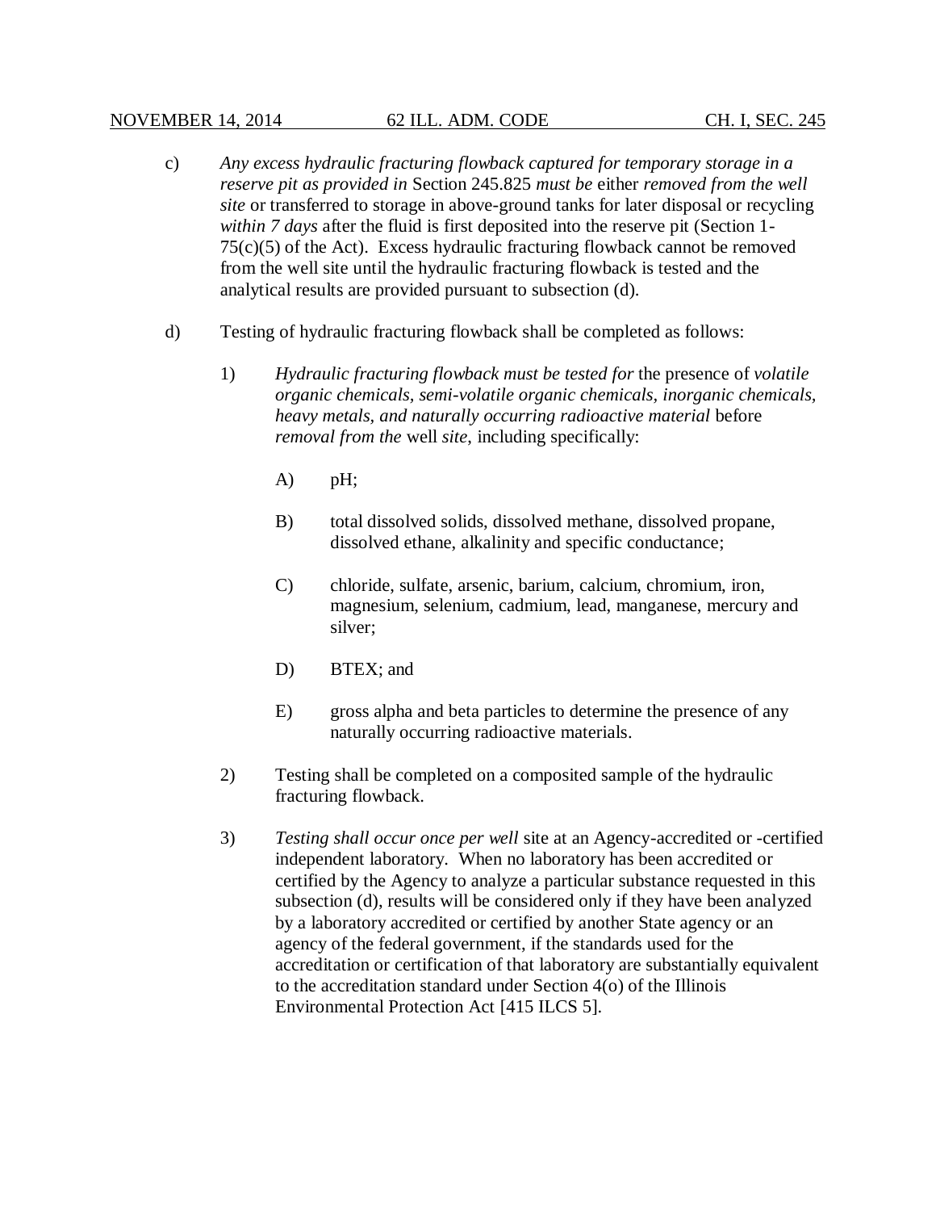c) *Any excess hydraulic fracturing flowback captured for temporary storage in a reserve pit as provided in* Section 245.825 *must be* either *removed from the well site* or transferred to storage in above-ground tanks for later disposal or recycling *within 7 days* after the fluid is first deposited into the reserve pit (Section 1-75(c)(5) of the Act). Excess hydraulic fracturing flowback cannot be removed from the well site until the hydraulic fracturing flowback is tested and the analytical results are provided pursuant to subsection (d).

d) Testing of hydraulic fracturing flowback shall be completed as follows:

1) *Hydraulic fracturing flowback must be tested for* the presence of *volatile organic chemicals, semi-volatile organic chemicals, inorganic chemicals, heavy metals, and naturally occurring radioactive material* before *removal from the* well *site*, including specifically:

A) pH;

B) total dissolved solids, dissolved methane, dissolved propane, dissolved ethane, alkalinity and specific conductance;

C) chloride, sulfate, arsenic, barium, calcium, chromium, iron, magnesium, selenium, cadmium, lead, manganese, mercury and silver;

D) BTEX; and

E) gross alpha and beta particles to determine the presence of any naturally occurring radioactive materials.

2) Testing shall be completed on a composited sample of the hydraulic fracturing flowback.

3) *Testing shall occur once per well* site at an Agency-accredited or -certified independent laboratory. When no laboratory has been accredited or certified by the Agency to analyze a particular substance requested in this subsection (d), results will be considered only if they have been analyzed by a laboratory accredited or certified by another State agency or an agency of the federal government, if the standards used for the accreditation or certification of that laboratory are substantially equivalent to the accreditation standard under Section 4(o) of the Illinois Environmental Protection Act [415 ILCS 5].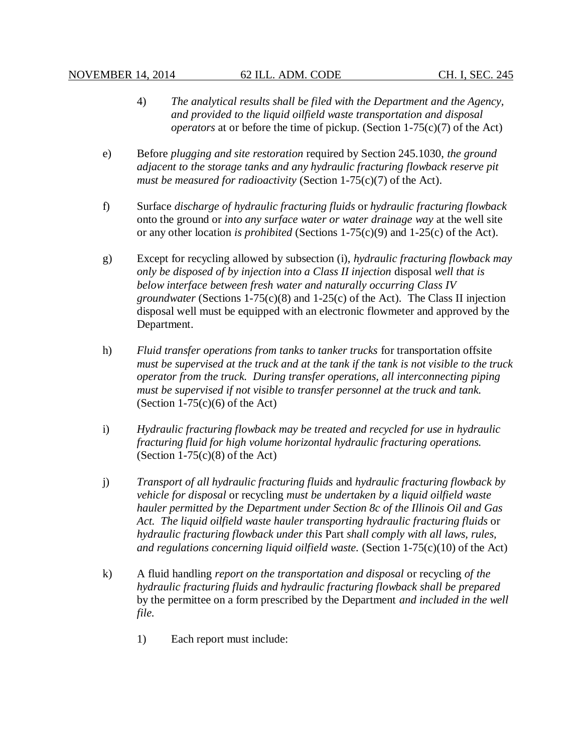4) *The analytical results shall be filed with the Department and the Agency, and provided to the liquid oilfield waste transportation and disposal operators* at or before the time of pickup. (Section 1-75(c)(7) of the Act)

e) Before *plugging and site restoration* required by Section 245.1030, *the ground adjacent to the storage tanks and any hydraulic fracturing flowback reserve pit must be measured for radioactivity* (Section 1-75(c)(7) of the Act).

f) Surface *discharge of hydraulic fracturing fluids* or *hydraulic fracturing flowback* onto the ground or *into any surface water or water drainage way* at the well site or any other location *is prohibited* (Sections 1-75(c)(9) and 1-25(c) of the Act).

g) Except for recycling allowed by subsection (i), *hydraulic fracturing flowback may only be disposed of by injection into a Class II injection* disposal *well that is below interface between fresh water and naturally occurring Class IV groundwater* (Sections 1-75(c)(8) and 1-25(c) of the Act). The Class II injection disposal well must be equipped with an electronic flowmeter and approved by the Department.

h) *Fluid transfer operations from tanks to tanker trucks* for transportation offsite *must be supervised at the truck and at the tank if the tank is not visible to the truck operator from the truck. During transfer operations, all interconnecting piping must be supervised if not visible to transfer personnel at the truck and tank.* (Section 1-75(c)(6) of the Act)

i) *Hydraulic fracturing flowback may be treated and recycled for use in hydraulic fracturing fluid for high volume horizontal hydraulic fracturing operations.* (Section 1-75(c)(8) of the Act)

j) *Transport of all hydraulic fracturing fluids* and *hydraulic fracturing flowback by vehicle for disposal* or recycling *must be undertaken by a liquid oilfield waste hauler permitted by the Department under Section 8c of the Illinois Oil and Gas Act. The liquid oilfield waste hauler transporting hydraulic fracturing fluids* or *hydraulic fracturing flowback under this* Part *shall comply with all laws, rules, and regulations concerning liquid oilfield waste.* (Section 1-75(c)(10) of the Act)

k) A fluid handling *report on the transportation and disposal* or recycling *of the hydraulic fracturing fluids and hydraulic fracturing flowback shall be prepared* by the permittee on a form prescribed by the Department *and included in the well file.*

1) Each report must include: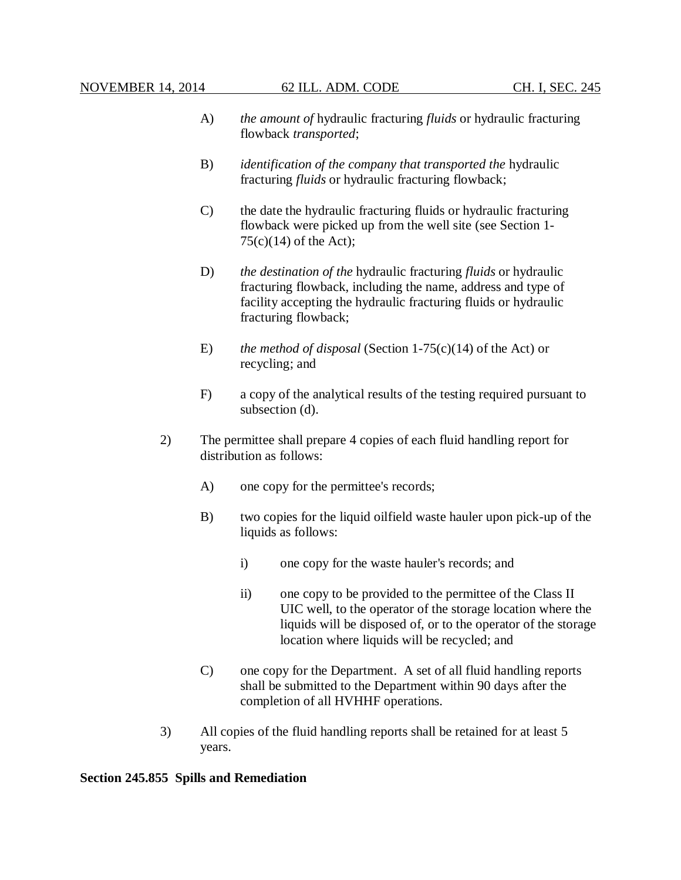A) *the amount of* hydraulic fracturing *fluids* or hydraulic fracturing flowback *transported*;

B) *identification of the company that transported the* hydraulic fracturing *fluids* or hydraulic fracturing flowback;

C) the date the hydraulic fracturing fluids or hydraulic fracturing flowback were picked up from the well site (see Section 1-75(c)(14) of the Act);

D) *the destination of the* hydraulic fracturing *fluids* or hydraulic fracturing flowback, including the name, address and type of facility accepting the hydraulic fracturing fluids or hydraulic fracturing flowback;

E) *the method of disposal* (Section 1-75(c)(14) of the Act) or recycling; and

F) a copy of the analytical results of the testing required pursuant to subsection (d).

2) The permittee shall prepare 4 copies of each fluid handling report for distribution as follows:

A) one copy for the permittee's records;

B) two copies for the liquid oilfield waste hauler upon pick-up of the liquids as follows:

i) one copy for the waste hauler's records; and

ii) one copy to be provided to the permittee of the Class II UIC well, to the operator of the storage location where the liquids will be disposed of, or to the operator of the storage location where liquids will be recycled; and

C) one copy for the Department. A set of all fluid handling reports shall be submitted to the Department within 90 days after the completion of all HVHHF operations.

3) All copies of the fluid handling reports shall be retained for at least 5 years.

**Section 245.855 Spills and Remediation**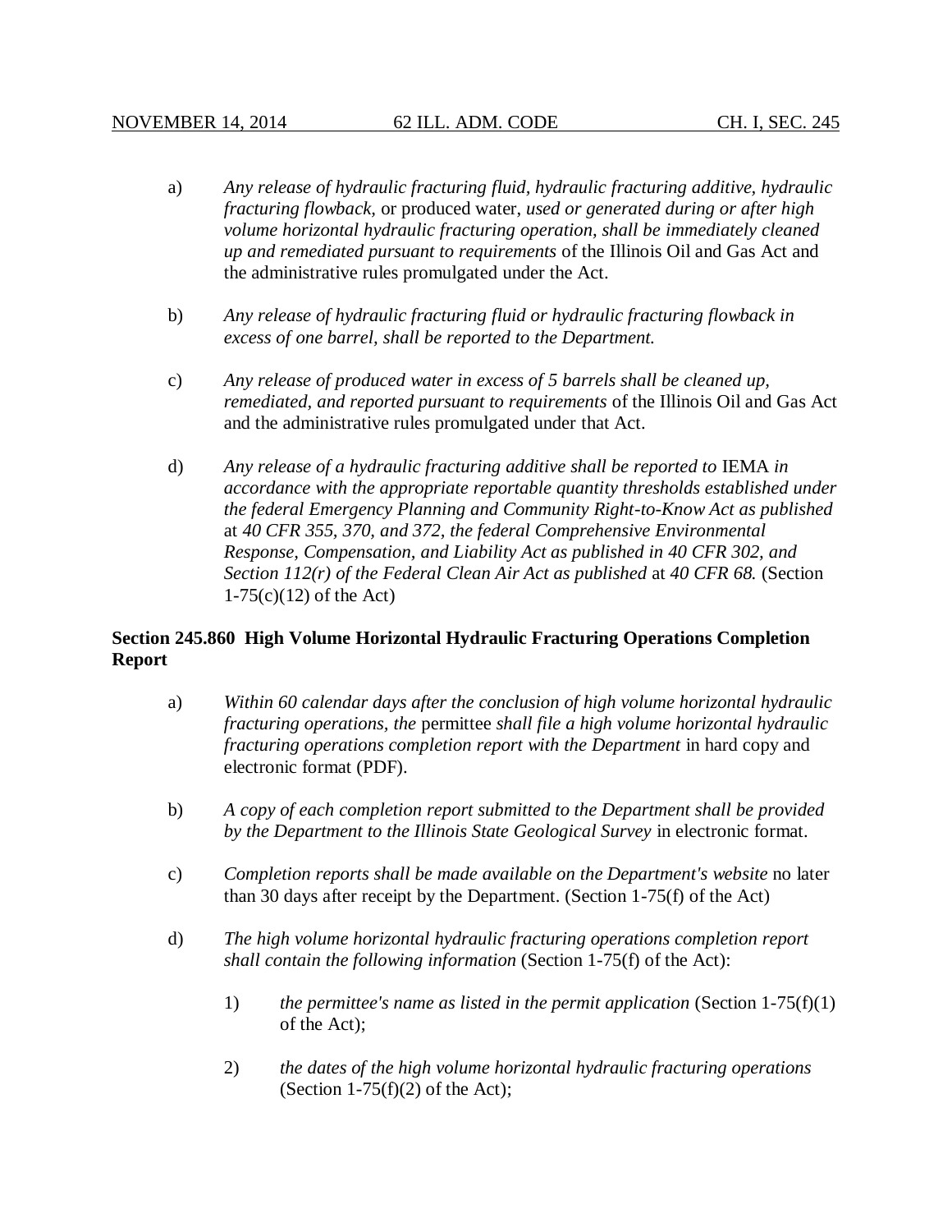a) *Any release of hydraulic fracturing fluid, hydraulic fracturing additive, hydraulic fracturing flowback,* or produced water*, used or generated during or after high volume horizontal hydraulic fracturing operation, shall be immediately cleaned up and remediated pursuant to requirements* of the Illinois Oil and Gas Act and the administrative rules promulgated under the Act.

b) *Any release of hydraulic fracturing fluid or hydraulic fracturing flowback in excess of one barrel, shall be reported to the Department.*

c) *Any release of produced water in excess of 5 barrels shall be cleaned up, remediated, and reported pursuant to requirements* of the Illinois Oil and Gas Act and the administrative rules promulgated under that Act.

d) *Any release of a hydraulic fracturing additive shall be reported to* IEMA *in accordance with the appropriate reportable quantity thresholds established under the federal Emergency Planning and Community Right-to-Know Act as published* at *40 CFR 355, 370, and 372, the federal Comprehensive Environmental Response, Compensation, and Liability Act as published in 40 CFR 302, and Section 112(r) of the Federal Clean Air Act as published* at *40 CFR 68.* (Section 1-75(c)(12) of the Act)

**Section 245.860 High Volume Horizontal Hydraulic Fracturing Operations Completion Report**

a) *Within 60 calendar days after the conclusion of high volume horizontal hydraulic fracturing operations, the* permittee *shall file a high volume horizontal hydraulic fracturing operations completion report with the Department* in hard copy and electronic format (PDF).

b) *A copy of each completion report submitted to the Department shall be provided by the Department to the Illinois State Geological Survey* in electronic format.

c) *Completion reports shall be made available on the Department's website* no later than 30 days after receipt by the Department. (Section 1-75(f) of the Act)

d) *The high volume horizontal hydraulic fracturing operations completion report shall contain the following information* (Section 1-75(f) of the Act):

 1) *the permittee's name as listed in the permit application* (Section 1-75(f)(1) of the Act);

 2) *the dates of the high volume horizontal hydraulic fracturing operations* (Section 1-75(f)(2) of the Act);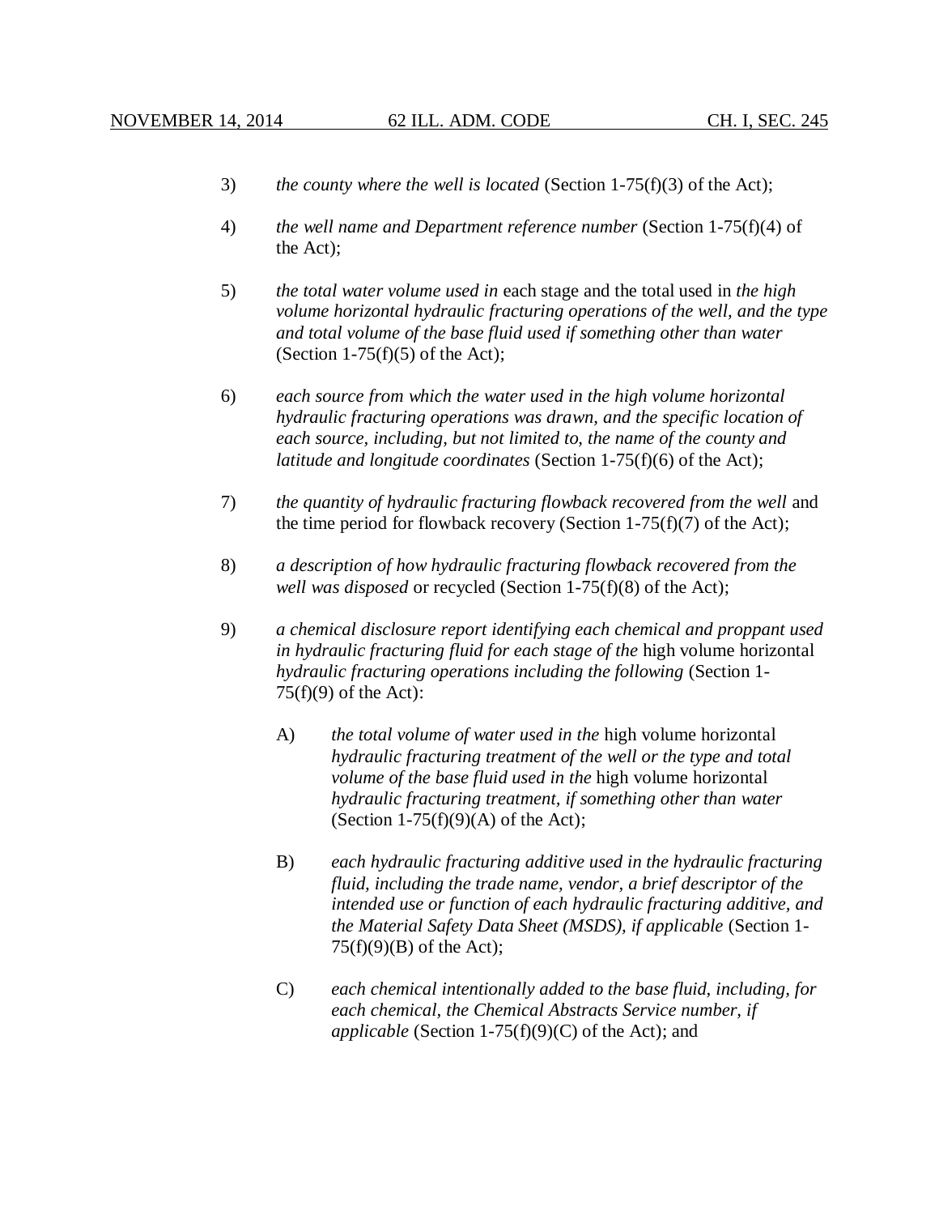3) *the county where the well is located* (Section 1-75(f)(3) of the Act);

4) *the well name and Department reference number* (Section 1-75(f)(4) of the Act);

5) *the total water volume used in* each stage and the total used in *the high volume horizontal hydraulic fracturing operations of the well, and the type and total volume of the base fluid used if something other than water* (Section 1-75(f)(5) of the Act);

6) *each source from which the water used in the high volume horizontal hydraulic fracturing operations was drawn, and the specific location of each source, including, but not limited to, the name of the county and latitude and longitude coordinates* (Section 1-75(f)(6) of the Act);

7) *the quantity of hydraulic fracturing flowback recovered from the well* and the time period for flowback recovery (Section 1-75(f)(7) of the Act);

8) *a description of how hydraulic fracturing flowback recovered from the well was disposed* or recycled (Section 1-75(f)(8) of the Act);

9) *a chemical disclosure report identifying each chemical and proppant used in hydraulic fracturing fluid for each stage of the* high volume horizontal *hydraulic fracturing operations including the following* (Section 1-75(f)(9) of the Act):

   A) *the total volume of water used in the* high volume horizontal *hydraulic fracturing treatment of the well or the type and total volume of the base fluid used in the* high volume horizontal *hydraulic fracturing treatment, if something other than water* (Section 1-75(f)(9)(A) of the Act);

   B) *each hydraulic fracturing additive used in the hydraulic fracturing fluid, including the trade name, vendor, a brief descriptor of the intended use or function of each hydraulic fracturing additive, and the Material Safety Data Sheet (MSDS), if applicable* (Section 1-75(f)(9)(B) of the Act);

   C) *each chemical intentionally added to the base fluid, including, for each chemical, the Chemical Abstracts Service number, if applicable* (Section 1-75(f)(9)(C) of the Act); and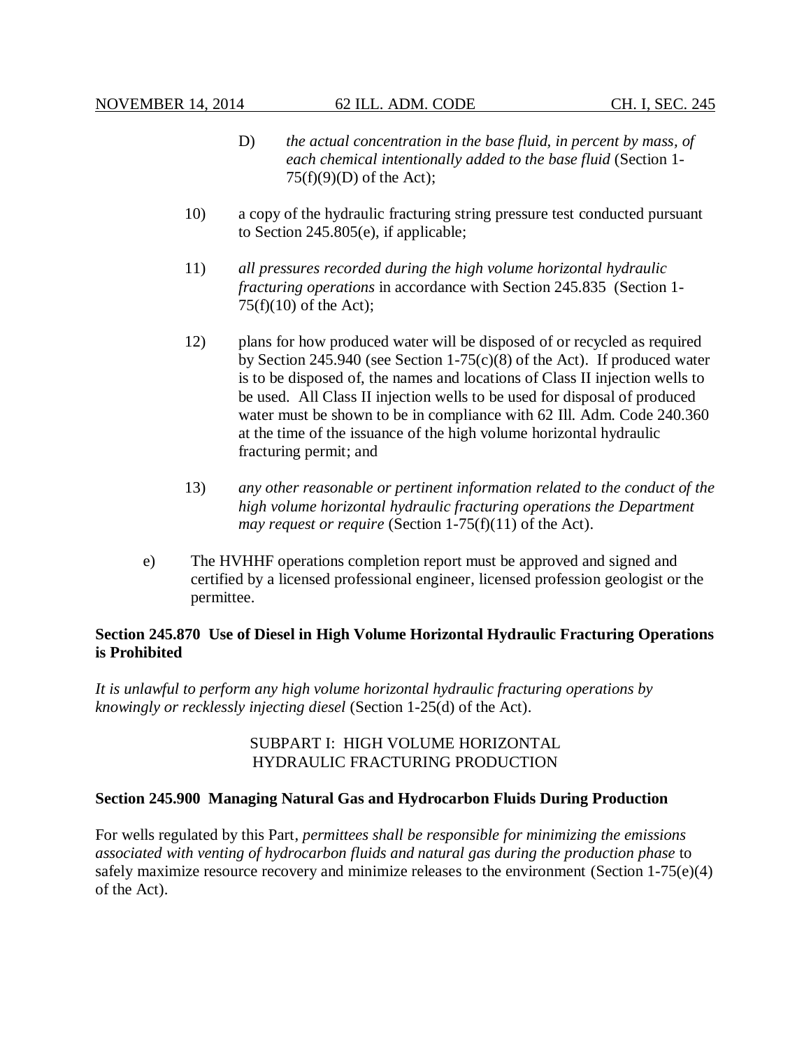D) *the actual concentration in the base fluid, in percent by mass, of each chemical intentionally added to the base fluid* (Section 1-75(f)(9)(D) of the Act);

10) a copy of the hydraulic fracturing string pressure test conducted pursuant to Section 245.805(e), if applicable;

11) *all pressures recorded during the high volume horizontal hydraulic fracturing operations* in accordance with Section 245.835 (Section 1-75(f)(10) of the Act);

12) plans for how produced water will be disposed of or recycled as required by Section 245.940 (see Section 1-75(c)(8) of the Act). If produced water is to be disposed of, the names and locations of Class II injection wells to be used. All Class II injection wells to be used for disposal of produced water must be shown to be in compliance with 62 Ill. Adm. Code 240.360 at the time of the issuance of the high volume horizontal hydraulic fracturing permit; and

13) *any other reasonable or pertinent information related to the conduct of the high volume horizontal hydraulic fracturing operations the Department may request or require* (Section 1-75(f)(11) of the Act).

e) The HVHHF operations completion report must be approved and signed and certified by a licensed professional engineer, licensed profession geologist or the permittee.

**Section 245.870 Use of Diesel in High Volume Horizontal Hydraulic Fracturing Operations is Prohibited**

*It is unlawful to perform any high volume horizontal hydraulic fracturing operations by knowingly or recklessly injecting diesel* (Section 1-25(d) of the Act).

SUBPART I: HIGH VOLUME HORIZONTAL HYDRAULIC FRACTURING PRODUCTION

**Section 245.900 Managing Natural Gas and Hydrocarbon Fluids During Production**

For wells regulated by this Part, *permittees shall be responsible for minimizing the emissions associated with venting of hydrocarbon fluids and natural gas during the production phase* to safely maximize resource recovery and minimize releases to the environment (Section 1-75(e)(4) of the Act).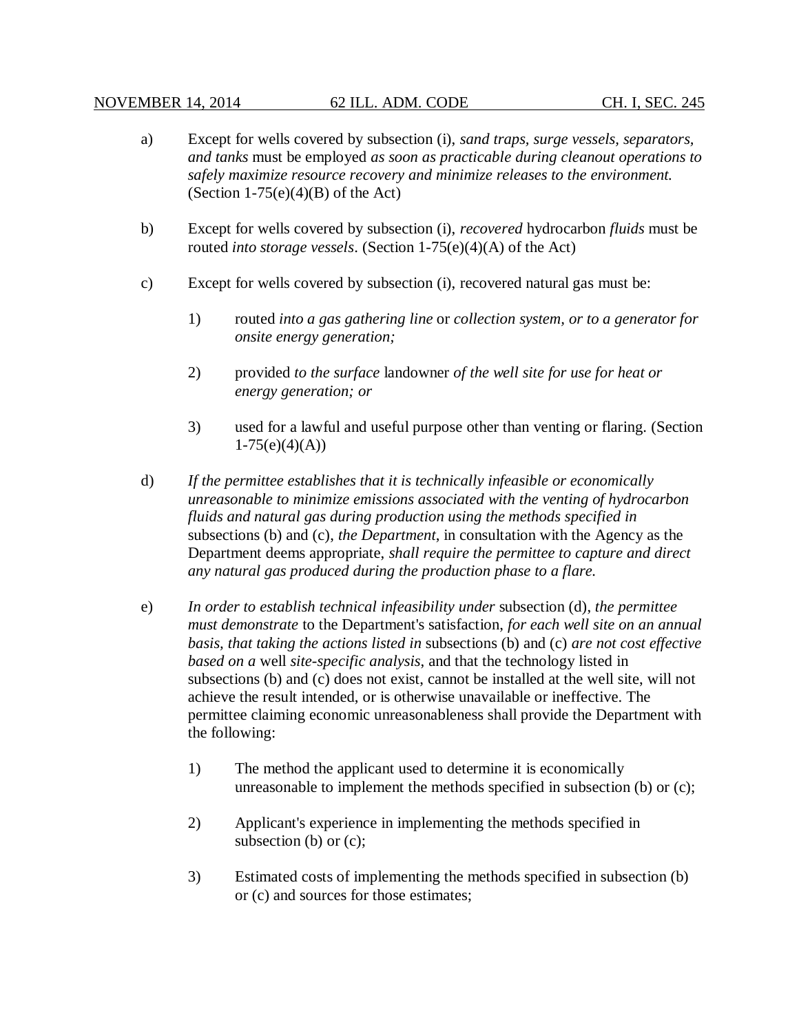a) Except for wells covered by subsection (i), *sand traps, surge vessels, separators, and tanks* must be employed *as soon as practicable during cleanout operations to safely maximize resource recovery and minimize releases to the environment.* (Section 1-75(e)(4)(B) of the Act)

b) Except for wells covered by subsection (i), *recovered* hydrocarbon *fluids* must be routed *into storage vessels*. (Section 1-75(e)(4)(A) of the Act)

c) Except for wells covered by subsection (i), recovered natural gas must be:

   1) routed *into a gas gathering line* or *collection system, or to a generator for onsite energy generation;*

   2) provided *to the surface* landowner *of the well site for use for heat or energy generation; or*

   3) used for a lawful and useful purpose other than venting or flaring. (Section 1-75(e)(4)(A))

d) *If the permittee establishes that it is technically infeasible or economically unreasonable to minimize emissions associated with the venting of hydrocarbon fluids and natural gas during production using the methods specified in* subsections (b) and (c), *the Department*, in consultation with the Agency as the Department deems appropriate, *shall require the permittee to capture and direct any natural gas produced during the production phase to a flare.*

e) *In order to establish technical infeasibility under* subsection (d), *the permittee must demonstrate* to the Department's satisfaction, *for each well site on an annual basis, that taking the actions listed in* subsections (b) and (c) *are not cost effective based on a* well *site-specific analysis*, and that the technology listed in subsections (b) and (c) does not exist, cannot be installed at the well site, will not achieve the result intended, or is otherwise unavailable or ineffective. The permittee claiming economic unreasonableness shall provide the Department with the following:

   1) The method the applicant used to determine it is economically unreasonable to implement the methods specified in subsection (b) or (c);

   2) Applicant's experience in implementing the methods specified in subsection (b) or (c);

   3) Estimated costs of implementing the methods specified in subsection (b) or (c) and sources for those estimates;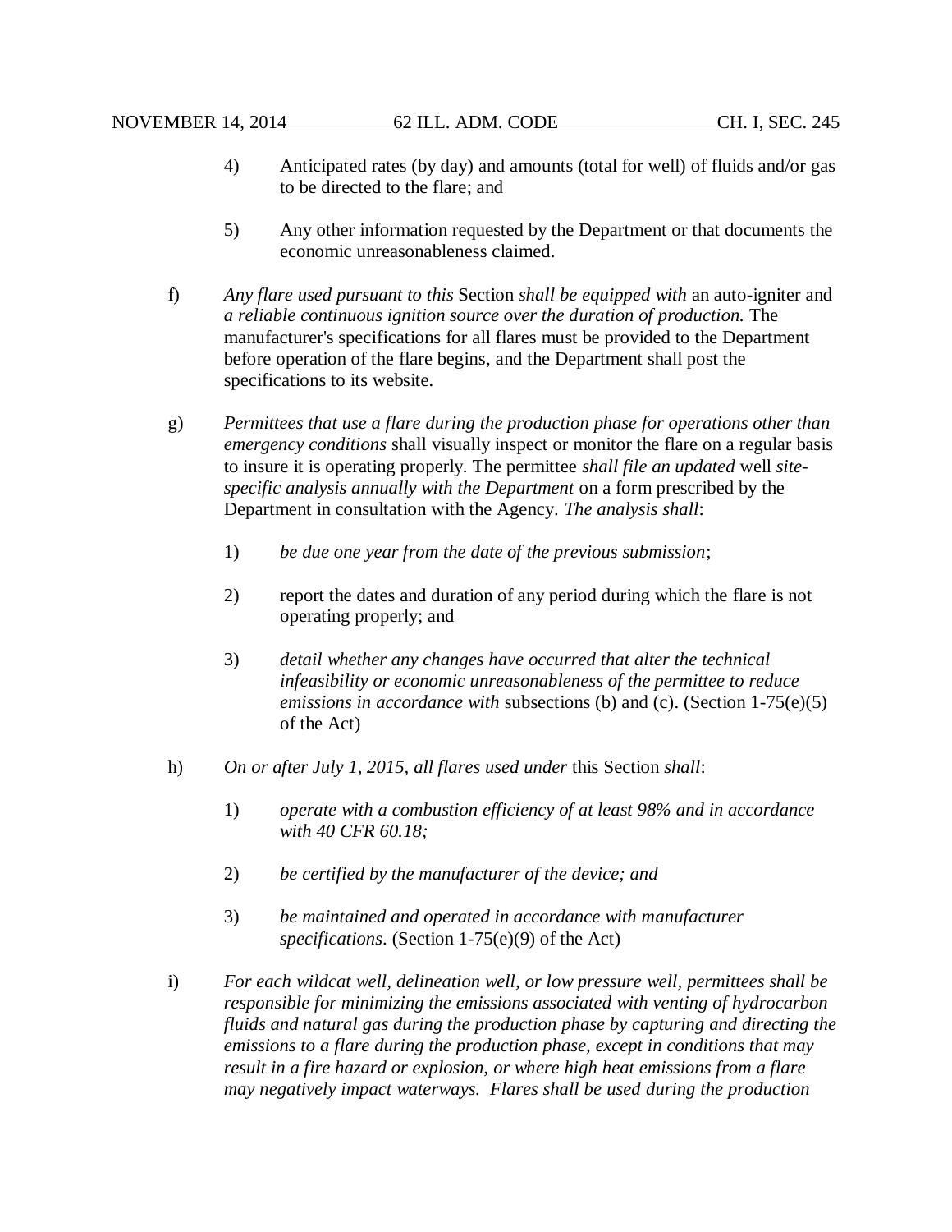4) Anticipated rates (by day) and amounts (total for well) of fluids and/or gas to be directed to the flare; and

5) Any other information requested by the Department or that documents the economic unreasonableness claimed.

f) *Any flare used pursuant to this* Section *shall be equipped with* an auto-igniter and *a reliable continuous ignition source over the duration of production.* The manufacturer's specifications for all flares must be provided to the Department before operation of the flare begins, and the Department shall post the specifications to its website.

g) *Permittees that use a flare during the production phase for operations other than emergency conditions* shall visually inspect or monitor the flare on a regular basis to insure it is operating properly. The permittee *shall file an updated* well *site-specific analysis annually with the Department* on a form prescribed by the Department in consultation with the Agency. *The analysis shall*:

1) *be due one year from the date of the previous submission*;

2) report the dates and duration of any period during which the flare is not operating properly; and

3) *detail whether any changes have occurred that alter the technical infeasibility or economic unreasonableness of the permittee to reduce emissions in accordance with* subsections (b) and (c). (Section 1-75(e)(5) of the Act)

h) *On or after July 1, 2015, all flares used under* this Section *shall*:

1) *operate with a combustion efficiency of at least 98% and in accordance with 40 CFR 60.18;*

2) *be certified by the manufacturer of the device; and*

3) *be maintained and operated in accordance with manufacturer specifications*. (Section 1-75(e)(9) of the Act)

i) *For each wildcat well, delineation well, or low pressure well, permittees shall be responsible for minimizing the emissions associated with venting of hydrocarbon fluids and natural gas during the production phase by capturing and directing the emissions to a flare during the production phase, except in conditions that may result in a fire hazard or explosion, or where high heat emissions from a flare may negatively impact waterways. Flares shall be used during the production*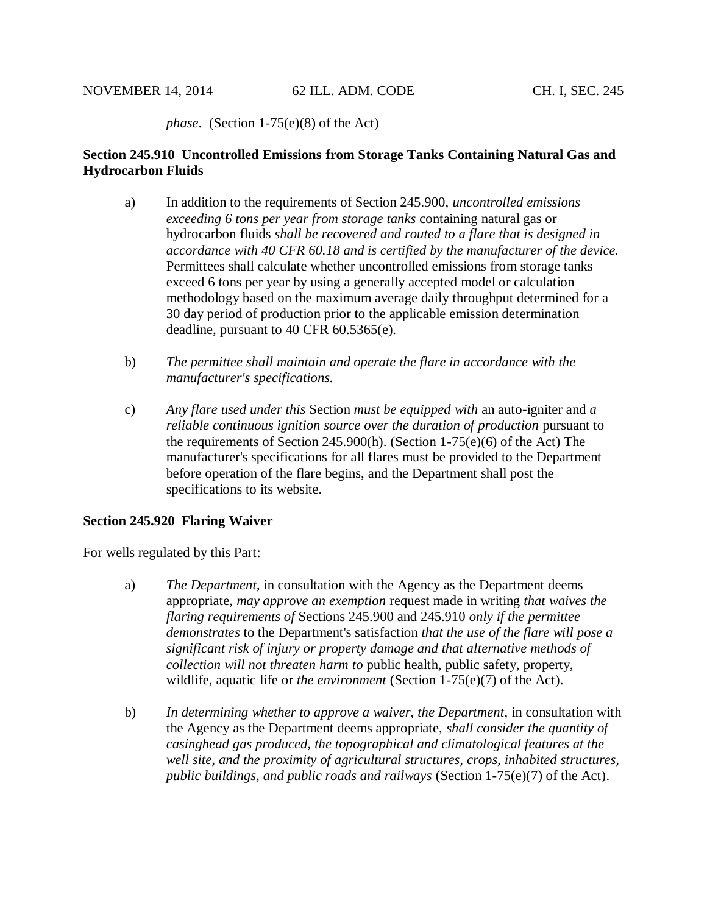*phase*. (Section 1-75(e)(8) of the Act)

**Section 245.910 Uncontrolled Emissions from Storage Tanks Containing Natural Gas and Hydrocarbon Fluids**

a) In addition to the requirements of Section 245.900, *uncontrolled emissions exceeding 6 tons per year from storage tanks* containing natural gas or hydrocarbon fluids *shall be recovered and routed to a flare that is designed in accordance with 40 CFR 60.18 and is certified by the manufacturer of the device.* Permittees shall calculate whether uncontrolled emissions from storage tanks exceed 6 tons per year by using a generally accepted model or calculation methodology based on the maximum average daily throughput determined for a 30 day period of production prior to the applicable emission determination deadline, pursuant to 40 CFR 60.5365(e).

b) *The permittee shall maintain and operate the flare in accordance with the manufacturer's specifications.*

c) *Any flare used under this* Section *must be equipped with* an auto-igniter and *a reliable continuous ignition source over the duration of production* pursuant to the requirements of Section 245.900(h). (Section 1-75(e)(6) of the Act) The manufacturer's specifications for all flares must be provided to the Department before operation of the flare begins, and the Department shall post the specifications to its website.

**Section 245.920 Flaring Waiver**

For wells regulated by this Part:

a) *The Department*, in consultation with the Agency as the Department deems appropriate, *may approve an exemption* request made in writing *that waives the flaring requirements of* Sections 245.900 and 245.910 *only if the permittee demonstrates* to the Department's satisfaction *that the use of the flare will pose a significant risk of injury or property damage and that alternative methods of collection will not threaten harm to* public health, public safety, property, wildlife, aquatic life or *the environment* (Section 1-75(e)(7) of the Act).

b) *In determining whether to approve a waiver, the Department*, in consultation with the Agency as the Department deems appropriate, *shall consider the quantity of casinghead gas produced, the topographical and climatological features at the well site, and the proximity of agricultural structures, crops, inhabited structures, public buildings, and public roads and railways* (Section 1-75(e)(7) of the Act).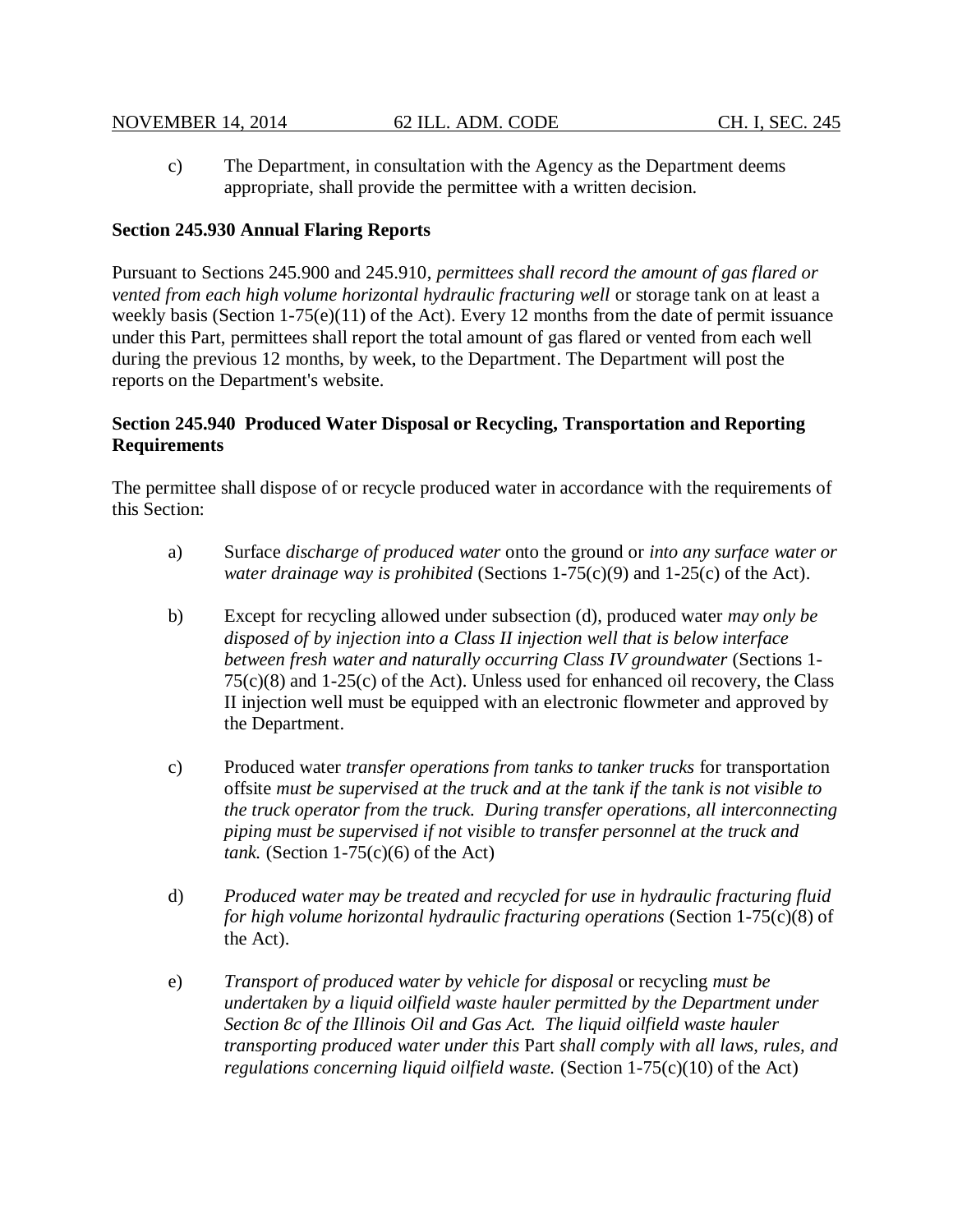c) The Department, in consultation with the Agency as the Department deems appropriate, shall provide the permittee with a written decision.

**Section 245.930 Annual Flaring Reports**

Pursuant to Sections 245.900 and 245.910, *permittees shall record the amount of gas flared or vented from each high volume horizontal hydraulic fracturing well* or storage tank on at least a weekly basis (Section 1-75(e)(11) of the Act). Every 12 months from the date of permit issuance under this Part, permittees shall report the total amount of gas flared or vented from each well during the previous 12 months, by week, to the Department. The Department will post the reports on the Department's website.

**Section 245.940 Produced Water Disposal or Recycling, Transportation and Reporting Requirements**

The permittee shall dispose of or recycle produced water in accordance with the requirements of this Section:

a) Surface *discharge of produced water* onto the ground or *into any surface water or water drainage way is prohibited* (Sections 1-75(c)(9) and 1-25(c) of the Act).

b) Except for recycling allowed under subsection (d), produced water *may only be disposed of by injection into a Class II injection well that is below interface between fresh water and naturally occurring Class IV groundwater* (Sections 1-75(c)(8) and 1-25(c) of the Act). Unless used for enhanced oil recovery, the Class II injection well must be equipped with an electronic flowmeter and approved by the Department.

c) Produced water *transfer operations from tanks to tanker trucks* for transportation offsite *must be supervised at the truck and at the tank if the tank is not visible to the truck operator from the truck. During transfer operations, all interconnecting piping must be supervised if not visible to transfer personnel at the truck and tank.* (Section 1-75(c)(6) of the Act)

d) *Produced water may be treated and recycled for use in hydraulic fracturing fluid for high volume horizontal hydraulic fracturing operations* (Section 1-75(c)(8) of the Act).

e) *Transport of produced water by vehicle for disposal* or recycling *must be undertaken by a liquid oilfield waste hauler permitted by the Department under Section 8c of the Illinois Oil and Gas Act. The liquid oilfield waste hauler transporting produced water under this* Part *shall comply with all laws, rules, and regulations concerning liquid oilfield waste.* (Section 1-75(c)(10) of the Act)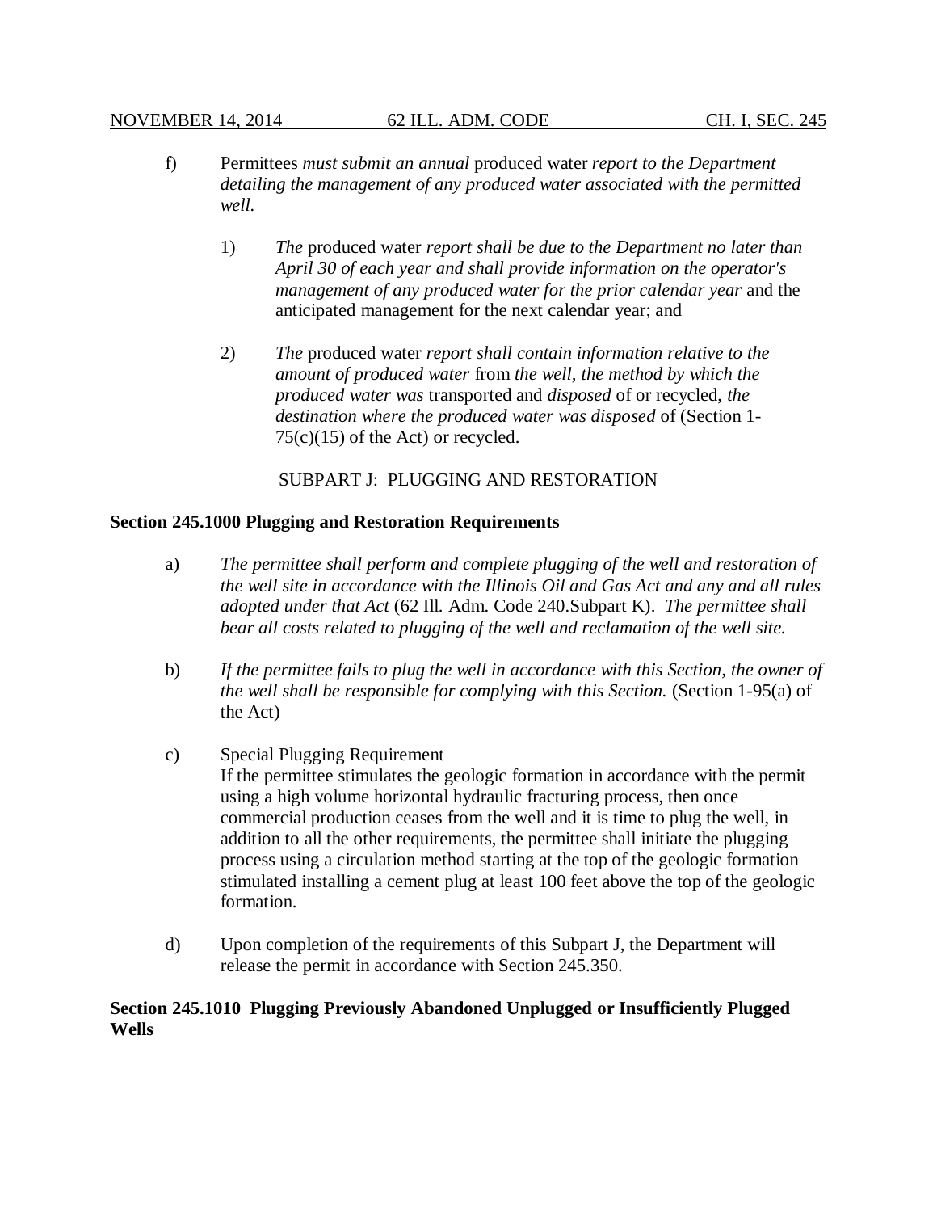f) Permittees *must submit an annual* produced water *report to the Department detailing the management of any produced water associated with the permitted well.*

1) *The* produced water *report shall be due to the Department no later than April 30 of each year and shall provide information on the operator's management of any produced water for the prior calendar year* and the anticipated management for the next calendar year; and

2) *The* produced water *report shall contain information relative to the amount of produced water* from *the well, the method by which the produced water was* transported and *disposed* of or recycled, *the destination where the produced water was disposed* of (Section 1-75(c)(15) of the Act) or recycled.

SUBPART J: PLUGGING AND RESTORATION

**Section 245.1000 Plugging and Restoration Requirements**

a) *The permittee shall perform and complete plugging of the well and restoration of the well site in accordance with the Illinois Oil and Gas Act and any and all rules adopted under that Act* (62 Ill. Adm. Code 240.Subpart K). *The permittee shall bear all costs related to plugging of the well and reclamation of the well site.*

b) *If the permittee fails to plug the well in accordance with this Section, the owner of the well shall be responsible for complying with this Section.* (Section 1-95(a) of the Act)

c) Special Plugging Requirement
If the permittee stimulates the geologic formation in accordance with the permit using a high volume horizontal hydraulic fracturing process, then once commercial production ceases from the well and it is time to plug the well, in addition to all the other requirements, the permittee shall initiate the plugging process using a circulation method starting at the top of the geologic formation stimulated installing a cement plug at least 100 feet above the top of the geologic formation.

d) Upon completion of the requirements of this Subpart J, the Department will release the permit in accordance with Section 245.350.

**Section 245.1010 Plugging Previously Abandoned Unplugged or Insufficiently Plugged Wells**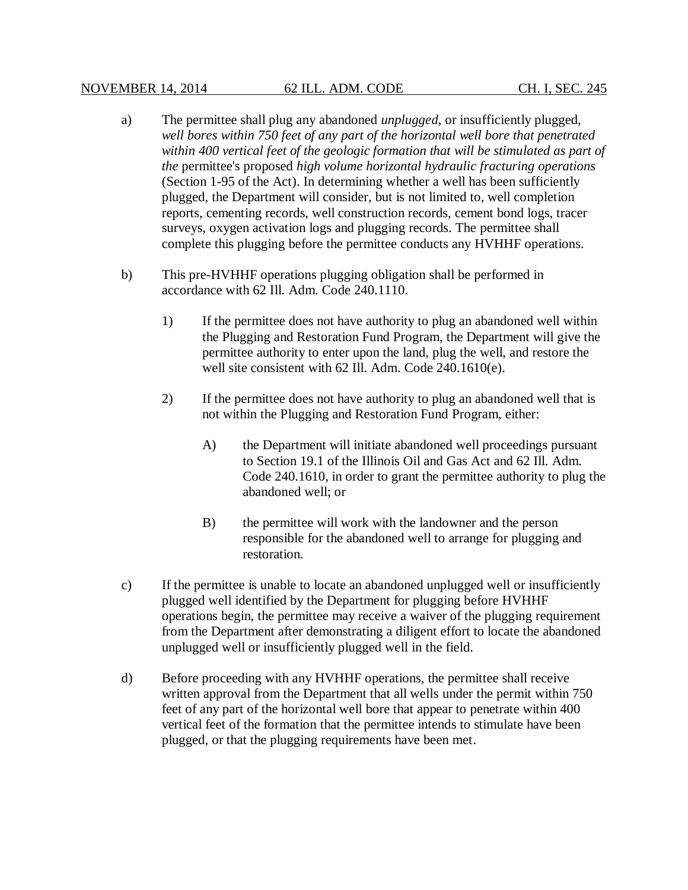a) The permittee shall plug any abandoned *unplugged*, or insufficiently plugged, *well bores within 750 feet of any part of the horizontal well bore that penetrated within 400 vertical feet of the geologic formation that will be stimulated as part of the* permittee's proposed *high volume horizontal hydraulic fracturing operations* (Section 1-95 of the Act). In determining whether a well has been sufficiently plugged, the Department will consider, but is not limited to, well completion reports, cementing records, well construction records, cement bond logs, tracer surveys, oxygen activation logs and plugging records. The permittee shall complete this plugging before the permittee conducts any HVHHF operations.

b) This pre-HVHHF operations plugging obligation shall be performed in accordance with 62 Ill. Adm. Code 240.1110.

   1) If the permittee does not have authority to plug an abandoned well within the Plugging and Restoration Fund Program, the Department will give the permittee authority to enter upon the land, plug the well, and restore the well site consistent with 62 Ill. Adm. Code 240.1610(e).

   2) If the permittee does not have authority to plug an abandoned well that is not within the Plugging and Restoration Fund Program, either:

      A) the Department will initiate abandoned well proceedings pursuant to Section 19.1 of the Illinois Oil and Gas Act and 62 Ill. Adm. Code 240.1610, in order to grant the permittee authority to plug the abandoned well; or

      B) the permittee will work with the landowner and the person responsible for the abandoned well to arrange for plugging and restoration.

c) If the permittee is unable to locate an abandoned unplugged well or insufficiently plugged well identified by the Department for plugging before HVHHF operations begin, the permittee may receive a waiver of the plugging requirement from the Department after demonstrating a diligent effort to locate the abandoned unplugged well or insufficiently plugged well in the field.

d) Before proceeding with any HVHHF operations, the permittee shall receive written approval from the Department that all wells under the permit within 750 feet of any part of the horizontal well bore that appear to penetrate within 400 vertical feet of the formation that the permittee intends to stimulate have been plugged, or that the plugging requirements have been met.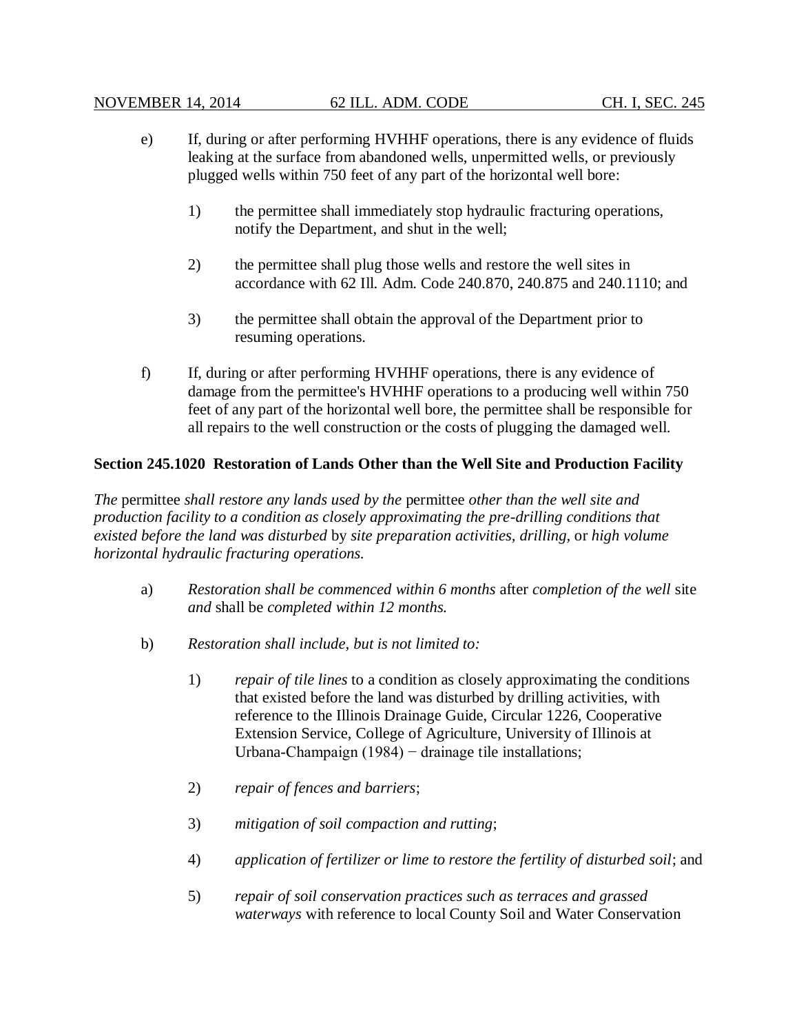e) If, during or after performing HVHHF operations, there is any evidence of fluids leaking at the surface from abandoned wells, unpermitted wells, or previously plugged wells within 750 feet of any part of the horizontal well bore:

1) the permittee shall immediately stop hydraulic fracturing operations, notify the Department, and shut in the well;

2) the permittee shall plug those wells and restore the well sites in accordance with 62 Ill. Adm. Code 240.870, 240.875 and 240.1110; and

3) the permittee shall obtain the approval of the Department prior to resuming operations.

f) If, during or after performing HVHHF operations, there is any evidence of damage from the permittee's HVHHF operations to a producing well within 750 feet of any part of the horizontal well bore, the permittee shall be responsible for all repairs to the well construction or the costs of plugging the damaged well.

**Section 245.1020 Restoration of Lands Other than the Well Site and Production Facility**

*The* permittee *shall restore any lands used by the* permittee *other than the well site and production facility to a condition as closely approximating the pre-drilling conditions that existed before the land was disturbed* by *site preparation activities, drilling,* or *high volume horizontal hydraulic fracturing operations.*

a) *Restoration shall be commenced within 6 months* after *completion of the well* site *and* shall be *completed within 12 months.*

b) *Restoration shall include, but is not limited to:*

1) *repair of tile lines* to a condition as closely approximating the conditions that existed before the land was disturbed by drilling activities, with reference to the Illinois Drainage Guide, Circular 1226, Cooperative Extension Service, College of Agriculture, University of Illinois at Urbana-Champaign (1984) − drainage tile installations;

2) *repair of fences and barriers*;

3) *mitigation of soil compaction and rutting*;

4) *application of fertilizer or lime to restore the fertility of disturbed soil*; and

5) *repair of soil conservation practices such as terraces and grassed waterways* with reference to local County Soil and Water Conservation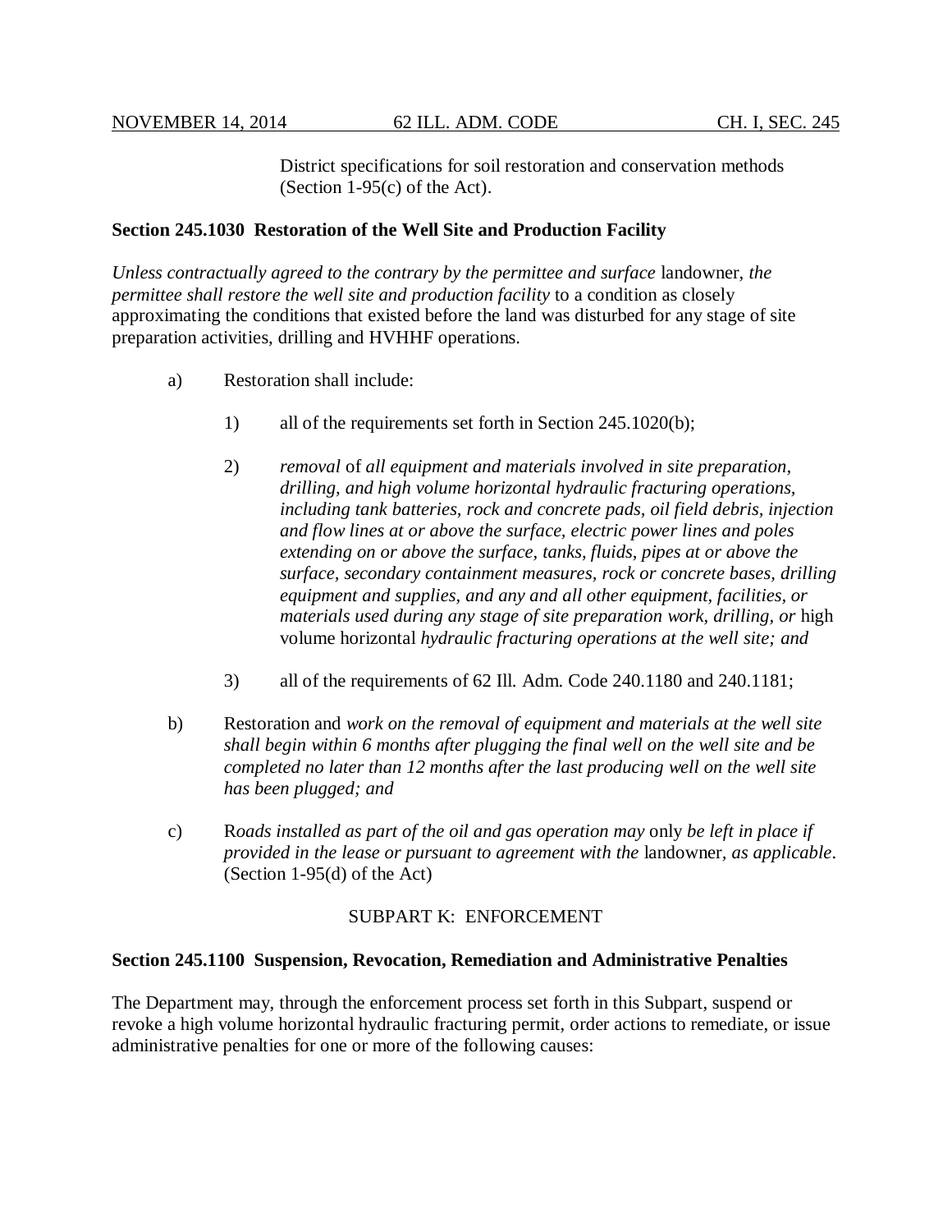District specifications for soil restoration and conservation methods (Section 1-95(c) of the Act).

**Section 245.1030 Restoration of the Well Site and Production Facility**

*Unless contractually agreed to the contrary by the permittee and surface* landowner, *the permittee shall restore the well site and production facility* to a condition as closely approximating the conditions that existed before the land was disturbed for any stage of site preparation activities, drilling and HVHHF operations.

a) Restoration shall include:

1) all of the requirements set forth in Section 245.1020(b);

2) *removal* of *all equipment and materials involved in site preparation, drilling, and high volume horizontal hydraulic fracturing operations, including tank batteries, rock and concrete pads, oil field debris, injection and flow lines at or above the surface, electric power lines and poles extending on or above the surface, tanks, fluids, pipes at or above the surface, secondary containment measures, rock or concrete bases, drilling equipment and supplies, and any and all other equipment, facilities, or materials used during any stage of site preparation work, drilling, or* high volume horizontal *hydraulic fracturing operations at the well site; and*

3) all of the requirements of 62 Ill. Adm. Code 240.1180 and 240.1181;

b) Restoration and *work on the removal of equipment and materials at the well site shall begin within 6 months after plugging the final well on the well site and be completed no later than 12 months after the last producing well on the well site has been plugged; and*

c) R*oads installed as part of the oil and gas operation may* only *be left in place if provided in the lease or pursuant to agreement with the* landowner*, as applicable*. (Section 1-95(d) of the Act)

SUBPART K: ENFORCEMENT

**Section 245.1100 Suspension, Revocation, Remediation and Administrative Penalties**

The Department may, through the enforcement process set forth in this Subpart, suspend or revoke a high volume horizontal hydraulic fracturing permit, order actions to remediate, or issue administrative penalties for one or more of the following causes: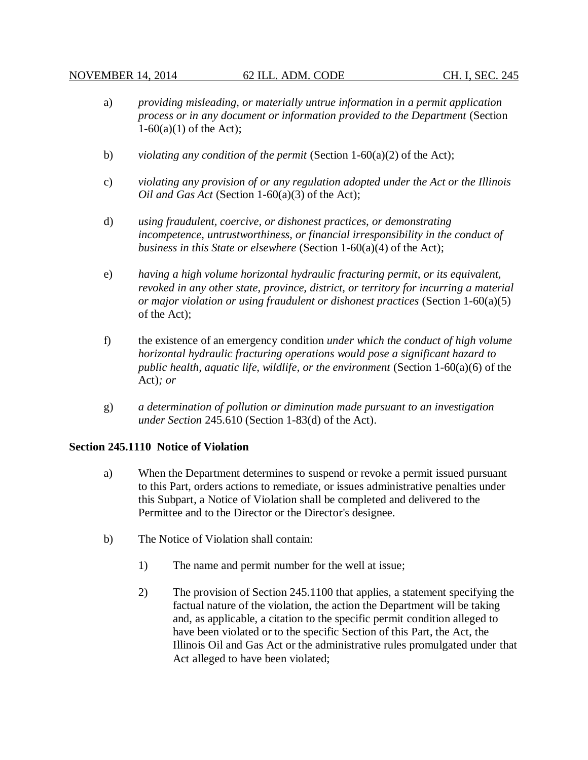a) *providing misleading, or materially untrue information in a permit application process or in any document or information provided to the Department* (Section 1-60(a)(1) of the Act);

b) *violating any condition of the permit* (Section 1-60(a)(2) of the Act);

c) *violating any provision of or any regulation adopted under the Act or the Illinois Oil and Gas Act* (Section 1-60(a)(3) of the Act);

d) *using fraudulent, coercive, or dishonest practices, or demonstrating incompetence, untrustworthiness, or financial irresponsibility in the conduct of business in this State or elsewhere* (Section 1-60(a)(4) of the Act);

e) *having a high volume horizontal hydraulic fracturing permit, or its equivalent, revoked in any other state, province, district, or territory for incurring a material or major violation or using fraudulent or dishonest practices* (Section 1-60(a)(5) of the Act);

f) the existence of an emergency condition *under which the conduct of high volume horizontal hydraulic fracturing operations would pose a significant hazard to public health, aquatic life, wildlife, or the environment* (Section 1-60(a)(6) of the Act)*; or*

g) *a determination of pollution or diminution made pursuant to an investigation under Section* 245.610 (Section 1-83(d) of the Act).

**Section 245.1110 Notice of Violation**

a) When the Department determines to suspend or revoke a permit issued pursuant to this Part, orders actions to remediate, or issues administrative penalties under this Subpart, a Notice of Violation shall be completed and delivered to the Permittee and to the Director or the Director's designee.

b) The Notice of Violation shall contain:

1) The name and permit number for the well at issue;

2) The provision of Section 245.1100 that applies, a statement specifying the factual nature of the violation, the action the Department will be taking and, as applicable, a citation to the specific permit condition alleged to have been violated or to the specific Section of this Part, the Act, the Illinois Oil and Gas Act or the administrative rules promulgated under that Act alleged to have been violated;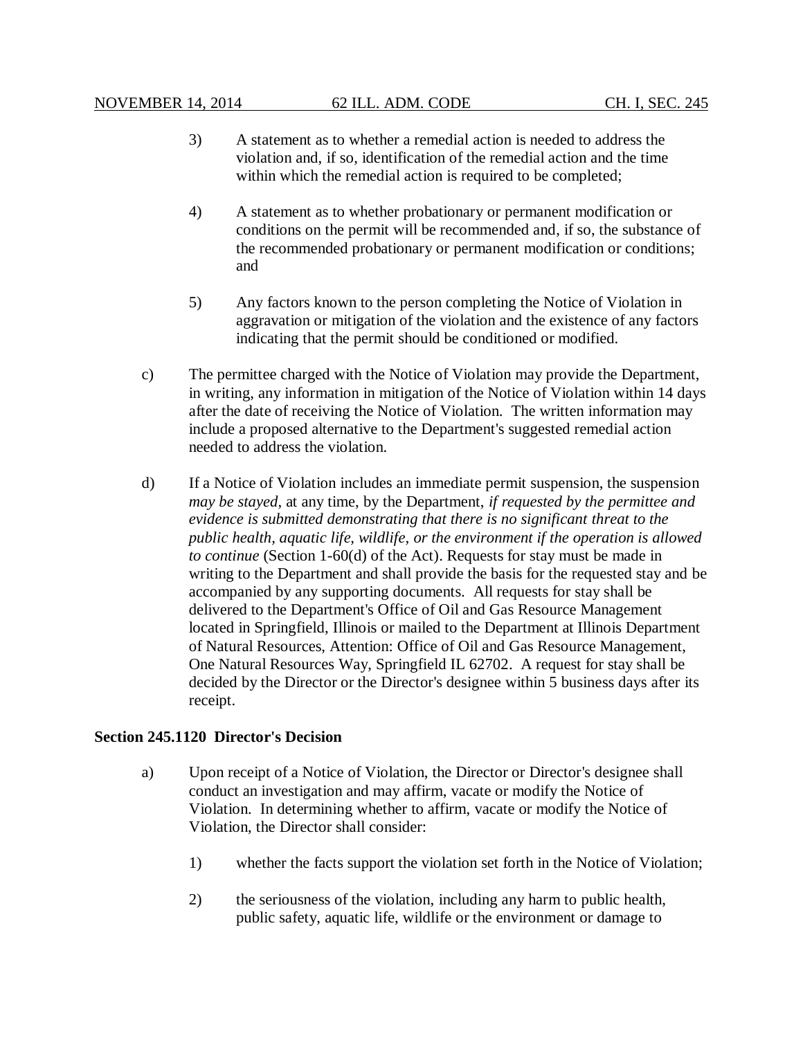3) A statement as to whether a remedial action is needed to address the violation and, if so, identification of the remedial action and the time within which the remedial action is required to be completed;

4) A statement as to whether probationary or permanent modification or conditions on the permit will be recommended and, if so, the substance of the recommended probationary or permanent modification or conditions; and

5) Any factors known to the person completing the Notice of Violation in aggravation or mitigation of the violation and the existence of any factors indicating that the permit should be conditioned or modified.

c) The permittee charged with the Notice of Violation may provide the Department, in writing, any information in mitigation of the Notice of Violation within 14 days after the date of receiving the Notice of Violation. The written information may include a proposed alternative to the Department's suggested remedial action needed to address the violation.

d) If a Notice of Violation includes an immediate permit suspension, the suspension *may be stayed*, at any time, by the Department, *if requested by the permittee and evidence is submitted demonstrating that there is no significant threat to the public health, aquatic life, wildlife, or the environment if the operation is allowed to continue* (Section 1-60(d) of the Act). Requests for stay must be made in writing to the Department and shall provide the basis for the requested stay and be accompanied by any supporting documents. All requests for stay shall be delivered to the Department's Office of Oil and Gas Resource Management located in Springfield, Illinois or mailed to the Department at Illinois Department of Natural Resources, Attention: Office of Oil and Gas Resource Management, One Natural Resources Way, Springfield IL 62702. A request for stay shall be decided by the Director or the Director's designee within 5 business days after its receipt.

**Section 245.1120 Director's Decision**

a) Upon receipt of a Notice of Violation, the Director or Director's designee shall conduct an investigation and may affirm, vacate or modify the Notice of Violation. In determining whether to affirm, vacate or modify the Notice of Violation, the Director shall consider:

1) whether the facts support the violation set forth in the Notice of Violation;

2) the seriousness of the violation, including any harm to public health, public safety, aquatic life, wildlife or the environment or damage to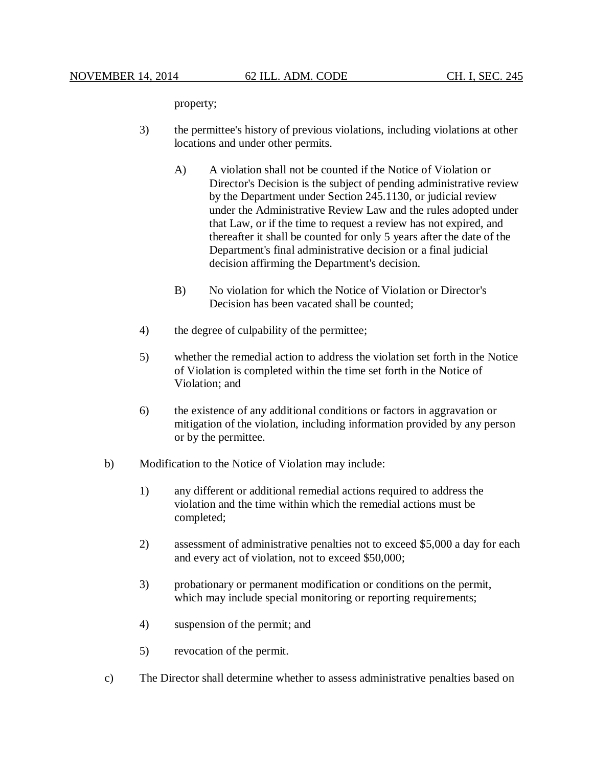property;

3) the permittee's history of previous violations, including violations at other locations and under other permits.

   A) A violation shall not be counted if the Notice of Violation or Director's Decision is the subject of pending administrative review by the Department under Section 245.1130, or judicial review under the Administrative Review Law and the rules adopted under that Law, or if the time to request a review has not expired, and thereafter it shall be counted for only 5 years after the date of the Department's final administrative decision or a final judicial decision affirming the Department's decision.

   B) No violation for which the Notice of Violation or Director's Decision has been vacated shall be counted;

4) the degree of culpability of the permittee;

5) whether the remedial action to address the violation set forth in the Notice of Violation is completed within the time set forth in the Notice of Violation; and

6) the existence of any additional conditions or factors in aggravation or mitigation of the violation, including information provided by any person or by the permittee.

b) Modification to the Notice of Violation may include:

   1) any different or additional remedial actions required to address the violation and the time within which the remedial actions must be completed;

   2) assessment of administrative penalties not to exceed $5,000 a day for each and every act of violation, not to exceed $50,000;

   3) probationary or permanent modification or conditions on the permit, which may include special monitoring or reporting requirements;

   4) suspension of the permit; and

   5) revocation of the permit.

c) The Director shall determine whether to assess administrative penalties based on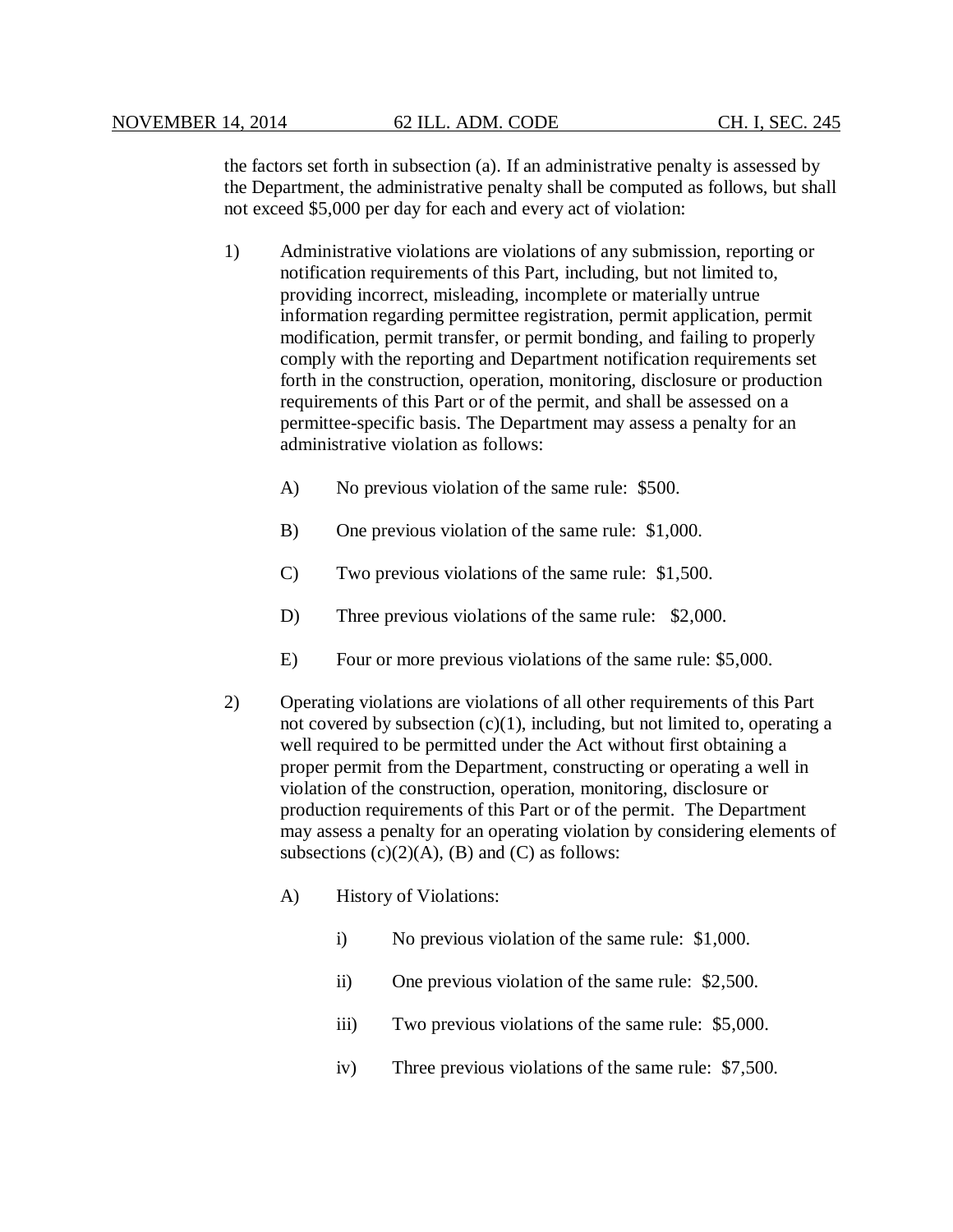the factors set forth in subsection (a). If an administrative penalty is assessed by the Department, the administrative penalty shall be computed as follows, but shall not exceed $5,000 per day for each and every act of violation:

1) Administrative violations are violations of any submission, reporting or notification requirements of this Part, including, but not limited to, providing incorrect, misleading, incomplete or materially untrue information regarding permittee registration, permit application, permit modification, permit transfer, or permit bonding, and failing to properly comply with the reporting and Department notification requirements set forth in the construction, operation, monitoring, disclosure or production requirements of this Part or of the permit, and shall be assessed on a permittee-specific basis. The Department may assess a penalty for an administrative violation as follows:

   A) No previous violation of the same rule: $500.

   B) One previous violation of the same rule: $1,000.

   C) Two previous violations of the same rule: $1,500.

   D) Three previous violations of the same rule: $2,000.

   E) Four or more previous violations of the same rule: $5,000.

2) Operating violations are violations of all other requirements of this Part not covered by subsection (c)(1), including, but not limited to, operating a well required to be permitted under the Act without first obtaining a proper permit from the Department, constructing or operating a well in violation of the construction, operation, monitoring, disclosure or production requirements of this Part or of the permit. The Department may assess a penalty for an operating violation by considering elements of subsections (c)(2)(A), (B) and (C) as follows:

   A) History of Violations:

      i) No previous violation of the same rule: $1,000.

      ii) One previous violation of the same rule: $2,500.

      iii) Two previous violations of the same rule: $5,000.

      iv) Three previous violations of the same rule: $7,500.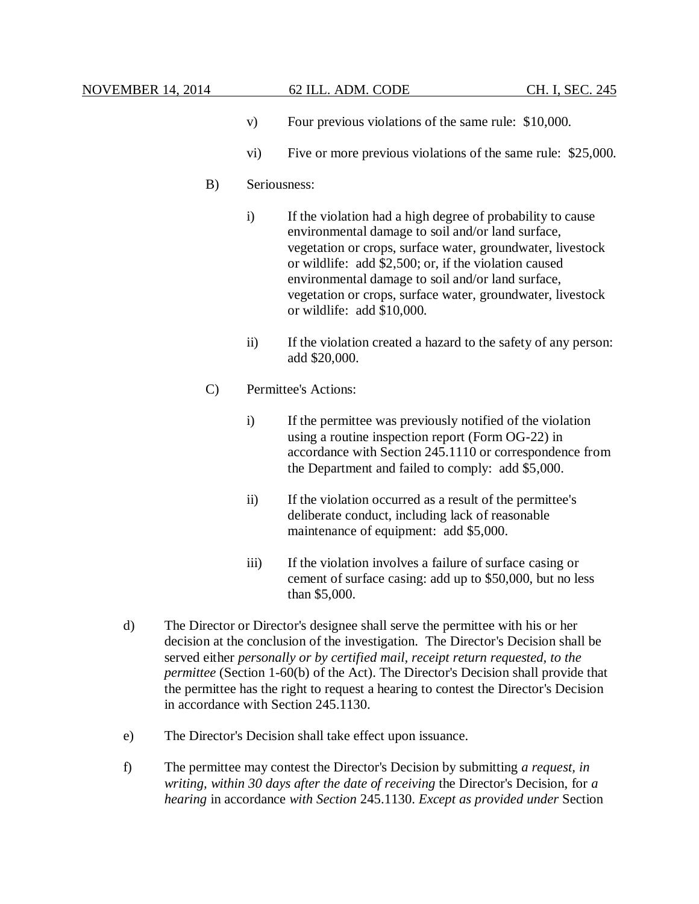v) Four previous violations of the same rule: $10,000.

vi) Five or more previous violations of the same rule: $25,000.

B) Seriousness:

i) If the violation had a high degree of probability to cause environmental damage to soil and/or land surface, vegetation or crops, surface water, groundwater, livestock or wildlife: add $2,500; or, if the violation caused environmental damage to soil and/or land surface, vegetation or crops, surface water, groundwater, livestock or wildlife: add $10,000.

ii) If the violation created a hazard to the safety of any person: add $20,000.

C) Permittee's Actions:

i) If the permittee was previously notified of the violation using a routine inspection report (Form OG-22) in accordance with Section 245.1110 or correspondence from the Department and failed to comply: add $5,000.

ii) If the violation occurred as a result of the permittee's deliberate conduct, including lack of reasonable maintenance of equipment: add $5,000.

iii) If the violation involves a failure of surface casing or cement of surface casing: add up to $50,000, but no less than $5,000.

d) The Director or Director's designee shall serve the permittee with his or her decision at the conclusion of the investigation. The Director's Decision shall be served either *personally or by certified mail, receipt return requested, to the permittee* (Section 1-60(b) of the Act). The Director's Decision shall provide that the permittee has the right to request a hearing to contest the Director's Decision in accordance with Section 245.1130.

e) The Director's Decision shall take effect upon issuance.

f) The permittee may contest the Director's Decision by submitting *a request, in writing, within 30 days after the date of receiving* the Director's Decision, for *a hearing* in accordance *with Section* 245.1130. *Except as provided under* Section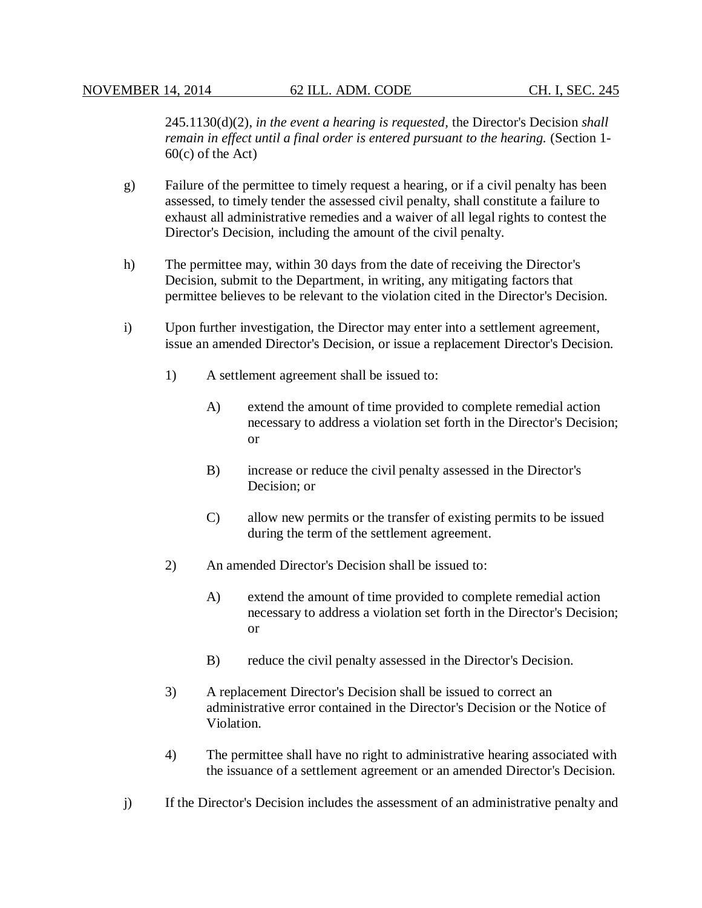245.1130(d)(2), *in the event a hearing is requested,* the Director's Decision *shall remain in effect until a final order is entered pursuant to the hearing.* (Section 1-60(c) of the Act)

g) Failure of the permittee to timely request a hearing, or if a civil penalty has been assessed, to timely tender the assessed civil penalty, shall constitute a failure to exhaust all administrative remedies and a waiver of all legal rights to contest the Director's Decision, including the amount of the civil penalty.

h) The permittee may, within 30 days from the date of receiving the Director's Decision, submit to the Department, in writing, any mitigating factors that permittee believes to be relevant to the violation cited in the Director's Decision.

i) Upon further investigation, the Director may enter into a settlement agreement, issue an amended Director's Decision, or issue a replacement Director's Decision.

1) A settlement agreement shall be issued to:

A) extend the amount of time provided to complete remedial action necessary to address a violation set forth in the Director's Decision; or

B) increase or reduce the civil penalty assessed in the Director's Decision; or

C) allow new permits or the transfer of existing permits to be issued during the term of the settlement agreement.

2) An amended Director's Decision shall be issued to:

A) extend the amount of time provided to complete remedial action necessary to address a violation set forth in the Director's Decision; or

B) reduce the civil penalty assessed in the Director's Decision.

3) A replacement Director's Decision shall be issued to correct an administrative error contained in the Director's Decision or the Notice of Violation.

4) The permittee shall have no right to administrative hearing associated with the issuance of a settlement agreement or an amended Director's Decision.

j) If the Director's Decision includes the assessment of an administrative penalty and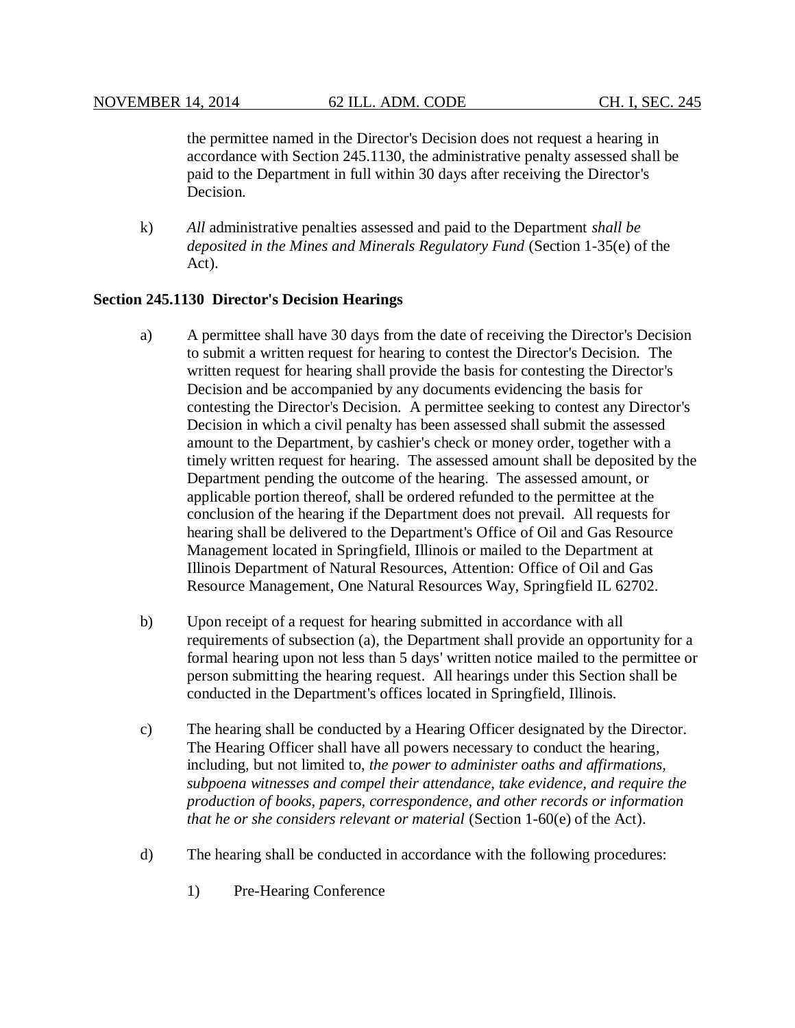the permittee named in the Director's Decision does not request a hearing in accordance with Section 245.1130, the administrative penalty assessed shall be paid to the Department in full within 30 days after receiving the Director's Decision.

k) *All* administrative penalties assessed and paid to the Department *shall be deposited in the Mines and Minerals Regulatory Fund* (Section 1-35(e) of the Act).

**Section 245.1130 Director's Decision Hearings**

a) A permittee shall have 30 days from the date of receiving the Director's Decision to submit a written request for hearing to contest the Director's Decision. The written request for hearing shall provide the basis for contesting the Director's Decision and be accompanied by any documents evidencing the basis for contesting the Director's Decision. A permittee seeking to contest any Director's Decision in which a civil penalty has been assessed shall submit the assessed amount to the Department, by cashier's check or money order, together with a timely written request for hearing. The assessed amount shall be deposited by the Department pending the outcome of the hearing. The assessed amount, or applicable portion thereof, shall be ordered refunded to the permittee at the conclusion of the hearing if the Department does not prevail. All requests for hearing shall be delivered to the Department's Office of Oil and Gas Resource Management located in Springfield, Illinois or mailed to the Department at Illinois Department of Natural Resources, Attention: Office of Oil and Gas Resource Management, One Natural Resources Way, Springfield IL 62702.

b) Upon receipt of a request for hearing submitted in accordance with all requirements of subsection (a), the Department shall provide an opportunity for a formal hearing upon not less than 5 days' written notice mailed to the permittee or person submitting the hearing request. All hearings under this Section shall be conducted in the Department's offices located in Springfield, Illinois.

c) The hearing shall be conducted by a Hearing Officer designated by the Director. The Hearing Officer shall have all powers necessary to conduct the hearing, including, but not limited to, *the power to administer oaths and affirmations, subpoena witnesses and compel their attendance, take evidence, and require the production of books, papers, correspondence, and other records or information that he or she considers relevant or material* (Section 1-60(e) of the Act).

d) The hearing shall be conducted in accordance with the following procedures:

1) Pre-Hearing Conference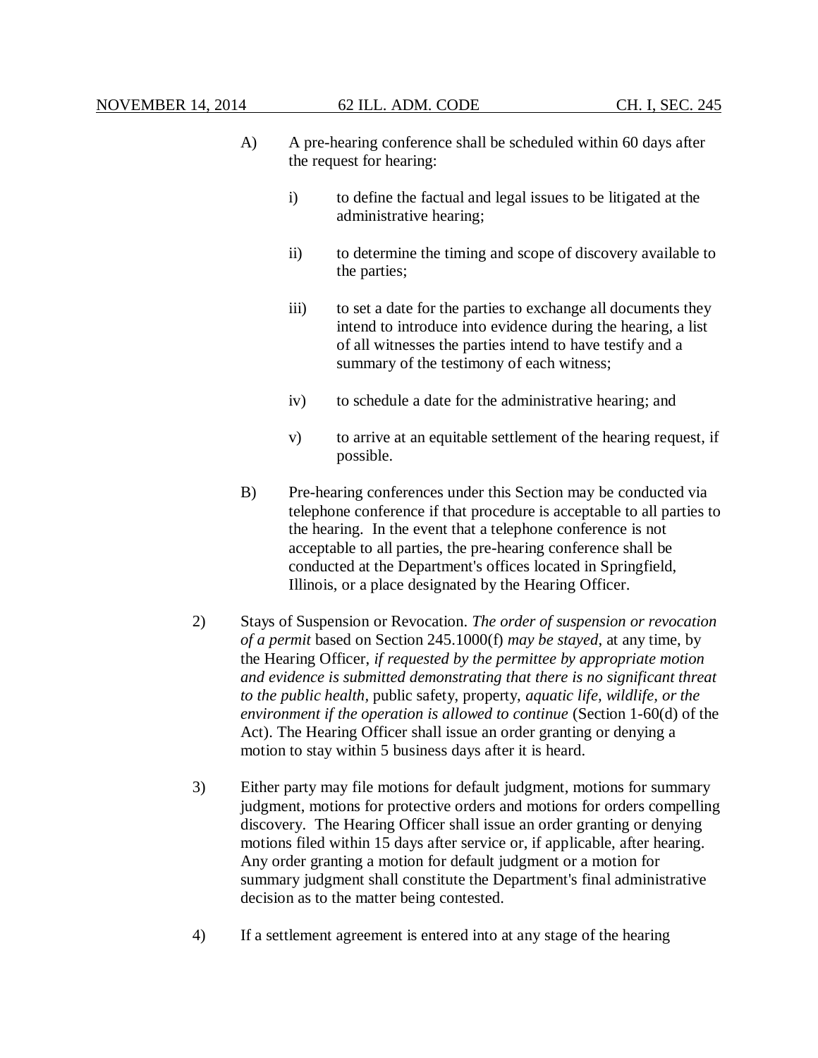A) A pre-hearing conference shall be scheduled within 60 days after the request for hearing:

   i) to define the factual and legal issues to be litigated at the administrative hearing;

   ii) to determine the timing and scope of discovery available to the parties;

   iii) to set a date for the parties to exchange all documents they intend to introduce into evidence during the hearing, a list of all witnesses the parties intend to have testify and a summary of the testimony of each witness;

   iv) to schedule a date for the administrative hearing; and

   v) to arrive at an equitable settlement of the hearing request, if possible.

B) Pre-hearing conferences under this Section may be conducted via telephone conference if that procedure is acceptable to all parties to the hearing. In the event that a telephone conference is not acceptable to all parties, the pre-hearing conference shall be conducted at the Department's offices located in Springfield, Illinois, or a place designated by the Hearing Officer.

2) Stays of Suspension or Revocation. *The order of suspension or revocation of a permit* based on Section 245.1000(f) *may be stayed*, at any time, by the Hearing Officer, *if requested by the permittee by appropriate motion and evidence is submitted demonstrating that there is no significant threat to the public health*, public safety, property, *aquatic life, wildlife, or the environment if the operation is allowed to continue* (Section 1-60(d) of the Act). The Hearing Officer shall issue an order granting or denying a motion to stay within 5 business days after it is heard.

3) Either party may file motions for default judgment, motions for summary judgment, motions for protective orders and motions for orders compelling discovery. The Hearing Officer shall issue an order granting or denying motions filed within 15 days after service or, if applicable, after hearing. Any order granting a motion for default judgment or a motion for summary judgment shall constitute the Department's final administrative decision as to the matter being contested.

4) If a settlement agreement is entered into at any stage of the hearing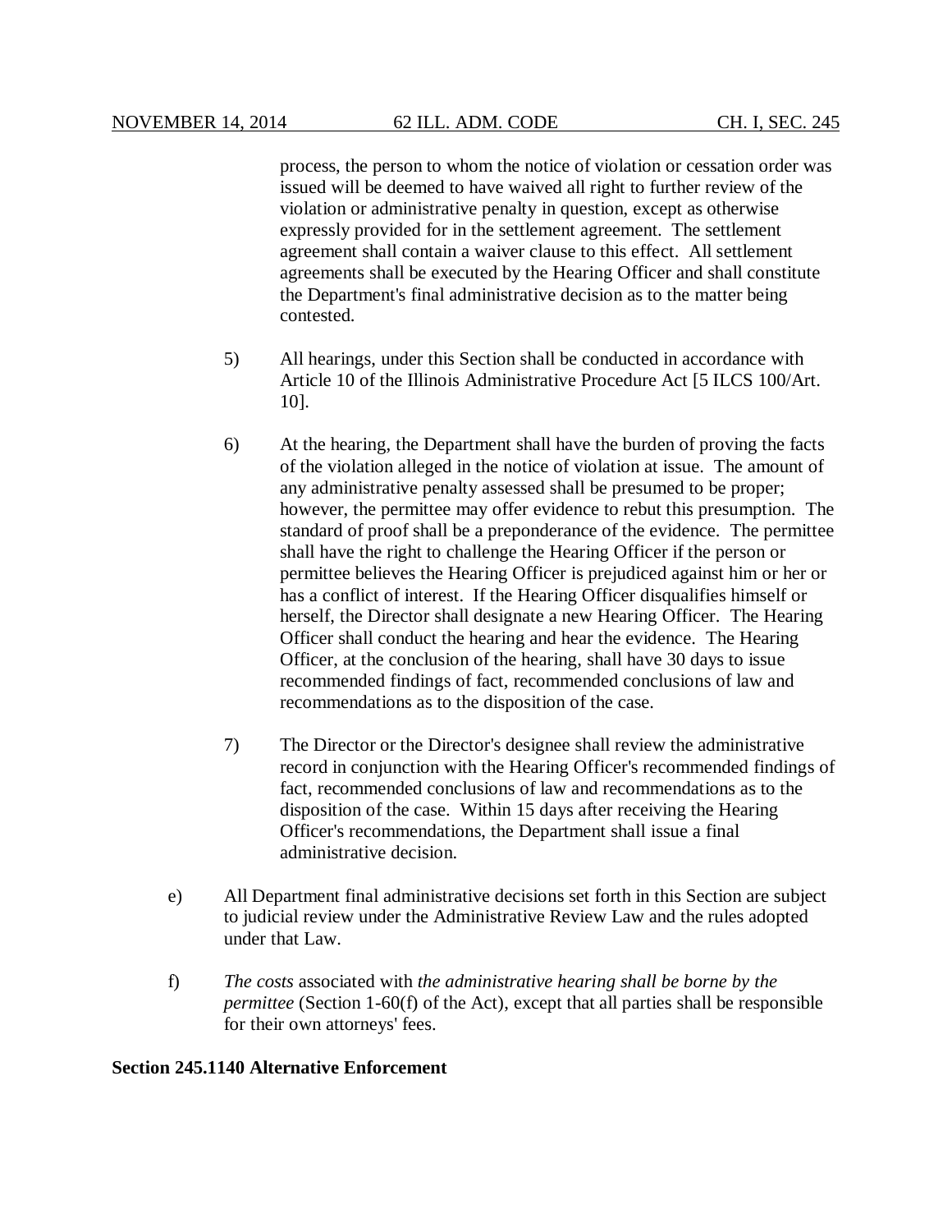process, the person to whom the notice of violation or cessation order was issued will be deemed to have waived all right to further review of the violation or administrative penalty in question, except as otherwise expressly provided for in the settlement agreement. The settlement agreement shall contain a waiver clause to this effect. All settlement agreements shall be executed by the Hearing Officer and shall constitute the Department's final administrative decision as to the matter being contested.

5) All hearings, under this Section shall be conducted in accordance with Article 10 of the Illinois Administrative Procedure Act [5 ILCS 100/Art. 10].

6) At the hearing, the Department shall have the burden of proving the facts of the violation alleged in the notice of violation at issue. The amount of any administrative penalty assessed shall be presumed to be proper; however, the permittee may offer evidence to rebut this presumption. The standard of proof shall be a preponderance of the evidence. The permittee shall have the right to challenge the Hearing Officer if the person or permittee believes the Hearing Officer is prejudiced against him or her or has a conflict of interest. If the Hearing Officer disqualifies himself or herself, the Director shall designate a new Hearing Officer. The Hearing Officer shall conduct the hearing and hear the evidence. The Hearing Officer, at the conclusion of the hearing, shall have 30 days to issue recommended findings of fact, recommended conclusions of law and recommendations as to the disposition of the case.

7) The Director or the Director's designee shall review the administrative record in conjunction with the Hearing Officer's recommended findings of fact, recommended conclusions of law and recommendations as to the disposition of the case. Within 15 days after receiving the Hearing Officer's recommendations, the Department shall issue a final administrative decision.

e) All Department final administrative decisions set forth in this Section are subject to judicial review under the Administrative Review Law and the rules adopted under that Law.

f) *The costs* associated with *the administrative hearing shall be borne by the permittee* (Section 1-60(f) of the Act), except that all parties shall be responsible for their own attorneys' fees.

**Section 245.1140 Alternative Enforcement**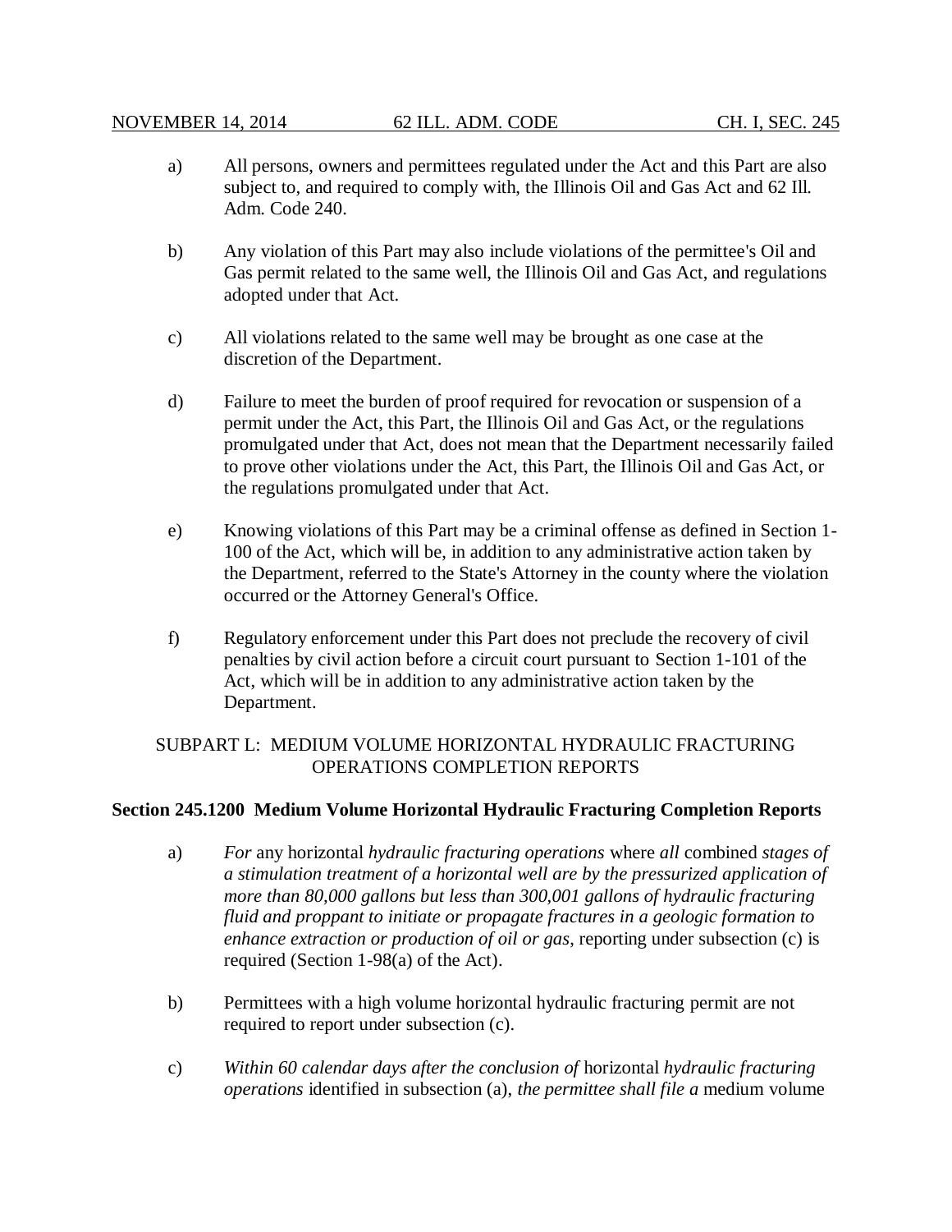a) All persons, owners and permittees regulated under the Act and this Part are also subject to, and required to comply with, the Illinois Oil and Gas Act and 62 Ill. Adm. Code 240.

b) Any violation of this Part may also include violations of the permittee's Oil and Gas permit related to the same well, the Illinois Oil and Gas Act, and regulations adopted under that Act.

c) All violations related to the same well may be brought as one case at the discretion of the Department.

d) Failure to meet the burden of proof required for revocation or suspension of a permit under the Act, this Part, the Illinois Oil and Gas Act, or the regulations promulgated under that Act, does not mean that the Department necessarily failed to prove other violations under the Act, this Part, the Illinois Oil and Gas Act, or the regulations promulgated under that Act.

e) Knowing violations of this Part may be a criminal offense as defined in Section 1-100 of the Act, which will be, in addition to any administrative action taken by the Department, referred to the State's Attorney in the county where the violation occurred or the Attorney General's Office.

f) Regulatory enforcement under this Part does not preclude the recovery of civil penalties by civil action before a circuit court pursuant to Section 1-101 of the Act, which will be in addition to any administrative action taken by the Department.

## SUBPART L: MEDIUM VOLUME HORIZONTAL HYDRAULIC FRACTURING OPERATIONS COMPLETION REPORTS

### Section 245.1200 Medium Volume Horizontal Hydraulic Fracturing Completion Reports

a) *For* any horizontal *hydraulic fracturing operations* where *all* combined *stages of a stimulation treatment of a horizontal well are by the pressurized application of more than 80,000 gallons but less than 300,001 gallons of hydraulic fracturing fluid and proppant to initiate or propagate fractures in a geologic formation to enhance extraction or production of oil or gas*, reporting under subsection (c) is required (Section 1-98(a) of the Act).

b) Permittees with a high volume horizontal hydraulic fracturing permit are not required to report under subsection (c).

c) *Within 60 calendar days after the conclusion of* horizontal *hydraulic fracturing operations* identified in subsection (a), *the permittee shall file a* medium volume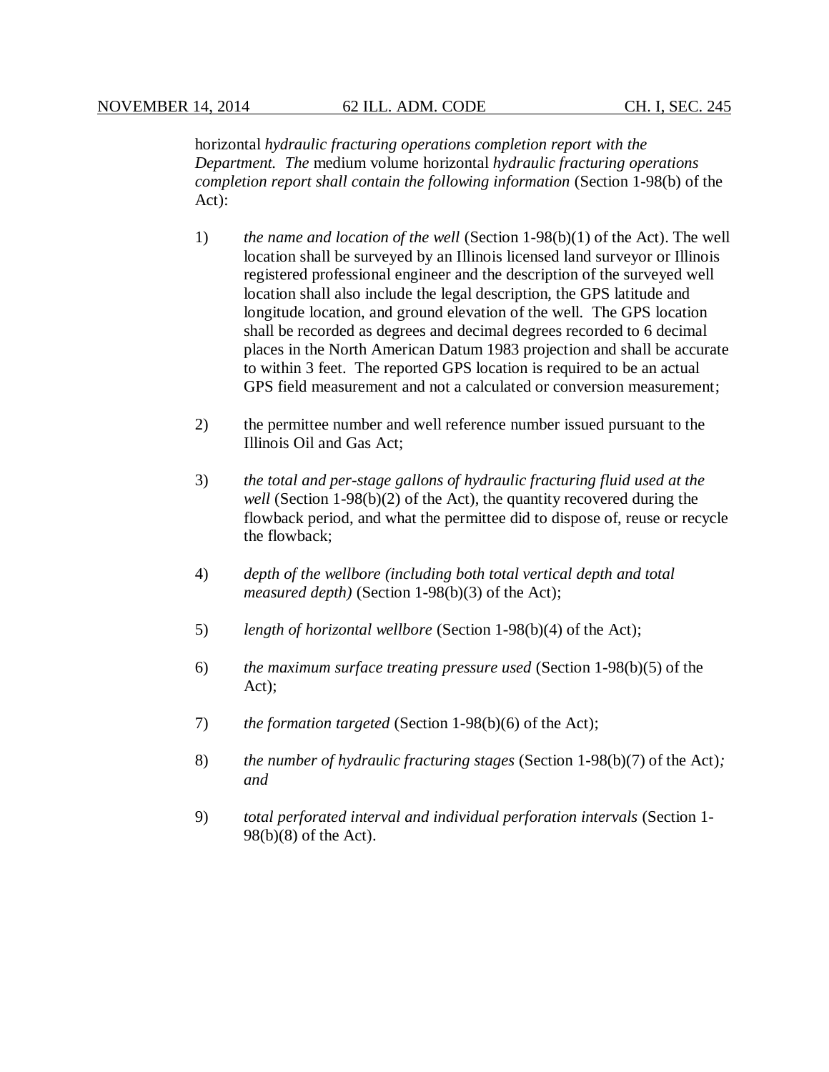horizontal *hydraulic fracturing operations completion report with the Department. The* medium volume horizontal *hydraulic fracturing operations completion report shall contain the following information* (Section 1-98(b) of the Act):

1) *the name and location of the well* (Section 1-98(b)(1) of the Act). The well location shall be surveyed by an Illinois licensed land surveyor or Illinois registered professional engineer and the description of the surveyed well location shall also include the legal description, the GPS latitude and longitude location, and ground elevation of the well. The GPS location shall be recorded as degrees and decimal degrees recorded to 6 decimal places in the North American Datum 1983 projection and shall be accurate to within 3 feet. The reported GPS location is required to be an actual GPS field measurement and not a calculated or conversion measurement;

2) the permittee number and well reference number issued pursuant to the Illinois Oil and Gas Act;

3) *the total and per-stage gallons of hydraulic fracturing fluid used at the well* (Section 1-98(b)(2) of the Act), the quantity recovered during the flowback period, and what the permittee did to dispose of, reuse or recycle the flowback;

4) *depth of the wellbore (including both total vertical depth and total measured depth)* (Section 1-98(b)(3) of the Act);

5) *length of horizontal wellbore* (Section 1-98(b)(4) of the Act);

6) *the maximum surface treating pressure used* (Section 1-98(b)(5) of the Act);

7) *the formation targeted* (Section 1-98(b)(6) of the Act);

8) *the number of hydraulic fracturing stages* (Section 1-98(b)(7) of the Act)*; and*

9) *total perforated interval and individual perforation intervals* (Section 1-98(b)(8) of the Act).